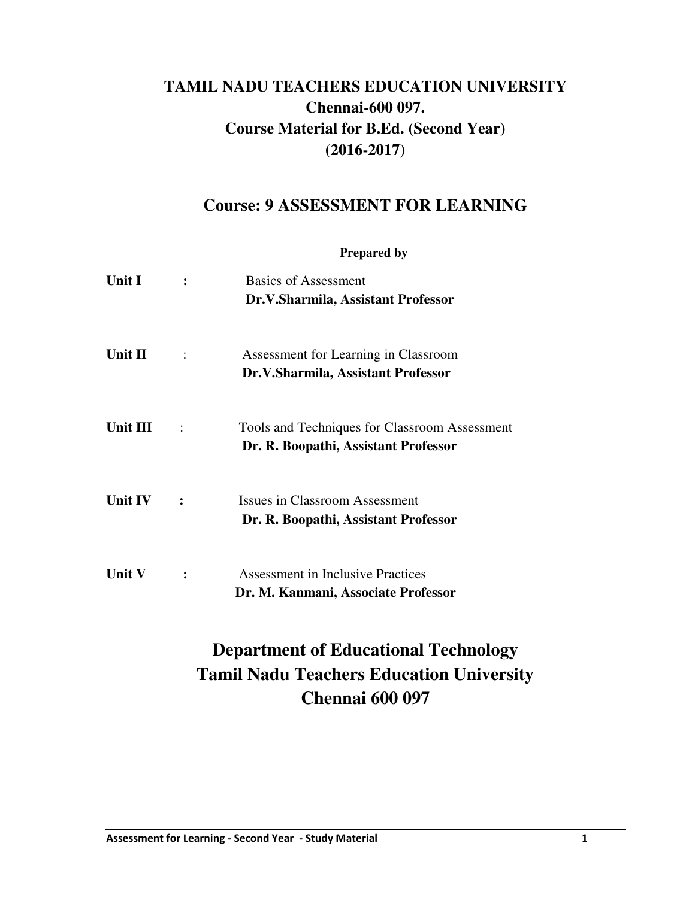# TAMIL NADU TEACHERS EDUCATION UNIVERSITY

## Chennai-600 097.

## Course Material for B.Ed. (Second Year)

## (2016-2017)

## Course: 9 ASSESSMENT FOR LEARNING

**Prepared by**

**Unit I** **:** Basics of Assessment
**Dr.V.Sharmila, Assistant Professor**

**Unit II** : Assessment for Learning in Classroom
**Dr.V.Sharmila, Assistant Professor**

**Unit III** : Tools and Techniques for Classroom Assessment
**Dr. R. Boopathi, Assistant Professor**

**Unit IV** **:** Issues in Classroom Assessment
**Dr. R. Boopathi, Assistant Professor**

**Unit V** **:** Assessment in Inclusive Practices
**Dr. M. Kanmani, Associate Professor**

## Department of Educational Technology
## Tamil Nadu Teachers Education University
## Chennai 600 097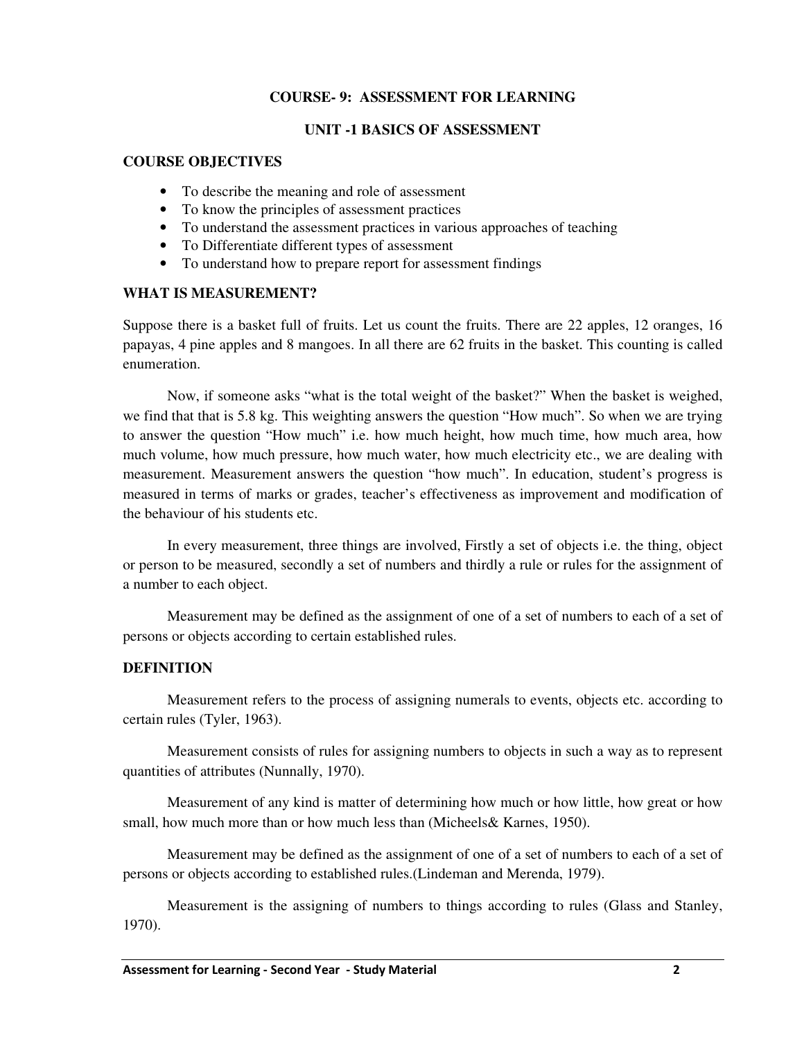**COURSE- 9: ASSESSMENT FOR LEARNING**

**UNIT -1 BASICS OF ASSESSMENT**

**COURSE OBJECTIVES**

- To describe the meaning and role of assessment
- To know the principles of assessment practices
- To understand the assessment practices in various approaches of teaching
- To Differentiate different types of assessment
- To understand how to prepare report for assessment findings

**WHAT IS MEASUREMENT?**

Suppose there is a basket full of fruits. Let us count the fruits. There are 22 apples, 12 oranges, 16 papayas, 4 pine apples and 8 mangoes. In all there are 62 fruits in the basket. This counting is called enumeration.

Now, if someone asks "what is the total weight of the basket?" When the basket is weighed, we find that that is 5.8 kg. This weighting answers the question "How much". So when we are trying to answer the question "How much" i.e. how much height, how much time, how much area, how much volume, how much pressure, how much water, how much electricity etc., we are dealing with measurement. Measurement answers the question "how much". In education, student's progress is measured in terms of marks or grades, teacher's effectiveness as improvement and modification of the behaviour of his students etc.

In every measurement, three things are involved, Firstly a set of objects i.e. the thing, object or person to be measured, secondly a set of numbers and thirdly a rule or rules for the assignment of a number to each object.

Measurement may be defined as the assignment of one of a set of numbers to each of a set of persons or objects according to certain established rules.

**DEFINITION**

Measurement refers to the process of assigning numerals to events, objects etc. according to certain rules (Tyler, 1963).

Measurement consists of rules for assigning numbers to objects in such a way as to represent quantities of attributes (Nunnally, 1970).

Measurement of any kind is matter of determining how much or how little, how great or how small, how much more than or how much less than (Micheels& Karnes, 1950).

Measurement may be defined as the assignment of one of a set of numbers to each of a set of persons or objects according to established rules.(Lindeman and Merenda, 1979).

Measurement is the assigning of numbers to things according to rules (Glass and Stanley, 1970).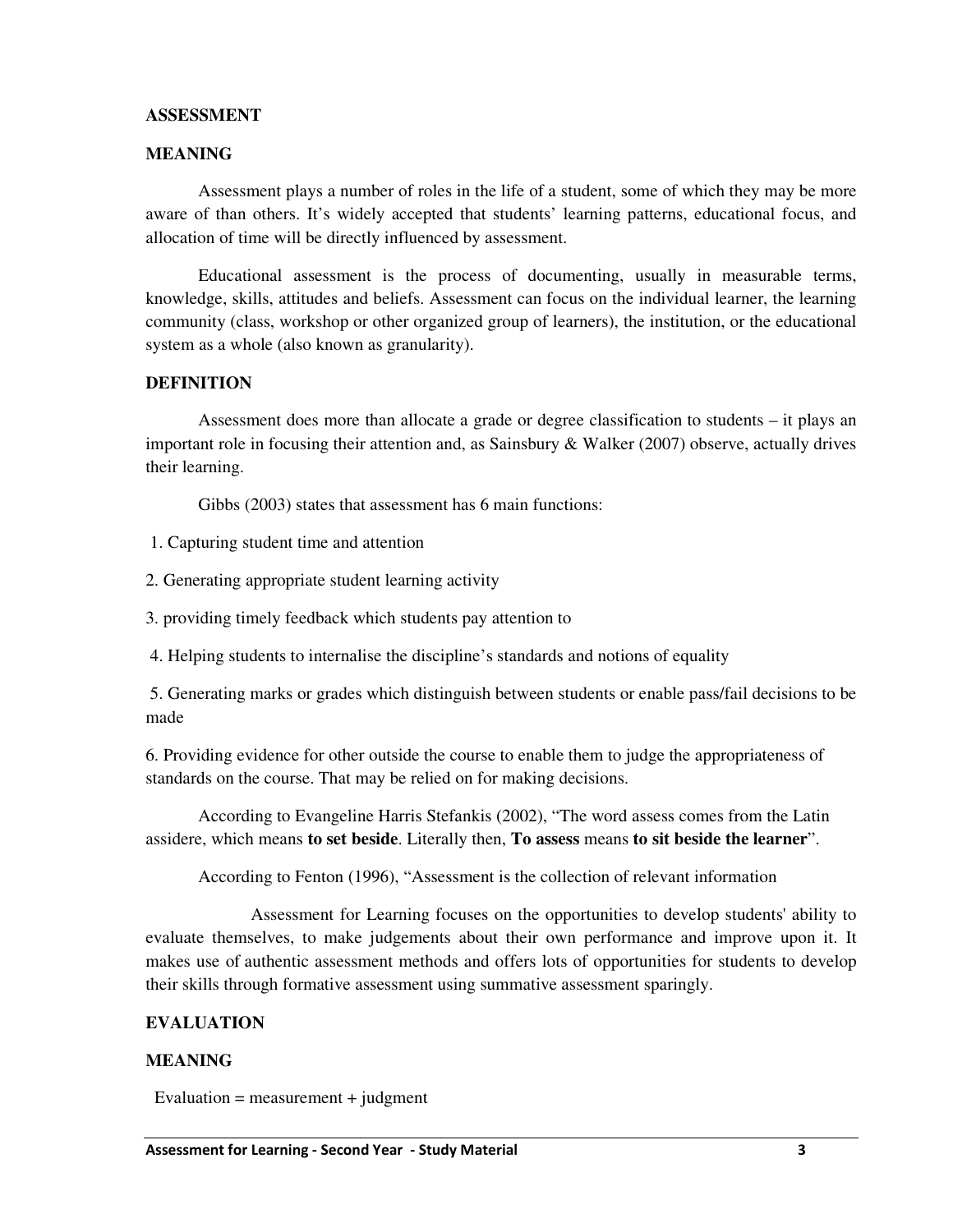**ASSESSMENT**

**MEANING**

Assessment plays a number of roles in the life of a student, some of which they may be more aware of than others. It's widely accepted that students' learning patterns, educational focus, and allocation of time will be directly influenced by assessment.

Educational assessment is the process of documenting, usually in measurable terms, knowledge, skills, attitudes and beliefs. Assessment can focus on the individual learner, the learning community (class, workshop or other organized group of learners), the institution, or the educational system as a whole (also known as granularity).

**DEFINITION**

Assessment does more than allocate a grade or degree classification to students – it plays an important role in focusing their attention and, as Sainsbury & Walker (2007) observe, actually drives their learning.

Gibbs (2003) states that assessment has 6 main functions:

1. Capturing student time and attention

2. Generating appropriate student learning activity

3. providing timely feedback which students pay attention to

4. Helping students to internalise the discipline's standards and notions of equality

5. Generating marks or grades which distinguish between students or enable pass/fail decisions to be made

6. Providing evidence for other outside the course to enable them to judge the appropriateness of standards on the course. That may be relied on for making decisions.

According to Evangeline Harris Stefankis (2002), "The word assess comes from the Latin assidere, which means **to set beside**. Literally then, **To assess** means **to sit beside the learner**".

According to Fenton (1996), "Assessment is the collection of relevant information

Assessment for Learning focuses on the opportunities to develop students' ability to evaluate themselves, to make judgements about their own performance and improve upon it. It makes use of authentic assessment methods and offers lots of opportunities for students to develop their skills through formative assessment using summative assessment sparingly.

**EVALUATION**

**MEANING**

Evaluation = measurement + judgment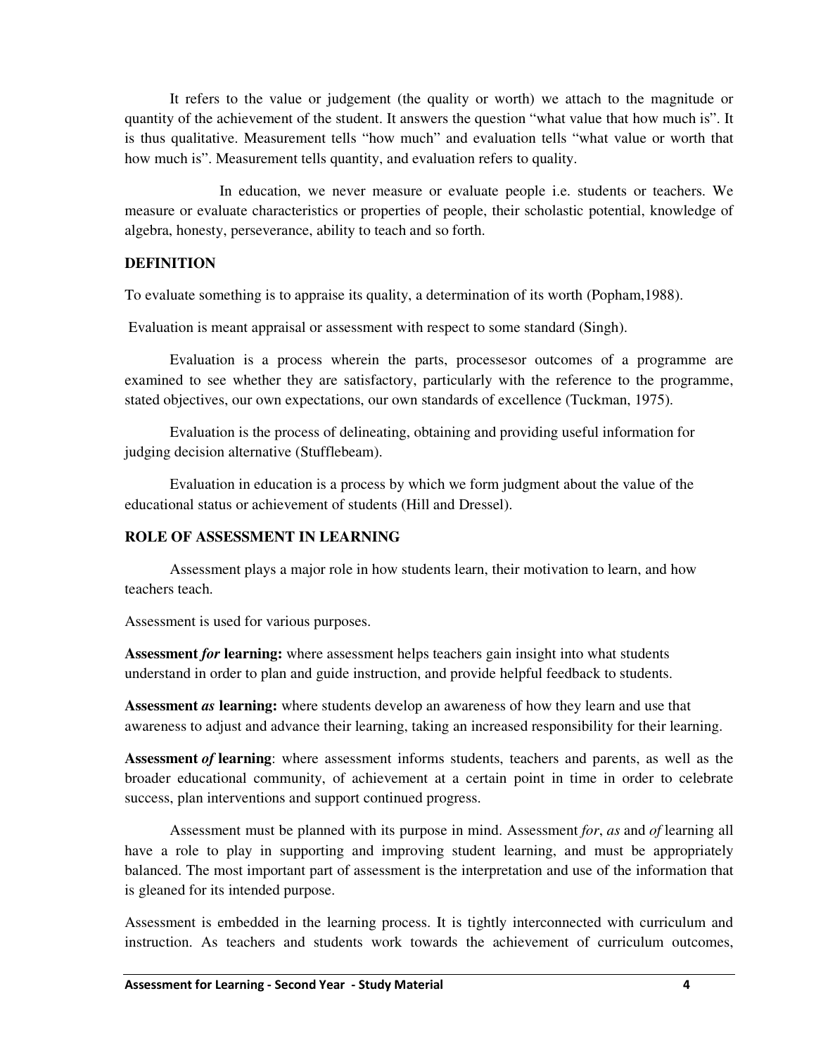It refers to the value or judgement (the quality or worth) we attach to the magnitude or quantity of the achievement of the student. It answers the question "what value that how much is". It is thus qualitative. Measurement tells "how much" and evaluation tells "what value or worth that how much is". Measurement tells quantity, and evaluation refers to quality.

In education, we never measure or evaluate people i.e. students or teachers. We measure or evaluate characteristics or properties of people, their scholastic potential, knowledge of algebra, honesty, perseverance, ability to teach and so forth.

**DEFINITION**

To evaluate something is to appraise its quality, a determination of its worth (Popham,1988).

Evaluation is meant appraisal or assessment with respect to some standard (Singh).

Evaluation is a process wherein the parts, processesor outcomes of a programme are examined to see whether they are satisfactory, particularly with the reference to the programme, stated objectives, our own expectations, our own standards of excellence (Tuckman, 1975).

Evaluation is the process of delineating, obtaining and providing useful information for judging decision alternative (Stufflebeam).

Evaluation in education is a process by which we form judgment about the value of the educational status or achievement of students (Hill and Dressel).

**ROLE OF ASSESSMENT IN LEARNING**

Assessment plays a major role in how students learn, their motivation to learn, and how teachers teach.

Assessment is used for various purposes.

**Assessment *for* learning:** where assessment helps teachers gain insight into what students understand in order to plan and guide instruction, and provide helpful feedback to students.

**Assessment *as* learning:** where students develop an awareness of how they learn and use that awareness to adjust and advance their learning, taking an increased responsibility for their learning.

**Assessment *of* learning**: where assessment informs students, teachers and parents, as well as the broader educational community, of achievement at a certain point in time in order to celebrate success, plan interventions and support continued progress.

Assessment must be planned with its purpose in mind. Assessment *for*, *as* and *of* learning all have a role to play in supporting and improving student learning, and must be appropriately balanced. The most important part of assessment is the interpretation and use of the information that is gleaned for its intended purpose.

Assessment is embedded in the learning process. It is tightly interconnected with curriculum and instruction. As teachers and students work towards the achievement of curriculum outcomes,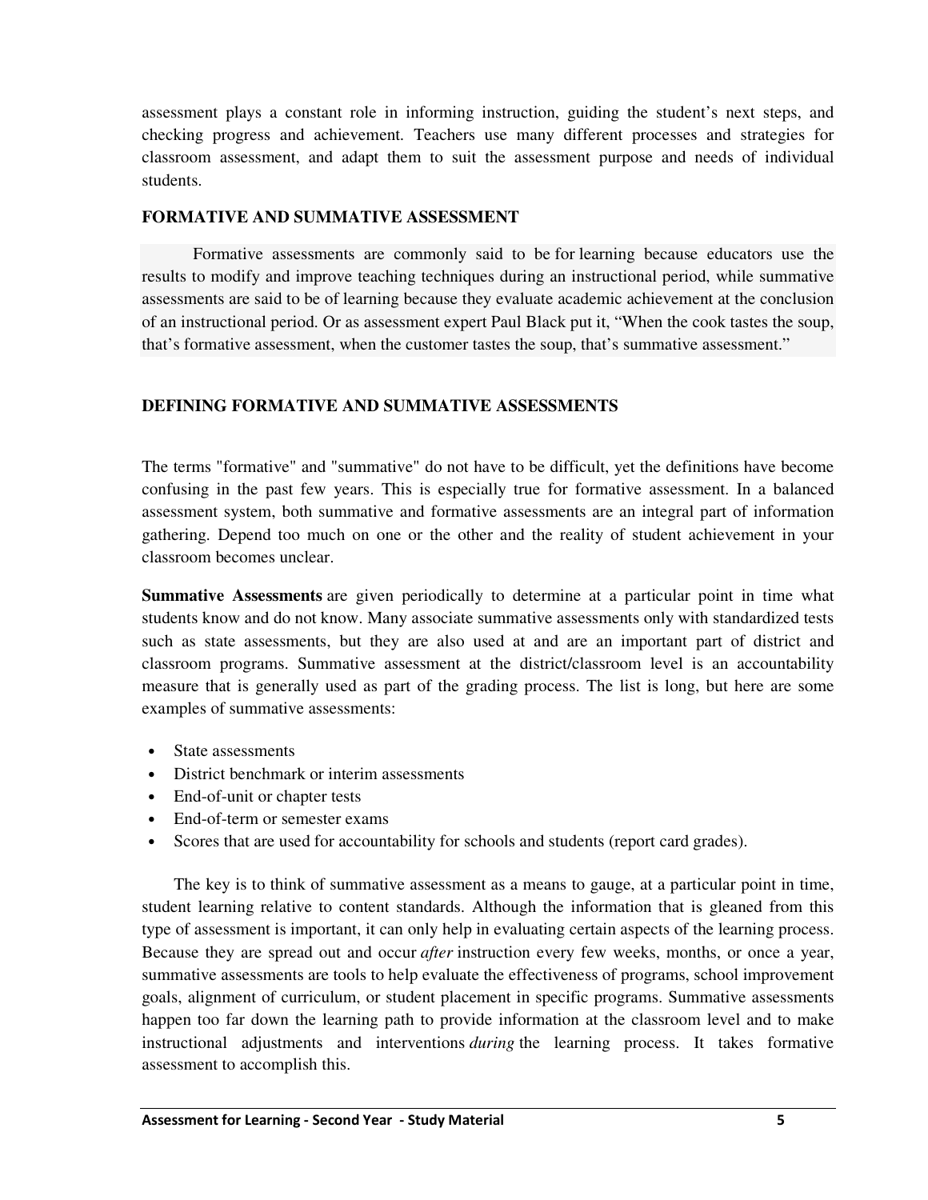assessment plays a constant role in informing instruction, guiding the student's next steps, and checking progress and achievement. Teachers use many different processes and strategies for classroom assessment, and adapt them to suit the assessment purpose and needs of individual students.

## FORMATIVE AND SUMMATIVE ASSESSMENT

Formative assessments are commonly said to be for learning because educators use the results to modify and improve teaching techniques during an instructional period, while summative assessments are said to be of learning because they evaluate academic achievement at the conclusion of an instructional period. Or as assessment expert Paul Black put it, "When the cook tastes the soup, that's formative assessment, when the customer tastes the soup, that's summative assessment."

## DEFINING FORMATIVE AND SUMMATIVE ASSESSMENTS

The terms "formative" and "summative" do not have to be difficult, yet the definitions have become confusing in the past few years. This is especially true for formative assessment. In a balanced assessment system, both summative and formative assessments are an integral part of information gathering. Depend too much on one or the other and the reality of student achievement in your classroom becomes unclear.

**Summative Assessments** are given periodically to determine at a particular point in time what students know and do not know. Many associate summative assessments only with standardized tests such as state assessments, but they are also used at and are an important part of district and classroom programs. Summative assessment at the district/classroom level is an accountability measure that is generally used as part of the grading process. The list is long, but here are some examples of summative assessments:

- State assessments
- District benchmark or interim assessments
- End-of-unit or chapter tests
- End-of-term or semester exams
- Scores that are used for accountability for schools and students (report card grades).

The key is to think of summative assessment as a means to gauge, at a particular point in time, student learning relative to content standards. Although the information that is gleaned from this type of assessment is important, it can only help in evaluating certain aspects of the learning process. Because they are spread out and occur *after* instruction every few weeks, months, or once a year, summative assessments are tools to help evaluate the effectiveness of programs, school improvement goals, alignment of curriculum, or student placement in specific programs. Summative assessments happen too far down the learning path to provide information at the classroom level and to make instructional adjustments and interventions *during* the learning process. It takes formative assessment to accomplish this.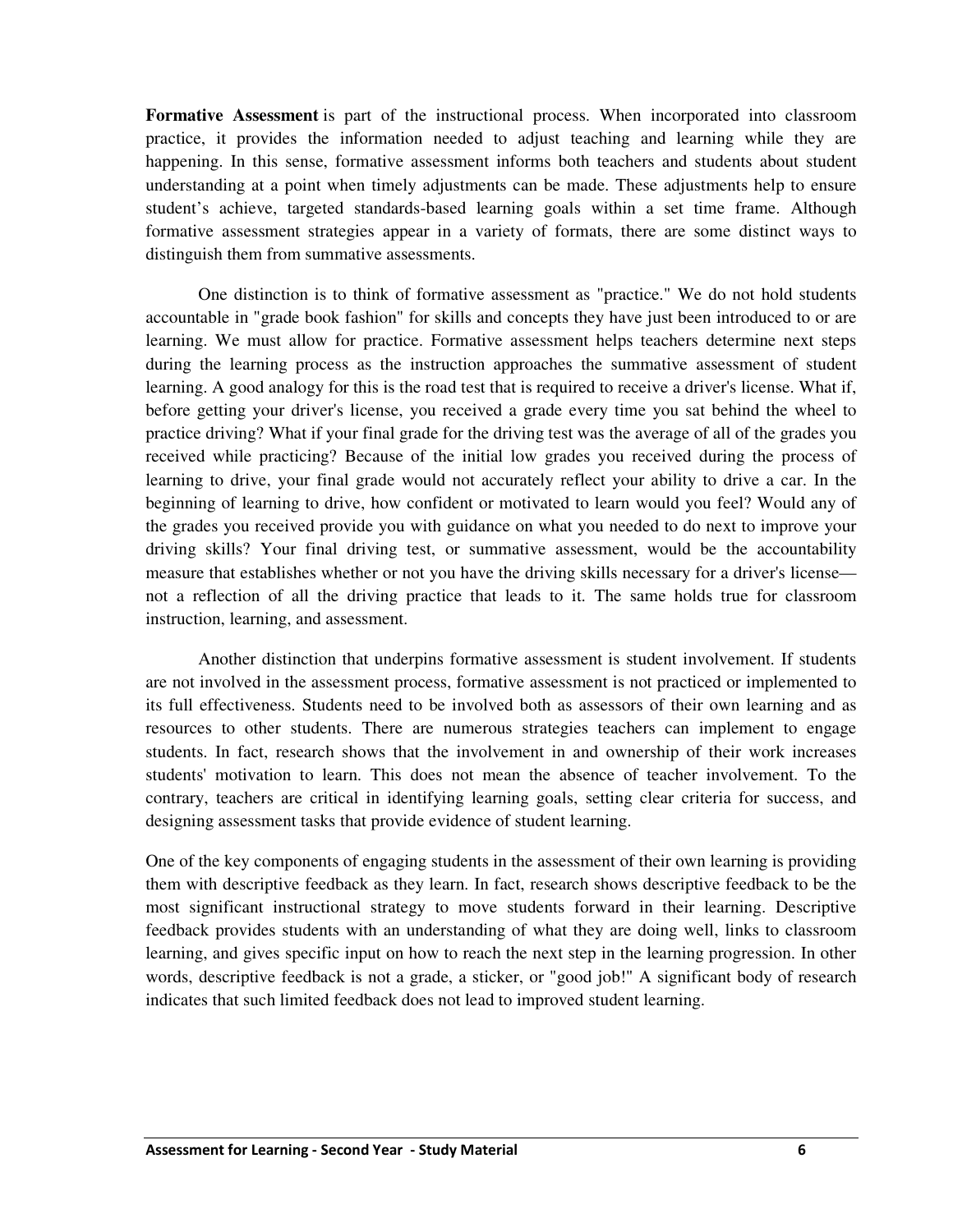**Formative Assessment** is part of the instructional process. When incorporated into classroom practice, it provides the information needed to adjust teaching and learning while they are happening. In this sense, formative assessment informs both teachers and students about student understanding at a point when timely adjustments can be made. These adjustments help to ensure student's achieve, targeted standards-based learning goals within a set time frame. Although formative assessment strategies appear in a variety of formats, there are some distinct ways to distinguish them from summative assessments.

One distinction is to think of formative assessment as "practice." We do not hold students accountable in "grade book fashion" for skills and concepts they have just been introduced to or are learning. We must allow for practice. Formative assessment helps teachers determine next steps during the learning process as the instruction approaches the summative assessment of student learning. A good analogy for this is the road test that is required to receive a driver's license. What if, before getting your driver's license, you received a grade every time you sat behind the wheel to practice driving? What if your final grade for the driving test was the average of all of the grades you received while practicing? Because of the initial low grades you received during the process of learning to drive, your final grade would not accurately reflect your ability to drive a car. In the beginning of learning to drive, how confident or motivated to learn would you feel? Would any of the grades you received provide you with guidance on what you needed to do next to improve your driving skills? Your final driving test, or summative assessment, would be the accountability measure that establishes whether or not you have the driving skills necessary for a driver's license—not a reflection of all the driving practice that leads to it. The same holds true for classroom instruction, learning, and assessment.

Another distinction that underpins formative assessment is student involvement. If students are not involved in the assessment process, formative assessment is not practiced or implemented to its full effectiveness. Students need to be involved both as assessors of their own learning and as resources to other students. There are numerous strategies teachers can implement to engage students. In fact, research shows that the involvement in and ownership of their work increases students' motivation to learn. This does not mean the absence of teacher involvement. To the contrary, teachers are critical in identifying learning goals, setting clear criteria for success, and designing assessment tasks that provide evidence of student learning.

One of the key components of engaging students in the assessment of their own learning is providing them with descriptive feedback as they learn. In fact, research shows descriptive feedback to be the most significant instructional strategy to move students forward in their learning. Descriptive feedback provides students with an understanding of what they are doing well, links to classroom learning, and gives specific input on how to reach the next step in the learning progression. In other words, descriptive feedback is not a grade, a sticker, or "good job!" A significant body of research indicates that such limited feedback does not lead to improved student learning.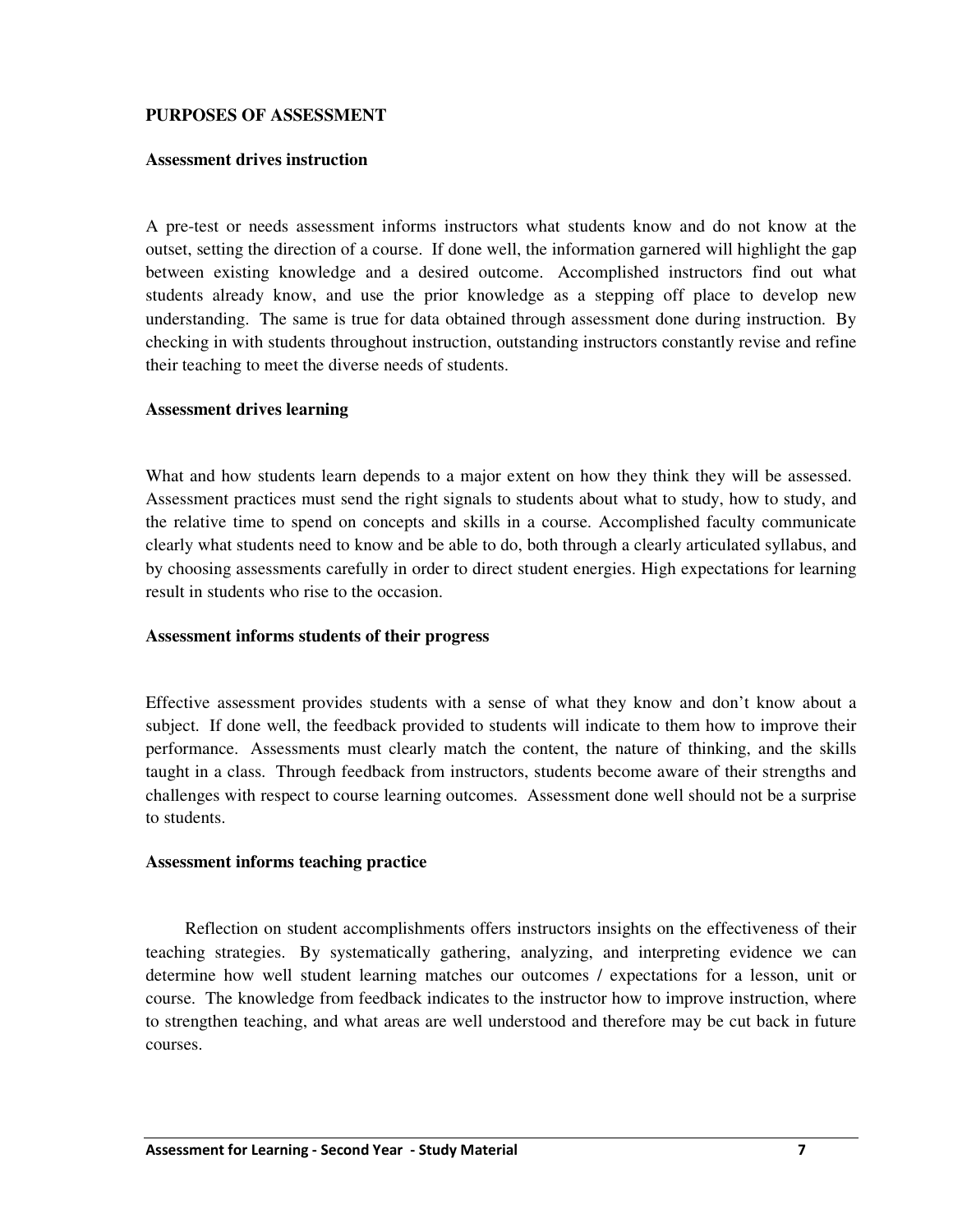## PURPOSES OF ASSESSMENT

### Assessment drives instruction

A pre-test or needs assessment informs instructors what students know and do not know at the outset, setting the direction of a course. If done well, the information garnered will highlight the gap between existing knowledge and a desired outcome. Accomplished instructors find out what students already know, and use the prior knowledge as a stepping off place to develop new understanding. The same is true for data obtained through assessment done during instruction. By checking in with students throughout instruction, outstanding instructors constantly revise and refine their teaching to meet the diverse needs of students.

### Assessment drives learning

What and how students learn depends to a major extent on how they think they will be assessed. Assessment practices must send the right signals to students about what to study, how to study, and the relative time to spend on concepts and skills in a course. Accomplished faculty communicate clearly what students need to know and be able to do, both through a clearly articulated syllabus, and by choosing assessments carefully in order to direct student energies. High expectations for learning result in students who rise to the occasion.

### Assessment informs students of their progress

Effective assessment provides students with a sense of what they know and don't know about a subject. If done well, the feedback provided to students will indicate to them how to improve their performance. Assessments must clearly match the content, the nature of thinking, and the skills taught in a class. Through feedback from instructors, students become aware of their strengths and challenges with respect to course learning outcomes. Assessment done well should not be a surprise to students.

### Assessment informs teaching practice

Reflection on student accomplishments offers instructors insights on the effectiveness of their teaching strategies. By systematically gathering, analyzing, and interpreting evidence we can determine how well student learning matches our outcomes / expectations for a lesson, unit or course. The knowledge from feedback indicates to the instructor how to improve instruction, where to strengthen teaching, and what areas are well understood and therefore may be cut back in future courses.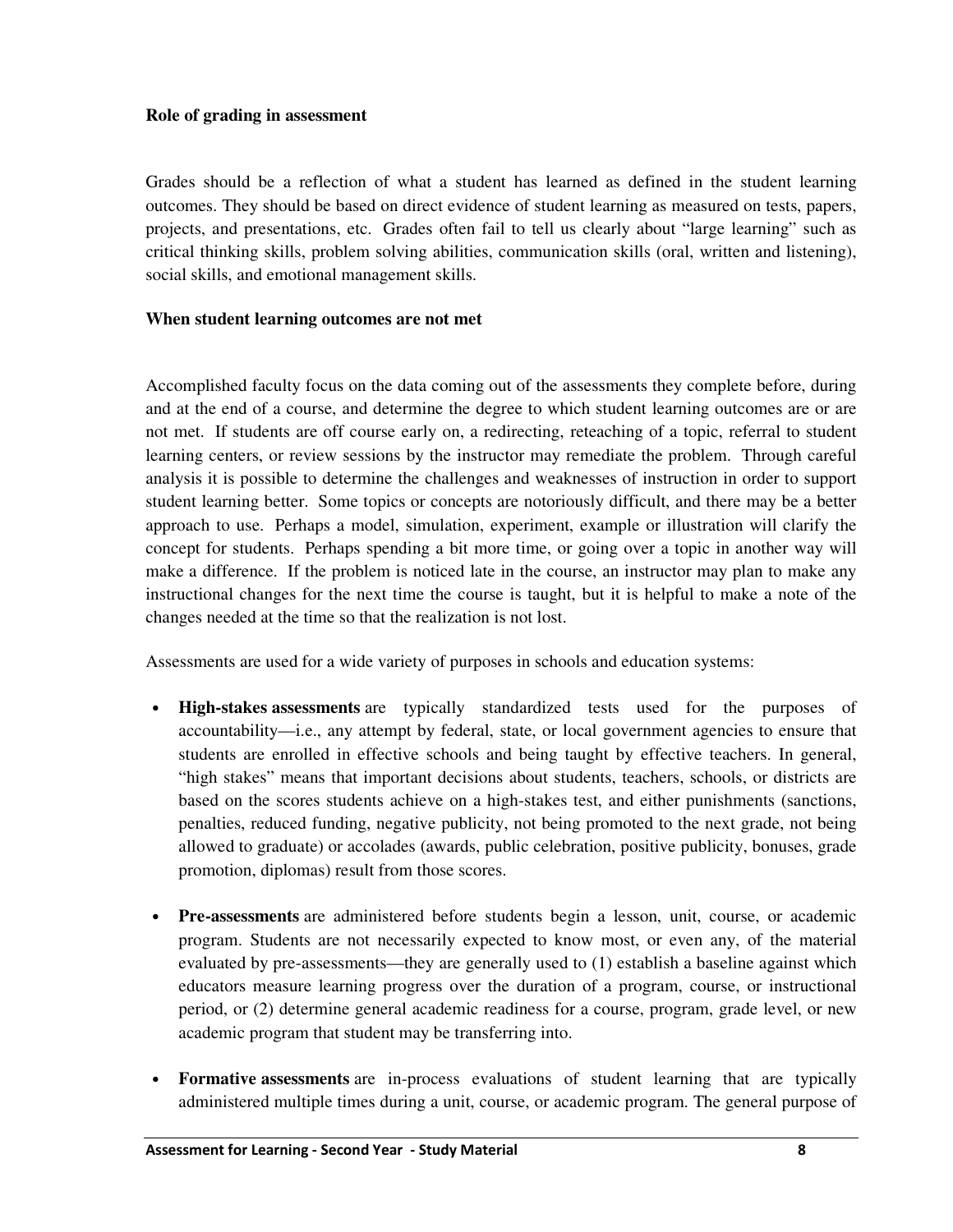**Role of grading in assessment**

Grades should be a reflection of what a student has learned as defined in the student learning outcomes. They should be based on direct evidence of student learning as measured on tests, papers, projects, and presentations, etc. Grades often fail to tell us clearly about "large learning" such as critical thinking skills, problem solving abilities, communication skills (oral, written and listening), social skills, and emotional management skills.

**When student learning outcomes are not met**

Accomplished faculty focus on the data coming out of the assessments they complete before, during and at the end of a course, and determine the degree to which student learning outcomes are or are not met. If students are off course early on, a redirecting, reteaching of a topic, referral to student learning centers, or review sessions by the instructor may remediate the problem. Through careful analysis it is possible to determine the challenges and weaknesses of instruction in order to support student learning better. Some topics or concepts are notoriously difficult, and there may be a better approach to use. Perhaps a model, simulation, experiment, example or illustration will clarify the concept for students. Perhaps spending a bit more time, or going over a topic in another way will make a difference. If the problem is noticed late in the course, an instructor may plan to make any instructional changes for the next time the course is taught, but it is helpful to make a note of the changes needed at the time so that the realization is not lost.

Assessments are used for a wide variety of purposes in schools and education systems:

- **High-stakes assessments** are typically standardized tests used for the purposes of accountability—i.e., any attempt by federal, state, or local government agencies to ensure that students are enrolled in effective schools and being taught by effective teachers. In general, "high stakes" means that important decisions about students, teachers, schools, or districts are based on the scores students achieve on a high-stakes test, and either punishments (sanctions, penalties, reduced funding, negative publicity, not being promoted to the next grade, not being allowed to graduate) or accolades (awards, public celebration, positive publicity, bonuses, grade promotion, diplomas) result from those scores.

- **Pre-assessments** are administered before students begin a lesson, unit, course, or academic program. Students are not necessarily expected to know most, or even any, of the material evaluated by pre-assessments—they are generally used to (1) establish a baseline against which educators measure learning progress over the duration of a program, course, or instructional period, or (2) determine general academic readiness for a course, program, grade level, or new academic program that student may be transferring into.

- **Formative assessments** are in-process evaluations of student learning that are typically administered multiple times during a unit, course, or academic program. The general purpose of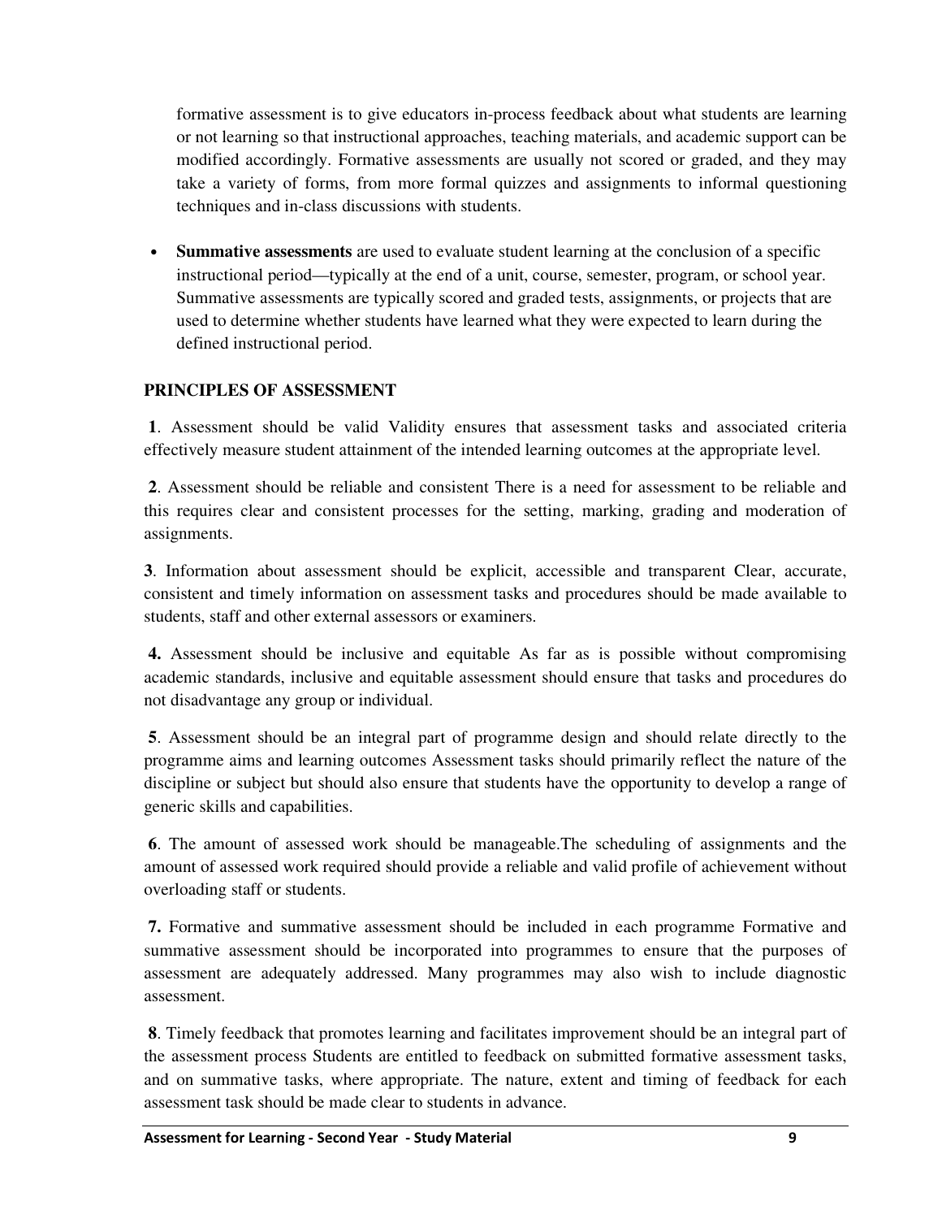formative assessment is to give educators in-process feedback about what students are learning or not learning so that instructional approaches, teaching materials, and academic support can be modified accordingly. Formative assessments are usually not scored or graded, and they may take a variety of forms, from more formal quizzes and assignments to informal questioning techniques and in-class discussions with students.

- **Summative assessments** are used to evaluate student learning at the conclusion of a specific instructional period—typically at the end of a unit, course, semester, program, or school year. Summative assessments are typically scored and graded tests, assignments, or projects that are used to determine whether students have learned what they were expected to learn during the defined instructional period.

**PRINCIPLES OF ASSESSMENT**

**1**. Assessment should be valid Validity ensures that assessment tasks and associated criteria effectively measure student attainment of the intended learning outcomes at the appropriate level.

**2**. Assessment should be reliable and consistent There is a need for assessment to be reliable and this requires clear and consistent processes for the setting, marking, grading and moderation of assignments.

**3**. Information about assessment should be explicit, accessible and transparent Clear, accurate, consistent and timely information on assessment tasks and procedures should be made available to students, staff and other external assessors or examiners.

**4.** Assessment should be inclusive and equitable As far as is possible without compromising academic standards, inclusive and equitable assessment should ensure that tasks and procedures do not disadvantage any group or individual.

**5**. Assessment should be an integral part of programme design and should relate directly to the programme aims and learning outcomes Assessment tasks should primarily reflect the nature of the discipline or subject but should also ensure that students have the opportunity to develop a range of generic skills and capabilities.

**6**. The amount of assessed work should be manageable.The scheduling of assignments and the amount of assessed work required should provide a reliable and valid profile of achievement without overloading staff or students.

**7.** Formative and summative assessment should be included in each programme Formative and summative assessment should be incorporated into programmes to ensure that the purposes of assessment are adequately addressed. Many programmes may also wish to include diagnostic assessment.

**8**. Timely feedback that promotes learning and facilitates improvement should be an integral part of the assessment process Students are entitled to feedback on submitted formative assessment tasks, and on summative tasks, where appropriate. The nature, extent and timing of feedback for each assessment task should be made clear to students in advance.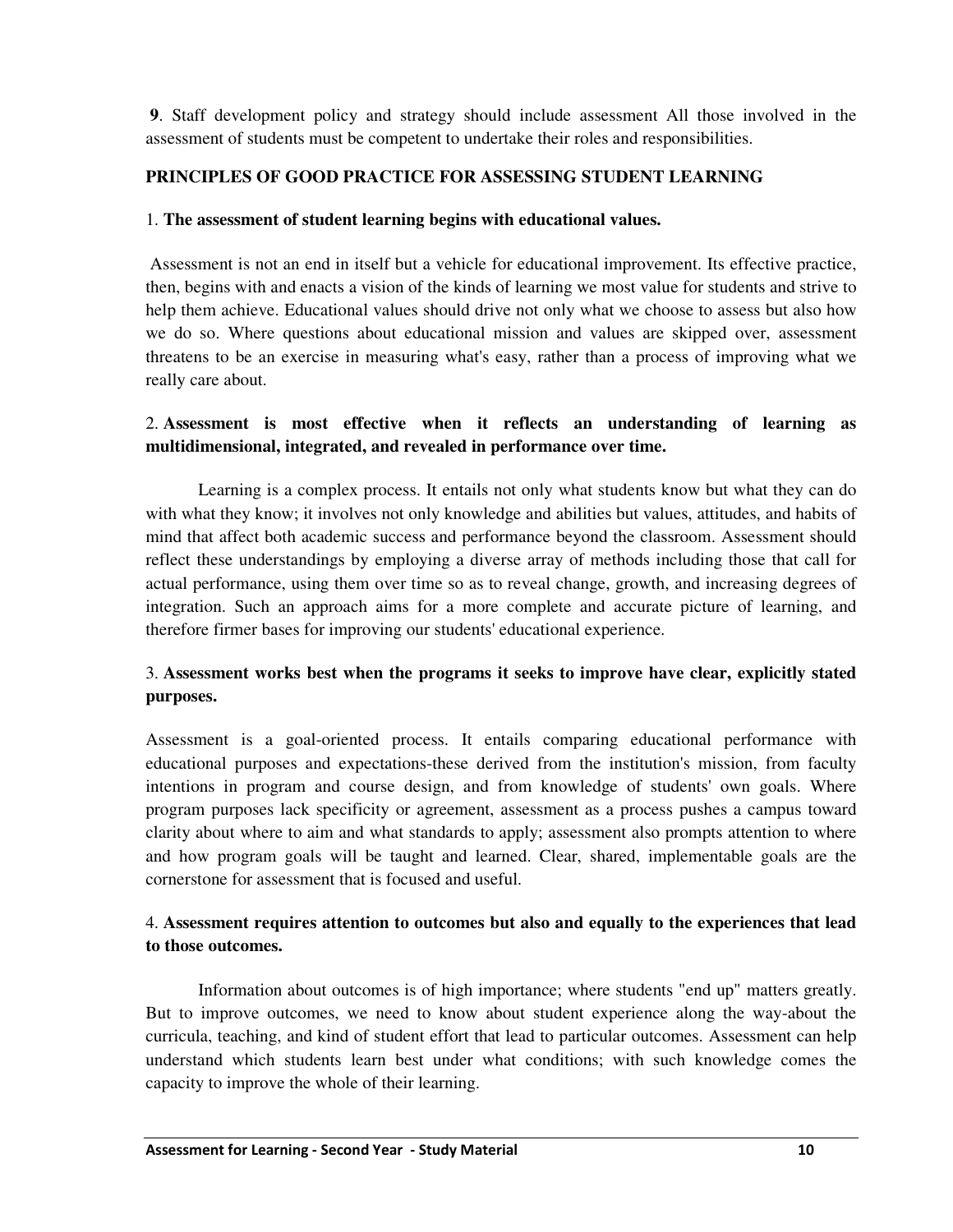**9**. Staff development policy and strategy should include assessment All those involved in the assessment of students must be competent to undertake their roles and responsibilities.

## PRINCIPLES OF GOOD PRACTICE FOR ASSESSING STUDENT LEARNING

1. **The assessment of student learning begins with educational values.**

Assessment is not an end in itself but a vehicle for educational improvement. Its effective practice, then, begins with and enacts a vision of the kinds of learning we most value for students and strive to help them achieve. Educational values should drive not only what we choose to assess but also how we do so. Where questions about educational mission and values are skipped over, assessment threatens to be an exercise in measuring what's easy, rather than a process of improving what we really care about.

2. **Assessment is most effective when it reflects an understanding of learning as multidimensional, integrated, and revealed in performance over time.**

Learning is a complex process. It entails not only what students know but what they can do with what they know; it involves not only knowledge and abilities but values, attitudes, and habits of mind that affect both academic success and performance beyond the classroom. Assessment should reflect these understandings by employing a diverse array of methods including those that call for actual performance, using them over time so as to reveal change, growth, and increasing degrees of integration. Such an approach aims for a more complete and accurate picture of learning, and therefore firmer bases for improving our students' educational experience.

3. **Assessment works best when the programs it seeks to improve have clear, explicitly stated purposes.**

Assessment is a goal-oriented process. It entails comparing educational performance with educational purposes and expectations-these derived from the institution's mission, from faculty intentions in program and course design, and from knowledge of students' own goals. Where program purposes lack specificity or agreement, assessment as a process pushes a campus toward clarity about where to aim and what standards to apply; assessment also prompts attention to where and how program goals will be taught and learned. Clear, shared, implementable goals are the cornerstone for assessment that is focused and useful.

4. **Assessment requires attention to outcomes but also and equally to the experiences that lead to those outcomes.**

Information about outcomes is of high importance; where students "end up" matters greatly. But to improve outcomes, we need to know about student experience along the way-about the curricula, teaching, and kind of student effort that lead to particular outcomes. Assessment can help understand which students learn best under what conditions; with such knowledge comes the capacity to improve the whole of their learning.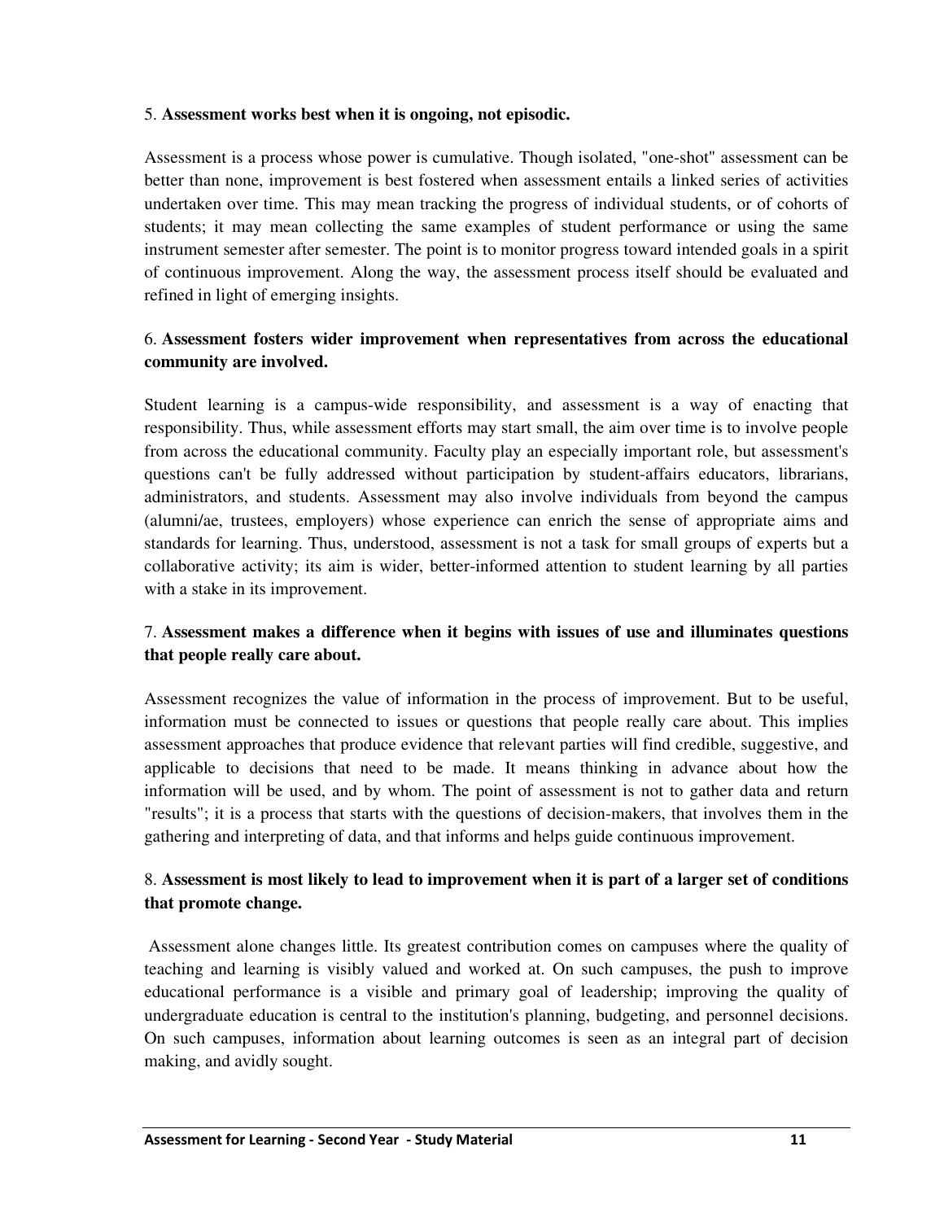5. **Assessment works best when it is ongoing, not episodic.**

Assessment is a process whose power is cumulative. Though isolated, "one-shot" assessment can be better than none, improvement is best fostered when assessment entails a linked series of activities undertaken over time. This may mean tracking the progress of individual students, or of cohorts of students; it may mean collecting the same examples of student performance or using the same instrument semester after semester. The point is to monitor progress toward intended goals in a spirit of continuous improvement. Along the way, the assessment process itself should be evaluated and refined in light of emerging insights.

6. **Assessment fosters wider improvement when representatives from across the educational community are involved.**

Student learning is a campus-wide responsibility, and assessment is a way of enacting that responsibility. Thus, while assessment efforts may start small, the aim over time is to involve people from across the educational community. Faculty play an especially important role, but assessment's questions can't be fully addressed without participation by student-affairs educators, librarians, administrators, and students. Assessment may also involve individuals from beyond the campus (alumni/ae, trustees, employers) whose experience can enrich the sense of appropriate aims and standards for learning. Thus, understood, assessment is not a task for small groups of experts but a collaborative activity; its aim is wider, better-informed attention to student learning by all parties with a stake in its improvement.

7. **Assessment makes a difference when it begins with issues of use and illuminates questions that people really care about.**

Assessment recognizes the value of information in the process of improvement. But to be useful, information must be connected to issues or questions that people really care about. This implies assessment approaches that produce evidence that relevant parties will find credible, suggestive, and applicable to decisions that need to be made. It means thinking in advance about how the information will be used, and by whom. The point of assessment is not to gather data and return "results"; it is a process that starts with the questions of decision-makers, that involves them in the gathering and interpreting of data, and that informs and helps guide continuous improvement.

8. **Assessment is most likely to lead to improvement when it is part of a larger set of conditions that promote change.**

Assessment alone changes little. Its greatest contribution comes on campuses where the quality of teaching and learning is visibly valued and worked at. On such campuses, the push to improve educational performance is a visible and primary goal of leadership; improving the quality of undergraduate education is central to the institution's planning, budgeting, and personnel decisions. On such campuses, information about learning outcomes is seen as an integral part of decision making, and avidly sought.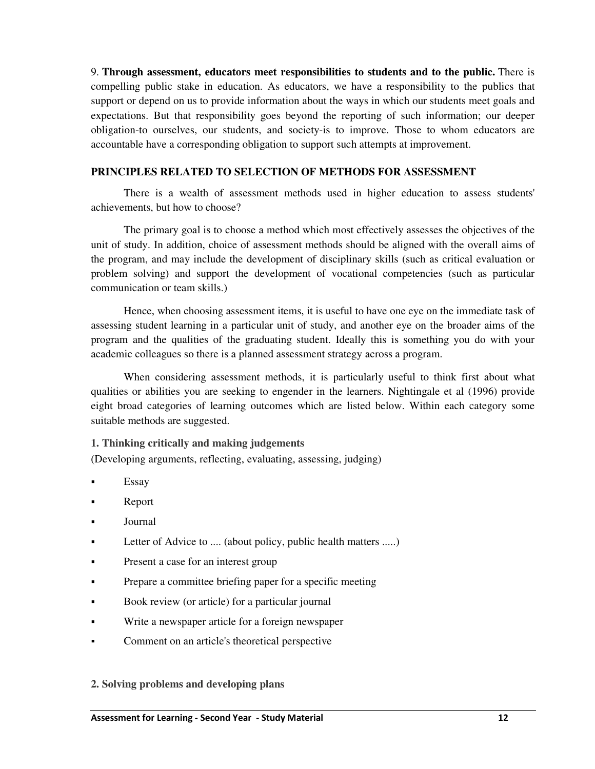9. **Through assessment, educators meet responsibilities to students and to the public.** There is compelling public stake in education. As educators, we have a responsibility to the publics that support or depend on us to provide information about the ways in which our students meet goals and expectations. But that responsibility goes beyond the reporting of such information; our deeper obligation-to ourselves, our students, and society-is to improve. Those to whom educators are accountable have a corresponding obligation to support such attempts at improvement.

## PRINCIPLES RELATED TO SELECTION OF METHODS FOR ASSESSMENT

There is a wealth of assessment methods used in higher education to assess students' achievements, but how to choose?

The primary goal is to choose a method which most effectively assesses the objectives of the unit of study. In addition, choice of assessment methods should be aligned with the overall aims of the program, and may include the development of disciplinary skills (such as critical evaluation or problem solving) and support the development of vocational competencies (such as particular communication or team skills.)

Hence, when choosing assessment items, it is useful to have one eye on the immediate task of assessing student learning in a particular unit of study, and another eye on the broader aims of the program and the qualities of the graduating student. Ideally this is something you do with your academic colleagues so there is a planned assessment strategy across a program.

When considering assessment methods, it is particularly useful to think first about what qualities or abilities you are seeking to engender in the learners. Nightingale et al (1996) provide eight broad categories of learning outcomes which are listed below. Within each category some suitable methods are suggested.

### 1. Thinking critically and making judgements

(Developing arguments, reflecting, evaluating, assessing, judging)

- Essay
- Report
- Journal
- Letter of Advice to .... (about policy, public health matters .....)
- Present a case for an interest group
- Prepare a committee briefing paper for a specific meeting
- Book review (or article) for a particular journal
- Write a newspaper article for a foreign newspaper
- Comment on an article's theoretical perspective

### 2. Solving problems and developing plans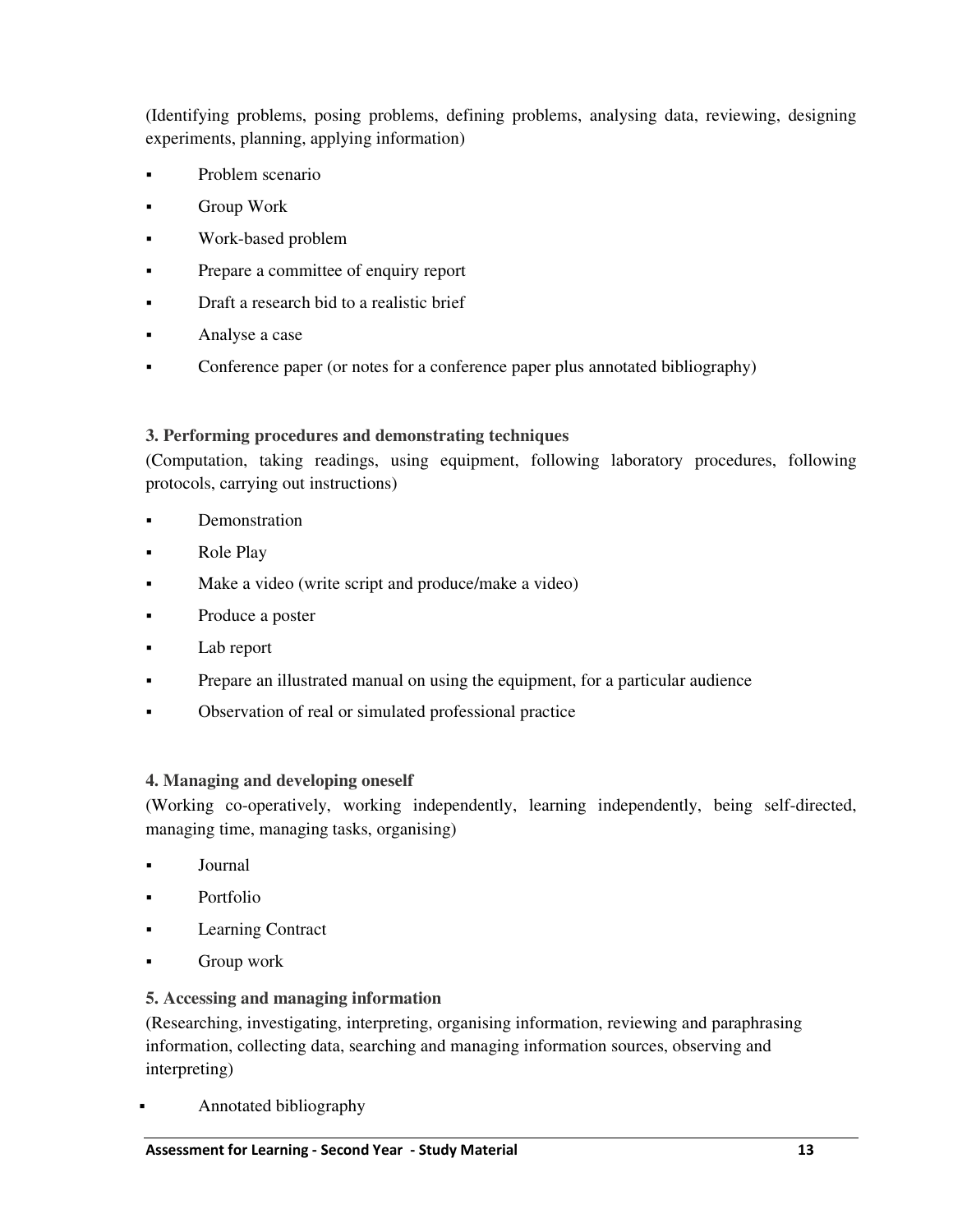(Identifying problems, posing problems, defining problems, analysing data, reviewing, designing experiments, planning, applying information)

- Problem scenario
- Group Work
- Work-based problem
- Prepare a committee of enquiry report
- Draft a research bid to a realistic brief
- Analyse a case
- Conference paper (or notes for a conference paper plus annotated bibliography)

**3. Performing procedures and demonstrating techniques**

(Computation, taking readings, using equipment, following laboratory procedures, following protocols, carrying out instructions)

- Demonstration
- Role Play
- Make a video (write script and produce/make a video)
- Produce a poster
- Lab report
- Prepare an illustrated manual on using the equipment, for a particular audience
- Observation of real or simulated professional practice

**4. Managing and developing oneself**

(Working co-operatively, working independently, learning independently, being self-directed, managing time, managing tasks, organising)

- Journal
- Portfolio
- Learning Contract
- Group work

**5. Accessing and managing information**

(Researching, investigating, interpreting, organising information, reviewing and paraphrasing information, collecting data, searching and managing information sources, observing and interpreting)

- Annotated bibliography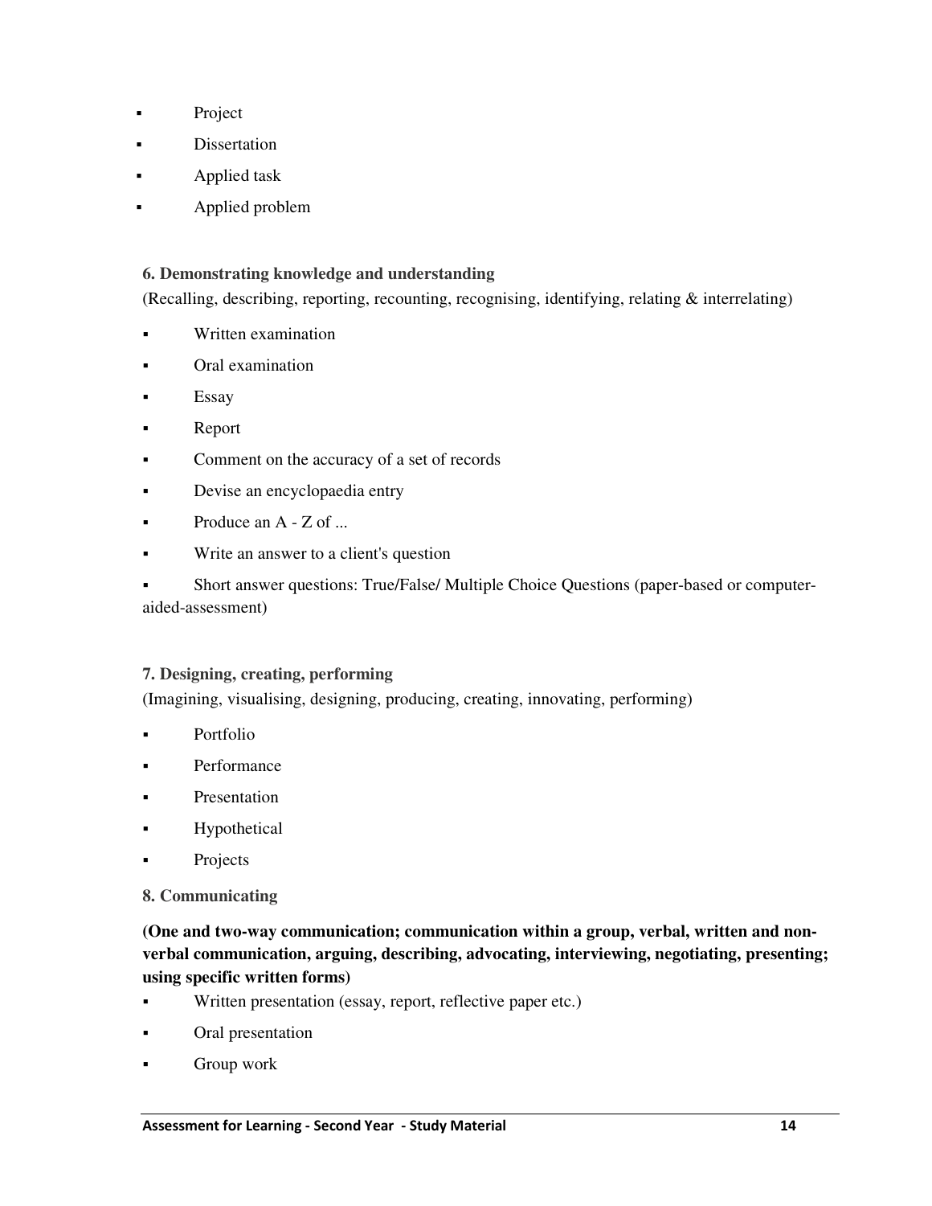- Project
- Dissertation
- Applied task
- Applied problem

**6. Demonstrating knowledge and understanding**

(Recalling, describing, reporting, recounting, recognising, identifying, relating & interrelating)

- Written examination
- Oral examination
- Essay
- Report
- Comment on the accuracy of a set of records
- Devise an encyclopaedia entry
- Produce an A - Z of ...
- Write an answer to a client's question
- Short answer questions: True/False/ Multiple Choice Questions (paper-based or computer-aided-assessment)

**7. Designing, creating, performing**

(Imagining, visualising, designing, producing, creating, innovating, performing)

- Portfolio
- Performance
- Presentation
- Hypothetical
- Projects

**8. Communicating**

**(One and two-way communication; communication within a group, verbal, written and non-verbal communication, arguing, describing, advocating, interviewing, negotiating, presenting; using specific written forms)**

- Written presentation (essay, report, reflective paper etc.)
- Oral presentation
- Group work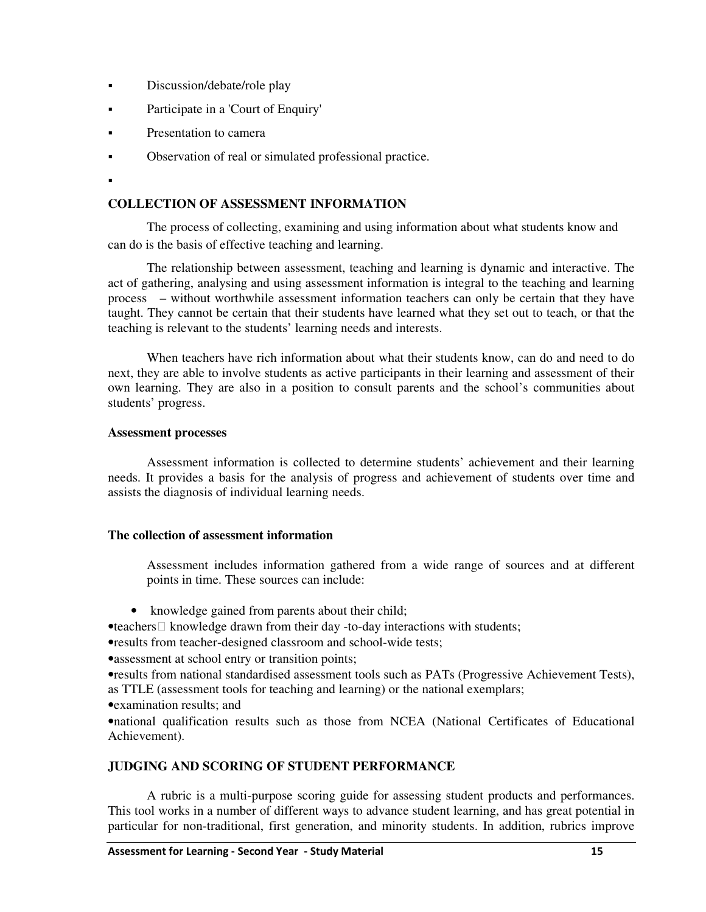- Discussion/debate/role play
- Participate in a 'Court of Enquiry'
- Presentation to camera
- Observation of real or simulated professional practice.

## COLLECTION OF ASSESSMENT INFORMATION

The process of collecting, examining and using information about what students know and can do is the basis of effective teaching and learning.

The relationship between assessment, teaching and learning is dynamic and interactive. The act of gathering, analysing and using assessment information is integral to the teaching and learning process – without worthwhile assessment information teachers can only be certain that they have taught. They cannot be certain that their students have learned what they set out to teach, or that the teaching is relevant to the students' learning needs and interests.

When teachers have rich information about what their students know, can do and need to do next, they are able to involve students as active participants in their learning and assessment of their own learning. They are also in a position to consult parents and the school's communities about students' progress.

### Assessment processes

Assessment information is collected to determine students' achievement and their learning needs. It provides a basis for the analysis of progress and achievement of students over time and assists the diagnosis of individual learning needs.

### The collection of assessment information

Assessment includes information gathered from a wide range of sources and at different points in time. These sources can include:

- knowledge gained from parents about their child;
- teachers knowledge drawn from their day -to-day interactions with students;
- results from teacher-designed classroom and school-wide tests;
- assessment at school entry or transition points;
- results from national standardised assessment tools such as PATs (Progressive Achievement Tests), as TTLE (assessment tools for teaching and learning) or the national exemplars;
- examination results; and
- national qualification results such as those from NCEA (National Certificates of Educational Achievement).

## JUDGING AND SCORING OF STUDENT PERFORMANCE

A rubric is a multi-purpose scoring guide for assessing student products and performances. This tool works in a number of different ways to advance student learning, and has great potential in particular for non-traditional, first generation, and minority students. In addition, rubrics improve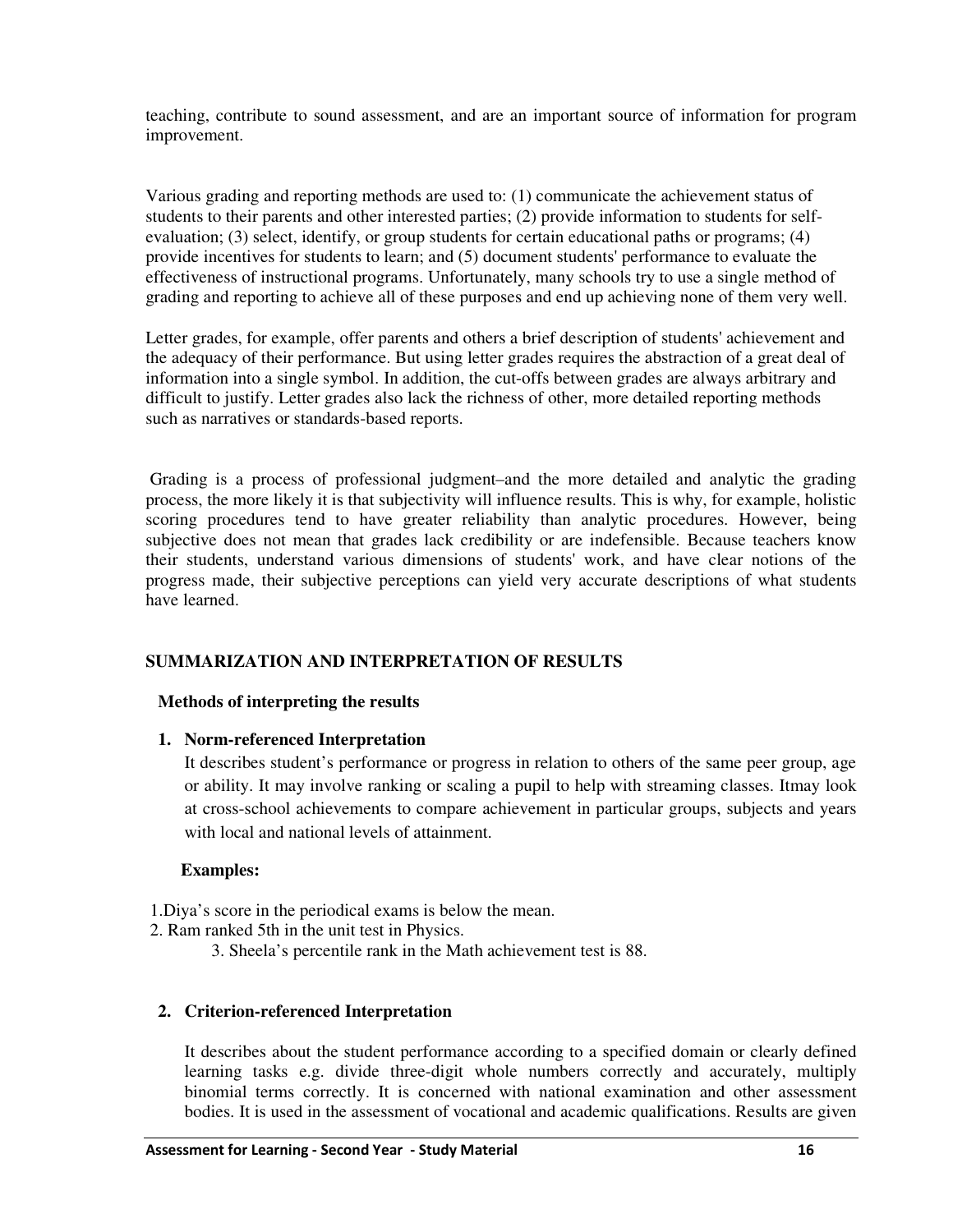teaching, contribute to sound assessment, and are an important source of information for program improvement.

Various grading and reporting methods are used to: (1) communicate the achievement status of students to their parents and other interested parties; (2) provide information to students for self-evaluation; (3) select, identify, or group students for certain educational paths or programs; (4) provide incentives for students to learn; and (5) document students' performance to evaluate the effectiveness of instructional programs. Unfortunately, many schools try to use a single method of grading and reporting to achieve all of these purposes and end up achieving none of them very well.

Letter grades, for example, offer parents and others a brief description of students' achievement and the adequacy of their performance. But using letter grades requires the abstraction of a great deal of information into a single symbol. In addition, the cut-offs between grades are always arbitrary and difficult to justify. Letter grades also lack the richness of other, more detailed reporting methods such as narratives or standards-based reports.

Grading is a process of professional judgment–and the more detailed and analytic the grading process, the more likely it is that subjectivity will influence results. This is why, for example, holistic scoring procedures tend to have greater reliability than analytic procedures. However, being subjective does not mean that grades lack credibility or are indefensible. Because teachers know their students, understand various dimensions of students' work, and have clear notions of the progress made, their subjective perceptions can yield very accurate descriptions of what students have learned.

## SUMMARIZATION AND INTERPRETATION OF RESULTS

### Methods of interpreting the results

1. **Norm-referenced Interpretation**

   It describes student's performance or progress in relation to others of the same peer group, age or ability. It may involve ranking or scaling a pupil to help with streaming classes. Itmay look at cross-school achievements to compare achievement in particular groups, subjects and years with local and national levels of attainment.

   **Examples:**

   1. Diya's score in the periodical exams is below the mean.
   2. Ram ranked 5th in the unit test in Physics.
   3. Sheela's percentile rank in the Math achievement test is 88.

2. **Criterion-referenced Interpretation**

   It describes about the student performance according to a specified domain or clearly defined learning tasks e.g. divide three-digit whole numbers correctly and accurately, multiply binomial terms correctly. It is concerned with national examination and other assessment bodies. It is used in the assessment of vocational and academic qualifications. Results are given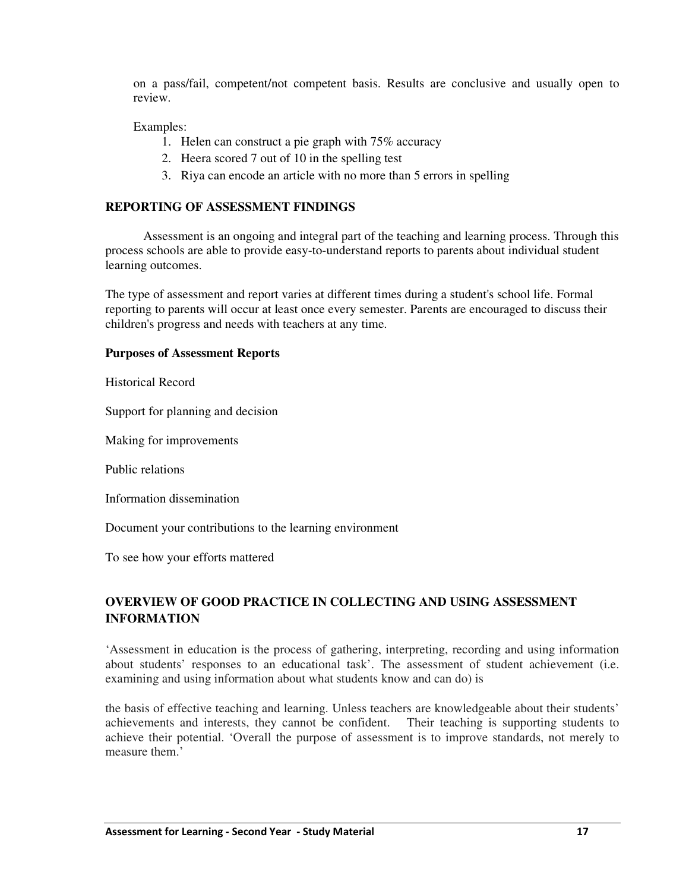on a pass/fail, competent/not competent basis. Results are conclusive and usually open to review.

Examples:

1. Helen can construct a pie graph with 75% accuracy
2. Heera scored 7 out of 10 in the spelling test
3. Riya can encode an article with no more than 5 errors in spelling

## REPORTING OF ASSESSMENT FINDINGS

Assessment is an ongoing and integral part of the teaching and learning process. Through this process schools are able to provide easy-to-understand reports to parents about individual student learning outcomes.

The type of assessment and report varies at different times during a student's school life. Formal reporting to parents will occur at least once every semester. Parents are encouraged to discuss their children's progress and needs with teachers at any time.

### Purposes of Assessment Reports

Historical Record

Support for planning and decision

Making for improvements

Public relations

Information dissemination

Document your contributions to the learning environment

To see how your efforts mattered

## OVERVIEW OF GOOD PRACTICE IN COLLECTING AND USING ASSESSMENT INFORMATION

'Assessment in education is the process of gathering, interpreting, recording and using information about students' responses to an educational task'. The assessment of student achievement (i.e. examining and using information about what students know and can do) is

the basis of effective teaching and learning. Unless teachers are knowledgeable about their students' achievements and interests, they cannot be confident. Their teaching is supporting students to achieve their potential. 'Overall the purpose of assessment is to improve standards, not merely to measure them.'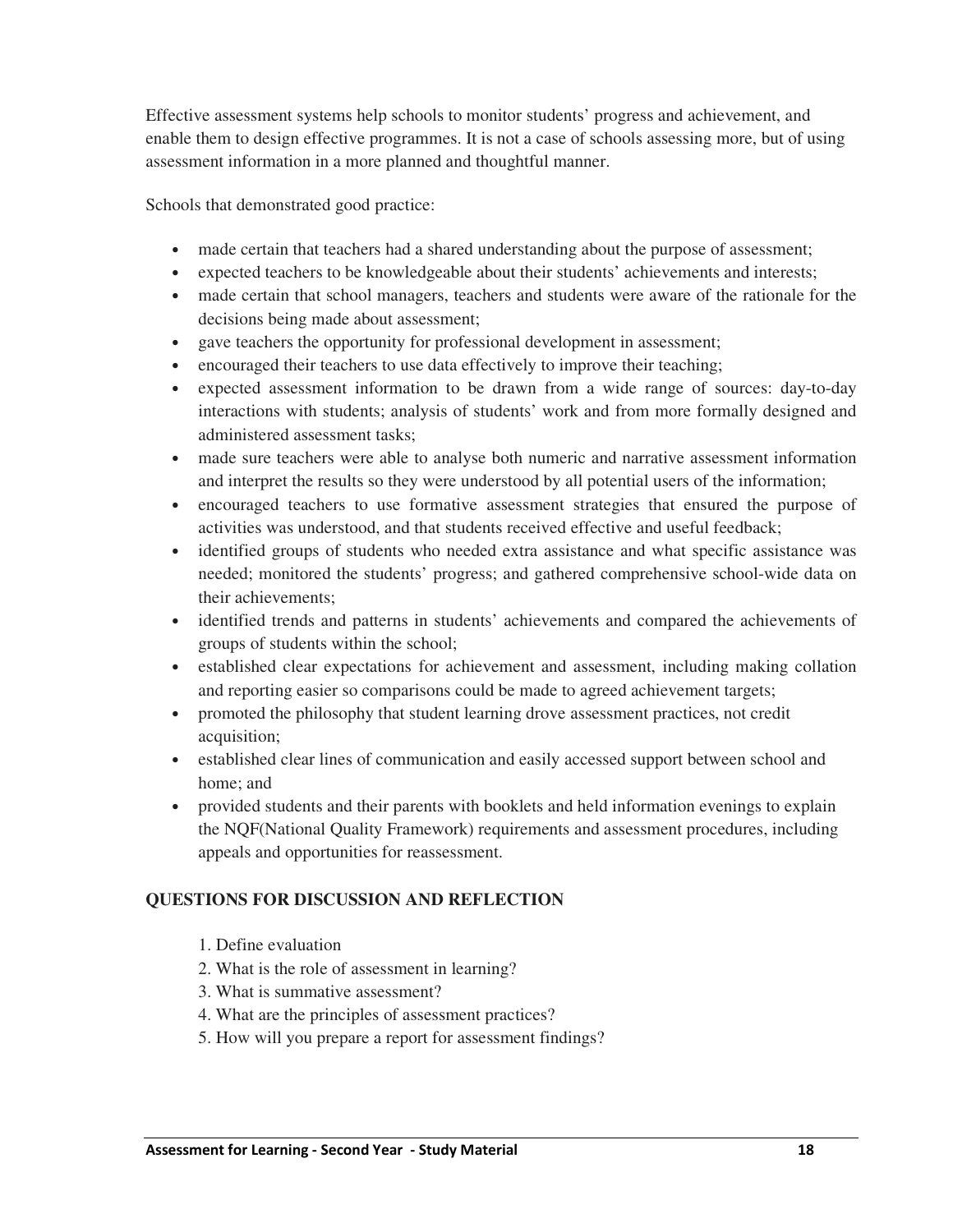Effective assessment systems help schools to monitor students' progress and achievement, and enable them to design effective programmes. It is not a case of schools assessing more, but of using assessment information in a more planned and thoughtful manner.

Schools that demonstrated good practice:

- made certain that teachers had a shared understanding about the purpose of assessment;
- expected teachers to be knowledgeable about their students' achievements and interests;
- made certain that school managers, teachers and students were aware of the rationale for the decisions being made about assessment;
- gave teachers the opportunity for professional development in assessment;
- encouraged their teachers to use data effectively to improve their teaching;
- expected assessment information to be drawn from a wide range of sources: day-to-day interactions with students; analysis of students' work and from more formally designed and administered assessment tasks;
- made sure teachers were able to analyse both numeric and narrative assessment information and interpret the results so they were understood by all potential users of the information;
- encouraged teachers to use formative assessment strategies that ensured the purpose of activities was understood, and that students received effective and useful feedback;
- identified groups of students who needed extra assistance and what specific assistance was needed; monitored the students' progress; and gathered comprehensive school-wide data on their achievements;
- identified trends and patterns in students' achievements and compared the achievements of groups of students within the school;
- established clear expectations for achievement and assessment, including making collation and reporting easier so comparisons could be made to agreed achievement targets;
- promoted the philosophy that student learning drove assessment practices, not credit acquisition;
- established clear lines of communication and easily accessed support between school and home; and
- provided students and their parents with booklets and held information evenings to explain the NQF(National Quality Framework) requirements and assessment procedures, including appeals and opportunities for reassessment.

## QUESTIONS FOR DISCUSSION AND REFLECTION

1. Define evaluation
2. What is the role of assessment in learning?
3. What is summative assessment?
4. What are the principles of assessment practices?
5. How will you prepare a report for assessment findings?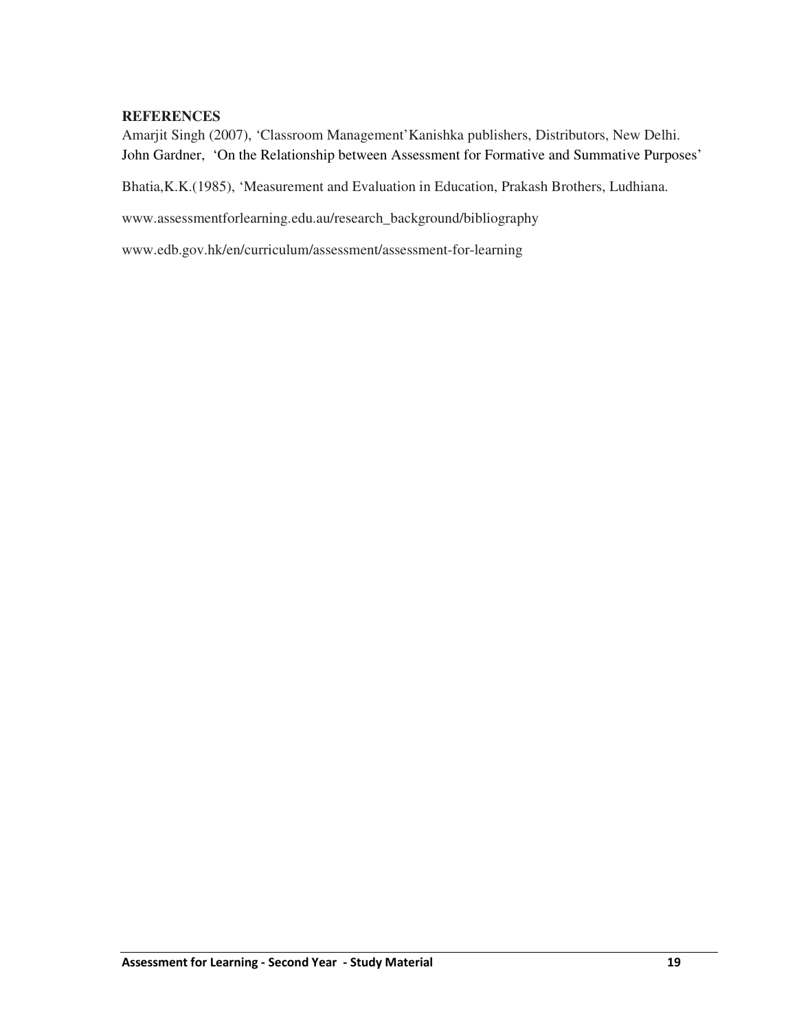**REFERENCES**

Amarjit Singh (2007), 'Classroom Management' Kanishka publishers, Distributors, New Delhi.

John Gardner, 'On the Relationship between Assessment for Formative and Summative Purposes'

Bhatia,K.K.(1985), 'Measurement and Evaluation in Education, Prakash Brothers, Ludhiana.

www.assessmentforlearning.edu.au/research_background/bibliography

www.edb.gov.hk/en/curriculum/assessment/assessment-for-learning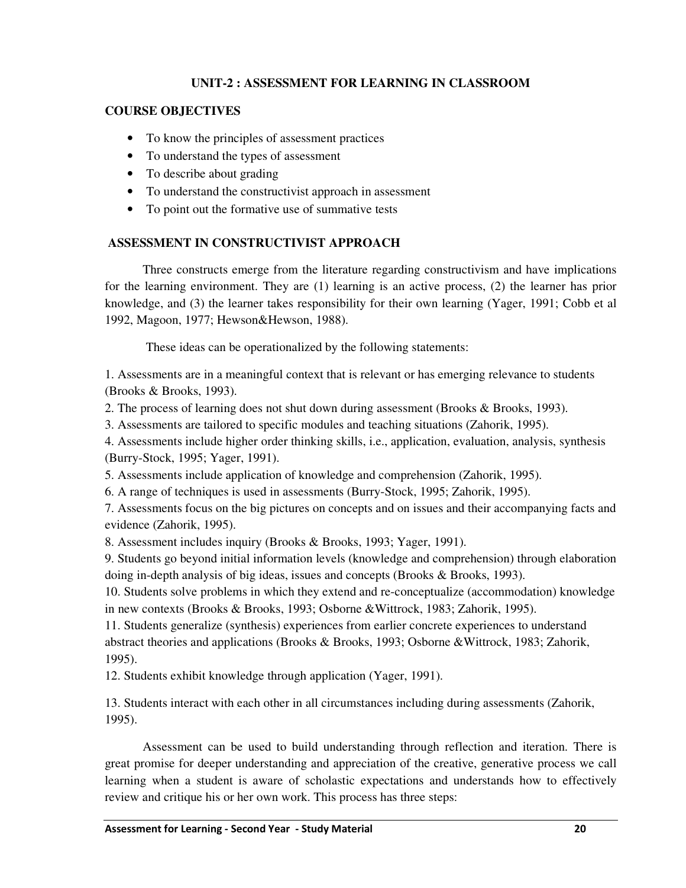## UNIT-2 : ASSESSMENT FOR LEARNING IN CLASSROOM

### COURSE OBJECTIVES

- To know the principles of assessment practices
- To understand the types of assessment
- To describe about grading
- To understand the constructivist approach in assessment
- To point out the formative use of summative tests

### ASSESSMENT IN CONSTRUCTIVIST APPROACH

Three constructs emerge from the literature regarding constructivism and have implications for the learning environment. They are (1) learning is an active process, (2) the learner has prior knowledge, and (3) the learner takes responsibility for their own learning (Yager, 1991; Cobb et al 1992, Magoon, 1977; Hewson&Hewson, 1988).

These ideas can be operationalized by the following statements:

1. Assessments are in a meaningful context that is relevant or has emerging relevance to students (Brooks & Brooks, 1993).
2. The process of learning does not shut down during assessment (Brooks & Brooks, 1993).
3. Assessments are tailored to specific modules and teaching situations (Zahorik, 1995).
4. Assessments include higher order thinking skills, i.e., application, evaluation, analysis, synthesis (Burry-Stock, 1995; Yager, 1991).
5. Assessments include application of knowledge and comprehension (Zahorik, 1995).
6. A range of techniques is used in assessments (Burry-Stock, 1995; Zahorik, 1995).
7. Assessments focus on the big pictures on concepts and on issues and their accompanying facts and evidence (Zahorik, 1995).
8. Assessment includes inquiry (Brooks & Brooks, 1993; Yager, 1991).
9. Students go beyond initial information levels (knowledge and comprehension) through elaboration doing in-depth analysis of big ideas, issues and concepts (Brooks & Brooks, 1993).
10. Students solve problems in which they extend and re-conceptualize (accommodation) knowledge in new contexts (Brooks & Brooks, 1993; Osborne &Wittrock, 1983; Zahorik, 1995).
11. Students generalize (synthesis) experiences from earlier concrete experiences to understand abstract theories and applications (Brooks & Brooks, 1993; Osborne &Wittrock, 1983; Zahorik, 1995).
12. Students exhibit knowledge through application (Yager, 1991).
13. Students interact with each other in all circumstances including during assessments (Zahorik, 1995).

Assessment can be used to build understanding through reflection and iteration. There is great promise for deeper understanding and appreciation of the creative, generative process we call learning when a student is aware of scholastic expectations and understands how to effectively review and critique his or her own work. This process has three steps: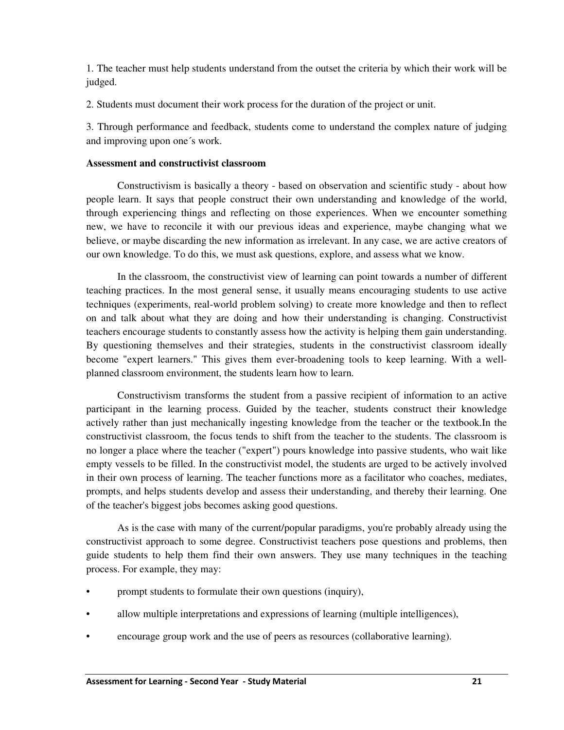1. The teacher must help students understand from the outset the criteria by which their work will be judged.

2. Students must document their work process for the duration of the project or unit.

3. Through performance and feedback, students come to understand the complex nature of judging and improving upon one´s work.

**Assessment and constructivist classroom**

Constructivism is basically a theory - based on observation and scientific study - about how people learn. It says that people construct their own understanding and knowledge of the world, through experiencing things and reflecting on those experiences. When we encounter something new, we have to reconcile it with our previous ideas and experience, maybe changing what we believe, or maybe discarding the new information as irrelevant. In any case, we are active creators of our own knowledge. To do this, we must ask questions, explore, and assess what we know.

In the classroom, the constructivist view of learning can point towards a number of different teaching practices. In the most general sense, it usually means encouraging students to use active techniques (experiments, real-world problem solving) to create more knowledge and then to reflect on and talk about what they are doing and how their understanding is changing. Constructivist teachers encourage students to constantly assess how the activity is helping them gain understanding. By questioning themselves and their strategies, students in the constructivist classroom ideally become "expert learners." This gives them ever-broadening tools to keep learning. With a well-planned classroom environment, the students learn how to learn.

Constructivism transforms the student from a passive recipient of information to an active participant in the learning process. Guided by the teacher, students construct their knowledge actively rather than just mechanically ingesting knowledge from the teacher or the textbook.In the constructivist classroom, the focus tends to shift from the teacher to the students. The classroom is no longer a place where the teacher ("expert") pours knowledge into passive students, who wait like empty vessels to be filled. In the constructivist model, the students are urged to be actively involved in their own process of learning. The teacher functions more as a facilitator who coaches, mediates, prompts, and helps students develop and assess their understanding, and thereby their learning. One of the teacher's biggest jobs becomes asking good questions.

As is the case with many of the current/popular paradigms, you're probably already using the constructivist approach to some degree. Constructivist teachers pose questions and problems, then guide students to help them find their own answers. They use many techniques in the teaching process. For example, they may:

- prompt students to formulate their own questions (inquiry),
- allow multiple interpretations and expressions of learning (multiple intelligences),
- encourage group work and the use of peers as resources (collaborative learning).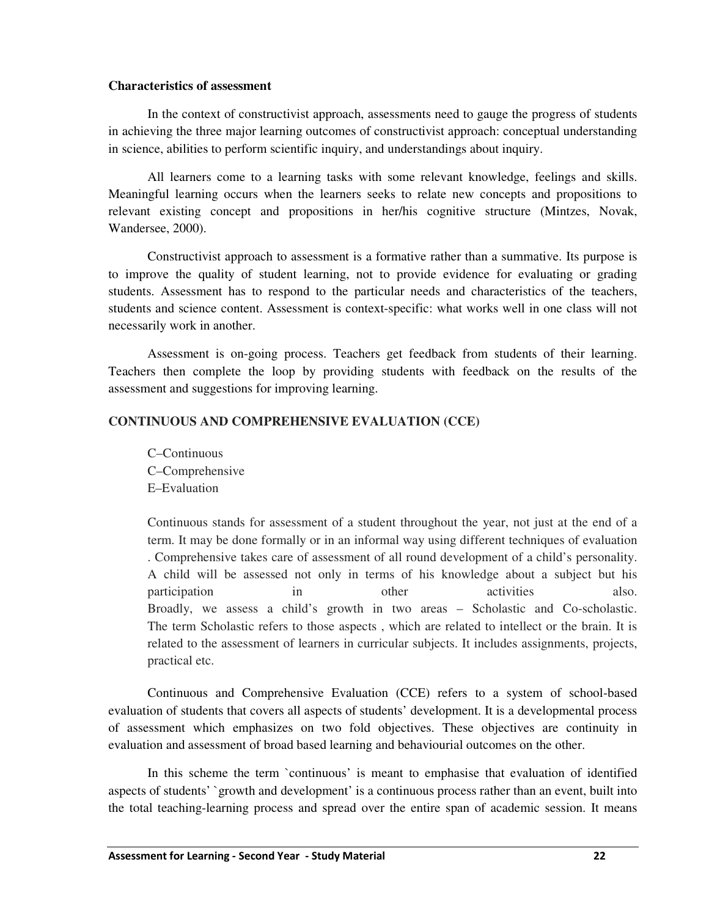**Characteristics of assessment**

In the context of constructivist approach, assessments need to gauge the progress of students in achieving the three major learning outcomes of constructivist approach: conceptual understanding in science, abilities to perform scientific inquiry, and understandings about inquiry.

All learners come to a learning tasks with some relevant knowledge, feelings and skills. Meaningful learning occurs when the learners seeks to relate new concepts and propositions to relevant existing concept and propositions in her/his cognitive structure (Mintzes, Novak, Wandersee, 2000).

Constructivist approach to assessment is a formative rather than a summative. Its purpose is to improve the quality of student learning, not to provide evidence for evaluating or grading students. Assessment has to respond to the particular needs and characteristics of the teachers, students and science content. Assessment is context-specific: what works well in one class will not necessarily work in another.

Assessment is on-going process. Teachers get feedback from students of their learning. Teachers then complete the loop by providing students with feedback on the results of the assessment and suggestions for improving learning.

**CONTINUOUS AND COMPREHENSIVE EVALUATION (CCE)**

C–Continuous
C–Comprehensive
E–Evaluation

Continuous stands for assessment of a student throughout the year, not just at the end of a term. It may be done formally or in an informal way using different techniques of evaluation . Comprehensive takes care of assessment of all round development of a child's personality. A child will be assessed not only in terms of his knowledge about a subject but his participation in other activities also.
Broadly, we assess a child's growth in two areas – Scholastic and Co-scholastic. The term Scholastic refers to those aspects , which are related to intellect or the brain. It is related to the assessment of learners in curricular subjects. It includes assignments, projects, practical etc.

Continuous and Comprehensive Evaluation (CCE) refers to a system of school-based evaluation of students that covers all aspects of students' development. It is a developmental process of assessment which emphasizes on two fold objectives. These objectives are continuity in evaluation and assessment of broad based learning and behaviourial outcomes on the other.

In this scheme the term `continuous' is meant to emphasise that evaluation of identified aspects of students' `growth and development' is a continuous process rather than an event, built into the total teaching-learning process and spread over the entire span of academic session. It means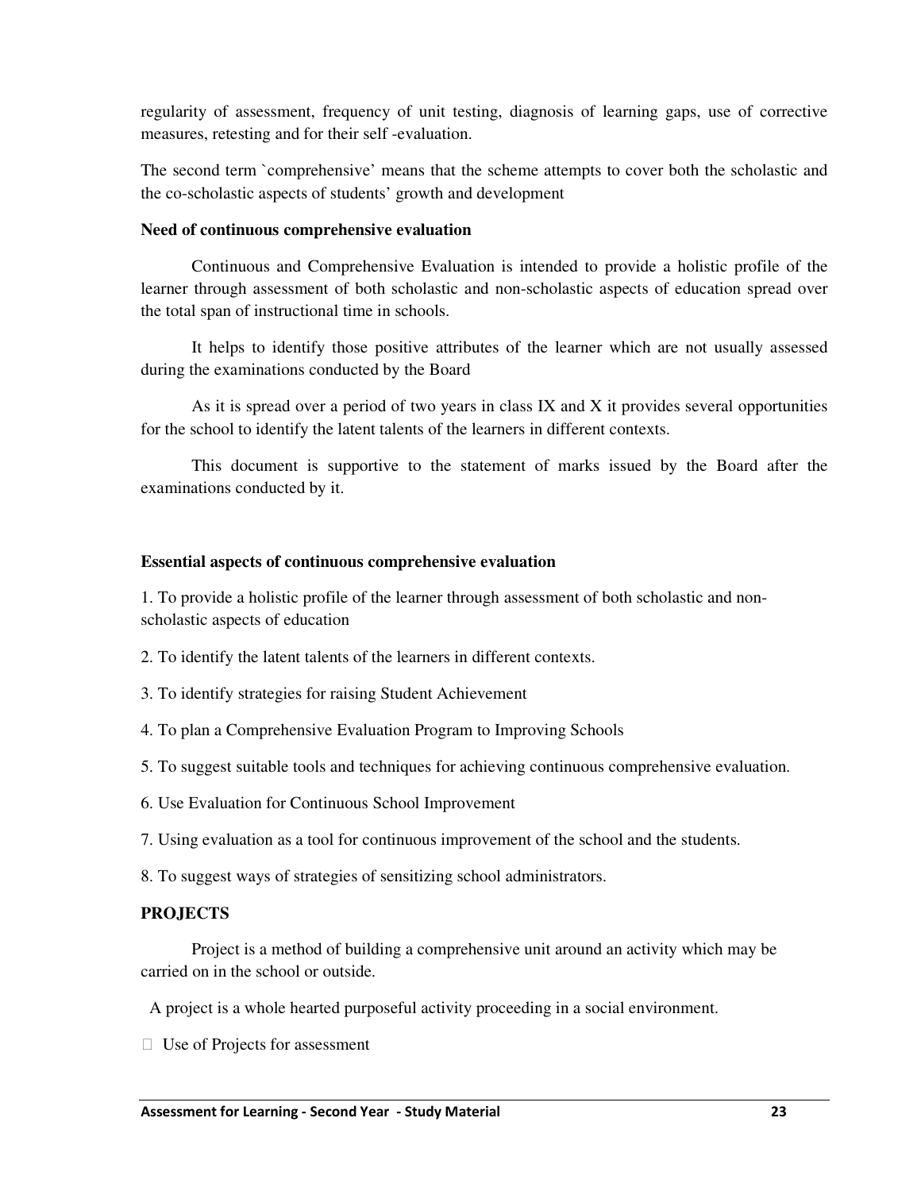regularity of assessment, frequency of unit testing, diagnosis of learning gaps, use of corrective measures, retesting and for their self -evaluation.

The second term `comprehensive' means that the scheme attempts to cover both the scholastic and the co-scholastic aspects of students' growth and development

**Need of continuous comprehensive evaluation**

Continuous and Comprehensive Evaluation is intended to provide a holistic profile of the learner through assessment of both scholastic and non-scholastic aspects of education spread over the total span of instructional time in schools.

It helps to identify those positive attributes of the learner which are not usually assessed during the examinations conducted by the Board

As it is spread over a period of two years in class IX and X it provides several opportunities for the school to identify the latent talents of the learners in different contexts.

This document is supportive to the statement of marks issued by the Board after the examinations conducted by it.

**Essential aspects of continuous comprehensive evaluation**

1. To provide a holistic profile of the learner through assessment of both scholastic and non-scholastic aspects of education

2. To identify the latent talents of the learners in different contexts.

3. To identify strategies for raising Student Achievement

4. To plan a Comprehensive Evaluation Program to Improving Schools

5. To suggest suitable tools and techniques for achieving continuous comprehensive evaluation.

6. Use Evaluation for Continuous School Improvement

7. Using evaluation as a tool for continuous improvement of the school and the students.

8. To suggest ways of strategies of sensitizing school administrators.

**PROJECTS**

Project is a method of building a comprehensive unit around an activity which may be carried on in the school or outside.

A project is a whole hearted purposeful activity proceeding in a social environment.

- Use of Projects for assessment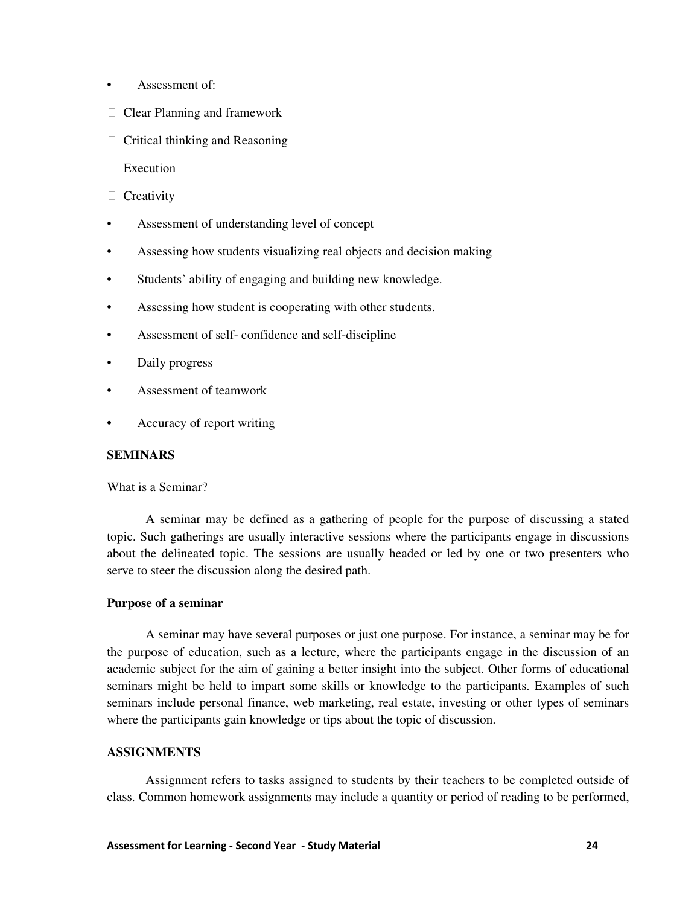- Assessment of:
  - Clear Planning and framework
  - Critical thinking and Reasoning
  - Execution
  - Creativity
- Assessment of understanding level of concept
- Assessing how students visualizing real objects and decision making
- Students' ability of engaging and building new knowledge.
- Assessing how student is cooperating with other students.
- Assessment of self- confidence and self-discipline
- Daily progress
- Assessment of teamwork
- Accuracy of report writing

**SEMINARS**

What is a Seminar?

A seminar may be defined as a gathering of people for the purpose of discussing a stated topic. Such gatherings are usually interactive sessions where the participants engage in discussions about the delineated topic. The sessions are usually headed or led by one or two presenters who serve to steer the discussion along the desired path.

**Purpose of a seminar**

A seminar may have several purposes or just one purpose. For instance, a seminar may be for the purpose of education, such as a lecture, where the participants engage in the discussion of an academic subject for the aim of gaining a better insight into the subject. Other forms of educational seminars might be held to impart some skills or knowledge to the participants. Examples of such seminars include personal finance, web marketing, real estate, investing or other types of seminars where the participants gain knowledge or tips about the topic of discussion.

**ASSIGNMENTS**

Assignment refers to tasks assigned to students by their teachers to be completed outside of class. Common homework assignments may include a quantity or period of reading to be performed,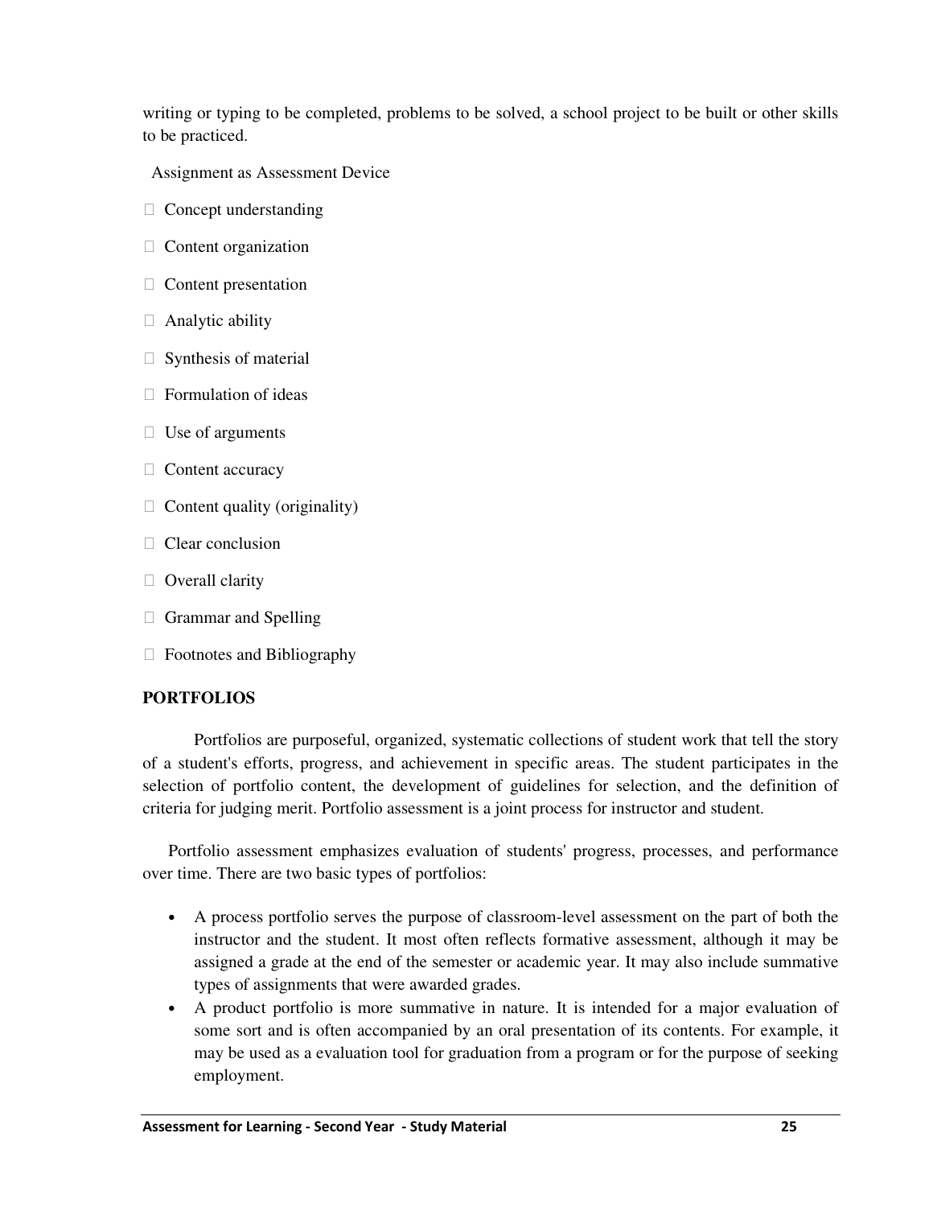writing or typing to be completed, problems to be solved, a school project to be built or other skills to be practiced.

Assignment as Assessment Device

- Concept understanding
- Content organization
- Content presentation
- Analytic ability
- Synthesis of material
- Formulation of ideas
- Use of arguments
- Content accuracy
- Content quality (originality)
- Clear conclusion
- Overall clarity
- Grammar and Spelling
- Footnotes and Bibliography

**PORTFOLIOS**

Portfolios are purposeful, organized, systematic collections of student work that tell the story of a student's efforts, progress, and achievement in specific areas. The student participates in the selection of portfolio content, the development of guidelines for selection, and the definition of criteria for judging merit. Portfolio assessment is a joint process for instructor and student.

Portfolio assessment emphasizes evaluation of students' progress, processes, and performance over time. There are two basic types of portfolios:

- A process portfolio serves the purpose of classroom-level assessment on the part of both the instructor and the student. It most often reflects formative assessment, although it may be assigned a grade at the end of the semester or academic year. It may also include summative types of assignments that were awarded grades.
- A product portfolio is more summative in nature. It is intended for a major evaluation of some sort and is often accompanied by an oral presentation of its contents. For example, it may be used as a evaluation tool for graduation from a program or for the purpose of seeking employment.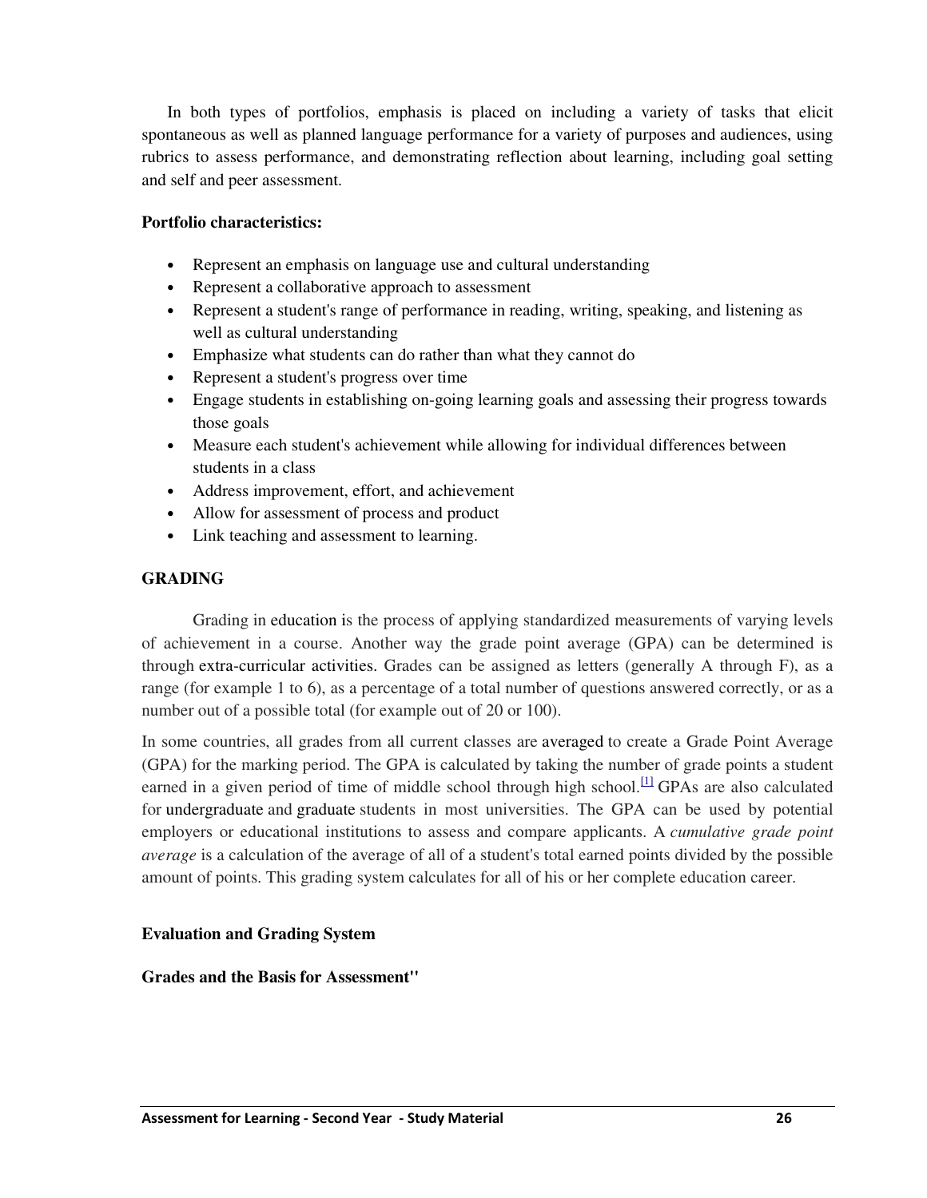In both types of portfolios, emphasis is placed on including a variety of tasks that elicit spontaneous as well as planned language performance for a variety of purposes and audiences, using rubrics to assess performance, and demonstrating reflection about learning, including goal setting and self and peer assessment.

**Portfolio characteristics:**

- Represent an emphasis on language use and cultural understanding
- Represent a collaborative approach to assessment
- Represent a student's range of performance in reading, writing, speaking, and listening as well as cultural understanding
- Emphasize what students can do rather than what they cannot do
- Represent a student's progress over time
- Engage students in establishing on-going learning goals and assessing their progress towards those goals
- Measure each student's achievement while allowing for individual differences between students in a class
- Address improvement, effort, and achievement
- Allow for assessment of process and product
- Link teaching and assessment to learning.

## GRADING

Grading in education is the process of applying standardized measurements of varying levels of achievement in a course. Another way the grade point average (GPA) can be determined is through extra-curricular activities. Grades can be assigned as letters (generally A through F), as a range (for example 1 to 6), as a percentage of a total number of questions answered correctly, or as a number out of a possible total (for example out of 20 or 100).

In some countries, all grades from all current classes are averaged to create a Grade Point Average (GPA) for the marking period. The GPA is calculated by taking the number of grade points a student earned in a given period of time of middle school through high school.[1] GPAs are also calculated for undergraduate and graduate students in most universities. The GPA can be used by potential employers or educational institutions to assess and compare applicants. A *cumulative grade point average* is a calculation of the average of all of a student's total earned points divided by the possible amount of points. This grading system calculates for all of his or her complete education career.

**Evaluation and Grading System**

**Grades and the Basis for Assessment"**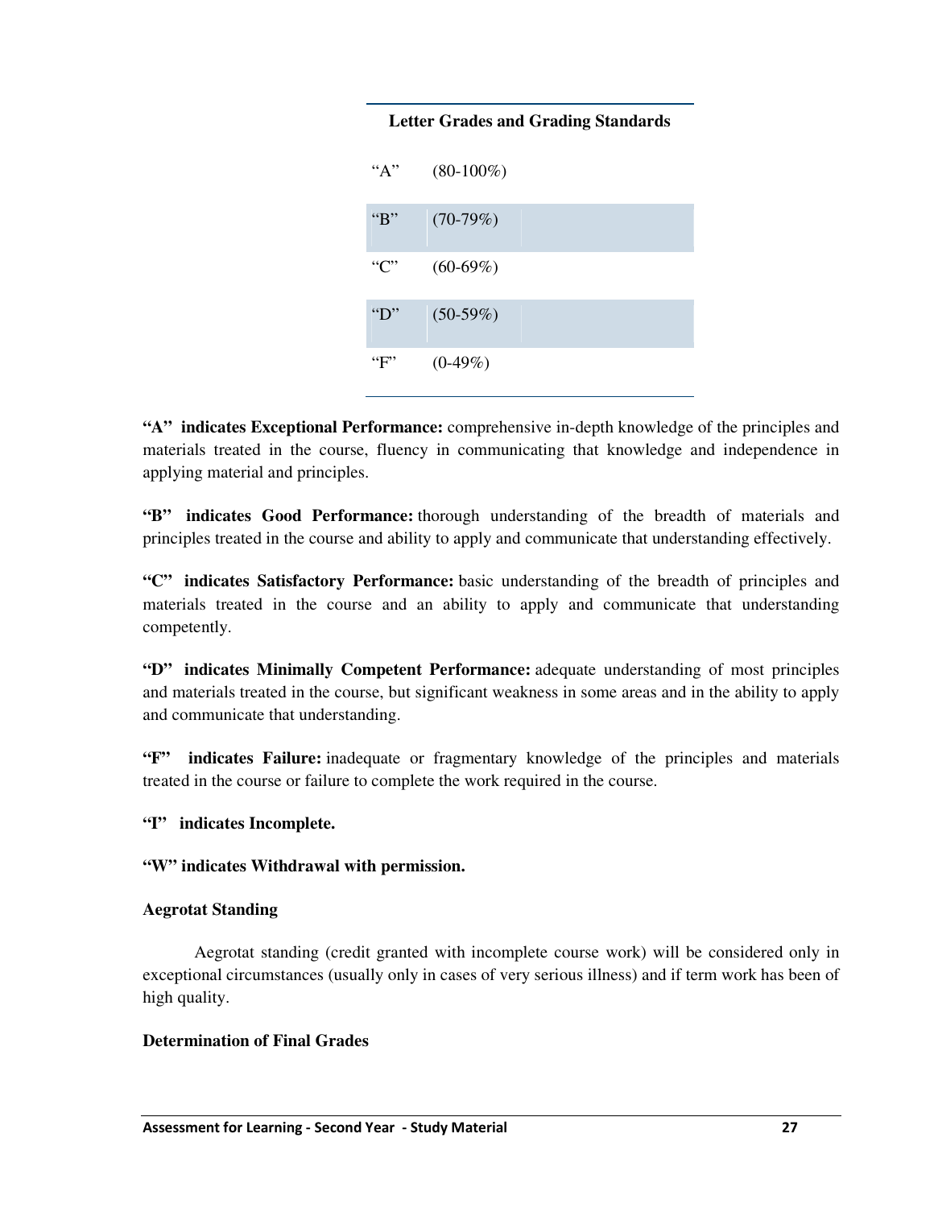| Letter Grades and Grading Standards | |
|---|---|
| "A" | (80-100%) |
| "B" | (70-79%) |
| "C" | (60-69%) |
| "D" | (50-59%) |
| "F" | (0-49%) |

**"A" indicates Exceptional Performance:** comprehensive in-depth knowledge of the principles and materials treated in the course, fluency in communicating that knowledge and independence in applying material and principles.

**"B" indicates Good Performance:** thorough understanding of the breadth of materials and principles treated in the course and ability to apply and communicate that understanding effectively.

**"C" indicates Satisfactory Performance:** basic understanding of the breadth of principles and materials treated in the course and an ability to apply and communicate that understanding competently.

**"D" indicates Minimally Competent Performance:** adequate understanding of most principles and materials treated in the course, but significant weakness in some areas and in the ability to apply and communicate that understanding.

**"F" indicates Failure:** inadequate or fragmentary knowledge of the principles and materials treated in the course or failure to complete the work required in the course.

**"I" indicates Incomplete.**

**"W" indicates Withdrawal with permission.**

**Aegrotat Standing**

Aegrotat standing (credit granted with incomplete course work) will be considered only in exceptional circumstances (usually only in cases of very serious illness) and if term work has been of high quality.

**Determination of Final Grades**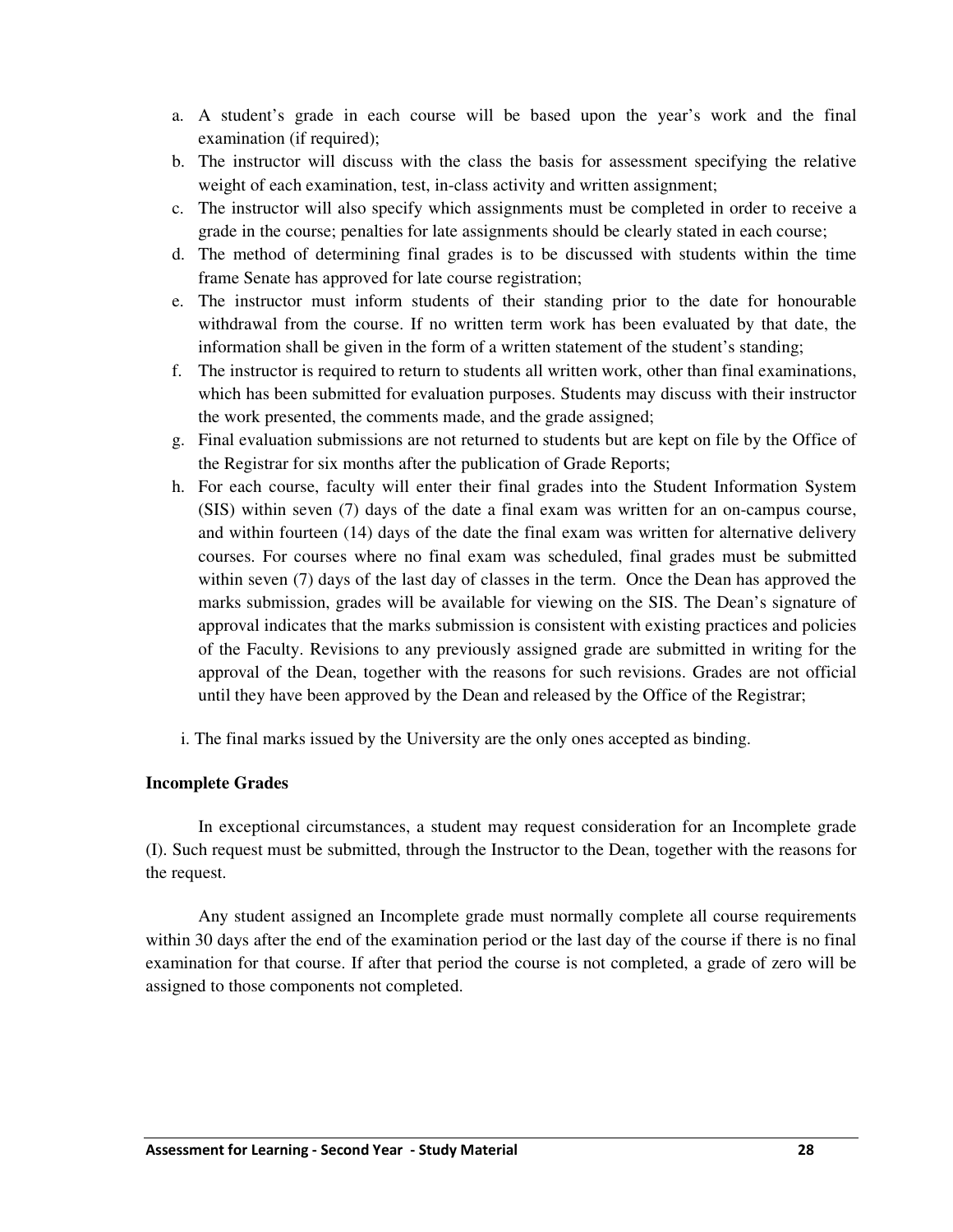a. A student's grade in each course will be based upon the year's work and the final examination (if required);
b. The instructor will discuss with the class the basis for assessment specifying the relative weight of each examination, test, in-class activity and written assignment;
c. The instructor will also specify which assignments must be completed in order to receive a grade in the course; penalties for late assignments should be clearly stated in each course;
d. The method of determining final grades is to be discussed with students within the time frame Senate has approved for late course registration;
e. The instructor must inform students of their standing prior to the date for honourable withdrawal from the course. If no written term work has been evaluated by that date, the information shall be given in the form of a written statement of the student's standing;
f. The instructor is required to return to students all written work, other than final examinations, which has been submitted for evaluation purposes. Students may discuss with their instructor the work presented, the comments made, and the grade assigned;
g. Final evaluation submissions are not returned to students but are kept on file by the Office of the Registrar for six months after the publication of Grade Reports;
h. For each course, faculty will enter their final grades into the Student Information System (SIS) within seven (7) days of the date a final exam was written for an on-campus course, and within fourteen (14) days of the date the final exam was written for alternative delivery courses. For courses where no final exam was scheduled, final grades must be submitted within seven (7) days of the last day of classes in the term. Once the Dean has approved the marks submission, grades will be available for viewing on the SIS. The Dean's signature of approval indicates that the marks submission is consistent with existing practices and policies of the Faculty. Revisions to any previously assigned grade are submitted in writing for the approval of the Dean, together with the reasons for such revisions. Grades are not official until they have been approved by the Dean and released by the Office of the Registrar;
i. The final marks issued by the University are the only ones accepted as binding.

**Incomplete Grades**

In exceptional circumstances, a student may request consideration for an Incomplete grade (I). Such request must be submitted, through the Instructor to the Dean, together with the reasons for the request.

Any student assigned an Incomplete grade must normally complete all course requirements within 30 days after the end of the examination period or the last day of the course if there is no final examination for that course. If after that period the course is not completed, a grade of zero will be assigned to those components not completed.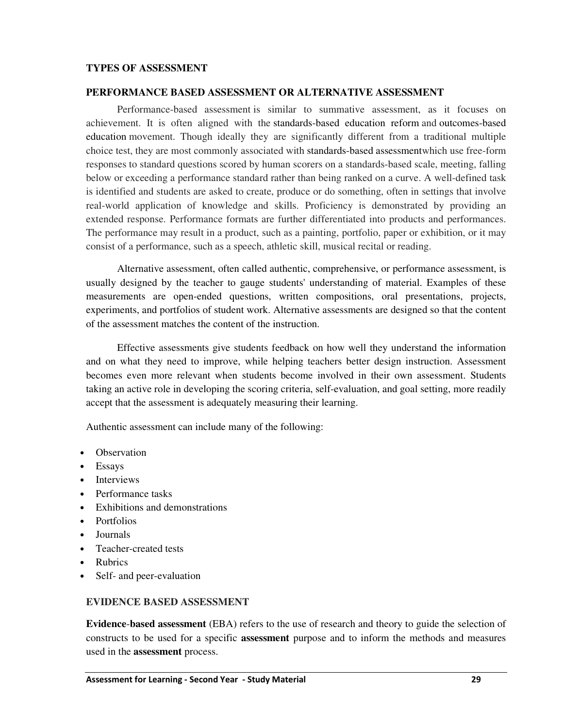## TYPES OF ASSESSMENT

### PERFORMANCE BASED ASSESSMENT OR ALTERNATIVE ASSESSMENT

Performance-based assessment is similar to summative assessment, as it focuses on achievement. It is often aligned with the standards-based education reform and outcomes-based education movement. Though ideally they are significantly different from a traditional multiple choice test, they are most commonly associated with standards-based assessmentwhich use free-form responses to standard questions scored by human scorers on a standards-based scale, meeting, falling below or exceeding a performance standard rather than being ranked on a curve. A well-defined task is identified and students are asked to create, produce or do something, often in settings that involve real-world application of knowledge and skills. Proficiency is demonstrated by providing an extended response. Performance formats are further differentiated into products and performances. The performance may result in a product, such as a painting, portfolio, paper or exhibition, or it may consist of a performance, such as a speech, athletic skill, musical recital or reading.

Alternative assessment, often called authentic, comprehensive, or performance assessment, is usually designed by the teacher to gauge students' understanding of material. Examples of these measurements are open-ended questions, written compositions, oral presentations, projects, experiments, and portfolios of student work. Alternative assessments are designed so that the content of the assessment matches the content of the instruction.

Effective assessments give students feedback on how well they understand the information and on what they need to improve, while helping teachers better design instruction. Assessment becomes even more relevant when students become involved in their own assessment. Students taking an active role in developing the scoring criteria, self-evaluation, and goal setting, more readily accept that the assessment is adequately measuring their learning.

Authentic assessment can include many of the following:

- Observation
- Essays
- Interviews
- Performance tasks
- Exhibitions and demonstrations
- Portfolios
- Journals
- Teacher-created tests
- Rubrics
- Self- and peer-evaluation

### EVIDENCE BASED ASSESSMENT

**Evidence**-**based assessment** (EBA) refers to the use of research and theory to guide the selection of constructs to be used for a specific **assessment** purpose and to inform the methods and measures used in the **assessment** process.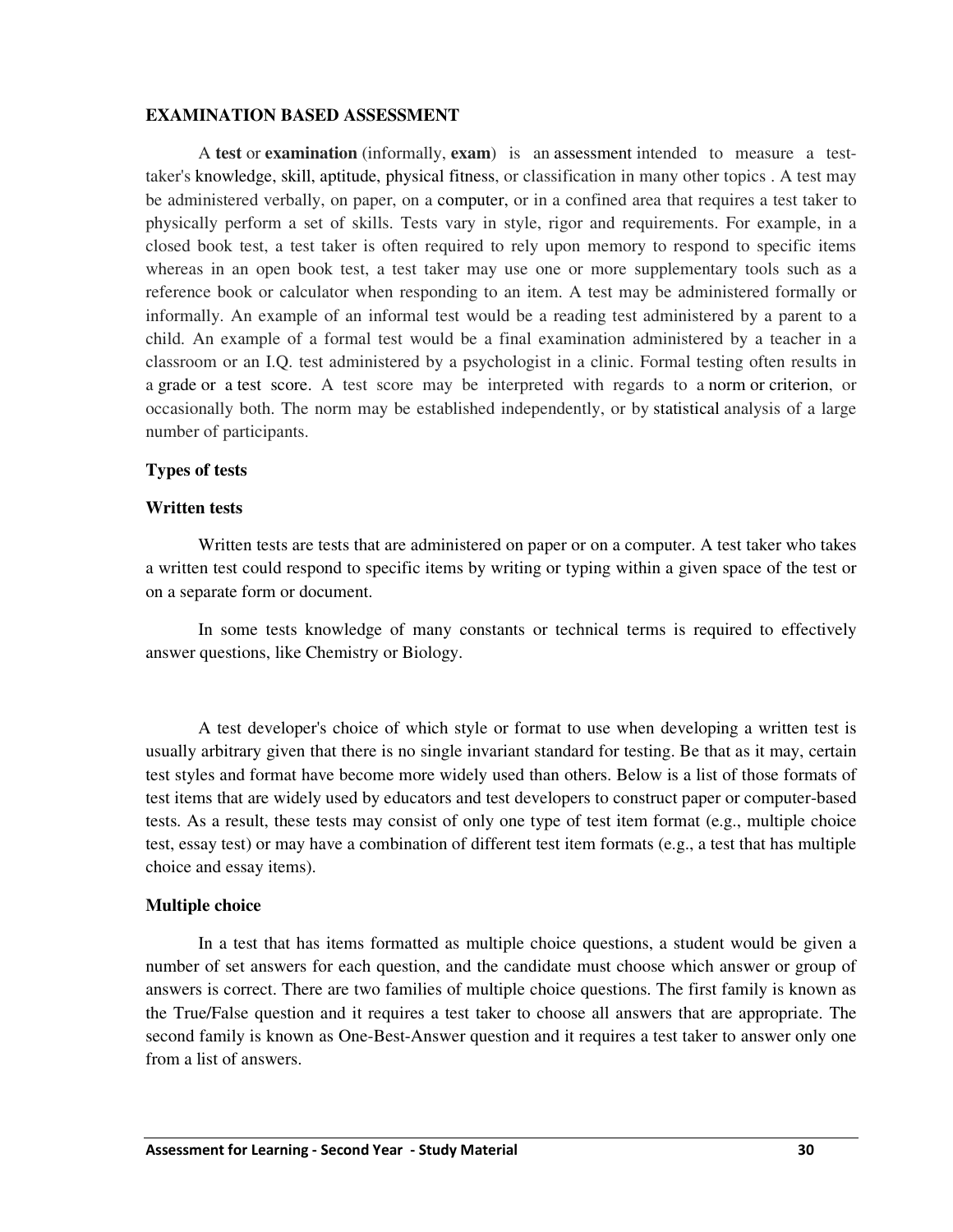**EXAMINATION BASED ASSESSMENT**

A **test** or **examination** (informally, **exam**) is an assessment intended to measure a test-taker's knowledge, skill, aptitude, physical fitness, or classification in many other topics . A test may be administered verbally, on paper, on a computer, or in a confined area that requires a test taker to physically perform a set of skills. Tests vary in style, rigor and requirements. For example, in a closed book test, a test taker is often required to rely upon memory to respond to specific items whereas in an open book test, a test taker may use one or more supplementary tools such as a reference book or calculator when responding to an item. A test may be administered formally or informally. An example of an informal test would be a reading test administered by a parent to a child. An example of a formal test would be a final examination administered by a teacher in a classroom or an I.Q. test administered by a psychologist in a clinic. Formal testing often results in a grade or a test score. A test score may be interpreted with regards to a norm or criterion, or occasionally both. The norm may be established independently, or by statistical analysis of a large number of participants.

**Types of tests**

**Written tests**

Written tests are tests that are administered on paper or on a computer. A test taker who takes a written test could respond to specific items by writing or typing within a given space of the test or on a separate form or document.

In some tests knowledge of many constants or technical terms is required to effectively answer questions, like Chemistry or Biology.

A test developer's choice of which style or format to use when developing a written test is usually arbitrary given that there is no single invariant standard for testing. Be that as it may, certain test styles and format have become more widely used than others. Below is a list of those formats of test items that are widely used by educators and test developers to construct paper or computer-based tests. As a result, these tests may consist of only one type of test item format (e.g., multiple choice test, essay test) or may have a combination of different test item formats (e.g., a test that has multiple choice and essay items).

**Multiple choice**

In a test that has items formatted as multiple choice questions, a student would be given a number of set answers for each question, and the candidate must choose which answer or group of answers is correct. There are two families of multiple choice questions. The first family is known as the True/False question and it requires a test taker to choose all answers that are appropriate. The second family is known as One-Best-Answer question and it requires a test taker to answer only one from a list of answers.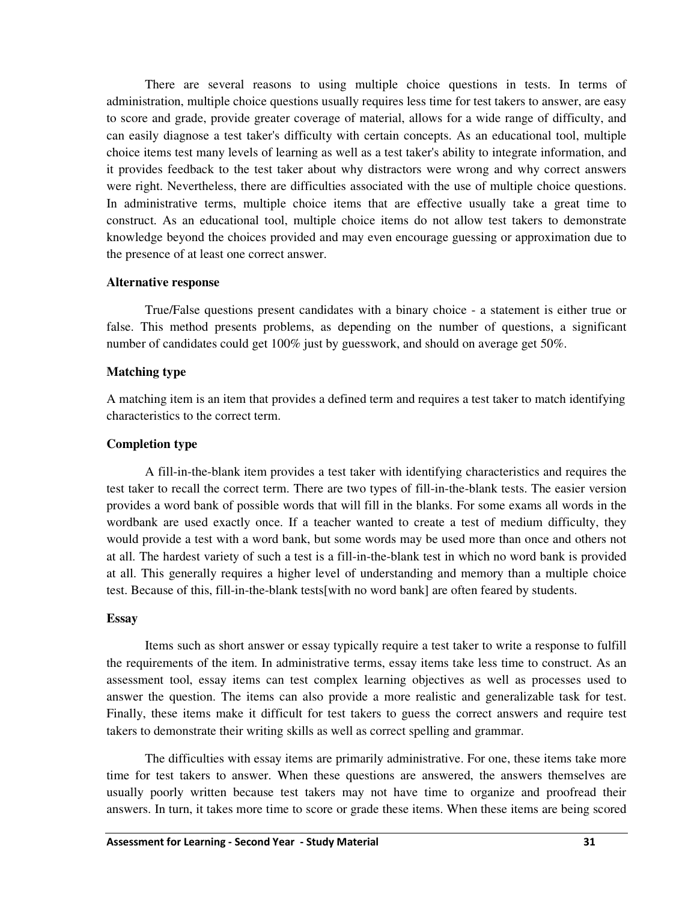There are several reasons to using multiple choice questions in tests. In terms of administration, multiple choice questions usually requires less time for test takers to answer, are easy to score and grade, provide greater coverage of material, allows for a wide range of difficulty, and can easily diagnose a test taker's difficulty with certain concepts. As an educational tool, multiple choice items test many levels of learning as well as a test taker's ability to integrate information, and it provides feedback to the test taker about why distractors were wrong and why correct answers were right. Nevertheless, there are difficulties associated with the use of multiple choice questions. In administrative terms, multiple choice items that are effective usually take a great time to construct. As an educational tool, multiple choice items do not allow test takers to demonstrate knowledge beyond the choices provided and may even encourage guessing or approximation due to the presence of at least one correct answer.

**Alternative response**

True/False questions present candidates with a binary choice - a statement is either true or false. This method presents problems, as depending on the number of questions, a significant number of candidates could get 100% just by guesswork, and should on average get 50%.

**Matching type**

A matching item is an item that provides a defined term and requires a test taker to match identifying characteristics to the correct term.

**Completion type**

A fill-in-the-blank item provides a test taker with identifying characteristics and requires the test taker to recall the correct term. There are two types of fill-in-the-blank tests. The easier version provides a word bank of possible words that will fill in the blanks. For some exams all words in the wordbank are used exactly once. If a teacher wanted to create a test of medium difficulty, they would provide a test with a word bank, but some words may be used more than once and others not at all. The hardest variety of such a test is a fill-in-the-blank test in which no word bank is provided at all. This generally requires a higher level of understanding and memory than a multiple choice test. Because of this, fill-in-the-blank tests[with no word bank] are often feared by students.

**Essay**

Items such as short answer or essay typically require a test taker to write a response to fulfill the requirements of the item. In administrative terms, essay items take less time to construct. As an assessment tool, essay items can test complex learning objectives as well as processes used to answer the question. The items can also provide a more realistic and generalizable task for test. Finally, these items make it difficult for test takers to guess the correct answers and require test takers to demonstrate their writing skills as well as correct spelling and grammar.

The difficulties with essay items are primarily administrative. For one, these items take more time for test takers to answer. When these questions are answered, the answers themselves are usually poorly written because test takers may not have time to organize and proofread their answers. In turn, it takes more time to score or grade these items. When these items are being scored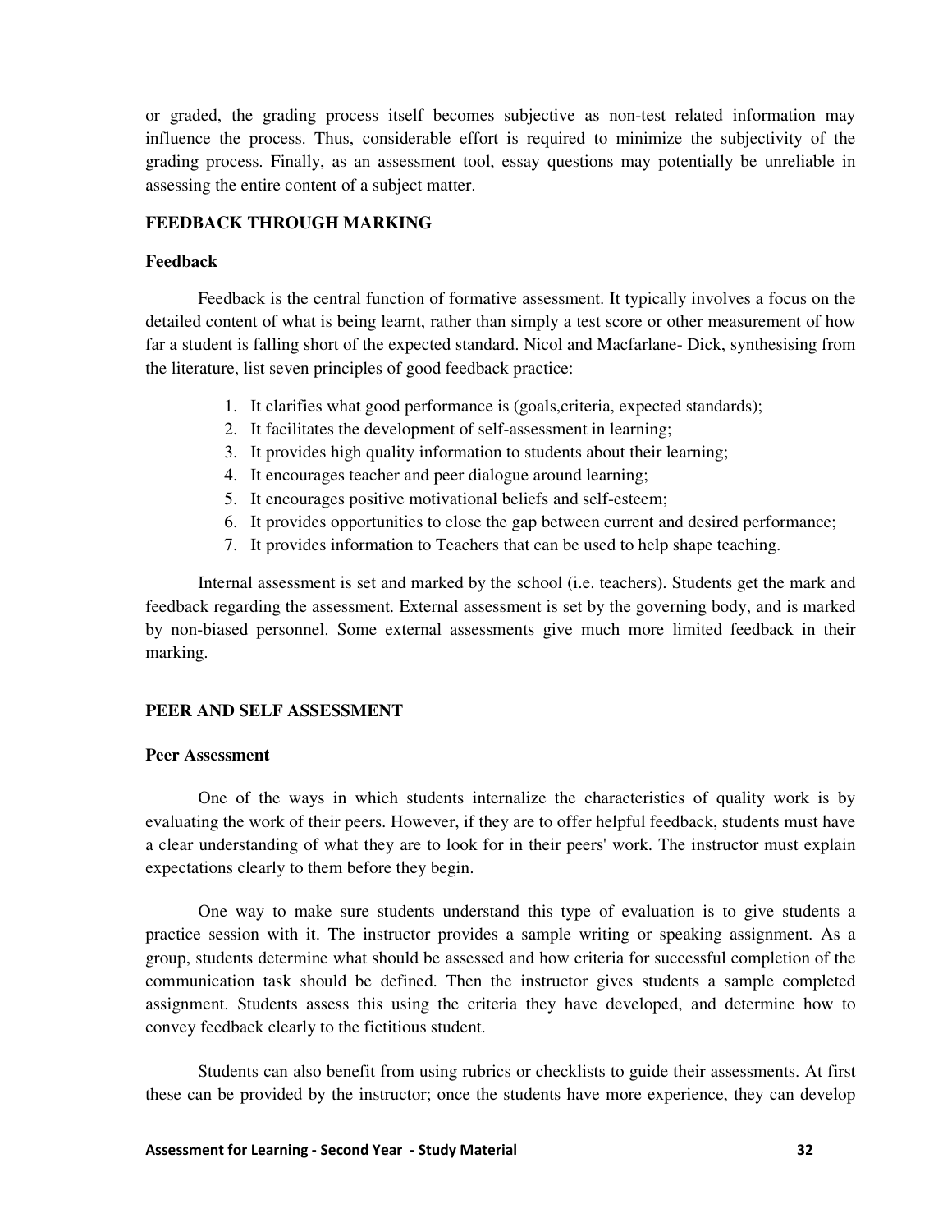or graded, the grading process itself becomes subjective as non-test related information may influence the process. Thus, considerable effort is required to minimize the subjectivity of the grading process. Finally, as an assessment tool, essay questions may potentially be unreliable in assessing the entire content of a subject matter.

## FEEDBACK THROUGH MARKING

### Feedback

Feedback is the central function of formative assessment. It typically involves a focus on the detailed content of what is being learnt, rather than simply a test score or other measurement of how far a student is falling short of the expected standard. Nicol and Macfarlane- Dick, synthesising from the literature, list seven principles of good feedback practice:

1. It clarifies what good performance is (goals,criteria, expected standards);
2. It facilitates the development of self-assessment in learning;
3. It provides high quality information to students about their learning;
4. It encourages teacher and peer dialogue around learning;
5. It encourages positive motivational beliefs and self-esteem;
6. It provides opportunities to close the gap between current and desired performance;
7. It provides information to Teachers that can be used to help shape teaching.

Internal assessment is set and marked by the school (i.e. teachers). Students get the mark and feedback regarding the assessment. External assessment is set by the governing body, and is marked by non-biased personnel. Some external assessments give much more limited feedback in their marking.

## PEER AND SELF ASSESSMENT

### Peer Assessment

One of the ways in which students internalize the characteristics of quality work is by evaluating the work of their peers. However, if they are to offer helpful feedback, students must have a clear understanding of what they are to look for in their peers' work. The instructor must explain expectations clearly to them before they begin.

One way to make sure students understand this type of evaluation is to give students a practice session with it. The instructor provides a sample writing or speaking assignment. As a group, students determine what should be assessed and how criteria for successful completion of the communication task should be defined. Then the instructor gives students a sample completed assignment. Students assess this using the criteria they have developed, and determine how to convey feedback clearly to the fictitious student.

Students can also benefit from using rubrics or checklists to guide their assessments. At first these can be provided by the instructor; once the students have more experience, they can develop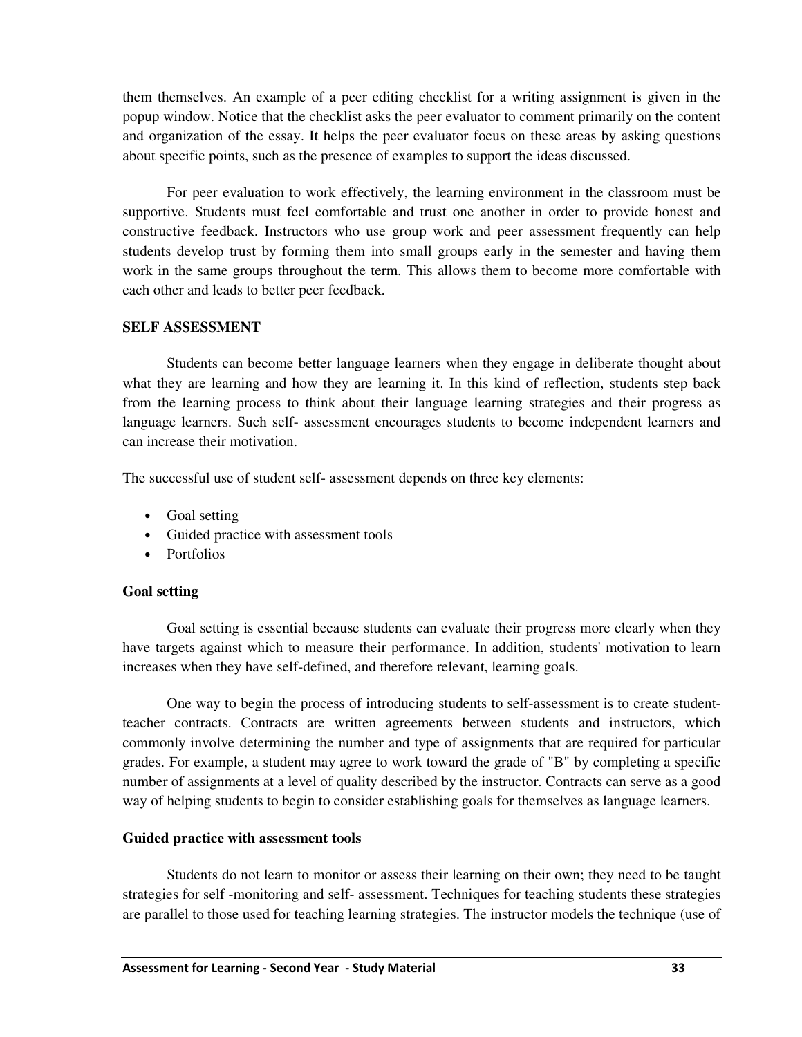them themselves. An example of a peer editing checklist for a writing assignment is given in the popup window. Notice that the checklist asks the peer evaluator to comment primarily on the content and organization of the essay. It helps the peer evaluator focus on these areas by asking questions about specific points, such as the presence of examples to support the ideas discussed.

For peer evaluation to work effectively, the learning environment in the classroom must be supportive. Students must feel comfortable and trust one another in order to provide honest and constructive feedback. Instructors who use group work and peer assessment frequently can help students develop trust by forming them into small groups early in the semester and having them work in the same groups throughout the term. This allows them to become more comfortable with each other and leads to better peer feedback.

## SELF ASSESSMENT

Students can become better language learners when they engage in deliberate thought about what they are learning and how they are learning it. In this kind of reflection, students step back from the learning process to think about their language learning strategies and their progress as language learners. Such self- assessment encourages students to become independent learners and can increase their motivation.

The successful use of student self- assessment depends on three key elements:

- Goal setting
- Guided practice with assessment tools
- Portfolios

### Goal setting

Goal setting is essential because students can evaluate their progress more clearly when they have targets against which to measure their performance. In addition, students' motivation to learn increases when they have self-defined, and therefore relevant, learning goals.

One way to begin the process of introducing students to self-assessment is to create student-teacher contracts. Contracts are written agreements between students and instructors, which commonly involve determining the number and type of assignments that are required for particular grades. For example, a student may agree to work toward the grade of "B" by completing a specific number of assignments at a level of quality described by the instructor. Contracts can serve as a good way of helping students to begin to consider establishing goals for themselves as language learners.

### Guided practice with assessment tools

Students do not learn to monitor or assess their learning on their own; they need to be taught strategies for self -monitoring and self- assessment. Techniques for teaching students these strategies are parallel to those used for teaching learning strategies. The instructor models the technique (use of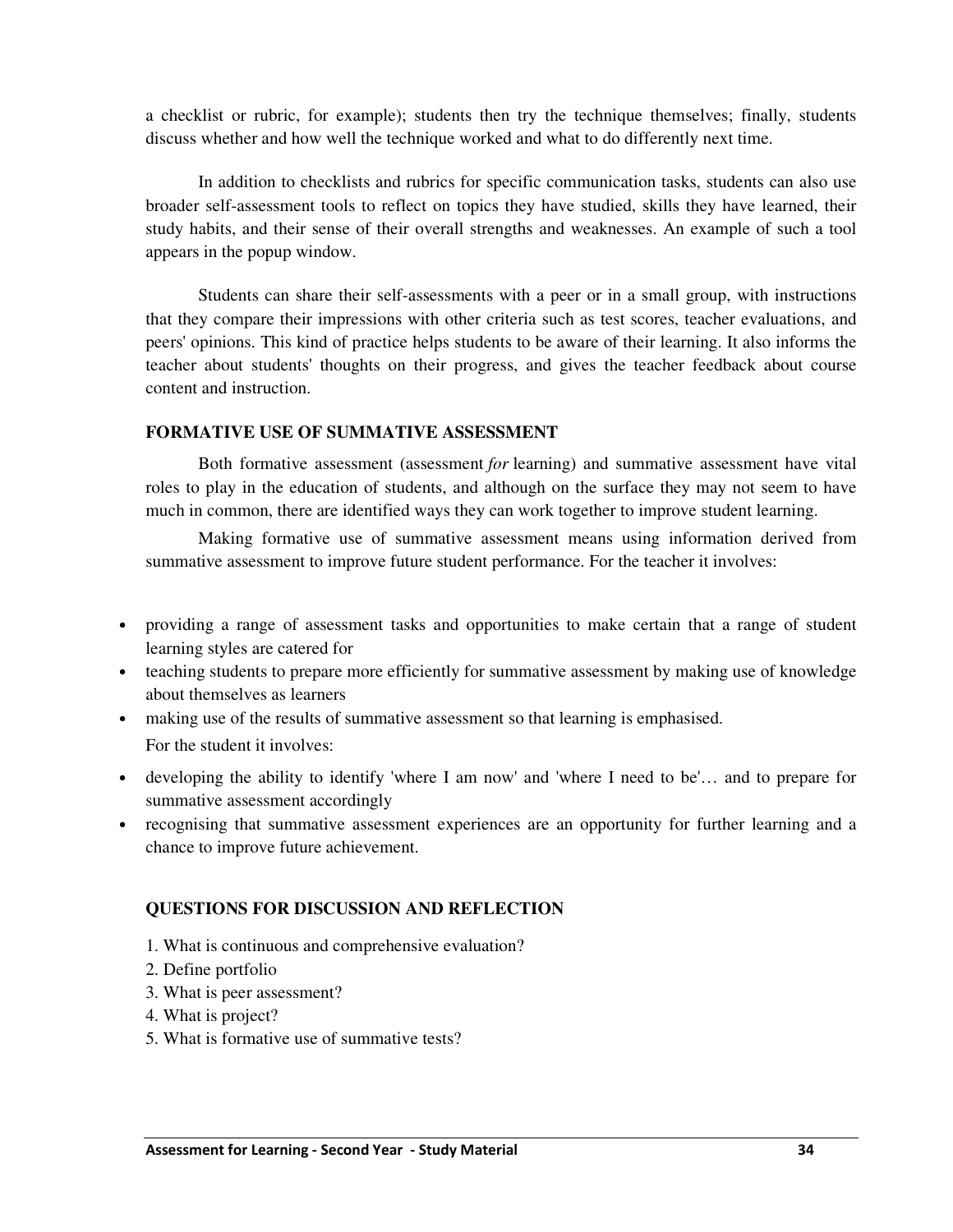a checklist or rubric, for example); students then try the technique themselves; finally, students discuss whether and how well the technique worked and what to do differently next time.

In addition to checklists and rubrics for specific communication tasks, students can also use broader self-assessment tools to reflect on topics they have studied, skills they have learned, their study habits, and their sense of their overall strengths and weaknesses. An example of such a tool appears in the popup window.

Students can share their self-assessments with a peer or in a small group, with instructions that they compare their impressions with other criteria such as test scores, teacher evaluations, and peers' opinions. This kind of practice helps students to be aware of their learning. It also informs the teacher about students' thoughts on their progress, and gives the teacher feedback about course content and instruction.

### FORMATIVE USE OF SUMMATIVE ASSESSMENT

Both formative assessment (assessment *for* learning) and summative assessment have vital roles to play in the education of students, and although on the surface they may not seem to have much in common, there are identified ways they can work together to improve student learning.

Making formative use of summative assessment means using information derived from summative assessment to improve future student performance. For the teacher it involves:

- providing a range of assessment tasks and opportunities to make certain that a range of student learning styles are catered for
- teaching students to prepare more efficiently for summative assessment by making use of knowledge about themselves as learners
- making use of the results of summative assessment so that learning is emphasised.

For the student it involves:

- developing the ability to identify 'where I am now' and 'where I need to be'… and to prepare for summative assessment accordingly
- recognising that summative assessment experiences are an opportunity for further learning and a chance to improve future achievement.

### QUESTIONS FOR DISCUSSION AND REFLECTION

1. What is continuous and comprehensive evaluation?
2. Define portfolio
3. What is peer assessment?
4. What is project?
5. What is formative use of summative tests?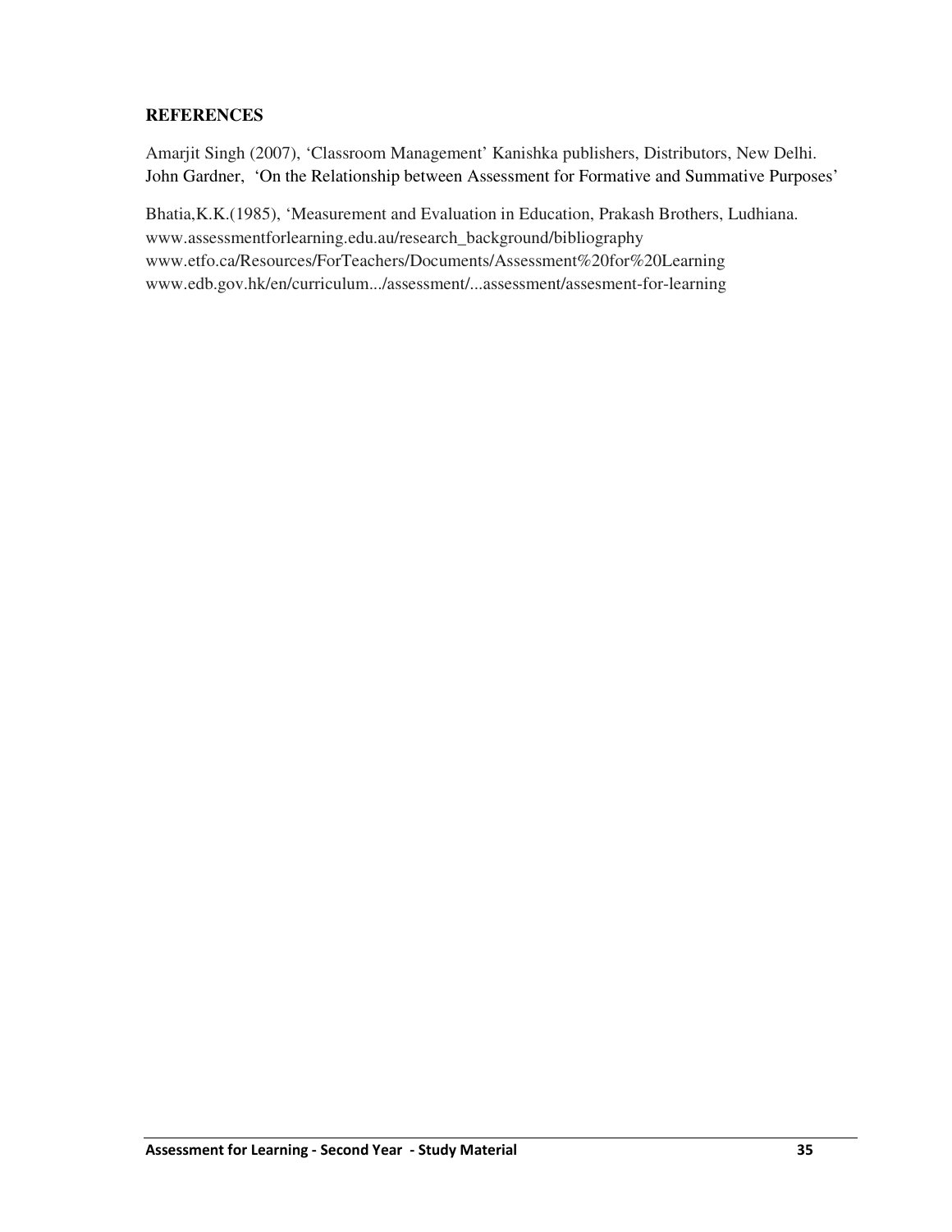**REFERENCES**

Amarjit Singh (2007), 'Classroom Management' Kanishka publishers, Distributors, New Delhi.
John Gardner, 'On the Relationship between Assessment for Formative and Summative Purposes'

Bhatia,K.K.(1985), 'Measurement and Evaluation in Education, Prakash Brothers, Ludhiana.
www.assessmentforlearning.edu.au/research_background/bibliography
www.etfo.ca/Resources/ForTeachers/Documents/Assessment%20for%20Learning
www.edb.gov.hk/en/curriculum.../assessment/...assessment/assesment-for-learning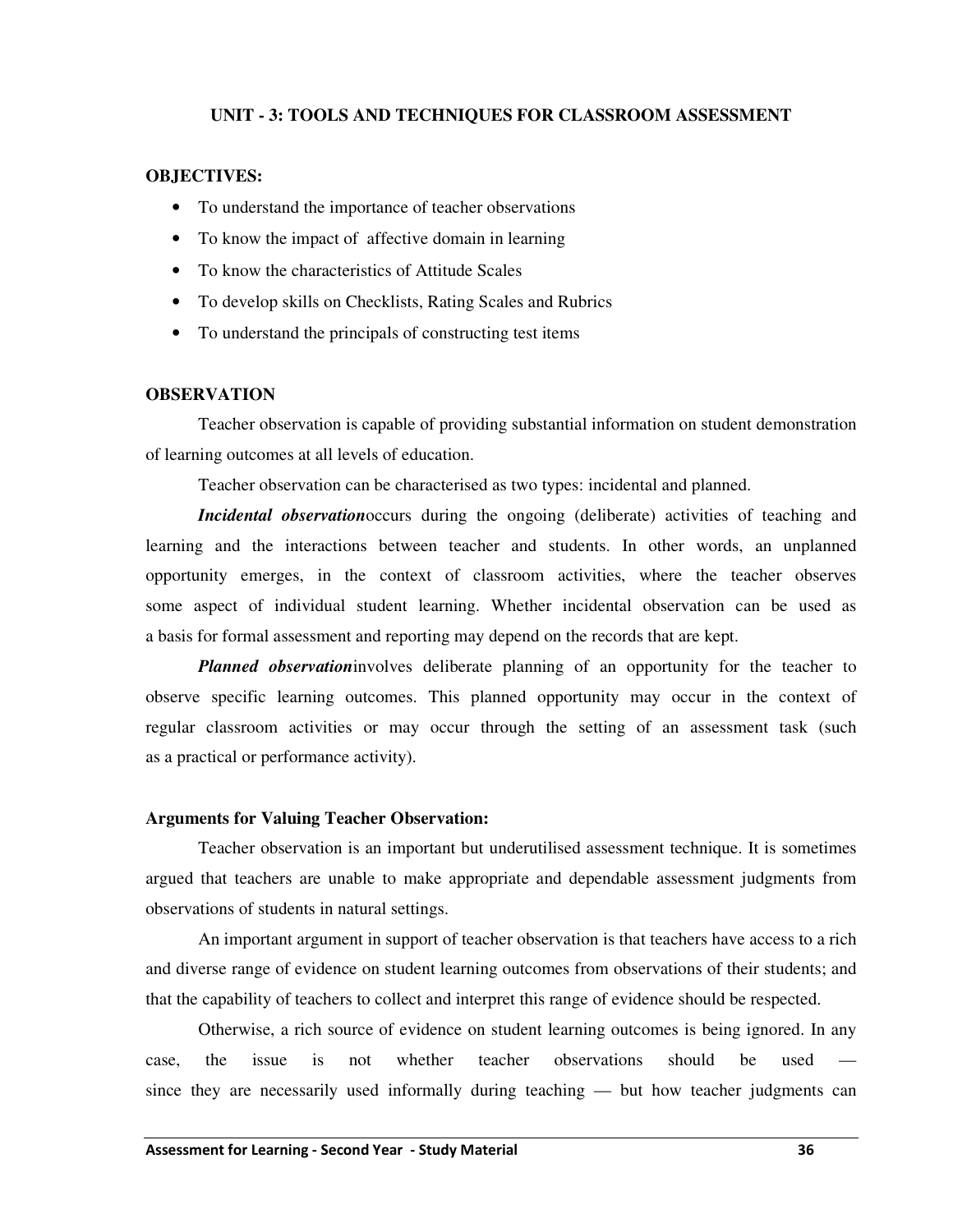# UNIT - 3: TOOLS AND TECHNIQUES FOR CLASSROOM ASSESSMENT

**OBJECTIVES:**

- To understand the importance of teacher observations
- To know the impact of affective domain in learning
- To know the characteristics of Attitude Scales
- To develop skills on Checklists, Rating Scales and Rubrics
- To understand the principals of constructing test items

## OBSERVATION

Teacher observation is capable of providing substantial information on student demonstration of learning outcomes at all levels of education.

Teacher observation can be characterised as two types: incidental and planned.

***Incidental observation*** occurs during the ongoing (deliberate) activities of teaching and learning and the interactions between teacher and students. In other words, an unplanned opportunity emerges, in the context of classroom activities, where the teacher observes some aspect of individual student learning. Whether incidental observation can be used as a basis for formal assessment and reporting may depend on the records that are kept.

***Planned observation*** involves deliberate planning of an opportunity for the teacher to observe specific learning outcomes. This planned opportunity may occur in the context of regular classroom activities or may occur through the setting of an assessment task (such as a practical or performance activity).

### Arguments for Valuing Teacher Observation:

Teacher observation is an important but underutilised assessment technique. It is sometimes argued that teachers are unable to make appropriate and dependable assessment judgments from observations of students in natural settings.

An important argument in support of teacher observation is that teachers have access to a rich and diverse range of evidence on student learning outcomes from observations of their students; and that the capability of teachers to collect and interpret this range of evidence should be respected.

Otherwise, a rich source of evidence on student learning outcomes is being ignored. In any case, the issue is not whether teacher observations should be used — since they are necessarily used informally during teaching — but how teacher judgments can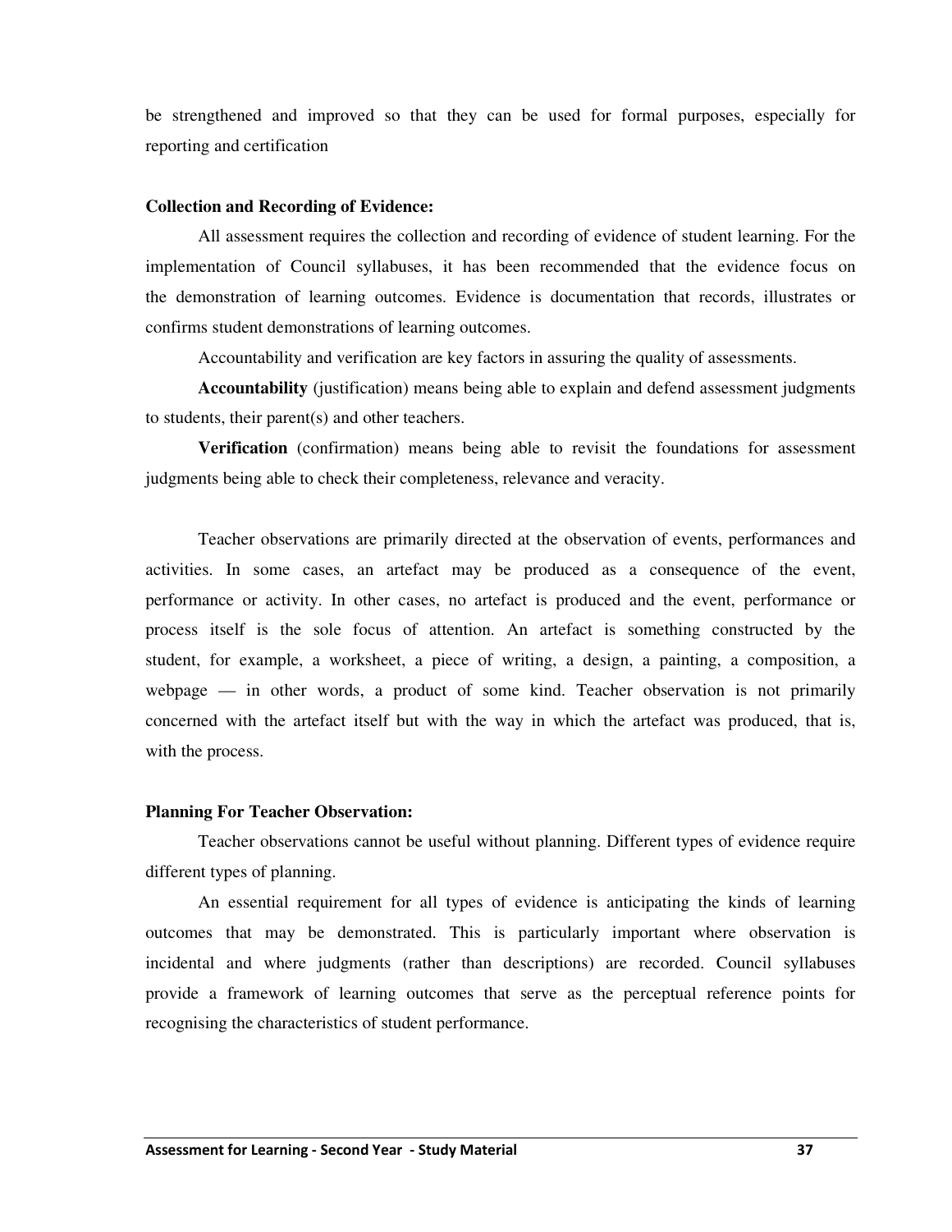be strengthened and improved so that they can be used for formal purposes, especially for reporting and certification

**Collection and Recording of Evidence:**

All assessment requires the collection and recording of evidence of student learning. For the implementation of Council syllabuses, it has been recommended that the evidence focus on the demonstration of learning outcomes. Evidence is documentation that records, illustrates or confirms student demonstrations of learning outcomes.

Accountability and verification are key factors in assuring the quality of assessments.

**Accountability** (justification) means being able to explain and defend assessment judgments to students, their parent(s) and other teachers.

**Verification** (confirmation) means being able to revisit the foundations for assessment judgments being able to check their completeness, relevance and veracity.

Teacher observations are primarily directed at the observation of events, performances and activities. In some cases, an artefact may be produced as a consequence of the event, performance or activity. In other cases, no artefact is produced and the event, performance or process itself is the sole focus of attention. An artefact is something constructed by the student, for example, a worksheet, a piece of writing, a design, a painting, a composition, a webpage — in other words, a product of some kind. Teacher observation is not primarily concerned with the artefact itself but with the way in which the artefact was produced, that is, with the process.

**Planning For Teacher Observation:**

Teacher observations cannot be useful without planning. Different types of evidence require different types of planning.

An essential requirement for all types of evidence is anticipating the kinds of learning outcomes that may be demonstrated. This is particularly important where observation is incidental and where judgments (rather than descriptions) are recorded. Council syllabuses provide a framework of learning outcomes that serve as the perceptual reference points for recognising the characteristics of student performance.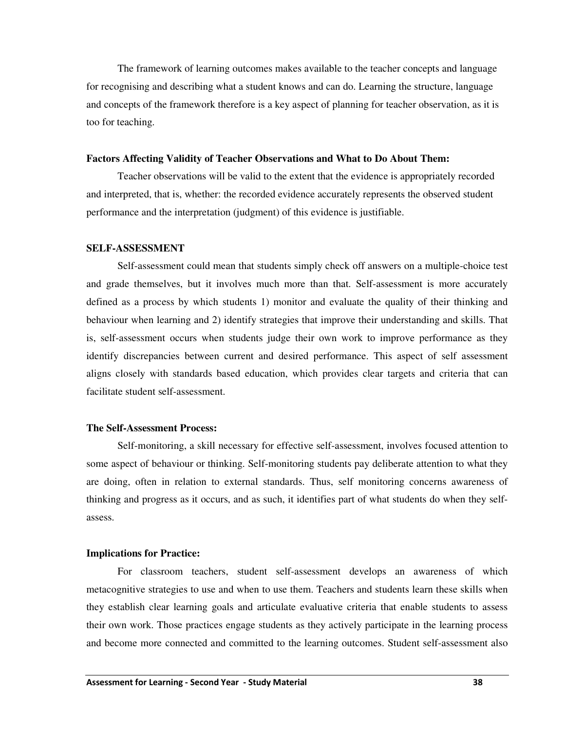The framework of learning outcomes makes available to the teacher concepts and language for recognising and describing what a student knows and can do. Learning the structure, language and concepts of the framework therefore is a key aspect of planning for teacher observation, as it is too for teaching.

**Factors Affecting Validity of Teacher Observations and What to Do About Them:**

Teacher observations will be valid to the extent that the evidence is appropriately recorded and interpreted, that is, whether: the recorded evidence accurately represents the observed student performance and the interpretation (judgment) of this evidence is justifiable.

**SELF-ASSESSMENT**

Self-assessment could mean that students simply check off answers on a multiple-choice test and grade themselves, but it involves much more than that. Self-assessment is more accurately defined as a process by which students 1) monitor and evaluate the quality of their thinking and behaviour when learning and 2) identify strategies that improve their understanding and skills. That is, self-assessment occurs when students judge their own work to improve performance as they identify discrepancies between current and desired performance. This aspect of self assessment aligns closely with standards based education, which provides clear targets and criteria that can facilitate student self-assessment.

**The Self-Assessment Process:**

Self-monitoring, a skill necessary for effective self-assessment, involves focused attention to some aspect of behaviour or thinking. Self-monitoring students pay deliberate attention to what they are doing, often in relation to external standards. Thus, self monitoring concerns awareness of thinking and progress as it occurs, and as such, it identifies part of what students do when they self-assess.

**Implications for Practice:**

For classroom teachers, student self-assessment develops an awareness of which metacognitive strategies to use and when to use them. Teachers and students learn these skills when they establish clear learning goals and articulate evaluative criteria that enable students to assess their own work. Those practices engage students as they actively participate in the learning process and become more connected and committed to the learning outcomes. Student self-assessment also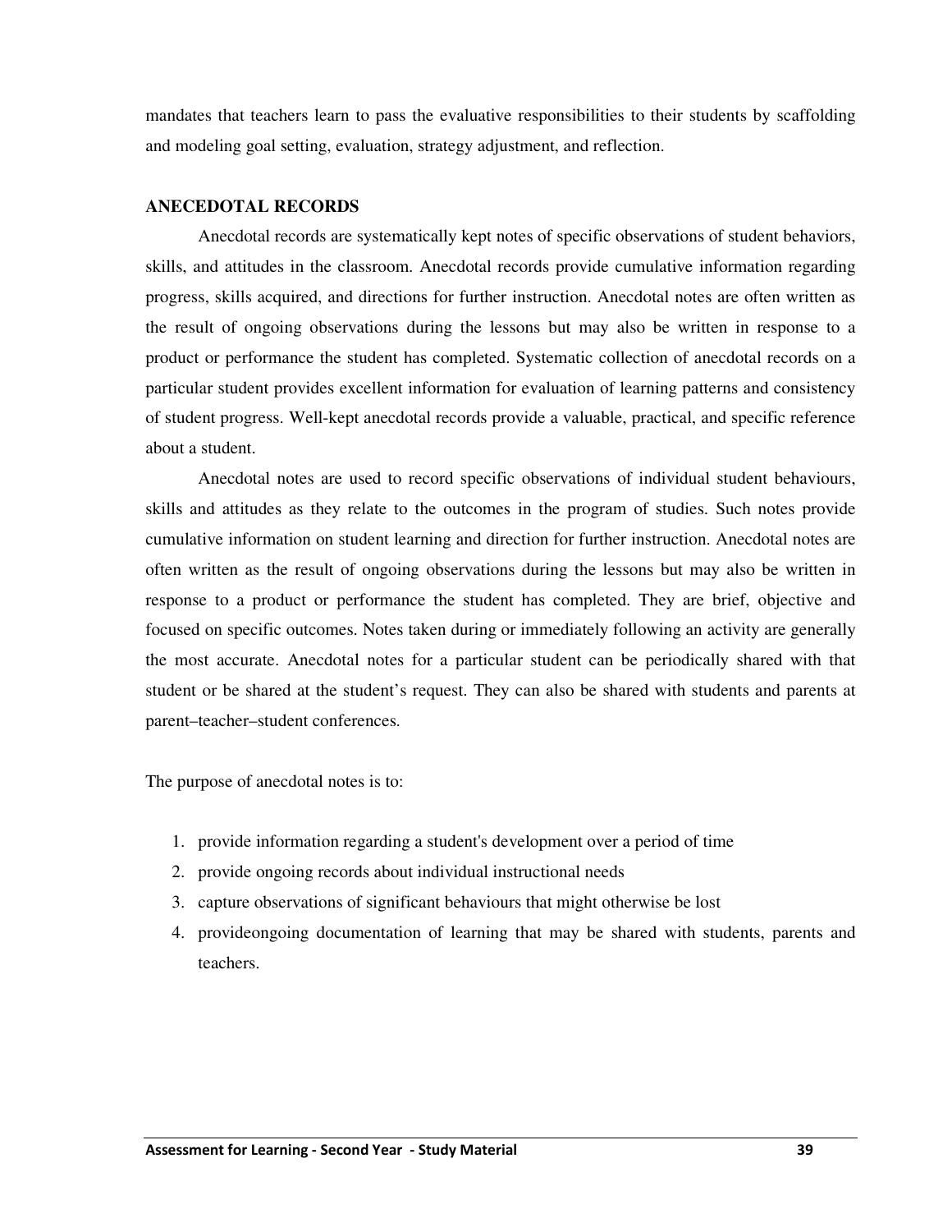mandates that teachers learn to pass the evaluative responsibilities to their students by scaffolding and modeling goal setting, evaluation, strategy adjustment, and reflection.

## ANECEDOTAL RECORDS

Anecdotal records are systematically kept notes of specific observations of student behaviors, skills, and attitudes in the classroom. Anecdotal records provide cumulative information regarding progress, skills acquired, and directions for further instruction. Anecdotal notes are often written as the result of ongoing observations during the lessons but may also be written in response to a product or performance the student has completed. Systematic collection of anecdotal records on a particular student provides excellent information for evaluation of learning patterns and consistency of student progress. Well-kept anecdotal records provide a valuable, practical, and specific reference about a student.

Anecdotal notes are used to record specific observations of individual student behaviours, skills and attitudes as they relate to the outcomes in the program of studies. Such notes provide cumulative information on student learning and direction for further instruction. Anecdotal notes are often written as the result of ongoing observations during the lessons but may also be written in response to a product or performance the student has completed. They are brief, objective and focused on specific outcomes. Notes taken during or immediately following an activity are generally the most accurate. Anecdotal notes for a particular student can be periodically shared with that student or be shared at the student's request. They can also be shared with students and parents at parent–teacher–student conferences.

The purpose of anecdotal notes is to:

1. provide information regarding a student's development over a period of time
2. provide ongoing records about individual instructional needs
3. capture observations of significant behaviours that might otherwise be lost
4. provideongoing documentation of learning that may be shared with students, parents and teachers.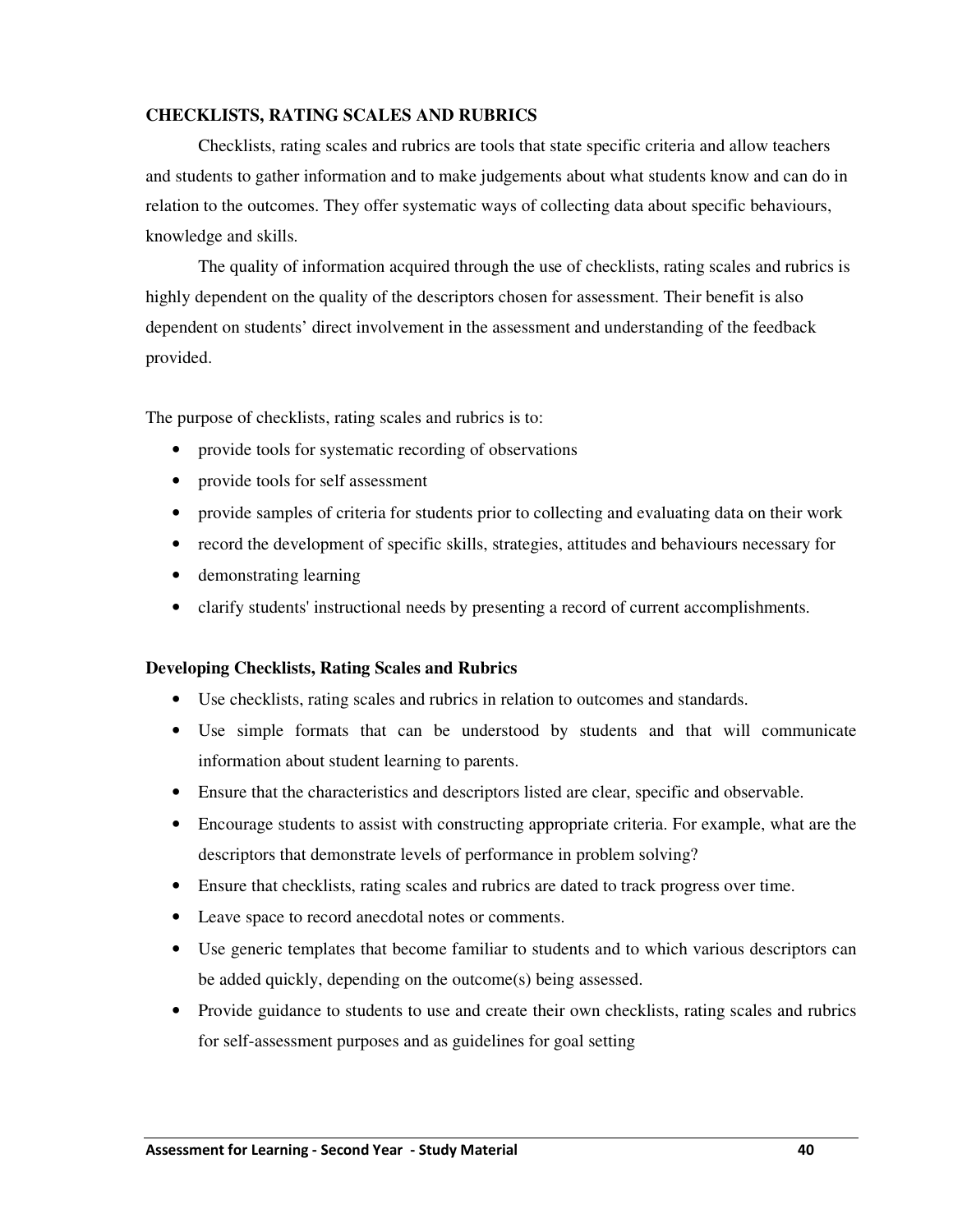## CHECKLISTS, RATING SCALES AND RUBRICS

Checklists, rating scales and rubrics are tools that state specific criteria and allow teachers and students to gather information and to make judgements about what students know and can do in relation to the outcomes. They offer systematic ways of collecting data about specific behaviours, knowledge and skills.

The quality of information acquired through the use of checklists, rating scales and rubrics is highly dependent on the quality of the descriptors chosen for assessment. Their benefit is also dependent on students' direct involvement in the assessment and understanding of the feedback provided.

The purpose of checklists, rating scales and rubrics is to:

- provide tools for systematic recording of observations
- provide tools for self assessment
- provide samples of criteria for students prior to collecting and evaluating data on their work
- record the development of specific skills, strategies, attitudes and behaviours necessary for
- demonstrating learning
- clarify students' instructional needs by presenting a record of current accomplishments.

### Developing Checklists, Rating Scales and Rubrics

- Use checklists, rating scales and rubrics in relation to outcomes and standards.
- Use simple formats that can be understood by students and that will communicate information about student learning to parents.
- Ensure that the characteristics and descriptors listed are clear, specific and observable.
- Encourage students to assist with constructing appropriate criteria. For example, what are the descriptors that demonstrate levels of performance in problem solving?
- Ensure that checklists, rating scales and rubrics are dated to track progress over time.
- Leave space to record anecdotal notes or comments.
- Use generic templates that become familiar to students and to which various descriptors can be added quickly, depending on the outcome(s) being assessed.
- Provide guidance to students to use and create their own checklists, rating scales and rubrics for self-assessment purposes and as guidelines for goal setting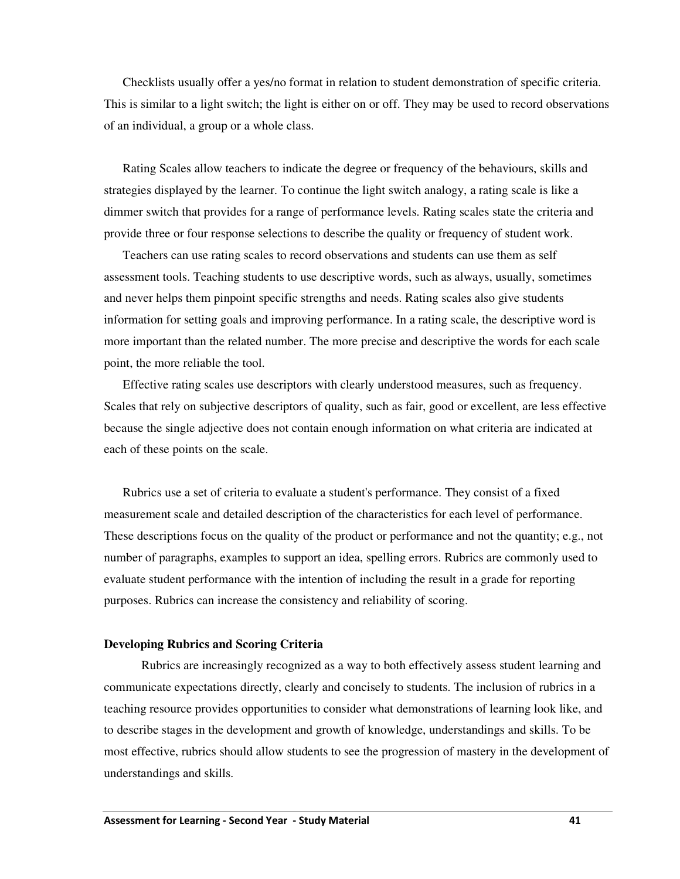Checklists usually offer a yes/no format in relation to student demonstration of specific criteria. This is similar to a light switch; the light is either on or off. They may be used to record observations of an individual, a group or a whole class.

Rating Scales allow teachers to indicate the degree or frequency of the behaviours, skills and strategies displayed by the learner. To continue the light switch analogy, a rating scale is like a dimmer switch that provides for a range of performance levels. Rating scales state the criteria and provide three or four response selections to describe the quality or frequency of student work.

Teachers can use rating scales to record observations and students can use them as self assessment tools. Teaching students to use descriptive words, such as always, usually, sometimes and never helps them pinpoint specific strengths and needs. Rating scales also give students information for setting goals and improving performance. In a rating scale, the descriptive word is more important than the related number. The more precise and descriptive the words for each scale point, the more reliable the tool.

Effective rating scales use descriptors with clearly understood measures, such as frequency. Scales that rely on subjective descriptors of quality, such as fair, good or excellent, are less effective because the single adjective does not contain enough information on what criteria are indicated at each of these points on the scale.

Rubrics use a set of criteria to evaluate a student's performance. They consist of a fixed measurement scale and detailed description of the characteristics for each level of performance. These descriptions focus on the quality of the product or performance and not the quantity; e.g., not number of paragraphs, examples to support an idea, spelling errors. Rubrics are commonly used to evaluate student performance with the intention of including the result in a grade for reporting purposes. Rubrics can increase the consistency and reliability of scoring.

**Developing Rubrics and Scoring Criteria**

Rubrics are increasingly recognized as a way to both effectively assess student learning and communicate expectations directly, clearly and concisely to students. The inclusion of rubrics in a teaching resource provides opportunities to consider what demonstrations of learning look like, and to describe stages in the development and growth of knowledge, understandings and skills. To be most effective, rubrics should allow students to see the progression of mastery in the development of understandings and skills.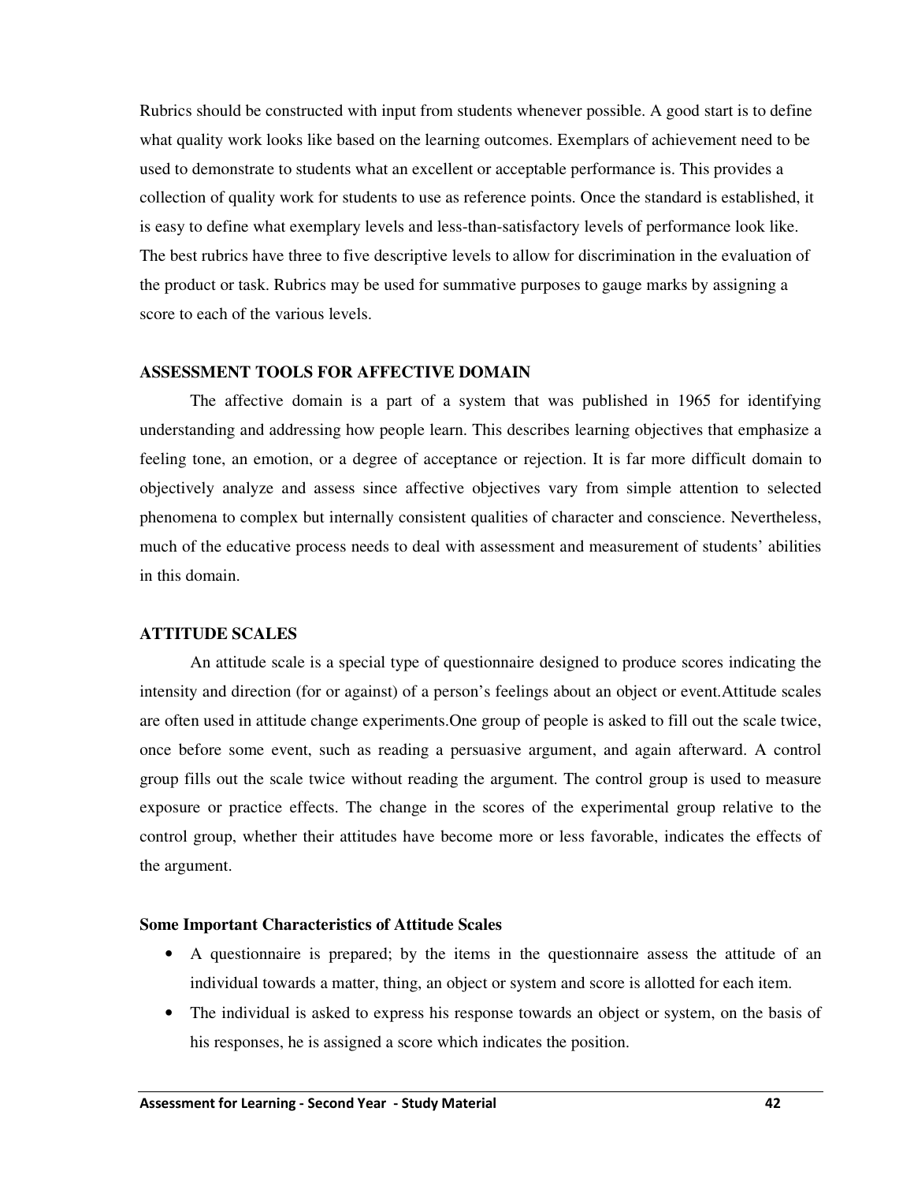Rubrics should be constructed with input from students whenever possible. A good start is to define what quality work looks like based on the learning outcomes. Exemplars of achievement need to be used to demonstrate to students what an excellent or acceptable performance is. This provides a collection of quality work for students to use as reference points. Once the standard is established, it is easy to define what exemplary levels and less-than-satisfactory levels of performance look like. The best rubrics have three to five descriptive levels to allow for discrimination in the evaluation of the product or task. Rubrics may be used for summative purposes to gauge marks by assigning a score to each of the various levels.

## ASSESSMENT TOOLS FOR AFFECTIVE DOMAIN

The affective domain is a part of a system that was published in 1965 for identifying understanding and addressing how people learn. This describes learning objectives that emphasize a feeling tone, an emotion, or a degree of acceptance or rejection. It is far more difficult domain to objectively analyze and assess since affective objectives vary from simple attention to selected phenomena to complex but internally consistent qualities of character and conscience. Nevertheless, much of the educative process needs to deal with assessment and measurement of students' abilities in this domain.

## ATTITUDE SCALES

An attitude scale is a special type of questionnaire designed to produce scores indicating the intensity and direction (for or against) of a person's feelings about an object or event.Attitude scales are often used in attitude change experiments.One group of people is asked to fill out the scale twice, once before some event, such as reading a persuasive argument, and again afterward. A control group fills out the scale twice without reading the argument. The control group is used to measure exposure or practice effects. The change in the scores of the experimental group relative to the control group, whether their attitudes have become more or less favorable, indicates the effects of the argument.

### Some Important Characteristics of Attitude Scales

- A questionnaire is prepared; by the items in the questionnaire assess the attitude of an individual towards a matter, thing, an object or system and score is allotted for each item.
- The individual is asked to express his response towards an object or system, on the basis of his responses, he is assigned a score which indicates the position.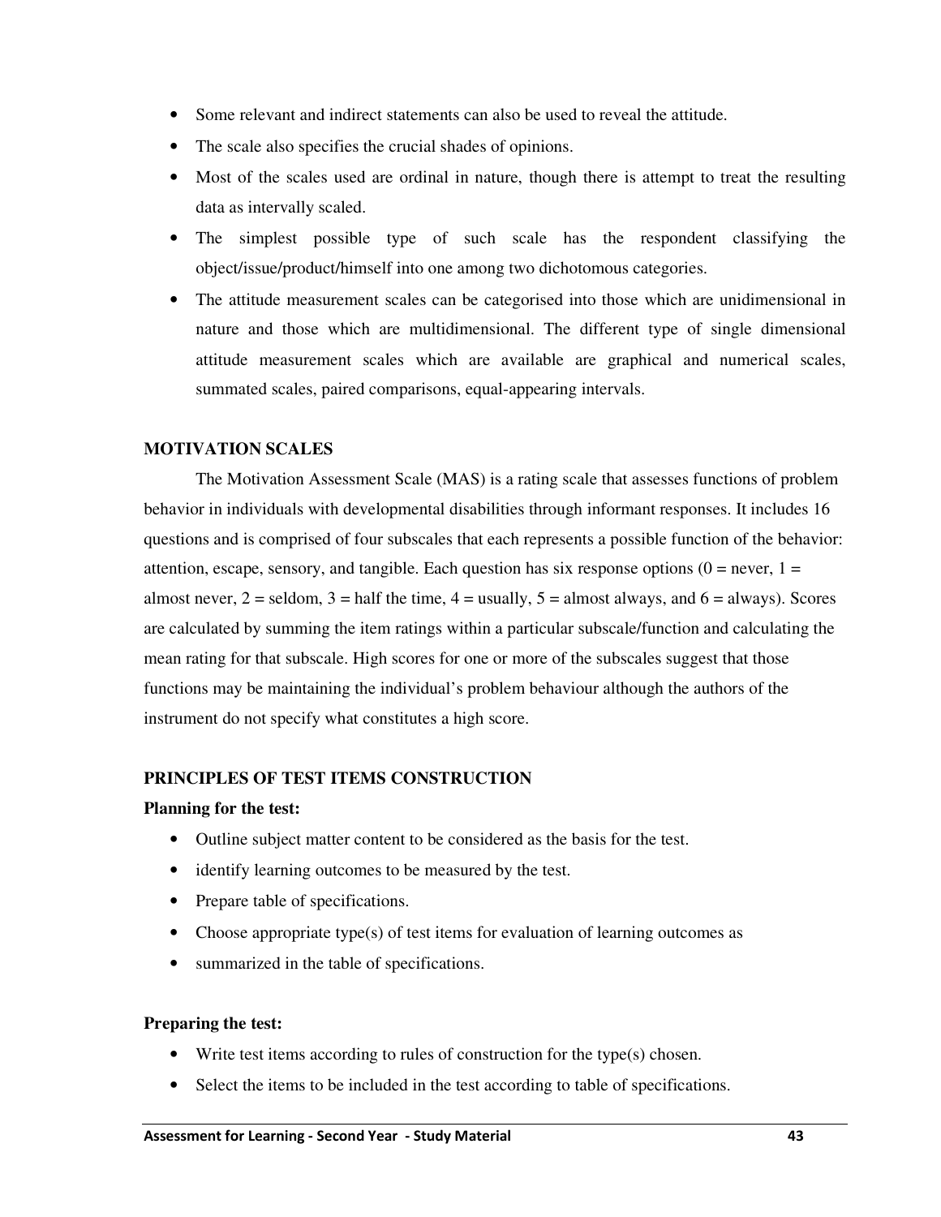- Some relevant and indirect statements can also be used to reveal the attitude.
- The scale also specifies the crucial shades of opinions.
- Most of the scales used are ordinal in nature, though there is attempt to treat the resulting data as intervally scaled.
- The simplest possible type of such scale has the respondent classifying the object/issue/product/himself into one among two dichotomous categories.
- The attitude measurement scales can be categorised into those which are unidimensional in nature and those which are multidimensional. The different type of single dimensional attitude measurement scales which are available are graphical and numerical scales, summated scales, paired comparisons, equal-appearing intervals.

## MOTIVATION SCALES

The Motivation Assessment Scale (MAS) is a rating scale that assesses functions of problem behavior in individuals with developmental disabilities through informant responses. It includes 16 questions and is comprised of four subscales that each represents a possible function of the behavior: attention, escape, sensory, and tangible. Each question has six response options (0 = never, 1 = almost never, 2 = seldom, 3 = half the time, 4 = usually, 5 = almost always, and 6 = always). Scores are calculated by summing the item ratings within a particular subscale/function and calculating the mean rating for that subscale. High scores for one or more of the subscales suggest that those functions may be maintaining the individual's problem behaviour although the authors of the instrument do not specify what constitutes a high score.

## PRINCIPLES OF TEST ITEMS CONSTRUCTION

**Planning for the test:**

- Outline subject matter content to be considered as the basis for the test.
- identify learning outcomes to be measured by the test.
- Prepare table of specifications.
- Choose appropriate type(s) of test items for evaluation of learning outcomes as
- summarized in the table of specifications.

**Preparing the test:**

- Write test items according to rules of construction for the type(s) chosen.
- Select the items to be included in the test according to table of specifications.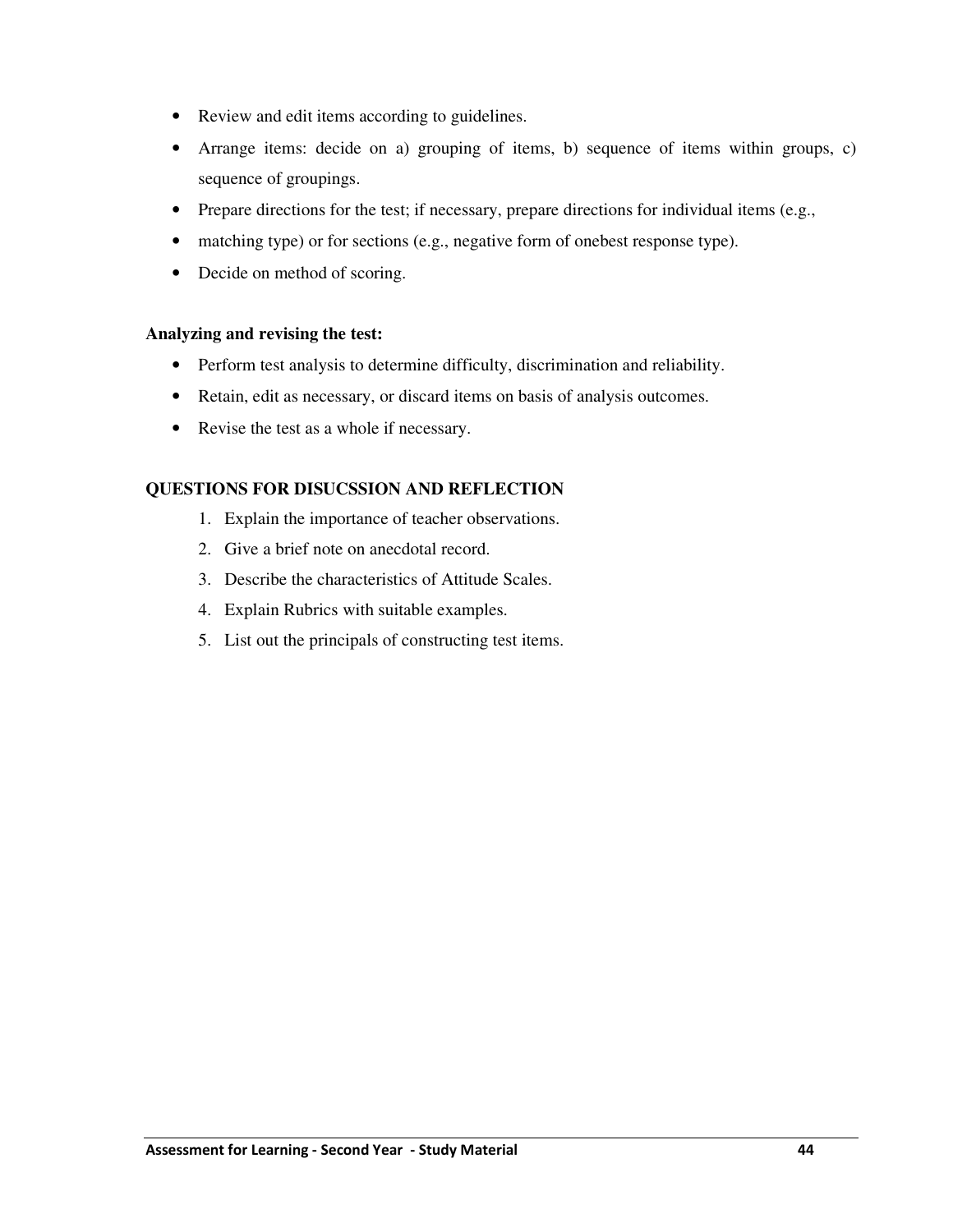- Review and edit items according to guidelines.
- Arrange items: decide on a) grouping of items, b) sequence of items within groups, c) sequence of groupings.
- Prepare directions for the test; if necessary, prepare directions for individual items (e.g.,
- matching type) or for sections (e.g., negative form of onebest response type).
- Decide on method of scoring.

**Analyzing and revising the test:**

- Perform test analysis to determine difficulty, discrimination and reliability.
- Retain, edit as necessary, or discard items on basis of analysis outcomes.
- Revise the test as a whole if necessary.

**QUESTIONS FOR DISUCSSION AND REFLECTION**

1. Explain the importance of teacher observations.
2. Give a brief note on anecdotal record.
3. Describe the characteristics of Attitude Scales.
4. Explain Rubrics with suitable examples.
5. List out the principals of constructing test items.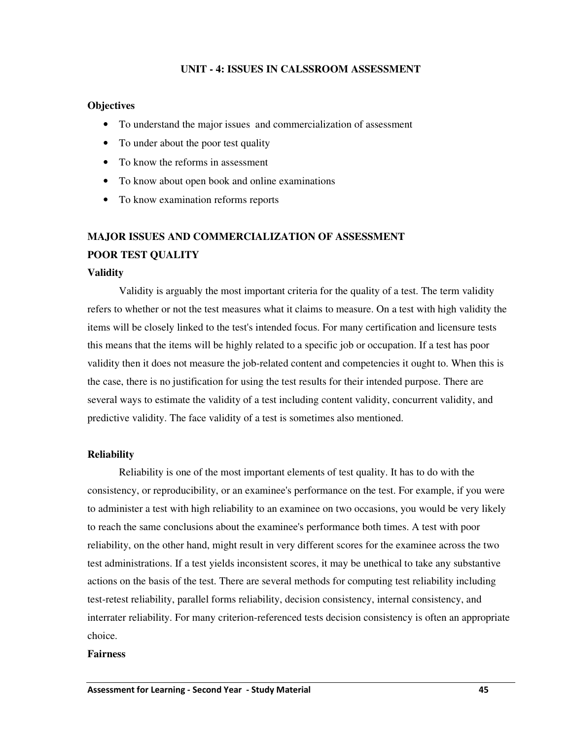# UNIT - 4: ISSUES IN CALSSROOM ASSESSMENT

**Objectives**

- To understand the major issues and commercialization of assessment
- To under about the poor test quality
- To know the reforms in assessment
- To know about open book and online examinations
- To know examination reforms reports

## MAJOR ISSUES AND COMMERCIALIZATION OF ASSESSMENT

## POOR TEST QUALITY

### Validity

Validity is arguably the most important criteria for the quality of a test. The term validity refers to whether or not the test measures what it claims to measure. On a test with high validity the items will be closely linked to the test's intended focus. For many certification and licensure tests this means that the items will be highly related to a specific job or occupation. If a test has poor validity then it does not measure the job-related content and competencies it ought to. When this is the case, there is no justification for using the test results for their intended purpose. There are several ways to estimate the validity of a test including content validity, concurrent validity, and predictive validity. The face validity of a test is sometimes also mentioned.

### Reliability

Reliability is one of the most important elements of test quality. It has to do with the consistency, or reproducibility, or an examinee's performance on the test. For example, if you were to administer a test with high reliability to an examinee on two occasions, you would be very likely to reach the same conclusions about the examinee's performance both times. A test with poor reliability, on the other hand, might result in very different scores for the examinee across the two test administrations. If a test yields inconsistent scores, it may be unethical to take any substantive actions on the basis of the test. There are several methods for computing test reliability including test-retest reliability, parallel forms reliability, decision consistency, internal consistency, and interrater reliability. For many criterion-referenced tests decision consistency is often an appropriate choice.

### Fairness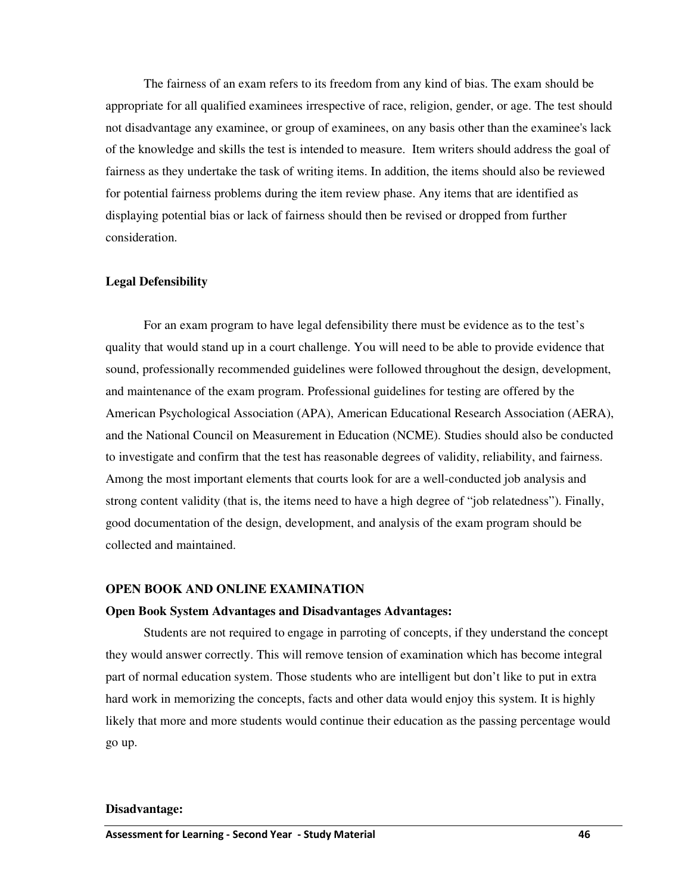The fairness of an exam refers to its freedom from any kind of bias. The exam should be appropriate for all qualified examinees irrespective of race, religion, gender, or age. The test should not disadvantage any examinee, or group of examinees, on any basis other than the examinee's lack of the knowledge and skills the test is intended to measure. Item writers should address the goal of fairness as they undertake the task of writing items. In addition, the items should also be reviewed for potential fairness problems during the item review phase. Any items that are identified as displaying potential bias or lack of fairness should then be revised or dropped from further consideration.

### Legal Defensibility

For an exam program to have legal defensibility there must be evidence as to the test's quality that would stand up in a court challenge. You will need to be able to provide evidence that sound, professionally recommended guidelines were followed throughout the design, development, and maintenance of the exam program. Professional guidelines for testing are offered by the American Psychological Association (APA), American Educational Research Association (AERA), and the National Council on Measurement in Education (NCME). Studies should also be conducted to investigate and confirm that the test has reasonable degrees of validity, reliability, and fairness. Among the most important elements that courts look for are a well-conducted job analysis and strong content validity (that is, the items need to have a high degree of "job relatedness"). Finally, good documentation of the design, development, and analysis of the exam program should be collected and maintained.

## OPEN BOOK AND ONLINE EXAMINATION

### Open Book System Advantages and Disadvantages Advantages:

Students are not required to engage in parroting of concepts, if they understand the concept they would answer correctly. This will remove tension of examination which has become integral part of normal education system. Those students who are intelligent but don't like to put in extra hard work in memorizing the concepts, facts and other data would enjoy this system. It is highly likely that more and more students would continue their education as the passing percentage would go up.

### Disadvantage: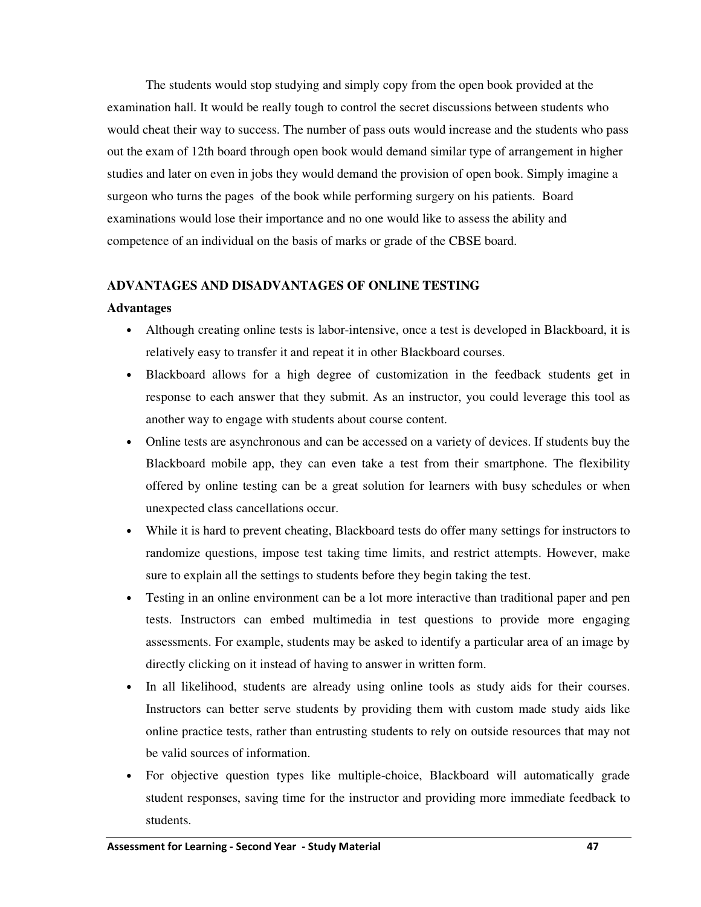The students would stop studying and simply copy from the open book provided at the examination hall. It would be really tough to control the secret discussions between students who would cheat their way to success. The number of pass outs would increase and the students who pass out the exam of 12th board through open book would demand similar type of arrangement in higher studies and later on even in jobs they would demand the provision of open book. Simply imagine a surgeon who turns the pages of the book while performing surgery on his patients. Board examinations would lose their importance and no one would like to assess the ability and competence of an individual on the basis of marks or grade of the CBSE board.

## ADVANTAGES AND DISADVANTAGES OF ONLINE TESTING

### Advantages

- Although creating online tests is labor-intensive, once a test is developed in Blackboard, it is relatively easy to transfer it and repeat it in other Blackboard courses.
- Blackboard allows for a high degree of customization in the feedback students get in response to each answer that they submit. As an instructor, you could leverage this tool as another way to engage with students about course content.
- Online tests are asynchronous and can be accessed on a variety of devices. If students buy the Blackboard mobile app, they can even take a test from their smartphone. The flexibility offered by online testing can be a great solution for learners with busy schedules or when unexpected class cancellations occur.
- While it is hard to prevent cheating, Blackboard tests do offer many settings for instructors to randomize questions, impose test taking time limits, and restrict attempts. However, make sure to explain all the settings to students before they begin taking the test.
- Testing in an online environment can be a lot more interactive than traditional paper and pen tests. Instructors can embed multimedia in test questions to provide more engaging assessments. For example, students may be asked to identify a particular area of an image by directly clicking on it instead of having to answer in written form.
- In all likelihood, students are already using online tools as study aids for their courses. Instructors can better serve students by providing them with custom made study aids like online practice tests, rather than entrusting students to rely on outside resources that may not be valid sources of information.
- For objective question types like multiple-choice, Blackboard will automatically grade student responses, saving time for the instructor and providing more immediate feedback to students.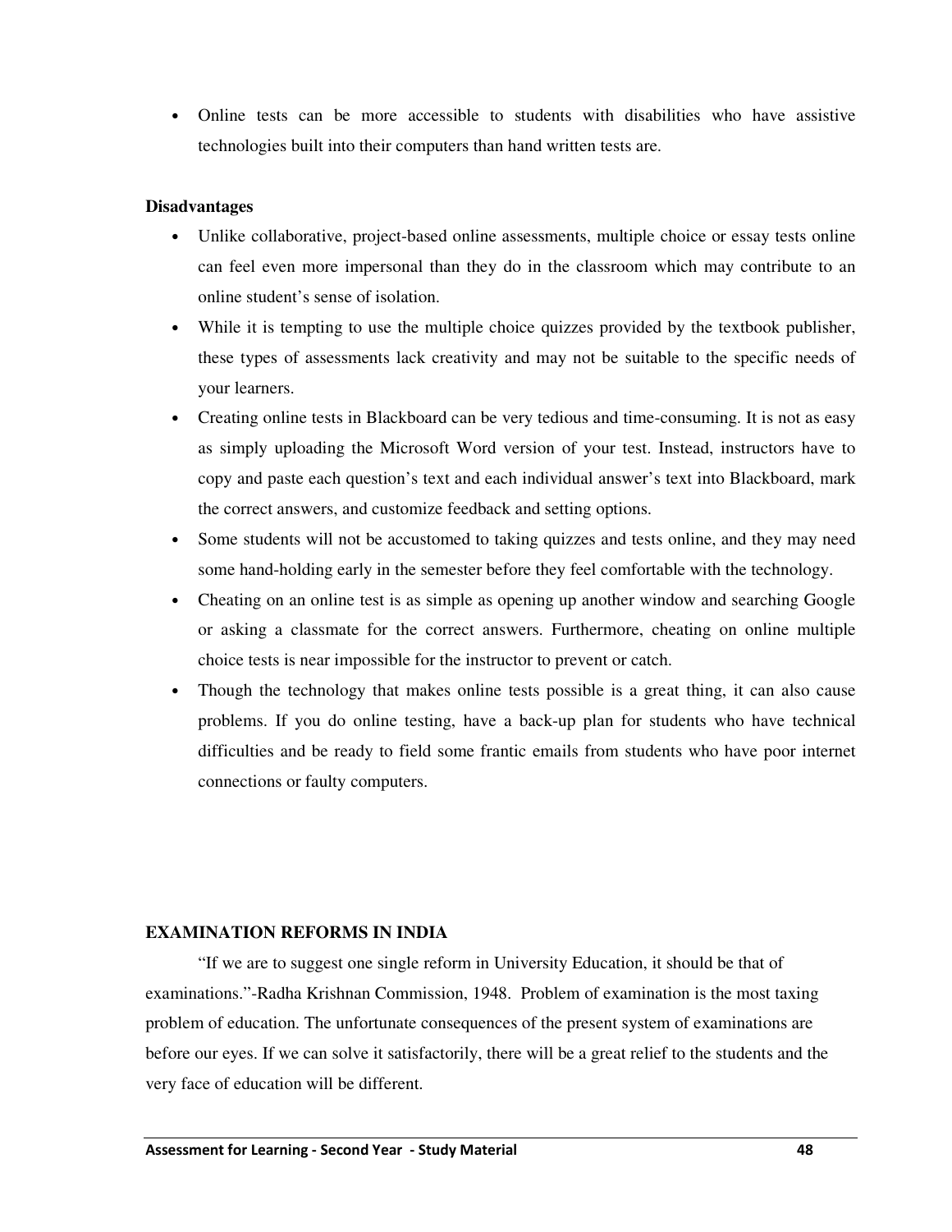- Online tests can be more accessible to students with disabilities who have assistive technologies built into their computers than hand written tests are.

**Disadvantages**

- Unlike collaborative, project-based online assessments, multiple choice or essay tests online can feel even more impersonal than they do in the classroom which may contribute to an online student's sense of isolation.
- While it is tempting to use the multiple choice quizzes provided by the textbook publisher, these types of assessments lack creativity and may not be suitable to the specific needs of your learners.
- Creating online tests in Blackboard can be very tedious and time-consuming. It is not as easy as simply uploading the Microsoft Word version of your test. Instead, instructors have to copy and paste each question's text and each individual answer's text into Blackboard, mark the correct answers, and customize feedback and setting options.
- Some students will not be accustomed to taking quizzes and tests online, and they may need some hand-holding early in the semester before they feel comfortable with the technology.
- Cheating on an online test is as simple as opening up another window and searching Google or asking a classmate for the correct answers. Furthermore, cheating on online multiple choice tests is near impossible for the instructor to prevent or catch.
- Though the technology that makes online tests possible is a great thing, it can also cause problems. If you do online testing, have a back-up plan for students who have technical difficulties and be ready to field some frantic emails from students who have poor internet connections or faulty computers.

**EXAMINATION REFORMS IN INDIA**

"If we are to suggest one single reform in University Education, it should be that of examinations."-Radha Krishnan Commission, 1948. Problem of examination is the most taxing problem of education. The unfortunate consequences of the present system of examinations are before our eyes. If we can solve it satisfactorily, there will be a great relief to the students and the very face of education will be different.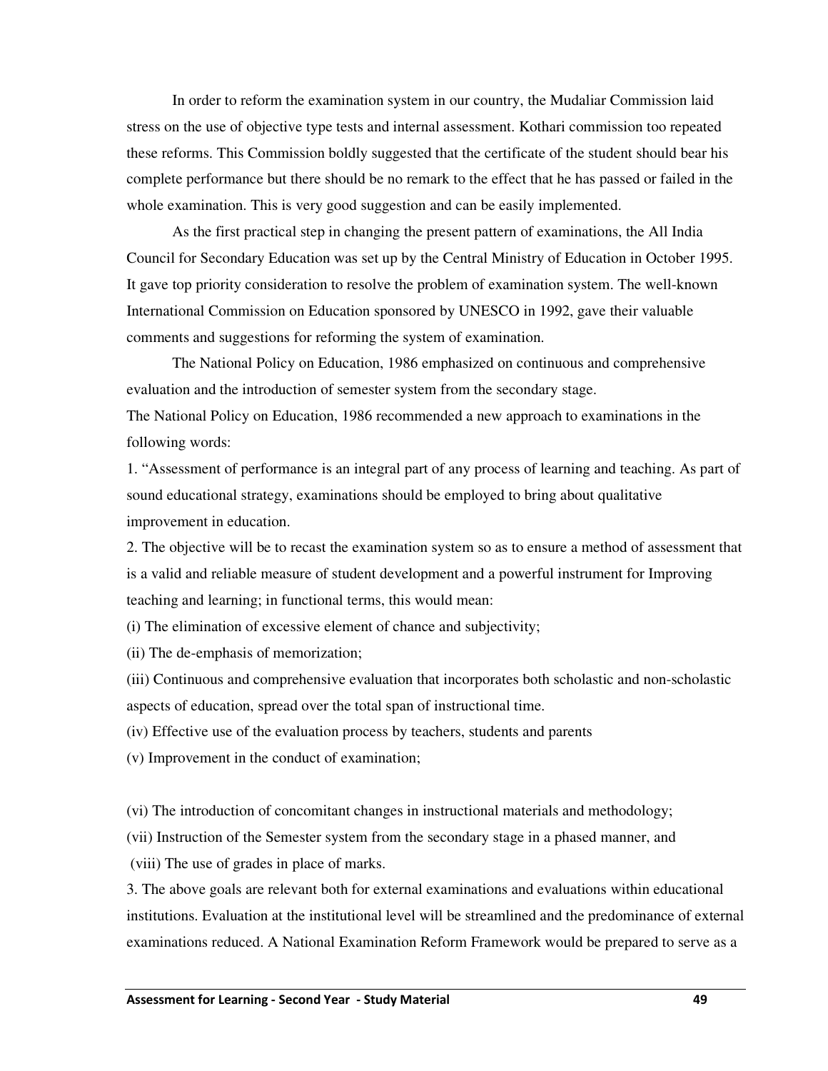In order to reform the examination system in our country, the Mudaliar Commission laid stress on the use of objective type tests and internal assessment. Kothari commission too repeated these reforms. This Commission boldly suggested that the certificate of the student should bear his complete performance but there should be no remark to the effect that he has passed or failed in the whole examination. This is very good suggestion and can be easily implemented.

As the first practical step in changing the present pattern of examinations, the All India Council for Secondary Education was set up by the Central Ministry of Education in October 1995. It gave top priority consideration to resolve the problem of examination system. The well-known International Commission on Education sponsored by UNESCO in 1992, gave their valuable comments and suggestions for reforming the system of examination.

The National Policy on Education, 1986 emphasized on continuous and comprehensive evaluation and the introduction of semester system from the secondary stage.

The National Policy on Education, 1986 recommended a new approach to examinations in the following words:

1. "Assessment of performance is an integral part of any process of learning and teaching. As part of sound educational strategy, examinations should be employed to bring about qualitative improvement in education.
2. The objective will be to recast the examination system so as to ensure a method of assessment that is a valid and reliable measure of student development and a powerful instrument for Improving teaching and learning; in functional terms, this would mean:

(i) The elimination of excessive element of chance and subjectivity;

(ii) The de-emphasis of memorization;

(iii) Continuous and comprehensive evaluation that incorporates both scholastic and non-scholastic aspects of education, spread over the total span of instructional time.

(iv) Effective use of the evaluation process by teachers, students and parents

(v) Improvement in the conduct of examination;

(vi) The introduction of concomitant changes in instructional materials and methodology;

(vii) Instruction of the Semester system from the secondary stage in a phased manner, and

(viii) The use of grades in place of marks.

3. The above goals are relevant both for external examinations and evaluations within educational institutions. Evaluation at the institutional level will be streamlined and the predominance of external examinations reduced. A National Examination Reform Framework would be prepared to serve as a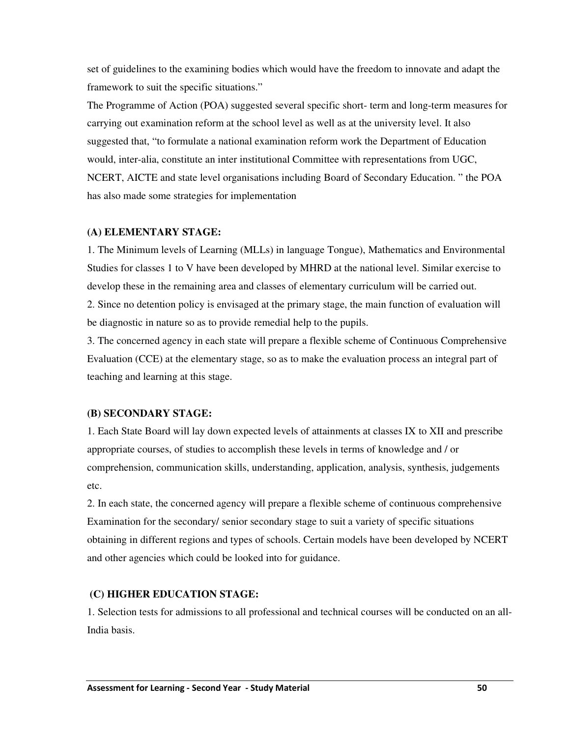set of guidelines to the examining bodies which would have the freedom to innovate and adapt the framework to suit the specific situations."

The Programme of Action (POA) suggested several specific short- term and long-term measures for carrying out examination reform at the school level as well as at the university level. It also suggested that, "to formulate a national examination reform work the Department of Education would, inter-alia, constitute an inter institutional Committee with representations from UGC, NCERT, AICTE and state level organisations including Board of Secondary Education. " the POA has also made some strategies for implementation

**(A) ELEMENTARY STAGE:**

1. The Minimum levels of Learning (MLLs) in language Tongue), Mathematics and Environmental Studies for classes 1 to V have been developed by MHRD at the national level. Similar exercise to develop these in the remaining area and classes of elementary curriculum will be carried out.
2. Since no detention policy is envisaged at the primary stage, the main function of evaluation will be diagnostic in nature so as to provide remedial help to the pupils.
3. The concerned agency in each state will prepare a flexible scheme of Continuous Comprehensive Evaluation (CCE) at the elementary stage, so as to make the evaluation process an integral part of teaching and learning at this stage.

**(B) SECONDARY STAGE:**

1. Each State Board will lay down expected levels of attainments at classes IX to XII and prescribe appropriate courses, of studies to accomplish these levels in terms of knowledge and / or comprehension, communication skills, understanding, application, analysis, synthesis, judgements etc.
2. In each state, the concerned agency will prepare a flexible scheme of continuous comprehensive Examination for the secondary/ senior secondary stage to suit a variety of specific situations obtaining in different regions and types of schools. Certain models have been developed by NCERT and other agencies which could be looked into for guidance.

**(C) HIGHER EDUCATION STAGE:**

1. Selection tests for admissions to all professional and technical courses will be conducted on an all-India basis.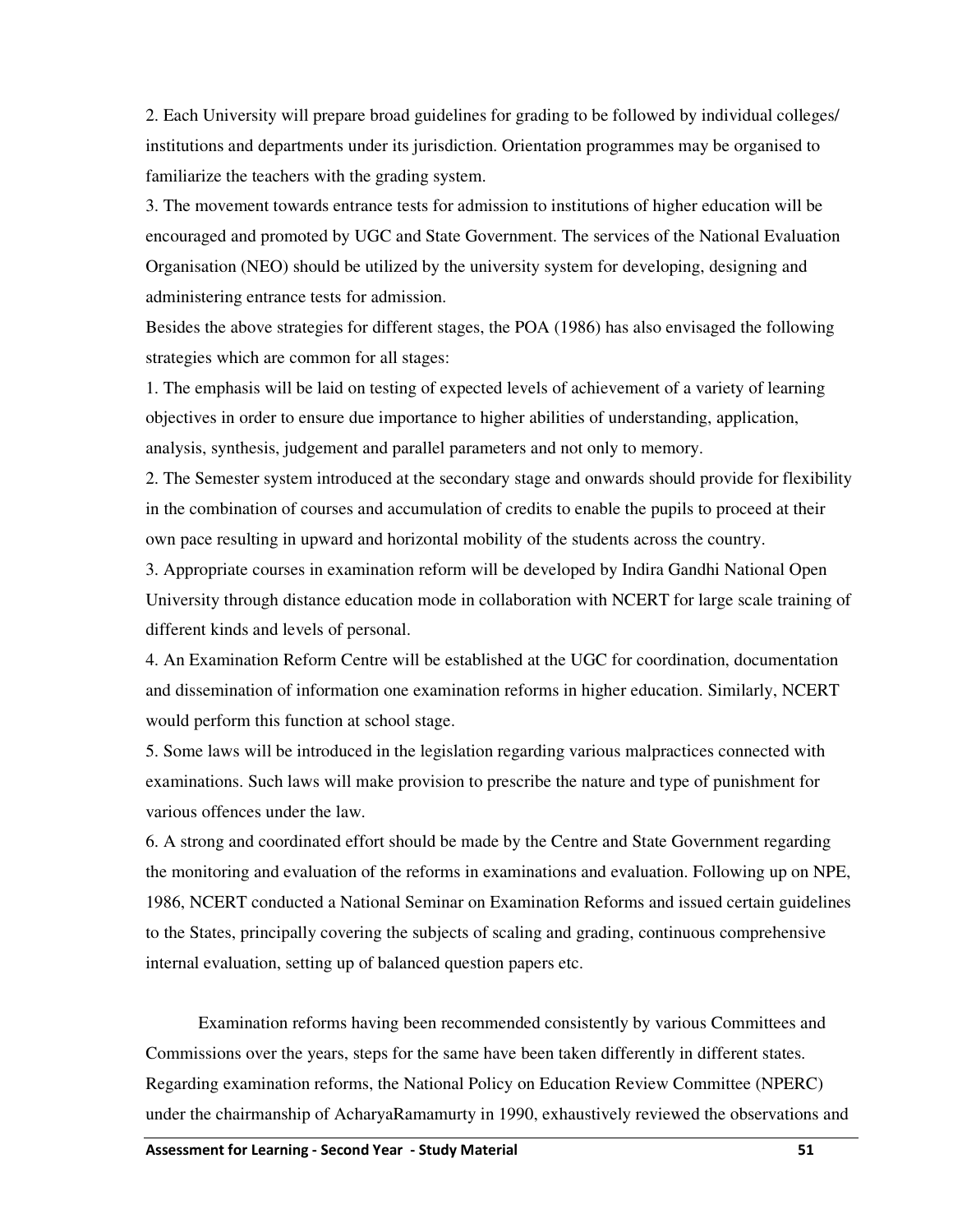2. Each University will prepare broad guidelines for grading to be followed by individual colleges/ institutions and departments under its jurisdiction. Orientation programmes may be organised to familiarize the teachers with the grading system.

3. The movement towards entrance tests for admission to institutions of higher education will be encouraged and promoted by UGC and State Government. The services of the National Evaluation Organisation (NEO) should be utilized by the university system for developing, designing and administering entrance tests for admission.

Besides the above strategies for different stages, the POA (1986) has also envisaged the following strategies which are common for all stages:

1. The emphasis will be laid on testing of expected levels of achievement of a variety of learning objectives in order to ensure due importance to higher abilities of understanding, application, analysis, synthesis, judgement and parallel parameters and not only to memory.

2. The Semester system introduced at the secondary stage and onwards should provide for flexibility in the combination of courses and accumulation of credits to enable the pupils to proceed at their own pace resulting in upward and horizontal mobility of the students across the country.

3. Appropriate courses in examination reform will be developed by Indira Gandhi National Open University through distance education mode in collaboration with NCERT for large scale training of different kinds and levels of personal.

4. An Examination Reform Centre will be established at the UGC for coordination, documentation and dissemination of information one examination reforms in higher education. Similarly, NCERT would perform this function at school stage.

5. Some laws will be introduced in the legislation regarding various malpractices connected with examinations. Such laws will make provision to prescribe the nature and type of punishment for various offences under the law.

6. A strong and coordinated effort should be made by the Centre and State Government regarding the monitoring and evaluation of the reforms in examinations and evaluation. Following up on NPE, 1986, NCERT conducted a National Seminar on Examination Reforms and issued certain guidelines to the States, principally covering the subjects of scaling and grading, continuous comprehensive internal evaluation, setting up of balanced question papers etc.

Examination reforms having been recommended consistently by various Committees and Commissions over the years, steps for the same have been taken differently in different states. Regarding examination reforms, the National Policy on Education Review Committee (NPERC) under the chairmanship of AcharyaRamamurty in 1990, exhaustively reviewed the observations and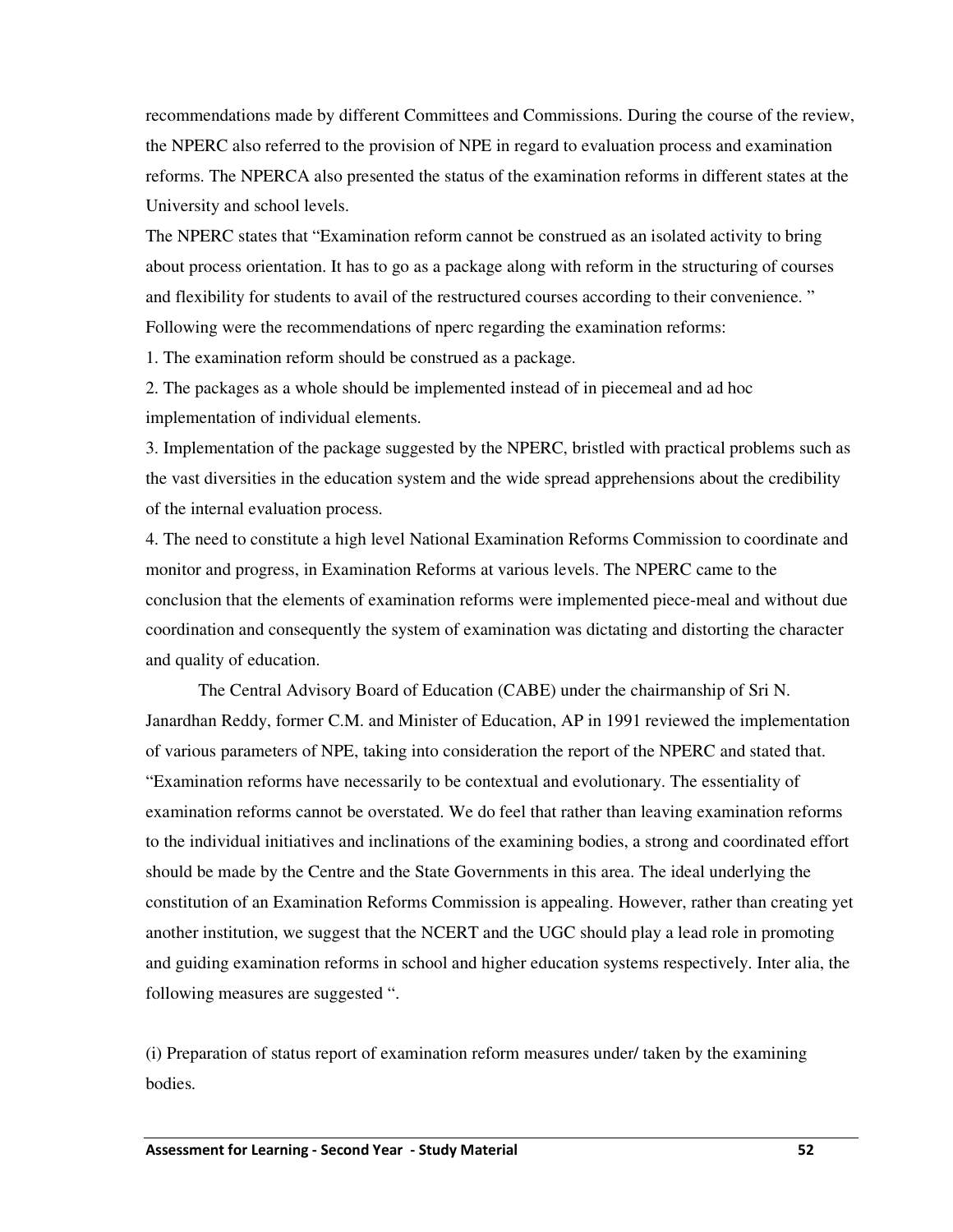recommendations made by different Committees and Commissions. During the course of the review, the NPERC also referred to the provision of NPE in regard to evaluation process and examination reforms. The NPERCA also presented the status of the examination reforms in different states at the University and school levels.

The NPERC states that "Examination reform cannot be construed as an isolated activity to bring about process orientation. It has to go as a package along with reform in the structuring of courses and flexibility for students to avail of the restructured courses according to their convenience. "

Following were the recommendations of nperc regarding the examination reforms:

1. The examination reform should be construed as a package.
2. The packages as a whole should be implemented instead of in piecemeal and ad hoc implementation of individual elements.
3. Implementation of the package suggested by the NPERC, bristled with practical problems such as the vast diversities in the education system and the wide spread apprehensions about the credibility of the internal evaluation process.
4. The need to constitute a high level National Examination Reforms Commission to coordinate and monitor and progress, in Examination Reforms at various levels. The NPERC came to the conclusion that the elements of examination reforms were implemented piece-meal and without due coordination and consequently the system of examination was dictating and distorting the character and quality of education.

The Central Advisory Board of Education (CABE) under the chairmanship of Sri N. Janardhan Reddy, former C.M. and Minister of Education, AP in 1991 reviewed the implementation of various parameters of NPE, taking into consideration the report of the NPERC and stated that. "Examination reforms have necessarily to be contextual and evolutionary. The essentiality of examination reforms cannot be overstated. We do feel that rather than leaving examination reforms to the individual initiatives and inclinations of the examining bodies, a strong and coordinated effort should be made by the Centre and the State Governments in this area. The ideal underlying the constitution of an Examination Reforms Commission is appealing. However, rather than creating yet another institution, we suggest that the NCERT and the UGC should play a lead role in promoting and guiding examination reforms in school and higher education systems respectively. Inter alia, the following measures are suggested ".

(i) Preparation of status report of examination reform measures under/ taken by the examining bodies.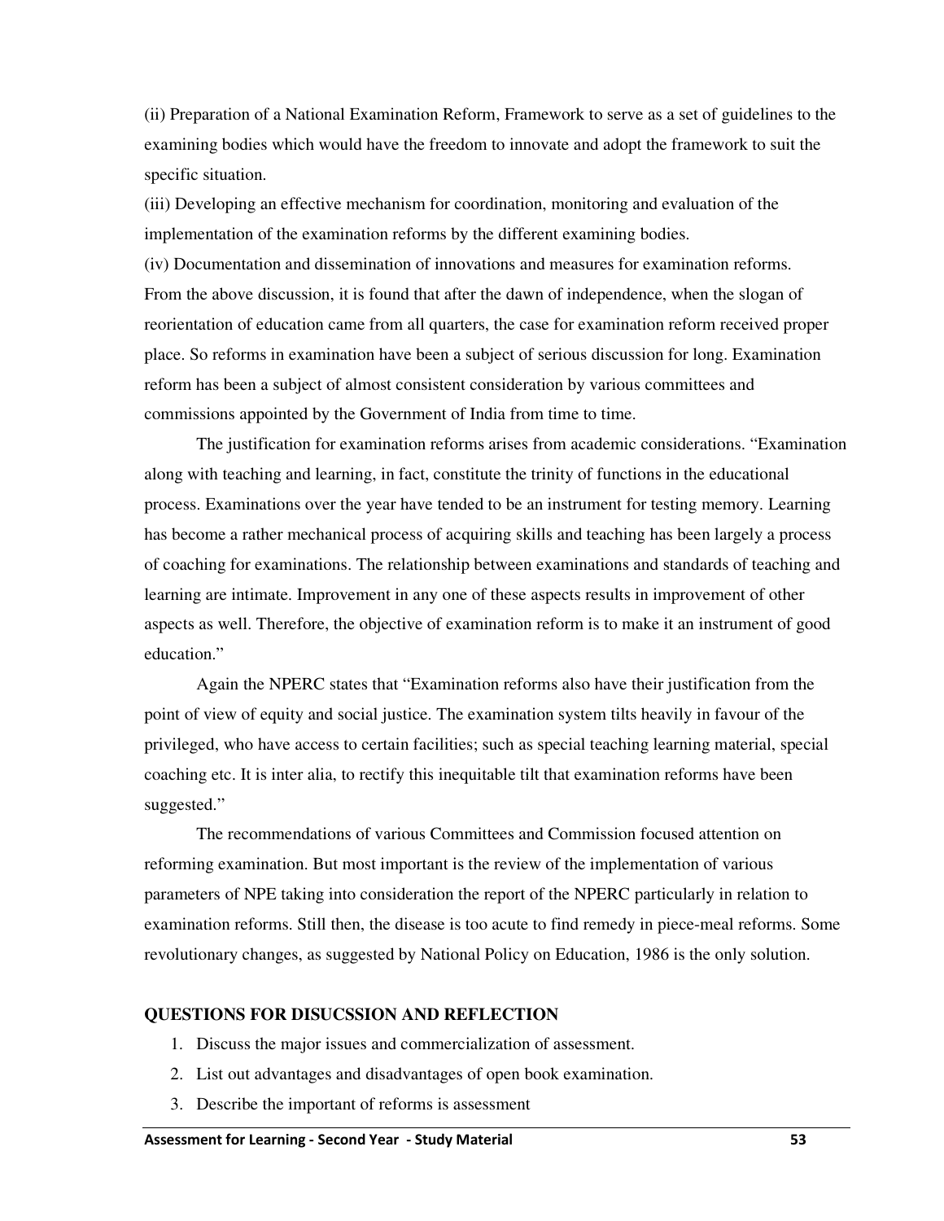(ii) Preparation of a National Examination Reform, Framework to serve as a set of guidelines to the examining bodies which would have the freedom to innovate and adopt the framework to suit the specific situation.

(iii) Developing an effective mechanism for coordination, monitoring and evaluation of the implementation of the examination reforms by the different examining bodies.

(iv) Documentation and dissemination of innovations and measures for examination reforms.

From the above discussion, it is found that after the dawn of independence, when the slogan of reorientation of education came from all quarters, the case for examination reform received proper place. So reforms in examination have been a subject of serious discussion for long. Examination reform has been a subject of almost consistent consideration by various committees and commissions appointed by the Government of India from time to time.

The justification for examination reforms arises from academic considerations. "Examination along with teaching and learning, in fact, constitute the trinity of functions in the educational process. Examinations over the year have tended to be an instrument for testing memory. Learning has become a rather mechanical process of acquiring skills and teaching has been largely a process of coaching for examinations. The relationship between examinations and standards of teaching and learning are intimate. Improvement in any one of these aspects results in improvement of other aspects as well. Therefore, the objective of examination reform is to make it an instrument of good education."

Again the NPERC states that "Examination reforms also have their justification from the point of view of equity and social justice. The examination system tilts heavily in favour of the privileged, who have access to certain facilities; such as special teaching learning material, special coaching etc. It is inter alia, to rectify this inequitable tilt that examination reforms have been suggested."

The recommendations of various Committees and Commission focused attention on reforming examination. But most important is the review of the implementation of various parameters of NPE taking into consideration the report of the NPERC particularly in relation to examination reforms. Still then, the disease is too acute to find remedy in piece-meal reforms. Some revolutionary changes, as suggested by National Policy on Education, 1986 is the only solution.

**QUESTIONS FOR DISUCSSION AND REFLECTION**

1. Discuss the major issues and commercialization of assessment.
2. List out advantages and disadvantages of open book examination.
3. Describe the important of reforms is assessment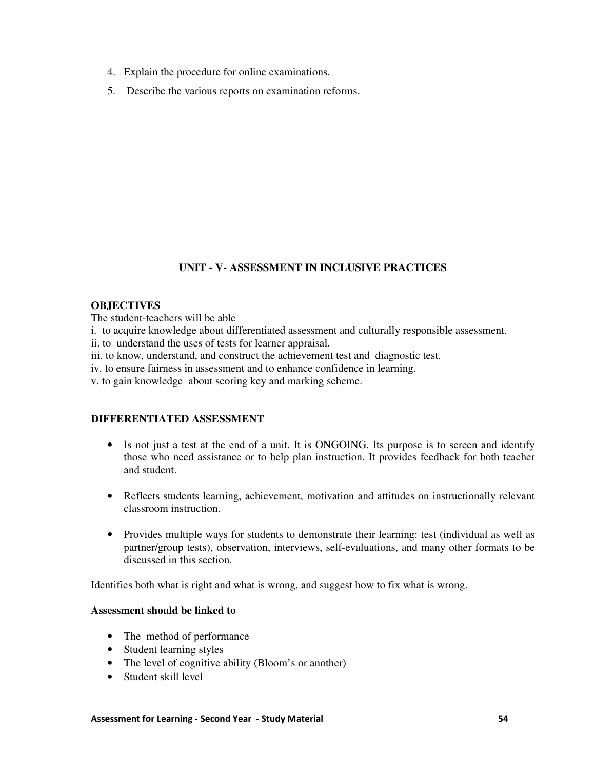4. Explain the procedure for online examinations.
5. Describe the various reports on examination reforms.

## UNIT - V- ASSESSMENT IN INCLUSIVE PRACTICES

**OBJECTIVES**

The student-teachers will be able

i. to acquire knowledge about differentiated assessment and culturally responsible assessment.
ii. to understand the uses of tests for learner appraisal.
iii. to know, understand, and construct the achievement test and diagnostic test.
iv. to ensure fairness in assessment and to enhance confidence in learning.
v. to gain knowledge about scoring key and marking scheme.

### DIFFERENTIATED ASSESSMENT

- Is not just a test at the end of a unit. It is ONGOING. Its purpose is to screen and identify those who need assistance or to help plan instruction. It provides feedback for both teacher and student.
- Reflects students learning, achievement, motivation and attitudes on instructionally relevant classroom instruction.
- Provides multiple ways for students to demonstrate their learning: test (individual as well as partner/group tests), observation, interviews, self-evaluations, and many other formats to be discussed in this section.

Identifies both what is right and what is wrong, and suggest how to fix what is wrong.

**Assessment should be linked to**

- The method of performance
- Student learning styles
- The level of cognitive ability (Bloom's or another)
- Student skill level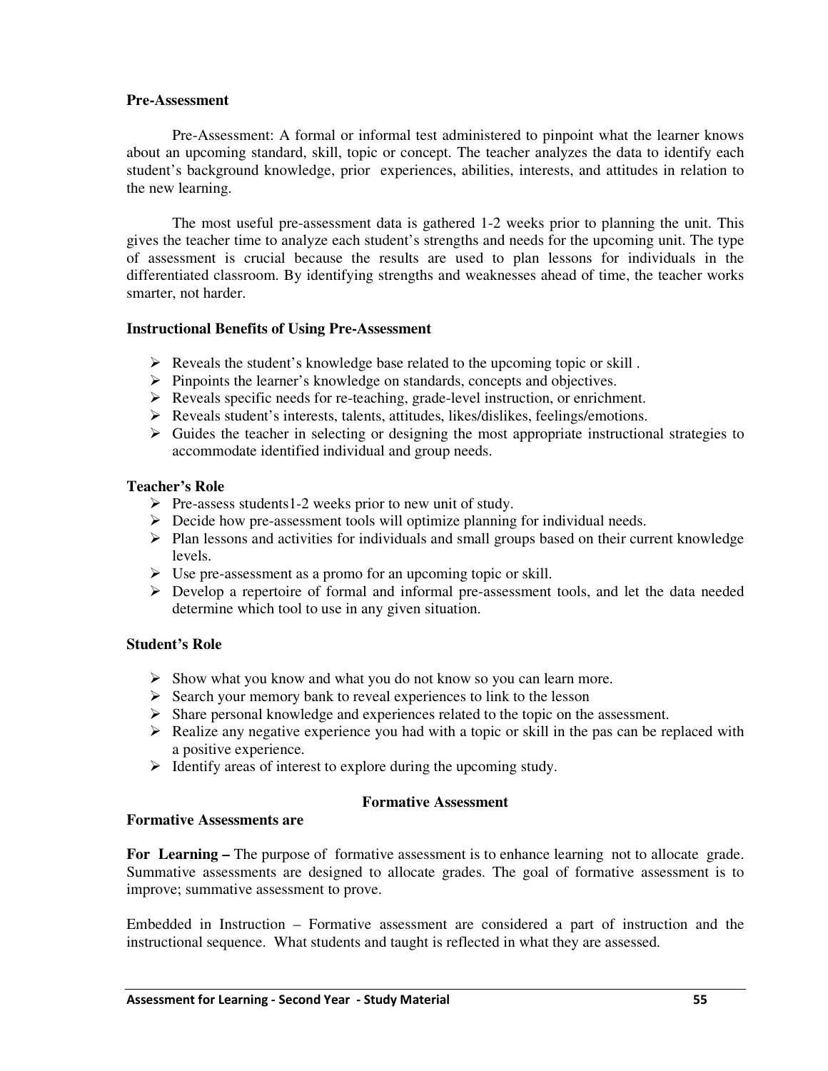**Pre-Assessment**

Pre-Assessment: A formal or informal test administered to pinpoint what the learner knows about an upcoming standard, skill, topic or concept. The teacher analyzes the data to identify each student's background knowledge, prior experiences, abilities, interests, and attitudes in relation to the new learning.

The most useful pre-assessment data is gathered 1-2 weeks prior to planning the unit. This gives the teacher time to analyze each student's strengths and needs for the upcoming unit. The type of assessment is crucial because the results are used to plan lessons for individuals in the differentiated classroom. By identifying strengths and weaknesses ahead of time, the teacher works smarter, not harder.

**Instructional Benefits of Using Pre-Assessment**

- Reveals the student's knowledge base related to the upcoming topic or skill .
- Pinpoints the learner's knowledge on standards, concepts and objectives.
- Reveals specific needs for re-teaching, grade-level instruction, or enrichment.
- Reveals student's interests, talents, attitudes, likes/dislikes, feelings/emotions.
- Guides the teacher in selecting or designing the most appropriate instructional strategies to accommodate identified individual and group needs.

**Teacher's Role**

- Pre-assess students1-2 weeks prior to new unit of study.
- Decide how pre-assessment tools will optimize planning for individual needs.
- Plan lessons and activities for individuals and small groups based on their current knowledge levels.
- Use pre-assessment as a promo for an upcoming topic or skill.
- Develop a repertoire of formal and informal pre-assessment tools, and let the data needed determine which tool to use in any given situation.

**Student's Role**

- Show what you know and what you do not know so you can learn more.
- Search your memory bank to reveal experiences to link to the lesson
- Share personal knowledge and experiences related to the topic on the assessment.
- Realize any negative experience you had with a topic or skill in the pas can be replaced with a positive experience.
- Identify areas of interest to explore during the upcoming study.

**Formative Assessment**

**Formative Assessments are**

**For Learning –** The purpose of formative assessment is to enhance learning not to allocate grade. Summative assessments are designed to allocate grades. The goal of formative assessment is to improve; summative assessment to prove.

Embedded in Instruction – Formative assessment are considered a part of instruction and the instructional sequence. What students and taught is reflected in what they are assessed.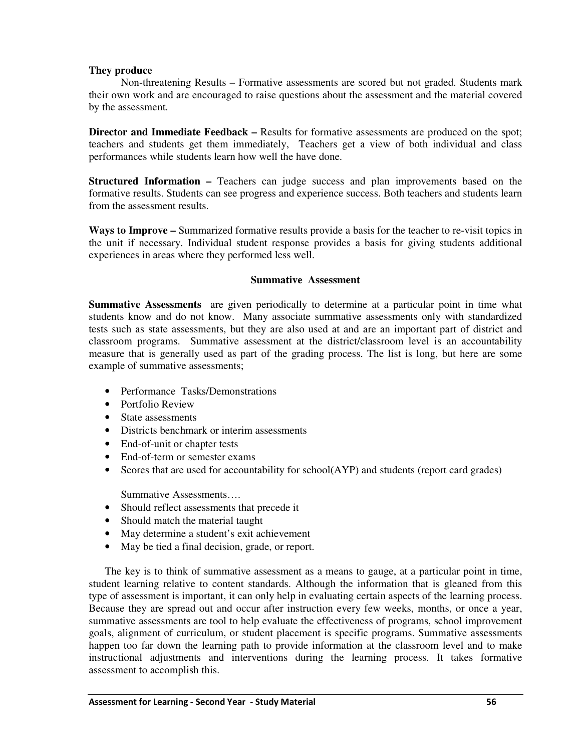**They produce**

Non-threatening Results – Formative assessments are scored but not graded. Students mark their own work and are encouraged to raise questions about the assessment and the material covered by the assessment.

**Director and Immediate Feedback –** Results for formative assessments are produced on the spot; teachers and students get them immediately, Teachers get a view of both individual and class performances while students learn how well the have done.

**Structured Information –** Teachers can judge success and plan improvements based on the formative results. Students can see progress and experience success. Both teachers and students learn from the assessment results.

**Ways to Improve –** Summarized formative results provide a basis for the teacher to re-visit topics in the unit if necessary. Individual student response provides a basis for giving students additional experiences in areas where they performed less well.

## Summative Assessment

**Summative Assessments** are given periodically to determine at a particular point in time what students know and do not know. Many associate summative assessments only with standardized tests such as state assessments, but they are also used at and are an important part of district and classroom programs. Summative assessment at the district/classroom level is an accountability measure that is generally used as part of the grading process. The list is long, but here are some example of summative assessments;

- Performance Tasks/Demonstrations
- Portfolio Review
- State assessments
- Districts benchmark or interim assessments
- End-of-unit or chapter tests
- End-of-term or semester exams
- Scores that are used for accountability for school(AYP) and students (report card grades)

Summative Assessments….

- Should reflect assessments that precede it
- Should match the material taught
- May determine a student's exit achievement
- May be tied a final decision, grade, or report.

The key is to think of summative assessment as a means to gauge, at a particular point in time, student learning relative to content standards. Although the information that is gleaned from this type of assessment is important, it can only help in evaluating certain aspects of the learning process. Because they are spread out and occur after instruction every few weeks, months, or once a year, summative assessments are tool to help evaluate the effectiveness of programs, school improvement goals, alignment of curriculum, or student placement is specific programs. Summative assessments happen too far down the learning path to provide information at the classroom level and to make instructional adjustments and interventions during the learning process. It takes formative assessment to accomplish this.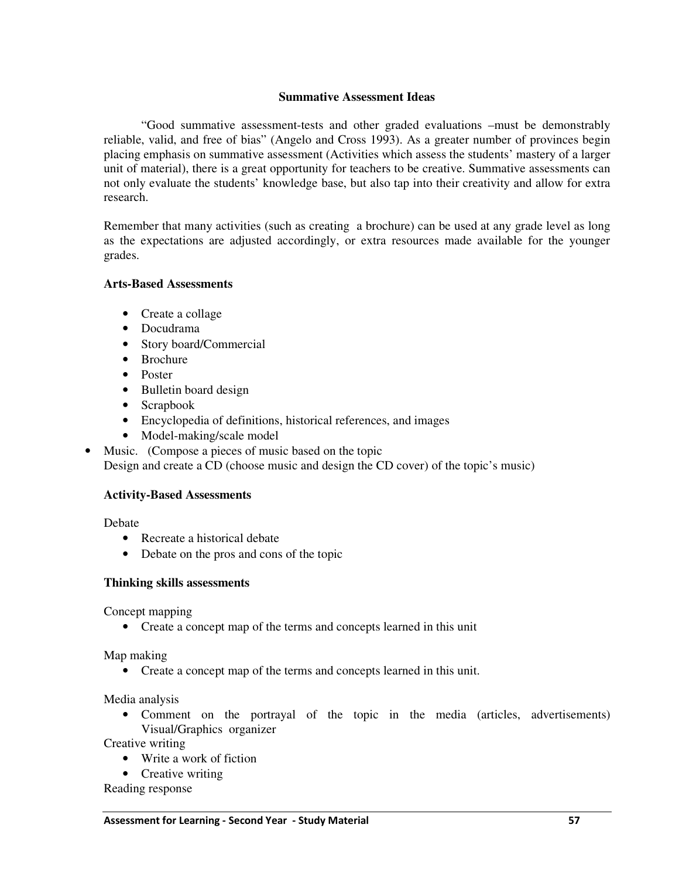## Summative Assessment Ideas

"Good summative assessment-tests and other graded evaluations –must be demonstrably reliable, valid, and free of bias" (Angelo and Cross 1993). As a greater number of provinces begin placing emphasis on summative assessment (Activities which assess the students' mastery of a larger unit of material), there is a great opportunity for teachers to be creative. Summative assessments can not only evaluate the students' knowledge base, but also tap into their creativity and allow for extra research.

Remember that many activities (such as creating a brochure) can be used at any grade level as long as the expectations are adjusted accordingly, or extra resources made available for the younger grades.

**Arts-Based Assessments**

- Create a collage
- Docudrama
- Story board/Commercial
- Brochure
- Poster
- Bulletin board design
- Scrapbook
- Encyclopedia of definitions, historical references, and images
- Model-making/scale model
- Music. (Compose a pieces of music based on the topic
  Design and create a CD (choose music and design the CD cover) of the topic's music)

**Activity-Based Assessments**

Debate

- Recreate a historical debate
- Debate on the pros and cons of the topic

**Thinking skills assessments**

Concept mapping

- Create a concept map of the terms and concepts learned in this unit

Map making

- Create a concept map of the terms and concepts learned in this unit.

Media analysis

- Comment on the portrayal of the topic in the media (articles, advertisements) Visual/Graphics organizer

Creative writing

- Write a work of fiction
- Creative writing

Reading response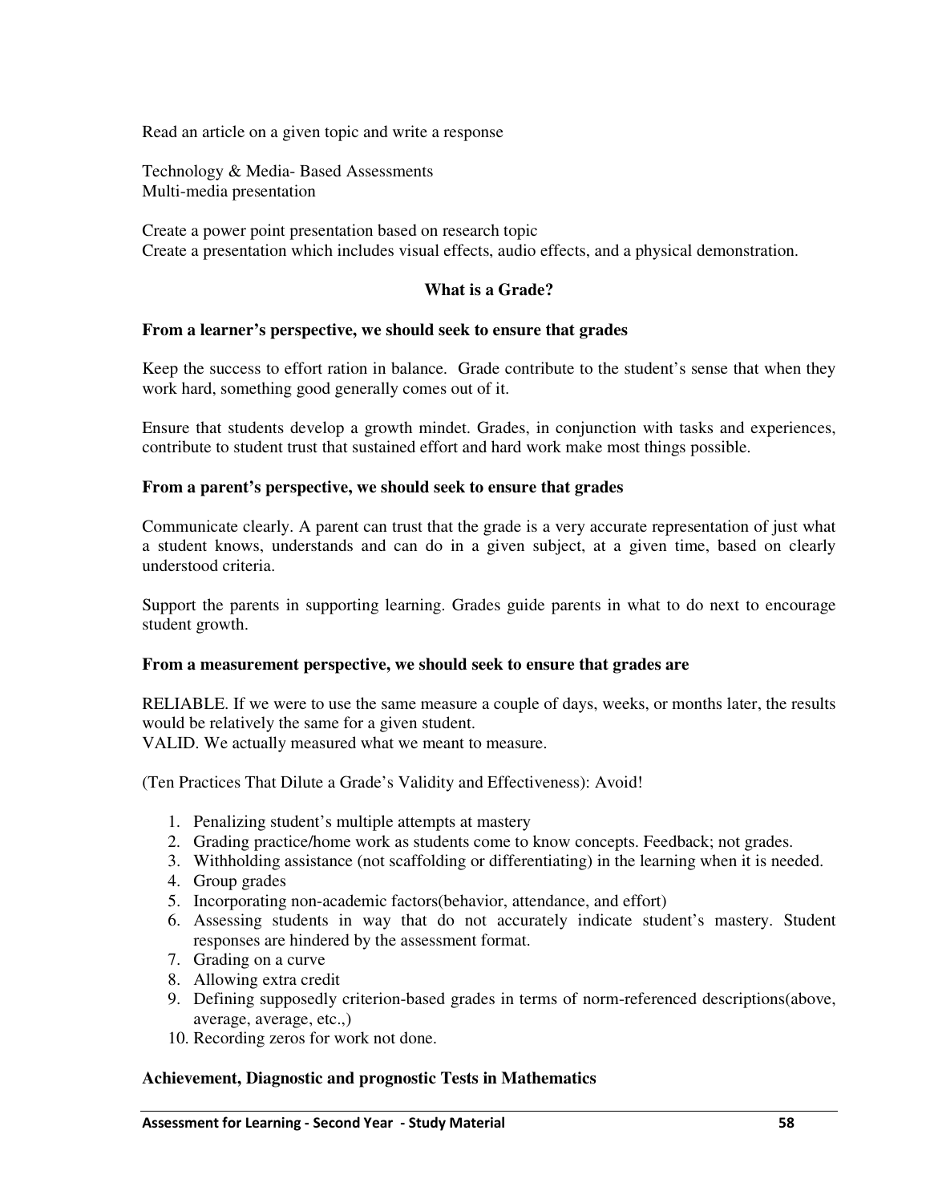Read an article on a given topic and write a response

Technology & Media- Based Assessments
Multi-media presentation

Create a power point presentation based on research topic
Create a presentation which includes visual effects, audio effects, and a physical demonstration.

## What is a Grade?

**From a learner's perspective, we should seek to ensure that grades**

Keep the success to effort ration in balance. Grade contribute to the student's sense that when they work hard, something good generally comes out of it.

Ensure that students develop a growth mindet. Grades, in conjunction with tasks and experiences, contribute to student trust that sustained effort and hard work make most things possible.

**From a parent's perspective, we should seek to ensure that grades**

Communicate clearly. A parent can trust that the grade is a very accurate representation of just what a student knows, understands and can do in a given subject, at a given time, based on clearly understood criteria.

Support the parents in supporting learning. Grades guide parents in what to do next to encourage student growth.

**From a measurement perspective, we should seek to ensure that grades are**

RELIABLE. If we were to use the same measure a couple of days, weeks, or months later, the results would be relatively the same for a given student.
VALID. We actually measured what we meant to measure.

(Ten Practices That Dilute a Grade's Validity and Effectiveness): Avoid!

1. Penalizing student's multiple attempts at mastery
2. Grading practice/home work as students come to know concepts. Feedback; not grades.
3. Withholding assistance (not scaffolding or differentiating) in the learning when it is needed.
4. Group grades
5. Incorporating non-academic factors(behavior, attendance, and effort)
6. Assessing students in way that do not accurately indicate student's mastery. Student responses are hindered by the assessment format.
7. Grading on a curve
8. Allowing extra credit
9. Defining supposedly criterion-based grades in terms of norm-referenced descriptions(above, average, average, etc.,)
10. Recording zeros for work not done.

**Achievement, Diagnostic and prognostic Tests in Mathematics**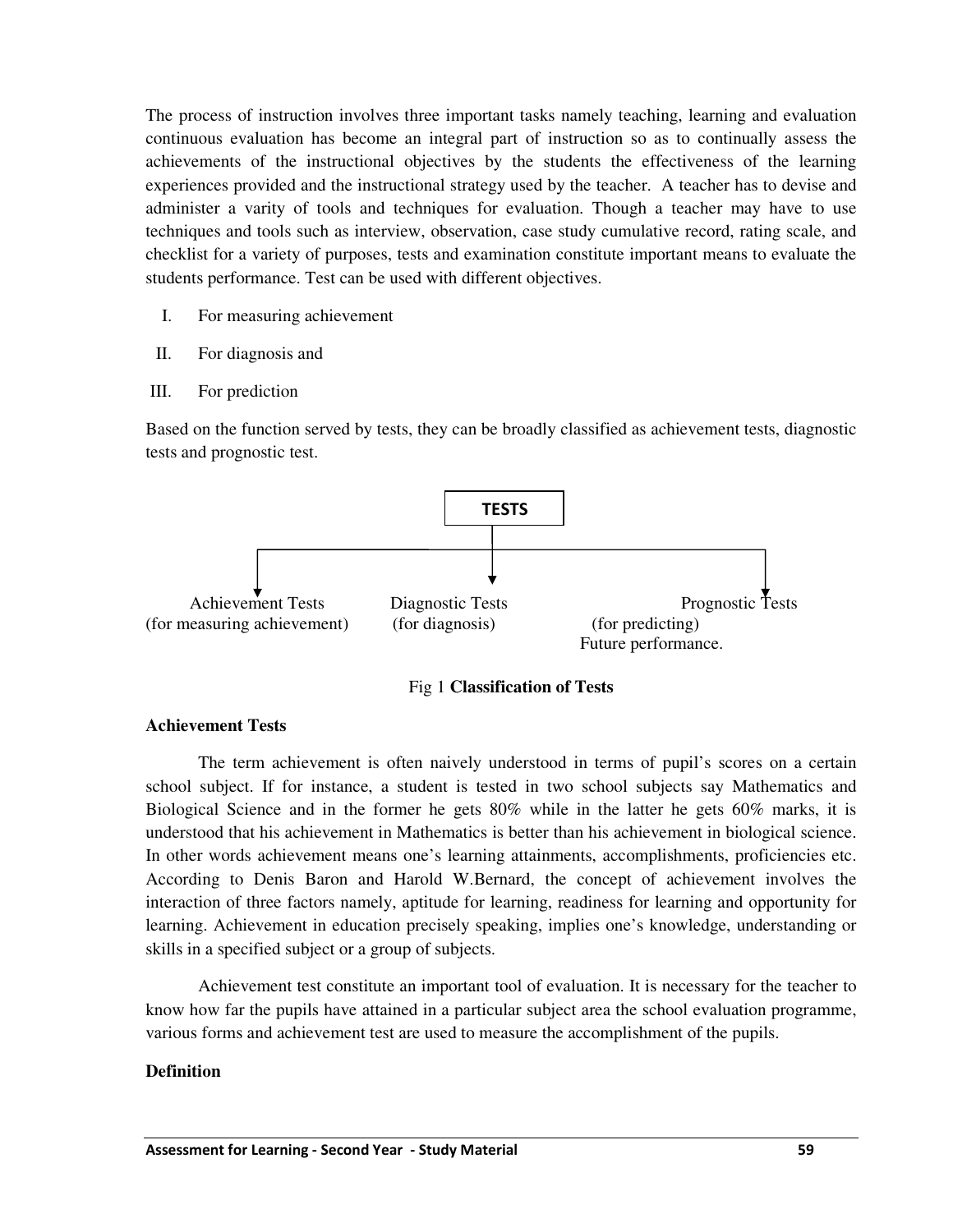The process of instruction involves three important tasks namely teaching, learning and evaluation continuous evaluation has become an integral part of instruction so as to continually assess the achievements of the instructional objectives by the students the effectiveness of the learning experiences provided and the instructional strategy used by the teacher. A teacher has to devise and administer a varity of tools and techniques for evaluation. Though a teacher may have to use techniques and tools such as interview, observation, case study cumulative record, rating scale, and checklist for a variety of purposes, tests and examination constitute important means to evaluate the students performance. Test can be used with different objectives.

I. For measuring achievement

II. For diagnosis and

III. For prediction

Based on the function served by tests, they can be broadly classified as achievement tests, diagnostic tests and prognostic test.

**TESTS**

- Achievement Tests (for measuring achievement)
- Diagnostic Tests (for diagnosis)
- Prognostic Tests (for predicting) Future performance.

Fig 1 **Classification of Tests**

**Achievement Tests**

The term achievement is often naively understood in terms of pupil's scores on a certain school subject. If for instance, a student is tested in two school subjects say Mathematics and Biological Science and in the former he gets 80% while in the latter he gets 60% marks, it is understood that his achievement in Mathematics is better than his achievement in biological science. In other words achievement means one's learning attainments, accomplishments, proficiencies etc. According to Denis Baron and Harold W.Bernard, the concept of achievement involves the interaction of three factors namely, aptitude for learning, readiness for learning and opportunity for learning. Achievement in education precisely speaking, implies one's knowledge, understanding or skills in a specified subject or a group of subjects.

Achievement test constitute an important tool of evaluation. It is necessary for the teacher to know how far the pupils have attained in a particular subject area the school evaluation programme, various forms and achievement test are used to measure the accomplishment of the pupils.

**Definition**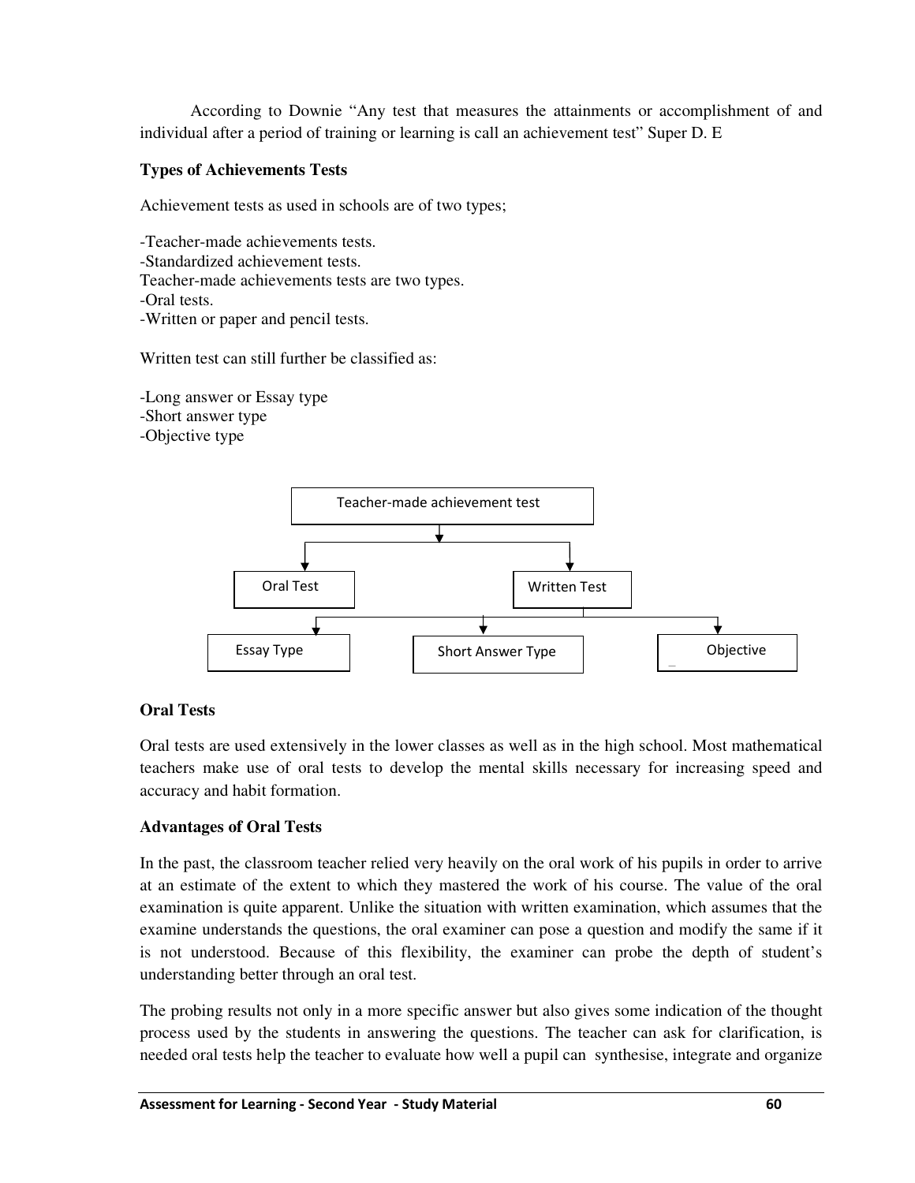According to Downie "Any test that measures the attainments or accomplishment of and individual after a period of training or learning is call an achievement test" Super D. E

**Types of Achievements Tests**

Achievement tests as used in schools are of two types;

-Teacher-made achievements tests.
-Standardized achievement tests.
Teacher-made achievements tests are two types.
-Oral tests.
-Written or paper and pencil tests.

Written test can still further be classified as:

-Long answer or Essay type
-Short answer type
-Objective type

```
Teacher-made achievement test
├── Oral Test
└── Written Test
    ├── Essay Type
    ├── Short Answer Type
    └── Objective
```

**Oral Tests**

Oral tests are used extensively in the lower classes as well as in the high school. Most mathematical teachers make use of oral tests to develop the mental skills necessary for increasing speed and accuracy and habit formation.

**Advantages of Oral Tests**

In the past, the classroom teacher relied very heavily on the oral work of his pupils in order to arrive at an estimate of the extent to which they mastered the work of his course. The value of the oral examination is quite apparent. Unlike the situation with written examination, which assumes that the examine understands the questions, the oral examiner can pose a question and modify the same if it is not understood. Because of this flexibility, the examiner can probe the depth of student's understanding better through an oral test.

The probing results not only in a more specific answer but also gives some indication of the thought process used by the students in answering the questions. The teacher can ask for clarification, is needed oral tests help the teacher to evaluate how well a pupil can synthesise, integrate and organize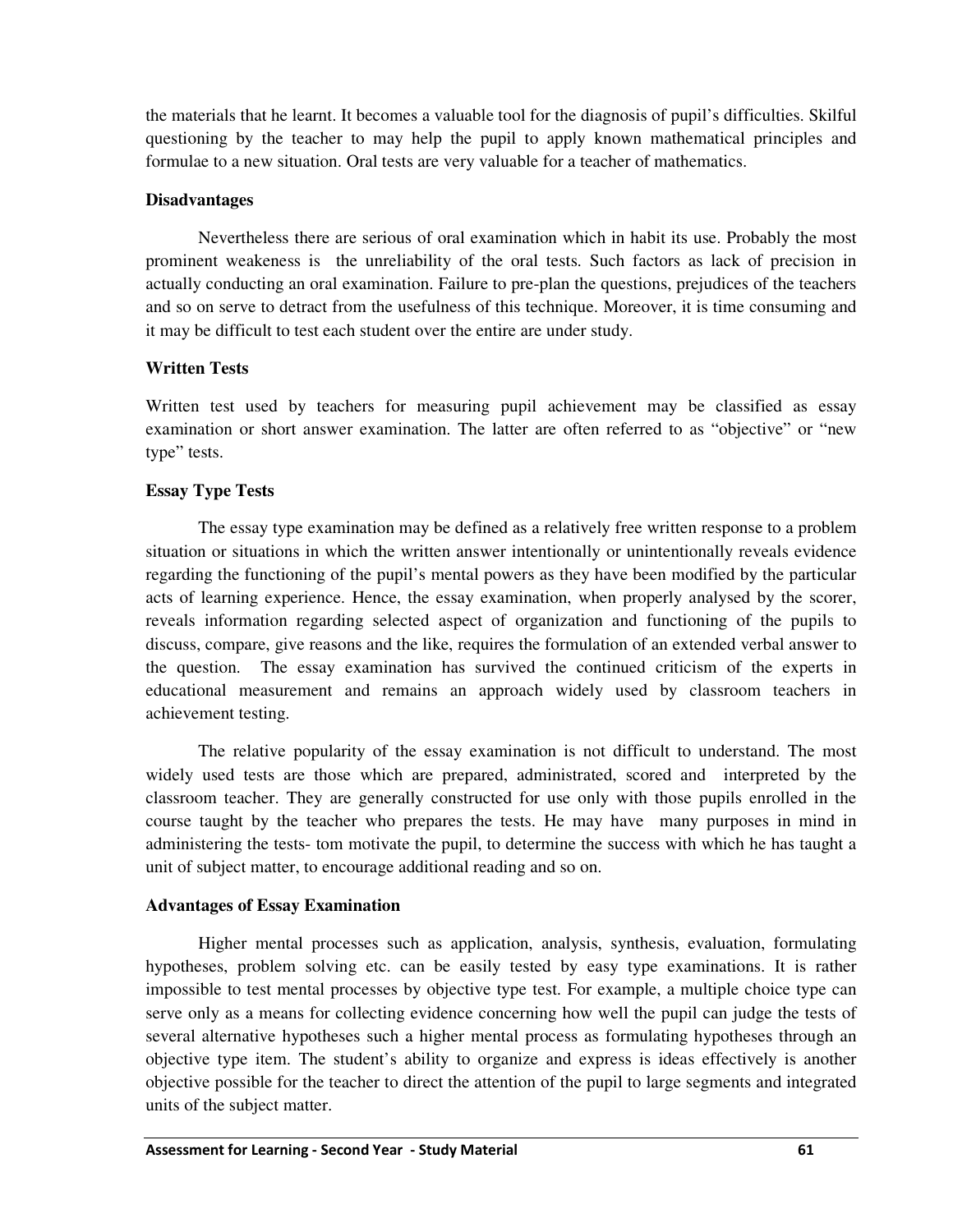the materials that he learnt. It becomes a valuable tool for the diagnosis of pupil's difficulties. Skilful questioning by the teacher to may help the pupil to apply known mathematical principles and formulae to a new situation. Oral tests are very valuable for a teacher of mathematics.

**Disadvantages**

Nevertheless there are serious of oral examination which in habit its use. Probably the most prominent weakeness is the unreliability of the oral tests. Such factors as lack of precision in actually conducting an oral examination. Failure to pre-plan the questions, prejudices of the teachers and so on serve to detract from the usefulness of this technique. Moreover, it is time consuming and it may be difficult to test each student over the entire are under study.

**Written Tests**

Written test used by teachers for measuring pupil achievement may be classified as essay examination or short answer examination. The latter are often referred to as "objective" or "new type" tests.

**Essay Type Tests**

The essay type examination may be defined as a relatively free written response to a problem situation or situations in which the written answer intentionally or unintentionally reveals evidence regarding the functioning of the pupil's mental powers as they have been modified by the particular acts of learning experience. Hence, the essay examination, when properly analysed by the scorer, reveals information regarding selected aspect of organization and functioning of the pupils to discuss, compare, give reasons and the like, requires the formulation of an extended verbal answer to the question. The essay examination has survived the continued criticism of the experts in educational measurement and remains an approach widely used by classroom teachers in achievement testing.

The relative popularity of the essay examination is not difficult to understand. The most widely used tests are those which are prepared, administrated, scored and interpreted by the classroom teacher. They are generally constructed for use only with those pupils enrolled in the course taught by the teacher who prepares the tests. He may have many purposes in mind in administering the tests- tom motivate the pupil, to determine the success with which he has taught a unit of subject matter, to encourage additional reading and so on.

**Advantages of Essay Examination**

Higher mental processes such as application, analysis, synthesis, evaluation, formulating hypotheses, problem solving etc. can be easily tested by easy type examinations. It is rather impossible to test mental processes by objective type test. For example, a multiple choice type can serve only as a means for collecting evidence concerning how well the pupil can judge the tests of several alternative hypotheses such a higher mental process as formulating hypotheses through an objective type item. The student's ability to organize and express is ideas effectively is another objective possible for the teacher to direct the attention of the pupil to large segments and integrated units of the subject matter.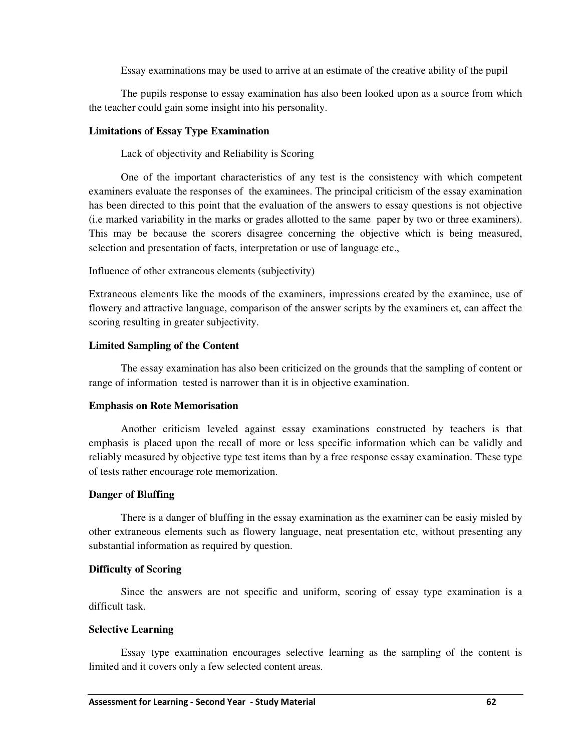Essay examinations may be used to arrive at an estimate of the creative ability of the pupil

The pupils response to essay examination has also been looked upon as a source from which the teacher could gain some insight into his personality.

**Limitations of Essay Type Examination**

Lack of objectivity and Reliability is Scoring

One of the important characteristics of any test is the consistency with which competent examiners evaluate the responses of the examinees. The principal criticism of the essay examination has been directed to this point that the evaluation of the answers to essay questions is not objective (i.e marked variability in the marks or grades allotted to the same paper by two or three examiners). This may be because the scorers disagree concerning the objective which is being measured, selection and presentation of facts, interpretation or use of language etc.,

Influence of other extraneous elements (subjectivity)

Extraneous elements like the moods of the examiners, impressions created by the examinee, use of flowery and attractive language, comparison of the answer scripts by the examiners et, can affect the scoring resulting in greater subjectivity.

**Limited Sampling of the Content**

The essay examination has also been criticized on the grounds that the sampling of content or range of information tested is narrower than it is in objective examination.

**Emphasis on Rote Memorisation**

Another criticism leveled against essay examinations constructed by teachers is that emphasis is placed upon the recall of more or less specific information which can be validly and reliably measured by objective type test items than by a free response essay examination. These type of tests rather encourage rote memorization.

**Danger of Bluffing**

There is a danger of bluffing in the essay examination as the examiner can be easiy misled by other extraneous elements such as flowery language, neat presentation etc, without presenting any substantial information as required by question.

**Difficulty of Scoring**

Since the answers are not specific and uniform, scoring of essay type examination is a difficult task.

**Selective Learning**

Essay type examination encourages selective learning as the sampling of the content is limited and it covers only a few selected content areas.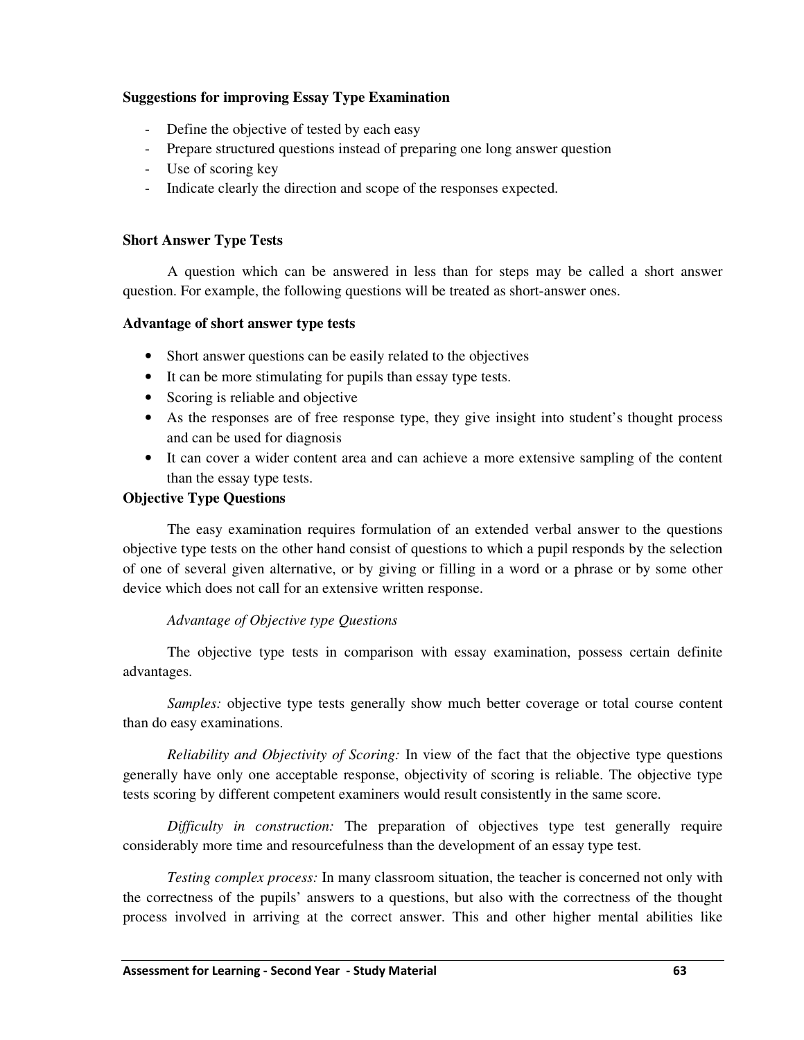**Suggestions for improving Essay Type Examination**

- Define the objective of tested by each easy
- Prepare structured questions instead of preparing one long answer question
- Use of scoring key
- Indicate clearly the direction and scope of the responses expected.

**Short Answer Type Tests**

A question which can be answered in less than for steps may be called a short answer question. For example, the following questions will be treated as short-answer ones.

**Advantage of short answer type tests**

- Short answer questions can be easily related to the objectives
- It can be more stimulating for pupils than essay type tests.
- Scoring is reliable and objective
- As the responses are of free response type, they give insight into student's thought process and can be used for diagnosis
- It can cover a wider content area and can achieve a more extensive sampling of the content than the essay type tests.

**Objective Type Questions**

The easy examination requires formulation of an extended verbal answer to the questions objective type tests on the other hand consist of questions to which a pupil responds by the selection of one of several given alternative, or by giving or filling in a word or a phrase or by some other device which does not call for an extensive written response.

*Advantage of Objective type Questions*

The objective type tests in comparison with essay examination, possess certain definite advantages.

*Samples:* objective type tests generally show much better coverage or total course content than do easy examinations.

*Reliability and Objectivity of Scoring:* In view of the fact that the objective type questions generally have only one acceptable response, objectivity of scoring is reliable. The objective type tests scoring by different competent examiners would result consistently in the same score.

*Difficulty in construction:* The preparation of objectives type test generally require considerably more time and resourcefulness than the development of an essay type test.

*Testing complex process:* In many classroom situation, the teacher is concerned not only with the correctness of the pupils' answers to a questions, but also with the correctness of the thought process involved in arriving at the correct answer. This and other higher mental abilities like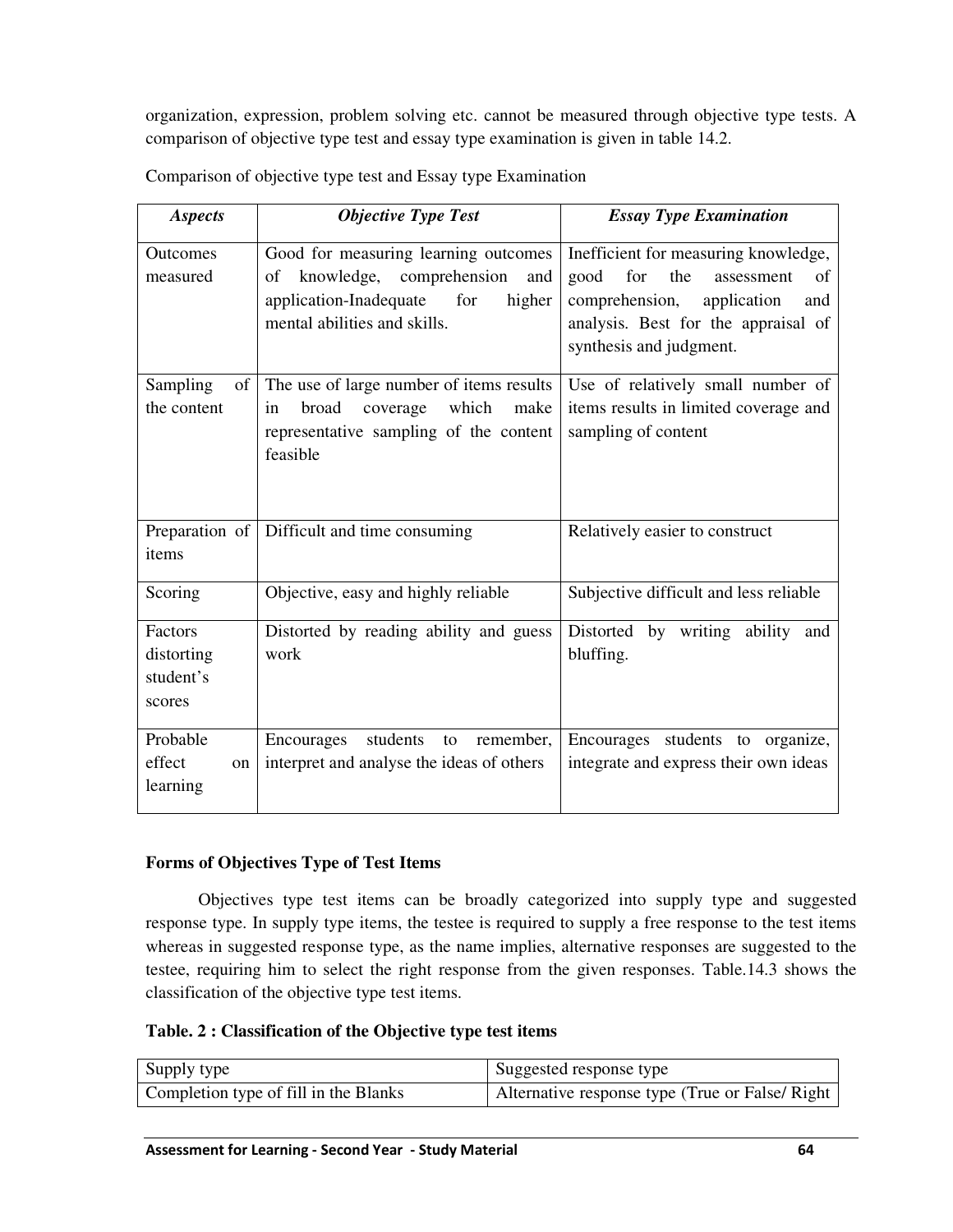organization, expression, problem solving etc. cannot be measured through objective type tests. A comparison of objective type test and essay type examination is given in table 14.2.

Comparison of objective type test and Essay type Examination

| *Aspects* | *Objective Type Test* | *Essay Type Examination* |
| --- | --- | --- |
| Outcomes measured | Good for measuring learning outcomes of knowledge, comprehension and application-Inadequate for higher mental abilities and skills. | Inefficient for measuring knowledge, good for the assessment of comprehension, application and analysis. Best for the appraisal of synthesis and judgment. |
| Sampling of the content | The use of large number of items results in broad coverage which make representative sampling of the content feasible | Use of relatively small number of items results in limited coverage and sampling of content |
| Preparation of items | Difficult and time consuming | Relatively easier to construct |
| Scoring | Objective, easy and highly reliable | Subjective difficult and less reliable |
| Factors distorting student's scores | Distorted by reading ability and guess work | Distorted by writing ability and bluffing. |
| Probable effect on learning | Encourages students to remember, interpret and analyse the ideas of others | Encourages students to organize, integrate and express their own ideas |

**Forms of Objectives Type of Test Items**

Objectives type test items can be broadly categorized into supply type and suggested response type. In supply type items, the testee is required to supply a free response to the test items whereas in suggested response type, as the name implies, alternative responses are suggested to the testee, requiring him to select the right response from the given responses. Table.14.3 shows the classification of the objective type test items.

**Table. 2 : Classification of the Objective type test items**

| Supply type | Suggested response type |
| --- | --- |
| Completion type of fill in the Blanks | Alternative response type (True or False/ Right |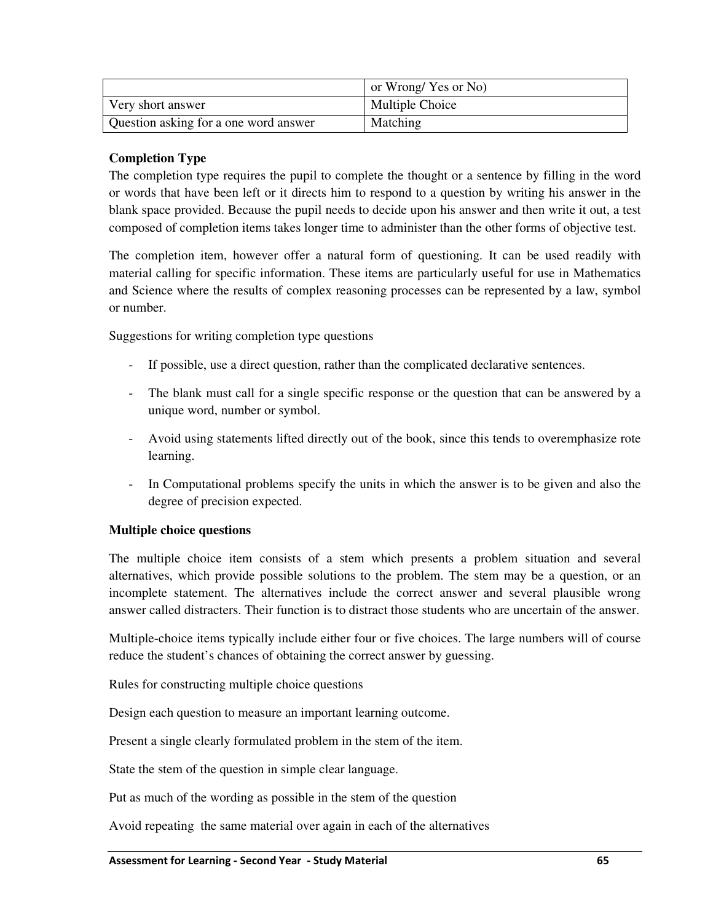| | or Wrong/ Yes or No) |
|---|---|
| Very short answer | Multiple Choice |
| Question asking for a one word answer | Matching |

**Completion Type**

The completion type requires the pupil to complete the thought or a sentence by filling in the word or words that have been left or it directs him to respond to a question by writing his answer in the blank space provided. Because the pupil needs to decide upon his answer and then write it out, a test composed of completion items takes longer time to administer than the other forms of objective test.

The completion item, however offer a natural form of questioning. It can be used readily with material calling for specific information. These items are particularly useful for use in Mathematics and Science where the results of complex reasoning processes can be represented by a law, symbol or number.

Suggestions for writing completion type questions

- If possible, use a direct question, rather than the complicated declarative sentences.
- The blank must call for a single specific response or the question that can be answered by a unique word, number or symbol.
- Avoid using statements lifted directly out of the book, since this tends to overemphasize rote learning.
- In Computational problems specify the units in which the answer is to be given and also the degree of precision expected.

**Multiple choice questions**

The multiple choice item consists of a stem which presents a problem situation and several alternatives, which provide possible solutions to the problem. The stem may be a question, or an incomplete statement. The alternatives include the correct answer and several plausible wrong answer called distracters. Their function is to distract those students who are uncertain of the answer.

Multiple-choice items typically include either four or five choices. The large numbers will of course reduce the student's chances of obtaining the correct answer by guessing.

Rules for constructing multiple choice questions

Design each question to measure an important learning outcome.

Present a single clearly formulated problem in the stem of the item.

State the stem of the question in simple clear language.

Put as much of the wording as possible in the stem of the question

Avoid repeating the same material over again in each of the alternatives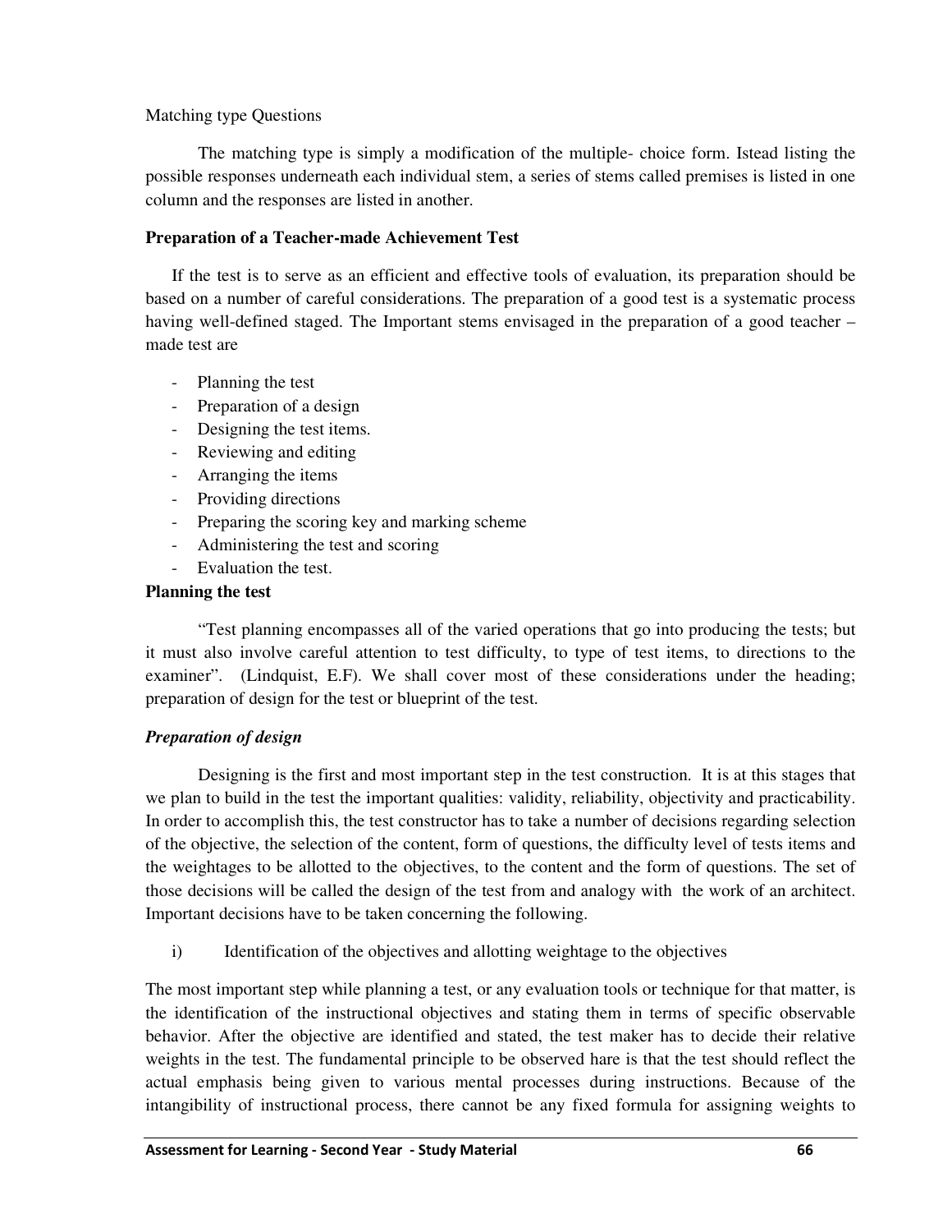Matching type Questions

The matching type is simply a modification of the multiple- choice form. Istead listing the possible responses underneath each individual stem, a series of stems called premises is listed in one column and the responses are listed in another.

**Preparation of a Teacher-made Achievement Test**

If the test is to serve as an efficient and effective tools of evaluation, its preparation should be based on a number of careful considerations. The preparation of a good test is a systematic process having well-defined staged. The Important stems envisaged in the preparation of a good teacher – made test are

- Planning the test
- Preparation of a design
- Designing the test items.
- Reviewing and editing
- Arranging the items
- Providing directions
- Preparing the scoring key and marking scheme
- Administering the test and scoring
- Evaluation the test.

**Planning the test**

"Test planning encompasses all of the varied operations that go into producing the tests; but it must also involve careful attention to test difficulty, to type of test items, to directions to the examiner". (Lindquist, E.F). We shall cover most of these considerations under the heading; preparation of design for the test or blueprint of the test.

***Preparation of design***

Designing is the first and most important step in the test construction. It is at this stages that we plan to build in the test the important qualities: validity, reliability, objectivity and practicability. In order to accomplish this, the test constructor has to take a number of decisions regarding selection of the objective, the selection of the content, form of questions, the difficulty level of tests items and the weightages to be allotted to the objectives, to the content and the form of questions. The set of those decisions will be called the design of the test from and analogy with the work of an architect. Important decisions have to be taken concerning the following.

i) Identification of the objectives and allotting weightage to the objectives

The most important step while planning a test, or any evaluation tools or technique for that matter, is the identification of the instructional objectives and stating them in terms of specific observable behavior. After the objective are identified and stated, the test maker has to decide their relative weights in the test. The fundamental principle to be observed hare is that the test should reflect the actual emphasis being given to various mental processes during instructions. Because of the intangibility of instructional process, there cannot be any fixed formula for assigning weights to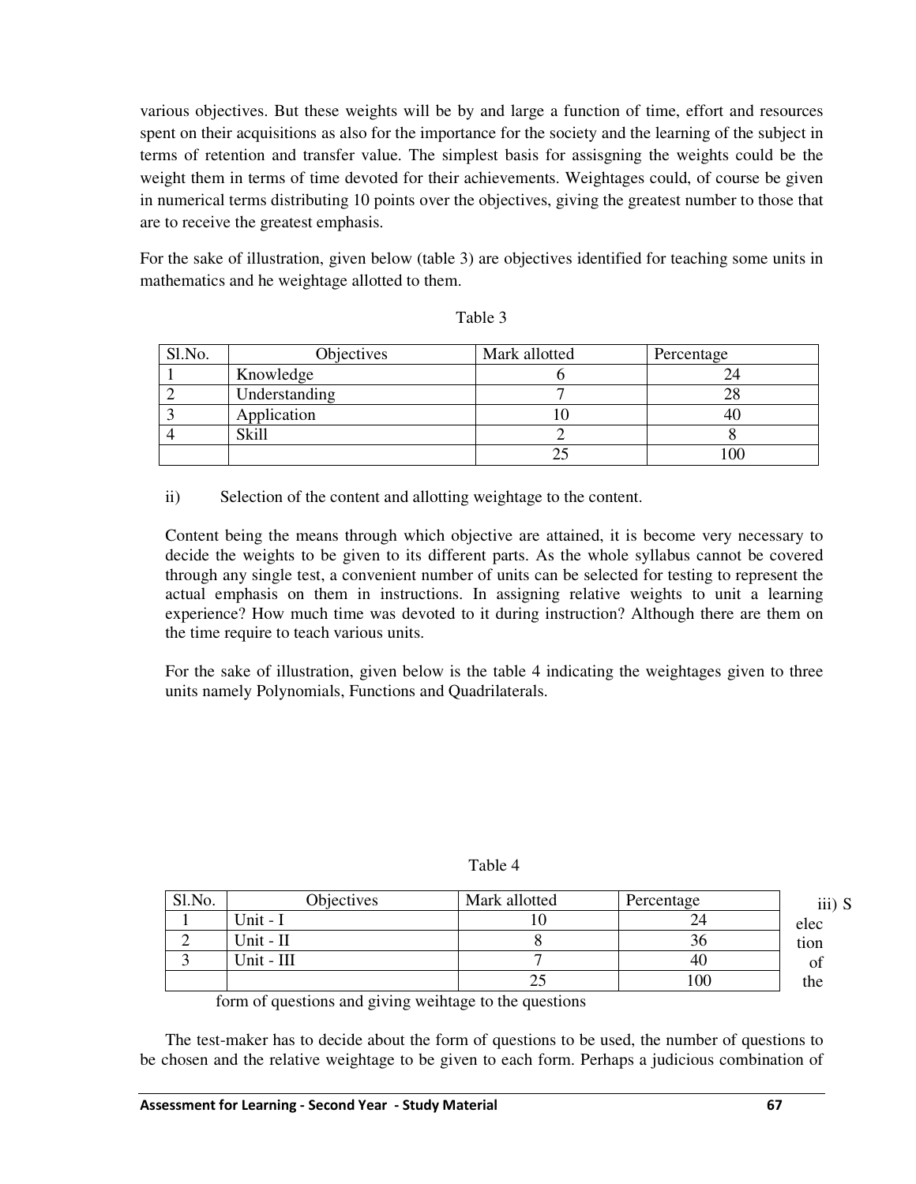various objectives. But these weights will be by and large a function of time, effort and resources spent on their acquisitions as also for the importance for the society and the learning of the subject in terms of retention and transfer value. The simplest basis for assisgning the weights could be the weight them in terms of time devoted for their achievements. Weightages could, of course be given in numerical terms distributing 10 points over the objectives, giving the greatest number to those that are to receive the greatest emphasis.

For the sake of illustration, given below (table 3) are objectives identified for teaching some units in mathematics and he weightage allotted to them.

Table 3

| Sl.No. | Objectives | Mark allotted | Percentage |
|---|---|---|---|
| 1 | Knowledge | 6 | 24 |
| 2 | Understanding | 7 | 28 |
| 3 | Application | 10 | 40 |
| 4 | Skill | 2 | 8 |
| | | 25 | 100 |

ii) Selection of the content and allotting weightage to the content.

Content being the means through which objective are attained, it is become very necessary to decide the weights to be given to its different parts. As the whole syllabus cannot be covered through any single test, a convenient number of units can be selected for testing to represent the actual emphasis on them in instructions. In assigning relative weights to unit a learning experience? How much time was devoted to it during instruction? Although there are them on the time require to teach various units.

For the sake of illustration, given below is the table 4 indicating the weightages given to three units namely Polynomials, Functions and Quadrilaterals.

Table 4

| Sl.No. | Objectives | Mark allotted | Percentage |
|---|---|---|---|
| 1 | Unit - I | 10 | 24 |
| 2 | Unit - II | 8 | 36 |
| 3 | Unit - III | 7 | 40 |
| | | 25 | 100 |

iii) Selection of the form of questions and giving weihtage to the questions

The test-maker has to decide about the form of questions to be used, the number of questions to be chosen and the relative weightage to be given to each form. Perhaps a judicious combination of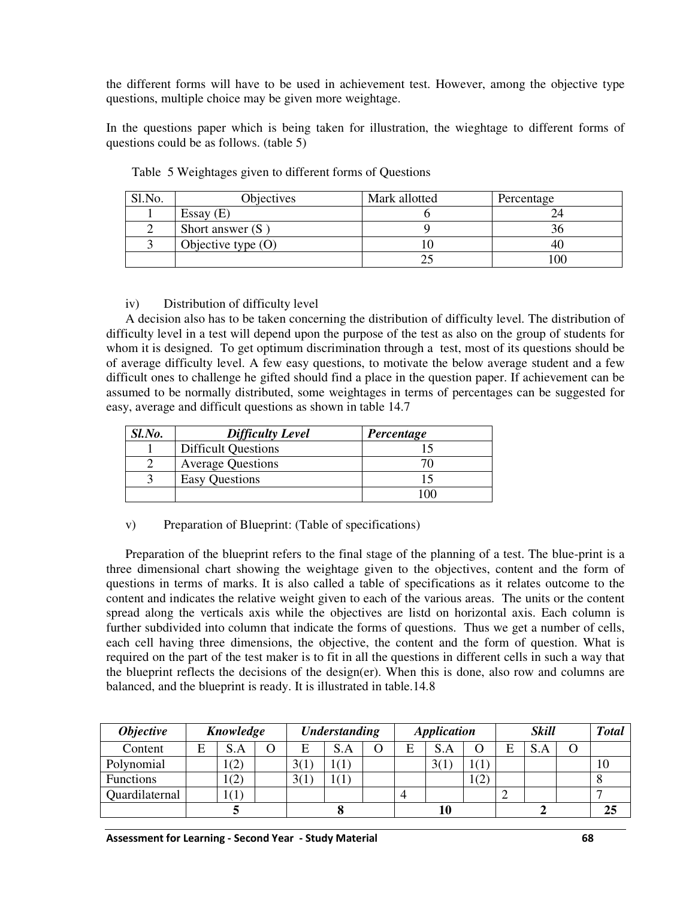the different forms will have to be used in achievement test. However, among the objective type questions, multiple choice may be given more weightage.

In the questions paper which is being taken for illustration, the wieghtage to different forms of questions could be as follows. (table 5)

Table 5 Weightages given to different forms of Questions

| Sl.No. | Objectives | Mark allotted | Percentage |
|---|---|---|---|
| 1 | Essay (E) | 6 | 24 |
| 2 | Short answer (S ) | 9 | 36 |
| 3 | Objective type (O) | 10 | 40 |
| | | 25 | 100 |

iv) Distribution of difficulty level

A decision also has to be taken concerning the distribution of difficulty level. The distribution of difficulty level in a test will depend upon the purpose of the test as also on the group of students for whom it is designed. To get optimum discrimination through a test, most of its questions should be of average difficulty level. A few easy questions, to motivate the below average student and a few difficult ones to challenge he gifted should find a place in the question paper. If achievement can be assumed to be normally distributed, some weightages in terms of percentages can be suggested for easy, average and difficult questions as shown in table 14.7

| ***Sl.No.*** | ***Difficulty Level*** | ***Percentage*** |
|---|---|---|
| 1 | Difficult Questions | 15 |
| 2 | Average Questions | 70 |
| 3 | Easy Questions | 15 |
| | | 100 |

v) Preparation of Blueprint: (Table of specifications)

Preparation of the blueprint refers to the final stage of the planning of a test. The blue-print is a three dimensional chart showing the weightage given to the objectives, content and the form of questions in terms of marks. It is also called a table of specifications as it relates outcome to the content and indicates the relative weight given to each of the various areas. The units or the content spread along the verticals axis while the objectives are listd on horizontal axis. Each column is further subdivided into column that indicate the forms of questions. Thus we get a number of cells, each cell having three dimensions, the objective, the content and the form of question. What is required on the part of the test maker is to fit in all the questions in different cells in such a way that the blueprint reflects the decisions of the design(er). When this is done, also row and columns are balanced, and the blueprint is ready. It is illustrated in table.14.8

| ***Objective*** | ***Knowledge*** | | | ***Understanding*** | | | ***Application*** | | | ***Skill*** | | | ***Total*** |
|---|---|---|---|---|---|---|---|---|---|---|---|---|---|
| Content | E | S.A | O | E | S.A | O | E | S.A | O | E | S.A | O | |
| Polynomial | | 1(2) | | 3(1) | 1(1) | | | 3(1) | 1(1) | | | | 10 |
| Functions | | 1(2) | | 3(1) | 1(1) | | | | 1(2) | | | | 8 |
| Quardilateral | | 1(1) | | | | | 4 | | | 2 | | | 7 |
| | | **5** | | | **8** | | | **10** | | | **2** | | **25** |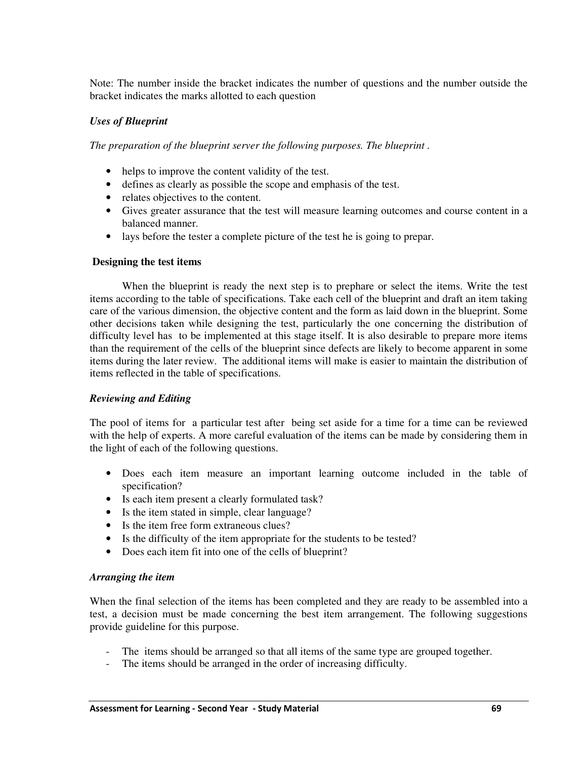Note: The number inside the bracket indicates the number of questions and the number outside the bracket indicates the marks allotted to each question

### *Uses of Blueprint*

*The preparation of the blueprint server the following purposes. The blueprint .*

- helps to improve the content validity of the test.
- defines as clearly as possible the scope and emphasis of the test.
- relates objectives to the content.
- Gives greater assurance that the test will measure learning outcomes and course content in a balanced manner.
- lays before the tester a complete picture of the test he is going to prepar.

### **Designing the test items**

When the blueprint is ready the next step is to prephare or select the items. Write the test items according to the table of specifications. Take each cell of the blueprint and draft an item taking care of the various dimension, the objective content and the form as laid down in the blueprint. Some other decisions taken while designing the test, particularly the one concerning the distribution of difficulty level has to be implemented at this stage itself. It is also desirable to prepare more items than the requirement of the cells of the blueprint since defects are likely to become apparent in some items during the later review. The additional items will make is easier to maintain the distribution of items reflected in the table of specifications.

### *Reviewing and Editing*

The pool of items for a particular test after being set aside for a time for a time can be reviewed with the help of experts. A more careful evaluation of the items can be made by considering them in the light of each of the following questions.

- Does each item measure an important learning outcome included in the table of specification?
- Is each item present a clearly formulated task?
- Is the item stated in simple, clear language?
- Is the item free form extraneous clues?
- Is the difficulty of the item appropriate for the students to be tested?
- Does each item fit into one of the cells of blueprint?

### *Arranging the item*

When the final selection of the items has been completed and they are ready to be assembled into a test, a decision must be made concerning the best item arrangement. The following suggestions provide guideline for this purpose.

- The items should be arranged so that all items of the same type are grouped together.
- The items should be arranged in the order of increasing difficulty.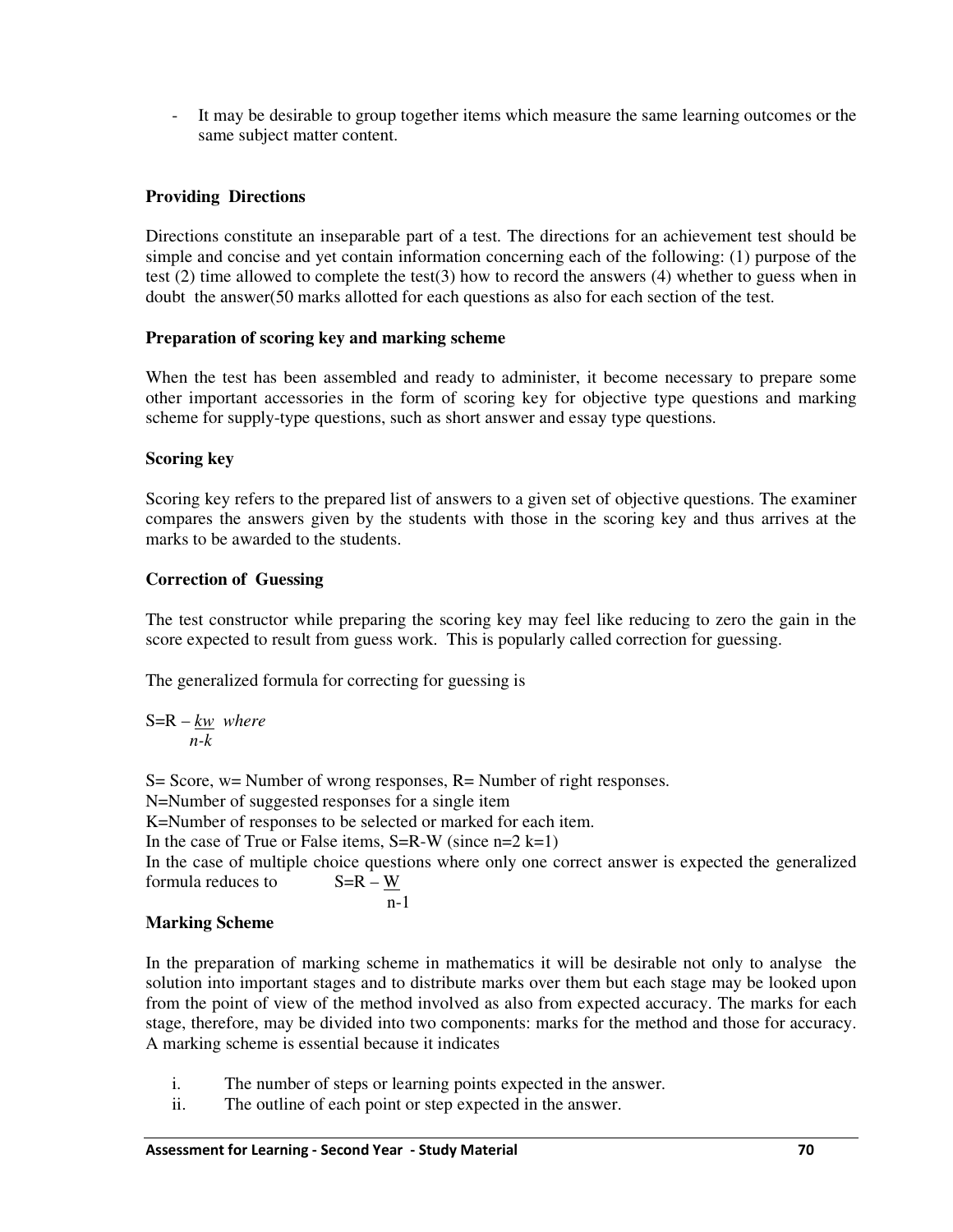- It may be desirable to group together items which measure the same learning outcomes or the same subject matter content.

### Providing Directions

Directions constitute an inseparable part of a test. The directions for an achievement test should be simple and concise and yet contain information concerning each of the following: (1) purpose of the test (2) time allowed to complete the test(3) how to record the answers (4) whether to guess when in doubt the answer(50 marks allotted for each questions as also for each section of the test.

### Preparation of scoring key and marking scheme

When the test has been assembled and ready to administer, it become necessary to prepare some other important accessories in the form of scoring key for objective type questions and marking scheme for supply-type questions, such as short answer and essay type questions.

### Scoring key

Scoring key refers to the prepared list of answers to a given set of objective questions. The examiner compares the answers given by the students with those in the scoring key and thus arrives at the marks to be awarded to the students.

### Correction of Guessing

The test constructor while preparing the scoring key may feel like reducing to zero the gain in the score expected to result from guess work. This is popularly called correction for guessing.

The generalized formula for correcting for guessing is

$S = R - \frac{kw}{n-k}$ *where*

S= Score, w= Number of wrong responses, R= Number of right responses.
N=Number of suggested responses for a single item
K=Number of responses to be selected or marked for each item.
In the case of True or False items, S=R-W (since n=2 k=1)
In the case of multiple choice questions where only one correct answer is expected the generalized formula reduces to $S = R - \frac{W}{n-1}$

### Marking Scheme

In the preparation of marking scheme in mathematics it will be desirable not only to analyse the solution into important stages and to distribute marks over them but each stage may be looked upon from the point of view of the method involved as also from expected accuracy. The marks for each stage, therefore, may be divided into two components: marks for the method and those for accuracy. A marking scheme is essential because it indicates

i. The number of steps or learning points expected in the answer.
ii. The outline of each point or step expected in the answer.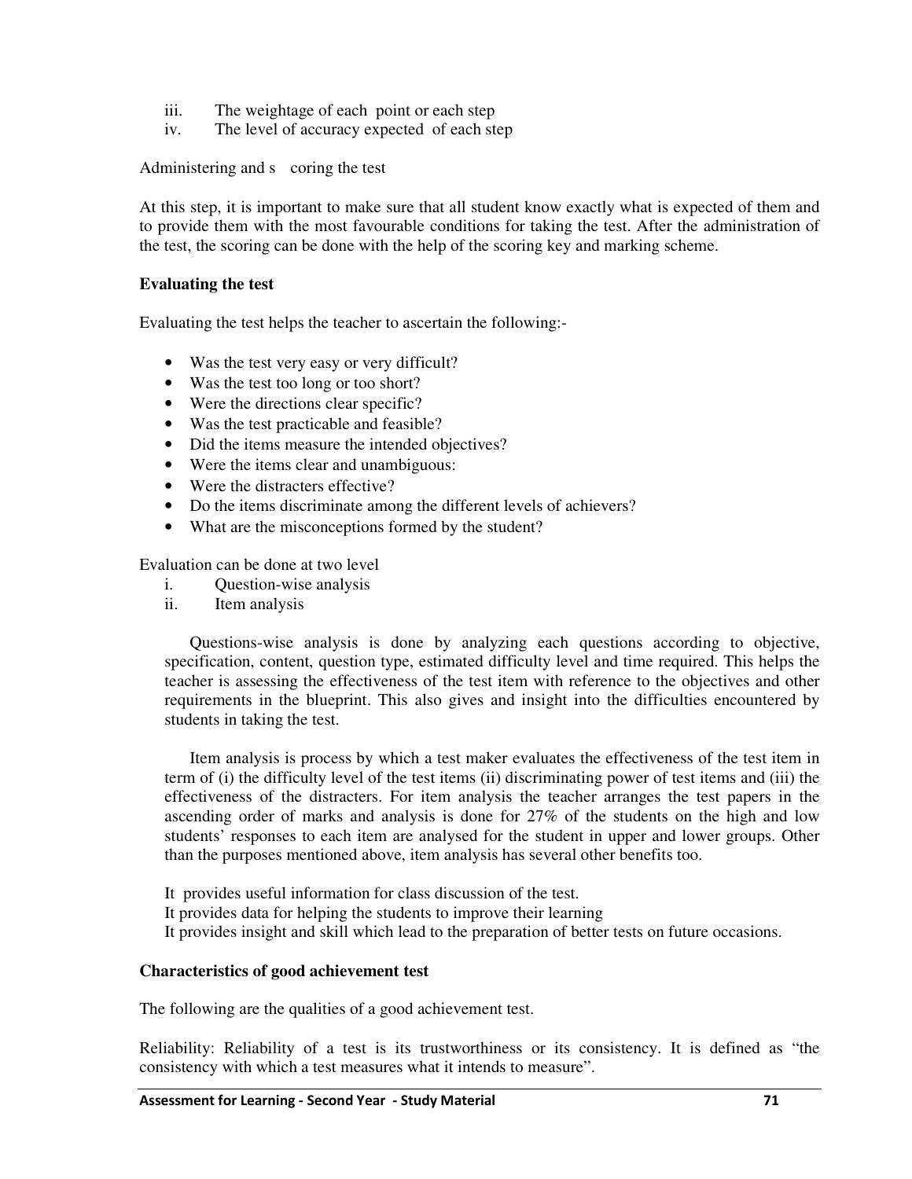iii. The weightage of each point or each step
iv. The level of accuracy expected of each step

Administering and s coring the test

At this step, it is important to make sure that all student know exactly what is expected of them and to provide them with the most favourable conditions for taking the test. After the administration of the test, the scoring can be done with the help of the scoring key and marking scheme.

**Evaluating the test**

Evaluating the test helps the teacher to ascertain the following:-

- Was the test very easy or very difficult?
- Was the test too long or too short?
- Were the directions clear specific?
- Was the test practicable and feasible?
- Did the items measure the intended objectives?
- Were the items clear and unambiguous:
- Were the distracters effective?
- Do the items discriminate among the different levels of achievers?
- What are the misconceptions formed by the student?

Evaluation can be done at two level

i. Question-wise analysis
ii. Item analysis

Questions-wise analysis is done by analyzing each questions according to objective, specification, content, question type, estimated difficulty level and time required. This helps the teacher is assessing the effectiveness of the test item with reference to the objectives and other requirements in the blueprint. This also gives and insight into the difficulties encountered by students in taking the test.

Item analysis is process by which a test maker evaluates the effectiveness of the test item in term of (i) the difficulty level of the test items (ii) discriminating power of test items and (iii) the effectiveness of the distracters. For item analysis the teacher arranges the test papers in the ascending order of marks and analysis is done for 27% of the students on the high and low students' responses to each item are analysed for the student in upper and lower groups. Other than the purposes mentioned above, item analysis has several other benefits too.

It provides useful information for class discussion of the test.
It provides data for helping the students to improve their learning
It provides insight and skill which lead to the preparation of better tests on future occasions.

**Characteristics of good achievement test**

The following are the qualities of a good achievement test.

Reliability: Reliability of a test is its trustworthiness or its consistency. It is defined as "the consistency with which a test measures what it intends to measure".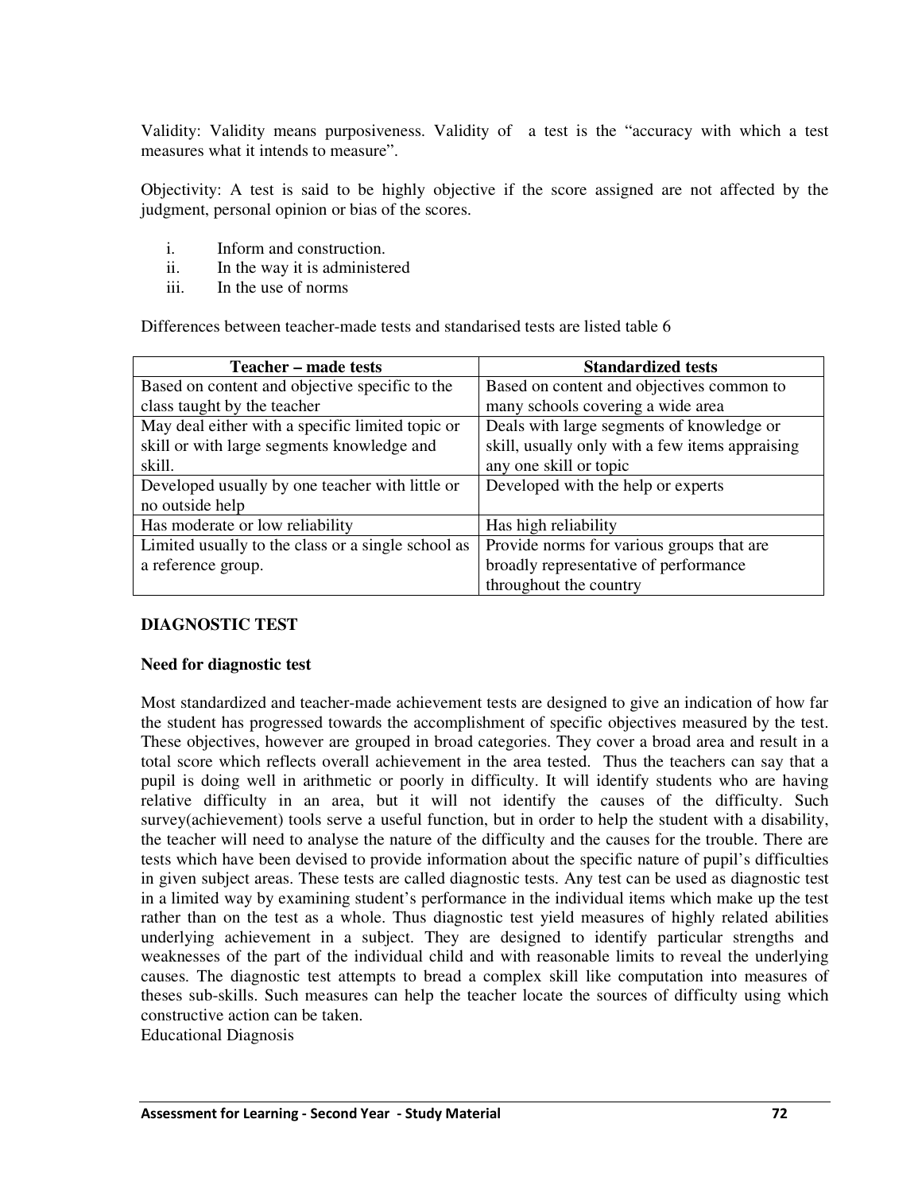Validity: Validity means purposiveness. Validity of a test is the "accuracy with which a test measures what it intends to measure".

Objectivity: A test is said to be highly objective if the score assigned are not affected by the judgment, personal opinion or bias of the scores.

i. Inform and construction.
ii. In the way it is administered
iii. In the use of norms

Differences between teacher-made tests and standarised tests are listed table 6

| Teacher – made tests | Standardized tests |
|---|---|
| Based on content and objective specific to the class taught by the teacher | Based on content and objectives common to many schools covering a wide area |
| May deal either with a specific limited topic or skill or with large segments knowledge and skill. | Deals with large segments of knowledge or skill, usually only with a few items appraising any one skill or topic |
| Developed usually by one teacher with little or no outside help | Developed with the help or experts |
| Has moderate or low reliability | Has high reliability |
| Limited usually to the class or a single school as a reference group. | Provide norms for various groups that are broadly representative of performance throughout the country |

### DIAGNOSTIC TEST

**Need for diagnostic test**

Most standardized and teacher-made achievement tests are designed to give an indication of how far the student has progressed towards the accomplishment of specific objectives measured by the test. These objectives, however are grouped in broad categories. They cover a broad area and result in a total score which reflects overall achievement in the area tested. Thus the teachers can say that a pupil is doing well in arithmetic or poorly in difficulty. It will identify students who are having relative difficulty in an area, but it will not identify the causes of the difficulty. Such survey(achievement) tools serve a useful function, but in order to help the student with a disability, the teacher will need to analyse the nature of the difficulty and the causes for the trouble. There are tests which have been devised to provide information about the specific nature of pupil's difficulties in given subject areas. These tests are called diagnostic tests. Any test can be used as diagnostic test in a limited way by examining student's performance in the individual items which make up the test rather than on the test as a whole. Thus diagnostic test yield measures of highly related abilities underlying achievement in a subject. They are designed to identify particular strengths and weaknesses of the part of the individual child and with reasonable limits to reveal the underlying causes. The diagnostic test attempts to bread a complex skill like computation into measures of theses sub-skills. Such measures can help the teacher locate the sources of difficulty using which constructive action can be taken.

Educational Diagnosis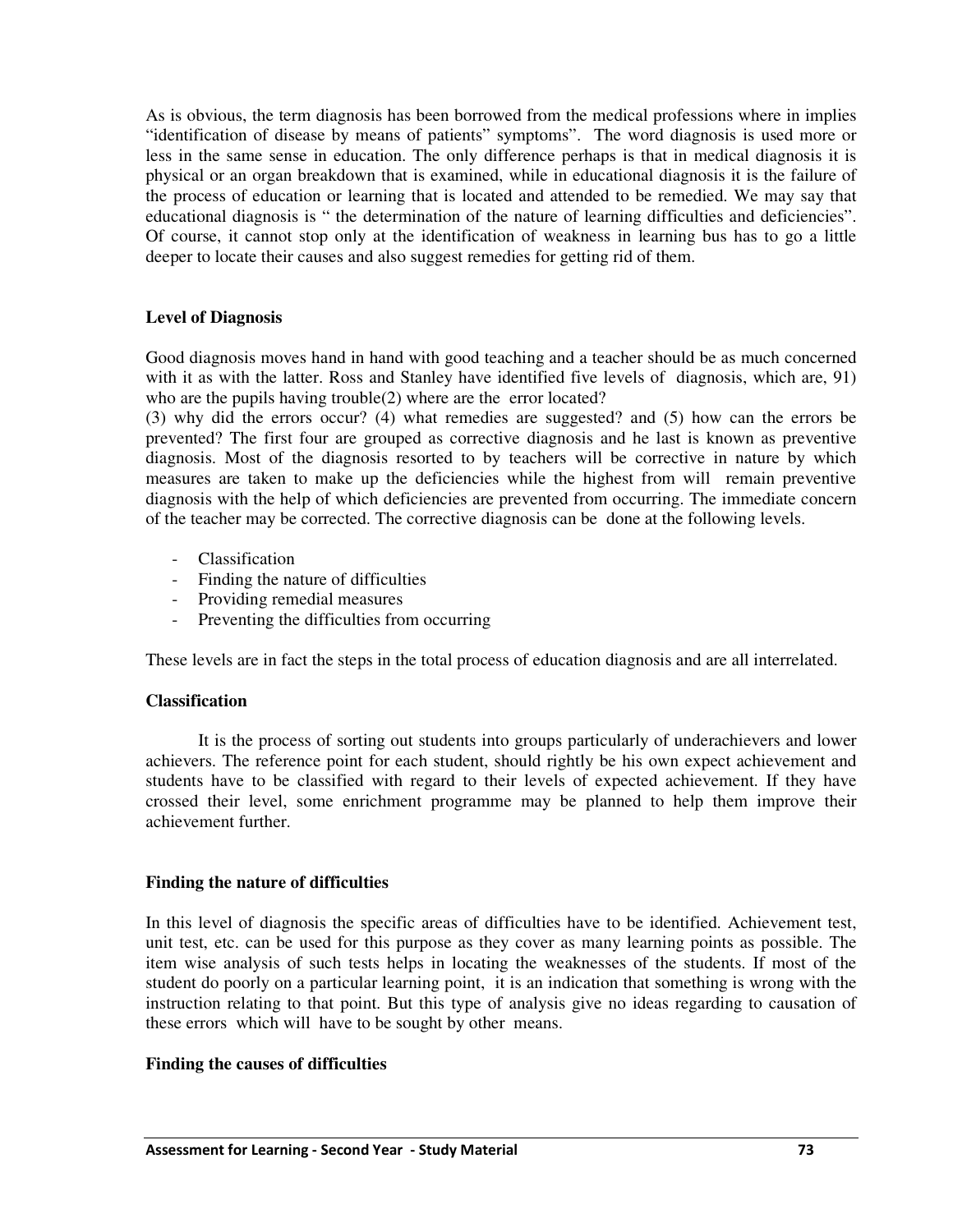As is obvious, the term diagnosis has been borrowed from the medical professions where in implies "identification of disease by means of patients" symptoms". The word diagnosis is used more or less in the same sense in education. The only difference perhaps is that in medical diagnosis it is physical or an organ breakdown that is examined, while in educational diagnosis it is the failure of the process of education or learning that is located and attended to be remedied. We may say that educational diagnosis is " the determination of the nature of learning difficulties and deficiencies". Of course, it cannot stop only at the identification of weakness in learning bus has to go a little deeper to locate their causes and also suggest remedies for getting rid of them.

### Level of Diagnosis

Good diagnosis moves hand in hand with good teaching and a teacher should be as much concerned with it as with the latter. Ross and Stanley have identified five levels of diagnosis, which are, 91) who are the pupils having trouble(2) where are the error located?
(3) why did the errors occur? (4) what remedies are suggested? and (5) how can the errors be prevented? The first four are grouped as corrective diagnosis and he last is known as preventive diagnosis. Most of the diagnosis resorted to by teachers will be corrective in nature by which measures are taken to make up the deficiencies while the highest from will remain preventive diagnosis with the help of which deficiencies are prevented from occurring. The immediate concern of the teacher may be corrected. The corrective diagnosis can be done at the following levels.

- Classification
- Finding the nature of difficulties
- Providing remedial measures
- Preventing the difficulties from occurring

These levels are in fact the steps in the total process of education diagnosis and are all interrelated.

### Classification

It is the process of sorting out students into groups particularly of underachievers and lower achievers. The reference point for each student, should rightly be his own expect achievement and students have to be classified with regard to their levels of expected achievement. If they have crossed their level, some enrichment programme may be planned to help them improve their achievement further.

### Finding the nature of difficulties

In this level of diagnosis the specific areas of difficulties have to be identified. Achievement test, unit test, etc. can be used for this purpose as they cover as many learning points as possible. The item wise analysis of such tests helps in locating the weaknesses of the students. If most of the student do poorly on a particular learning point, it is an indication that something is wrong with the instruction relating to that point. But this type of analysis give no ideas regarding to causation of these errors which will have to be sought by other means.

### Finding the causes of difficulties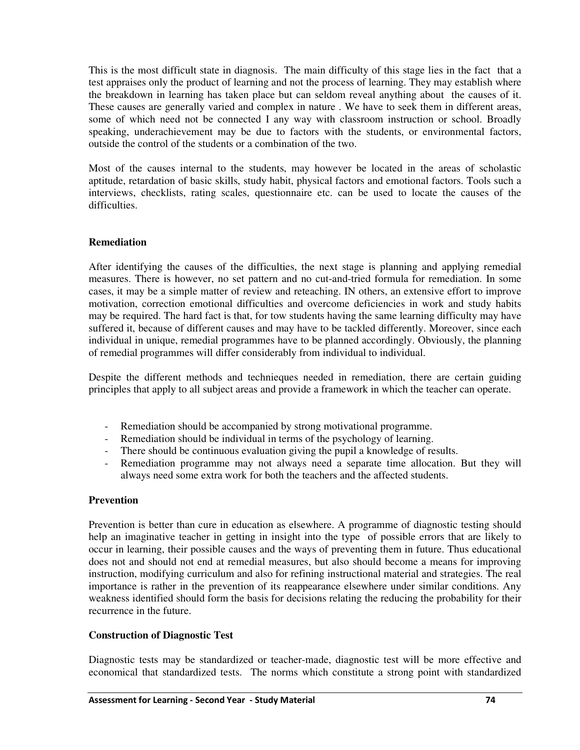This is the most difficult state in diagnosis. The main difficulty of this stage lies in the fact that a test appraises only the product of learning and not the process of learning. They may establish where the breakdown in learning has taken place but can seldom reveal anything about the causes of it. These causes are generally varied and complex in nature . We have to seek them in different areas, some of which need not be connected I any way with classroom instruction or school. Broadly speaking, underachievement may be due to factors with the students, or environmental factors, outside the control of the students or a combination of the two.

Most of the causes internal to the students, may however be located in the areas of scholastic aptitude, retardation of basic skills, study habit, physical factors and emotional factors. Tools such a interviews, checklists, rating scales, questionnaire etc. can be used to locate the causes of the difficulties.

**Remediation**

After identifying the causes of the difficulties, the next stage is planning and applying remedial measures. There is however, no set pattern and no cut-and-tried formula for remediation. In some cases, it may be a simple matter of review and reteaching. IN others, an extensive effort to improve motivation, correction emotional difficulties and overcome deficiencies in work and study habits may be required. The hard fact is that, for tow students having the same learning difficulty may have suffered it, because of different causes and may have to be tackled differently. Moreover, since each individual in unique, remedial programmes have to be planned accordingly. Obviously, the planning of remedial programmes will differ considerably from individual to individual.

Despite the different methods and technieques needed in remediation, there are certain guiding principles that apply to all subject areas and provide a framework in which the teacher can operate.

- Remediation should be accompanied by strong motivational programme.
- Remediation should be individual in terms of the psychology of learning.
- There should be continuous evaluation giving the pupil a knowledge of results.
- Remediation programme may not always need a separate time allocation. But they will always need some extra work for both the teachers and the affected students.

**Prevention**

Prevention is better than cure in education as elsewhere. A programme of diagnostic testing should help an imaginative teacher in getting in insight into the type of possible errors that are likely to occur in learning, their possible causes and the ways of preventing them in future. Thus educational does not and should not end at remedial measures, but also should become a means for improving instruction, modifying curriculum and also for refining instructional material and strategies. The real importance is rather in the prevention of its reappearance elsewhere under similar conditions. Any weakness identified should form the basis for decisions relating the reducing the probability for their recurrence in the future.

**Construction of Diagnostic Test**

Diagnostic tests may be standardized or teacher-made, diagnostic test will be more effective and economical that standardized tests. The norms which constitute a strong point with standardized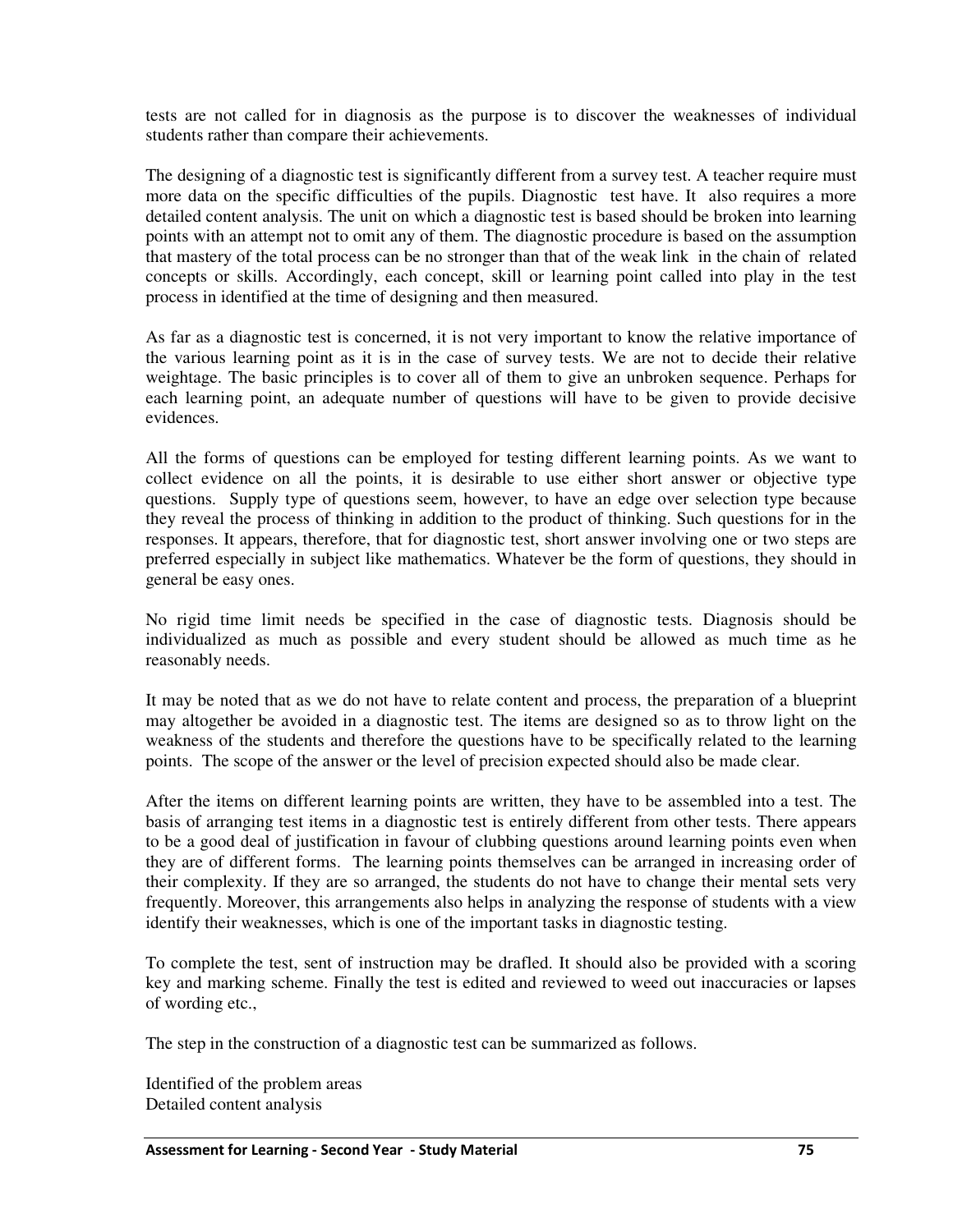tests are not called for in diagnosis as the purpose is to discover the weaknesses of individual students rather than compare their achievements.

The designing of a diagnostic test is significantly different from a survey test. A teacher require must more data on the specific difficulties of the pupils. Diagnostic test have. It also requires a more detailed content analysis. The unit on which a diagnostic test is based should be broken into learning points with an attempt not to omit any of them. The diagnostic procedure is based on the assumption that mastery of the total process can be no stronger than that of the weak link in the chain of related concepts or skills. Accordingly, each concept, skill or learning point called into play in the test process in identified at the time of designing and then measured.

As far as a diagnostic test is concerned, it is not very important to know the relative importance of the various learning point as it is in the case of survey tests. We are not to decide their relative weightage. The basic principles is to cover all of them to give an unbroken sequence. Perhaps for each learning point, an adequate number of questions will have to be given to provide decisive evidences.

All the forms of questions can be employed for testing different learning points. As we want to collect evidence on all the points, it is desirable to use either short answer or objective type questions. Supply type of questions seem, however, to have an edge over selection type because they reveal the process of thinking in addition to the product of thinking. Such questions for in the responses. It appears, therefore, that for diagnostic test, short answer involving one or two steps are preferred especially in subject like mathematics. Whatever be the form of questions, they should in general be easy ones.

No rigid time limit needs be specified in the case of diagnostic tests. Diagnosis should be individualized as much as possible and every student should be allowed as much time as he reasonably needs.

It may be noted that as we do not have to relate content and process, the preparation of a blueprint may altogether be avoided in a diagnostic test. The items are designed so as to throw light on the weakness of the students and therefore the questions have to be specifically related to the learning points. The scope of the answer or the level of precision expected should also be made clear.

After the items on different learning points are written, they have to be assembled into a test. The basis of arranging test items in a diagnostic test is entirely different from other tests. There appears to be a good deal of justification in favour of clubbing questions around learning points even when they are of different forms. The learning points themselves can be arranged in increasing order of their complexity. If they are so arranged, the students do not have to change their mental sets very frequently. Moreover, this arrangements also helps in analyzing the response of students with a view identify their weaknesses, which is one of the important tasks in diagnostic testing.

To complete the test, sent of instruction may be drafled. It should also be provided with a scoring key and marking scheme. Finally the test is edited and reviewed to weed out inaccuracies or lapses of wording etc.,

The step in the construction of a diagnostic test can be summarized as follows.

Identified of the problem areas
Detailed content analysis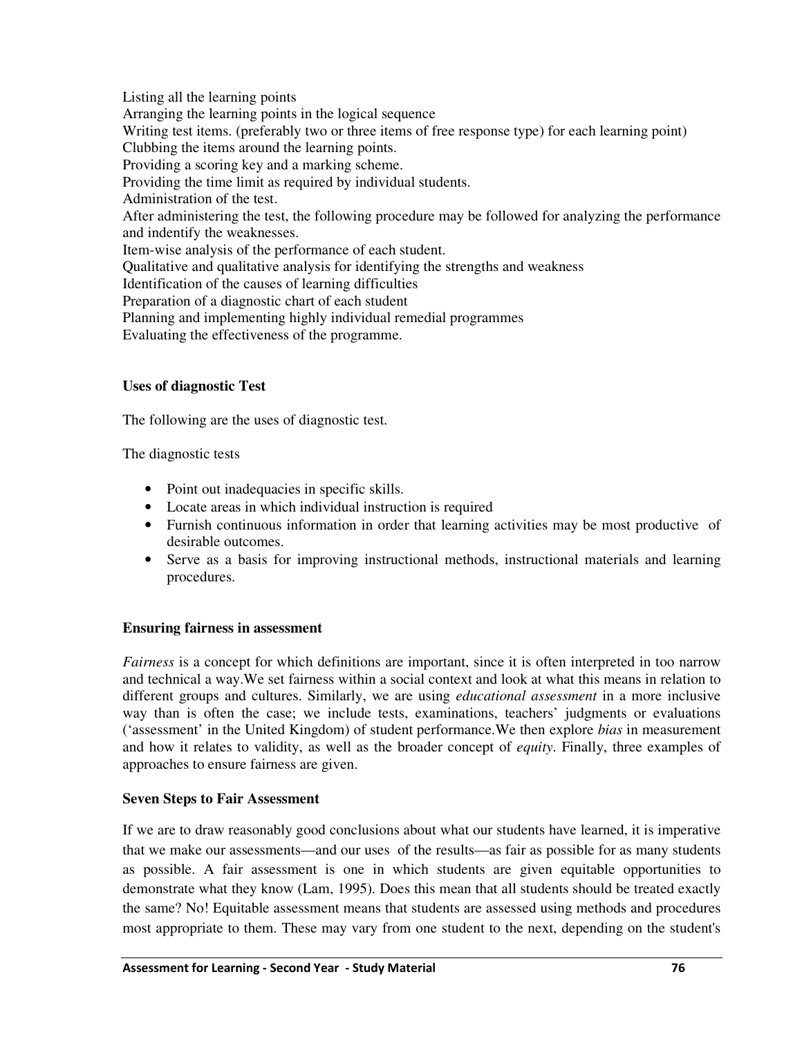Listing all the learning points
Arranging the learning points in the logical sequence
Writing test items. (preferably two or three items of free response type) for each learning point)
Clubbing the items around the learning points.
Providing a scoring key and a marking scheme.
Providing the time limit as required by individual students.
Administration of the test.
After administering the test, the following procedure may be followed for analyzing the performance and indentify the weaknesses.
Item-wise analysis of the performance of each student.
Qualitative and qualitative analysis for identifying the strengths and weakness
Identification of the causes of learning difficulties
Preparation of a diagnostic chart of each student
Planning and implementing highly individual remedial programmes
Evaluating the effectiveness of the programme.

**Uses of diagnostic Test**

The following are the uses of diagnostic test.

The diagnostic tests

- Point out inadequacies in specific skills.
- Locate areas in which individual instruction is required
- Furnish continuous information in order that learning activities may be most productive of desirable outcomes.
- Serve as a basis for improving instructional methods, instructional materials and learning procedures.

**Ensuring fairness in assessment**

*Fairness* is a concept for which definitions are important, since it is often interpreted in too narrow and technical a way.We set fairness within a social context and look at what this means in relation to different groups and cultures. Similarly, we are using *educational assessment* in a more inclusive way than is often the case; we include tests, examinations, teachers' judgments or evaluations ('assessment' in the United Kingdom) of student performance.We then explore *bias* in measurement and how it relates to validity, as well as the broader concept of *equity*. Finally, three examples of approaches to ensure fairness are given.

**Seven Steps to Fair Assessment**

If we are to draw reasonably good conclusions about what our students have learned, it is imperative that we make our assessments—and our uses of the results—as fair as possible for as many students as possible. A fair assessment is one in which students are given equitable opportunities to demonstrate what they know (Lam, 1995). Does this mean that all students should be treated exactly the same? No! Equitable assessment means that students are assessed using methods and procedures most appropriate to them. These may vary from one student to the next, depending on the student's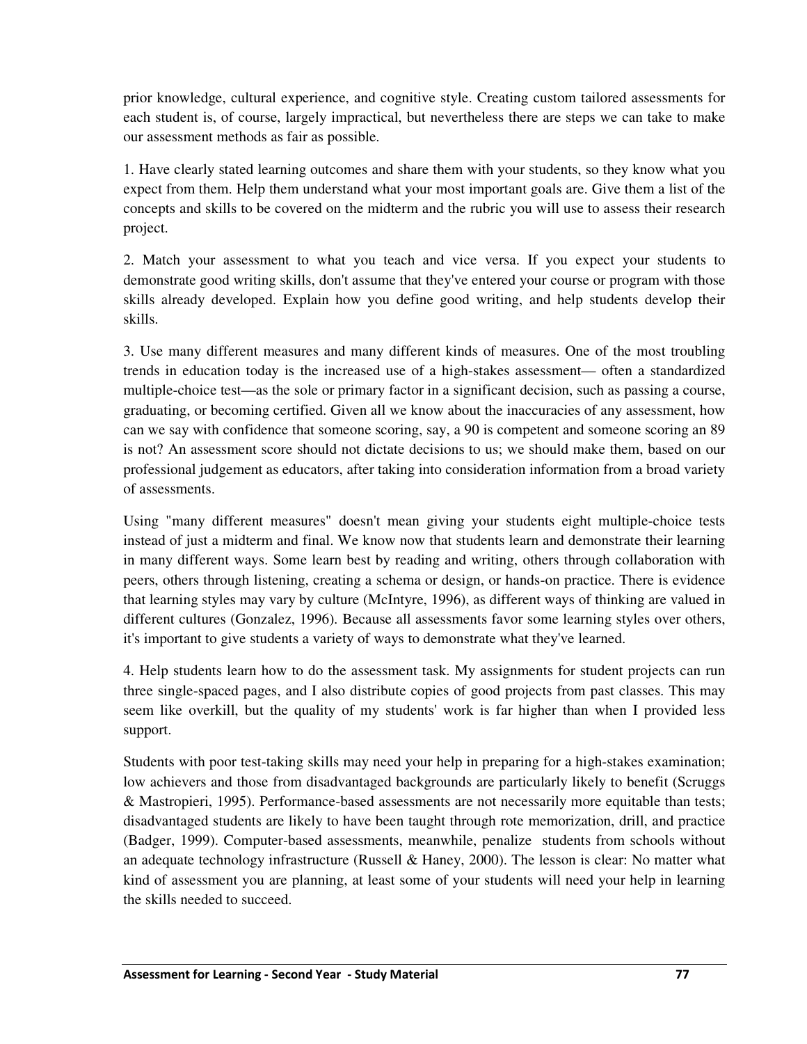prior knowledge, cultural experience, and cognitive style. Creating custom tailored assessments for each student is, of course, largely impractical, but nevertheless there are steps we can take to make our assessment methods as fair as possible.

1. Have clearly stated learning outcomes and share them with your students, so they know what you expect from them. Help them understand what your most important goals are. Give them a list of the concepts and skills to be covered on the midterm and the rubric you will use to assess their research project.

2. Match your assessment to what you teach and vice versa. If you expect your students to demonstrate good writing skills, don't assume that they've entered your course or program with those skills already developed. Explain how you define good writing, and help students develop their skills.

3. Use many different measures and many different kinds of measures. One of the most troubling trends in education today is the increased use of a high-stakes assessment— often a standardized multiple-choice test—as the sole or primary factor in a significant decision, such as passing a course, graduating, or becoming certified. Given all we know about the inaccuracies of any assessment, how can we say with confidence that someone scoring, say, a 90 is competent and someone scoring an 89 is not? An assessment score should not dictate decisions to us; we should make them, based on our professional judgement as educators, after taking into consideration information from a broad variety of assessments.

Using "many different measures" doesn't mean giving your students eight multiple-choice tests instead of just a midterm and final. We know now that students learn and demonstrate their learning in many different ways. Some learn best by reading and writing, others through collaboration with peers, others through listening, creating a schema or design, or hands-on practice. There is evidence that learning styles may vary by culture (McIntyre, 1996), as different ways of thinking are valued in different cultures (Gonzalez, 1996). Because all assessments favor some learning styles over others, it's important to give students a variety of ways to demonstrate what they've learned.

4. Help students learn how to do the assessment task. My assignments for student projects can run three single-spaced pages, and I also distribute copies of good projects from past classes. This may seem like overkill, but the quality of my students' work is far higher than when I provided less support.

Students with poor test-taking skills may need your help in preparing for a high-stakes examination; low achievers and those from disadvantaged backgrounds are particularly likely to benefit (Scruggs & Mastropieri, 1995). Performance-based assessments are not necessarily more equitable than tests; disadvantaged students are likely to have been taught through rote memorization, drill, and practice (Badger, 1999). Computer-based assessments, meanwhile, penalize students from schools without an adequate technology infrastructure (Russell & Haney, 2000). The lesson is clear: No matter what kind of assessment you are planning, at least some of your students will need your help in learning the skills needed to succeed.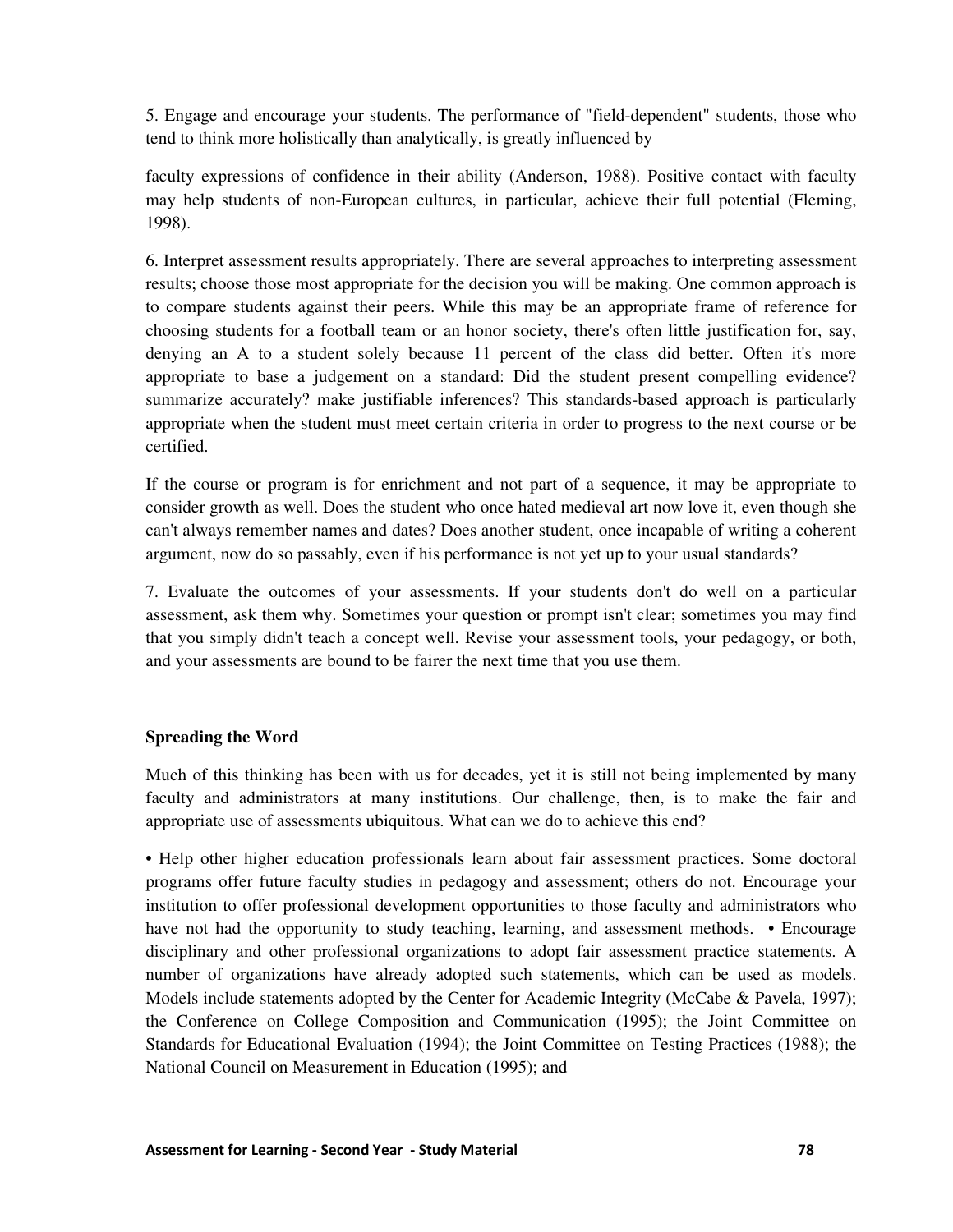5. Engage and encourage your students. The performance of "field-dependent" students, those who tend to think more holistically than analytically, is greatly influenced by

faculty expressions of confidence in their ability (Anderson, 1988). Positive contact with faculty may help students of non-European cultures, in particular, achieve their full potential (Fleming, 1998).

6. Interpret assessment results appropriately. There are several approaches to interpreting assessment results; choose those most appropriate for the decision you will be making. One common approach is to compare students against their peers. While this may be an appropriate frame of reference for choosing students for a football team or an honor society, there's often little justification for, say, denying an A to a student solely because 11 percent of the class did better. Often it's more appropriate to base a judgement on a standard: Did the student present compelling evidence? summarize accurately? make justifiable inferences? This standards-based approach is particularly appropriate when the student must meet certain criteria in order to progress to the next course or be certified.

If the course or program is for enrichment and not part of a sequence, it may be appropriate to consider growth as well. Does the student who once hated medieval art now love it, even though she can't always remember names and dates? Does another student, once incapable of writing a coherent argument, now do so passably, even if his performance is not yet up to your usual standards?

7. Evaluate the outcomes of your assessments. If your students don't do well on a particular assessment, ask them why. Sometimes your question or prompt isn't clear; sometimes you may find that you simply didn't teach a concept well. Revise your assessment tools, your pedagogy, or both, and your assessments are bound to be fairer the next time that you use them.

**Spreading the Word**

Much of this thinking has been with us for decades, yet it is still not being implemented by many faculty and administrators at many institutions. Our challenge, then, is to make the fair and appropriate use of assessments ubiquitous. What can we do to achieve this end?

- Help other higher education professionals learn about fair assessment practices. Some doctoral programs offer future faculty studies in pedagogy and assessment; others do not. Encourage your institution to offer professional development opportunities to those faculty and administrators who have not had the opportunity to study teaching, learning, and assessment methods.
- Encourage disciplinary and other professional organizations to adopt fair assessment practice statements. A number of organizations have already adopted such statements, which can be used as models. Models include statements adopted by the Center for Academic Integrity (McCabe & Pavela, 1997); the Conference on College Composition and Communication (1995); the Joint Committee on Standards for Educational Evaluation (1994); the Joint Committee on Testing Practices (1988); the National Council on Measurement in Education (1995); and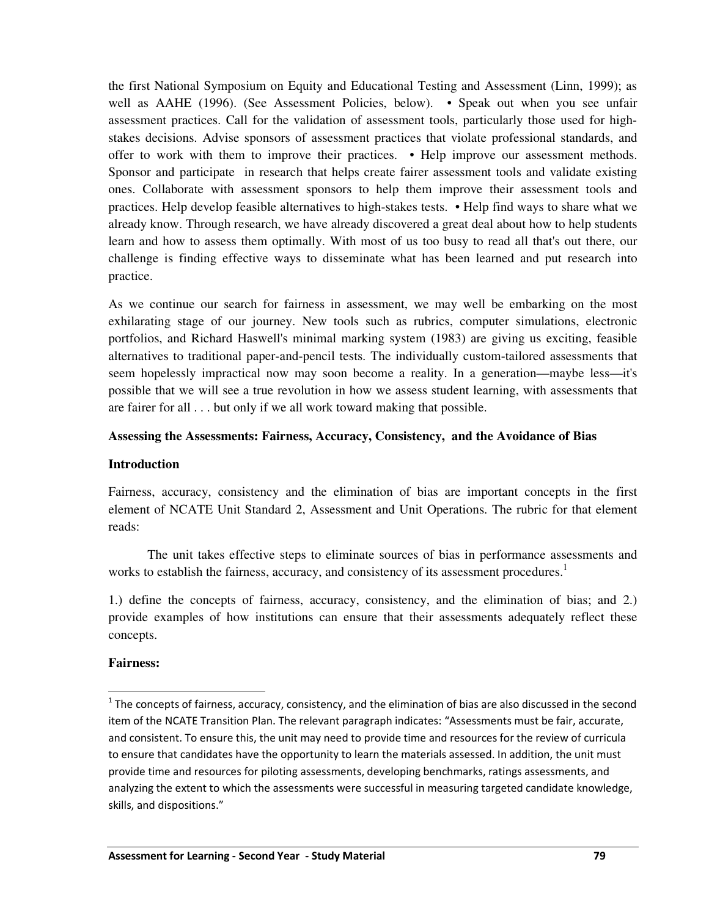the first National Symposium on Equity and Educational Testing and Assessment (Linn, 1999); as well as AAHE (1996). (See Assessment Policies, below). • Speak out when you see unfair assessment practices. Call for the validation of assessment tools, particularly those used for high-stakes decisions. Advise sponsors of assessment practices that violate professional standards, and offer to work with them to improve their practices. • Help improve our assessment methods. Sponsor and participate in research that helps create fairer assessment tools and validate existing ones. Collaborate with assessment sponsors to help them improve their assessment tools and practices. Help develop feasible alternatives to high-stakes tests. • Help find ways to share what we already know. Through research, we have already discovered a great deal about how to help students learn and how to assess them optimally. With most of us too busy to read all that's out there, our challenge is finding effective ways to disseminate what has been learned and put research into practice.

As we continue our search for fairness in assessment, we may well be embarking on the most exhilarating stage of our journey. New tools such as rubrics, computer simulations, electronic portfolios, and Richard Haswell's minimal marking system (1983) are giving us exciting, feasible alternatives to traditional paper-and-pencil tests. The individually custom-tailored assessments that seem hopelessly impractical now may soon become a reality. In a generation—maybe less—it's possible that we will see a true revolution in how we assess student learning, with assessments that are fairer for all . . . but only if we all work toward making that possible.

**Assessing the Assessments: Fairness, Accuracy, Consistency, and the Avoidance of Bias**

**Introduction**

Fairness, accuracy, consistency and the elimination of bias are important concepts in the first element of NCATE Unit Standard 2, Assessment and Unit Operations. The rubric for that element reads:

> The unit takes effective steps to eliminate sources of bias in performance assessments and works to establish the fairness, accuracy, and consistency of its assessment procedures.[1]

1.) define the concepts of fairness, accuracy, consistency, and the elimination of bias; and 2.) provide examples of how institutions can ensure that their assessments adequately reflect these concepts.

**Fairness:**

[1] The concepts of fairness, accuracy, consistency, and the elimination of bias are also discussed in the second item of the NCATE Transition Plan. The relevant paragraph indicates: "Assessments must be fair, accurate, and consistent. To ensure this, the unit may need to provide time and resources for the review of curricula to ensure that candidates have the opportunity to learn the materials assessed. In addition, the unit must provide time and resources for piloting assessments, developing benchmarks, ratings assessments, and analyzing the extent to which the assessments were successful in measuring targeted candidate knowledge, skills, and dispositions."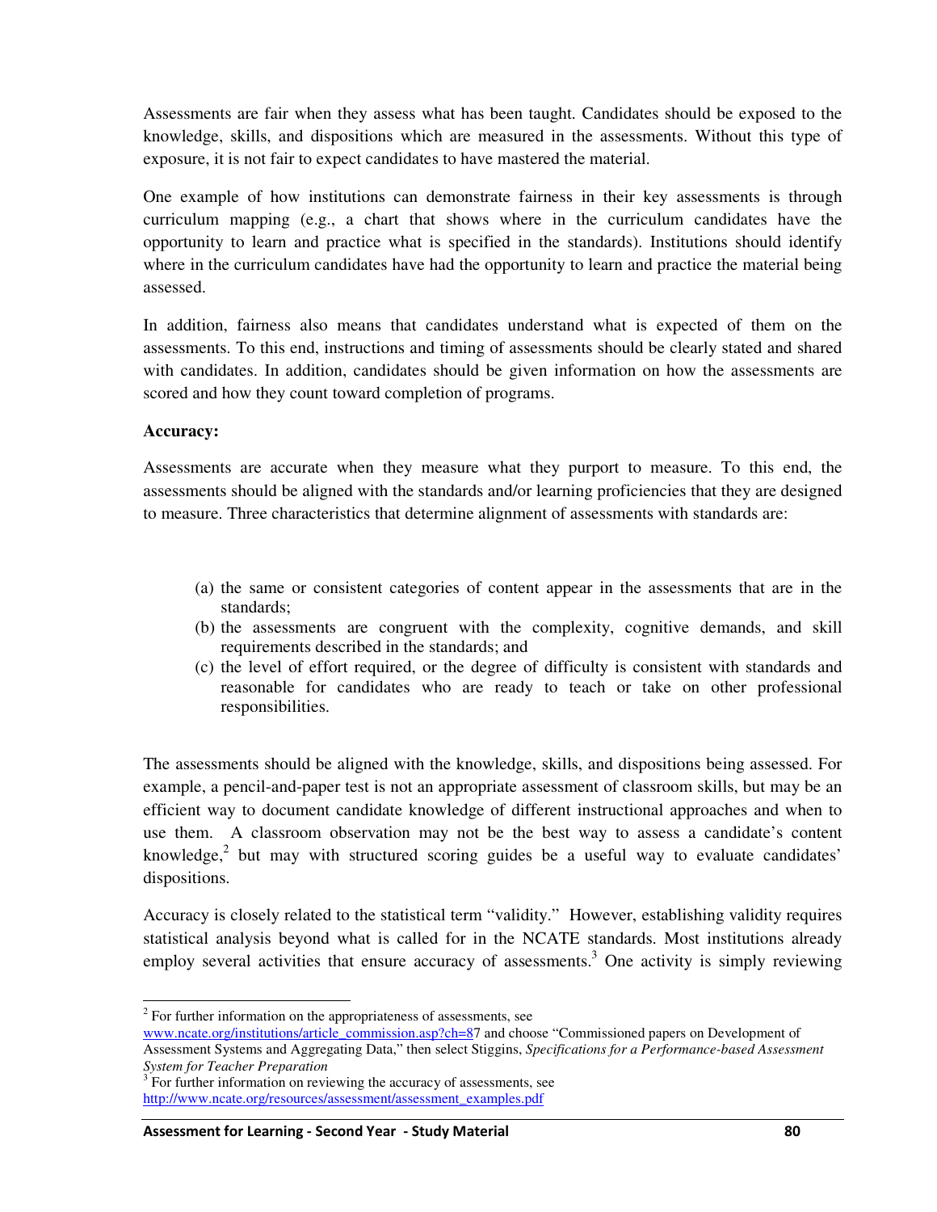Assessments are fair when they assess what has been taught. Candidates should be exposed to the knowledge, skills, and dispositions which are measured in the assessments. Without this type of exposure, it is not fair to expect candidates to have mastered the material.

One example of how institutions can demonstrate fairness in their key assessments is through curriculum mapping (e.g., a chart that shows where in the curriculum candidates have the opportunity to learn and practice what is specified in the standards). Institutions should identify where in the curriculum candidates have had the opportunity to learn and practice the material being assessed.

In addition, fairness also means that candidates understand what is expected of them on the assessments. To this end, instructions and timing of assessments should be clearly stated and shared with candidates. In addition, candidates should be given information on how the assessments are scored and how they count toward completion of programs.

**Accuracy:**

Assessments are accurate when they measure what they purport to measure. To this end, the assessments should be aligned with the standards and/or learning proficiencies that they are designed to measure. Three characteristics that determine alignment of assessments with standards are:

(a) the same or consistent categories of content appear in the assessments that are in the standards;
(b) the assessments are congruent with the complexity, cognitive demands, and skill requirements described in the standards; and
(c) the level of effort required, or the degree of difficulty is consistent with standards and reasonable for candidates who are ready to teach or take on other professional responsibilities.

The assessments should be aligned with the knowledge, skills, and dispositions being assessed. For example, a pencil-and-paper test is not an appropriate assessment of classroom skills, but may be an efficient way to document candidate knowledge of different instructional approaches and when to use them. A classroom observation may not be the best way to assess a candidate's content knowledge,[2] but may with structured scoring guides be a useful way to evaluate candidates' dispositions.

Accuracy is closely related to the statistical term "validity." However, establishing validity requires statistical analysis beyond what is called for in the NCATE standards. Most institutions already employ several activities that ensure accuracy of assessments.[3] One activity is simply reviewing

---

[2] For further information on the appropriateness of assessments, see www.ncate.org/institutions/article_commission.asp?ch=87 and choose "Commissioned papers on Development of Assessment Systems and Aggregating Data," then select Stiggins, *Specifications for a Performance-based Assessment System for Teacher Preparation*

[3] For further information on reviewing the accuracy of assessments, see http://www.ncate.org/resources/assessment/assessment_examples.pdf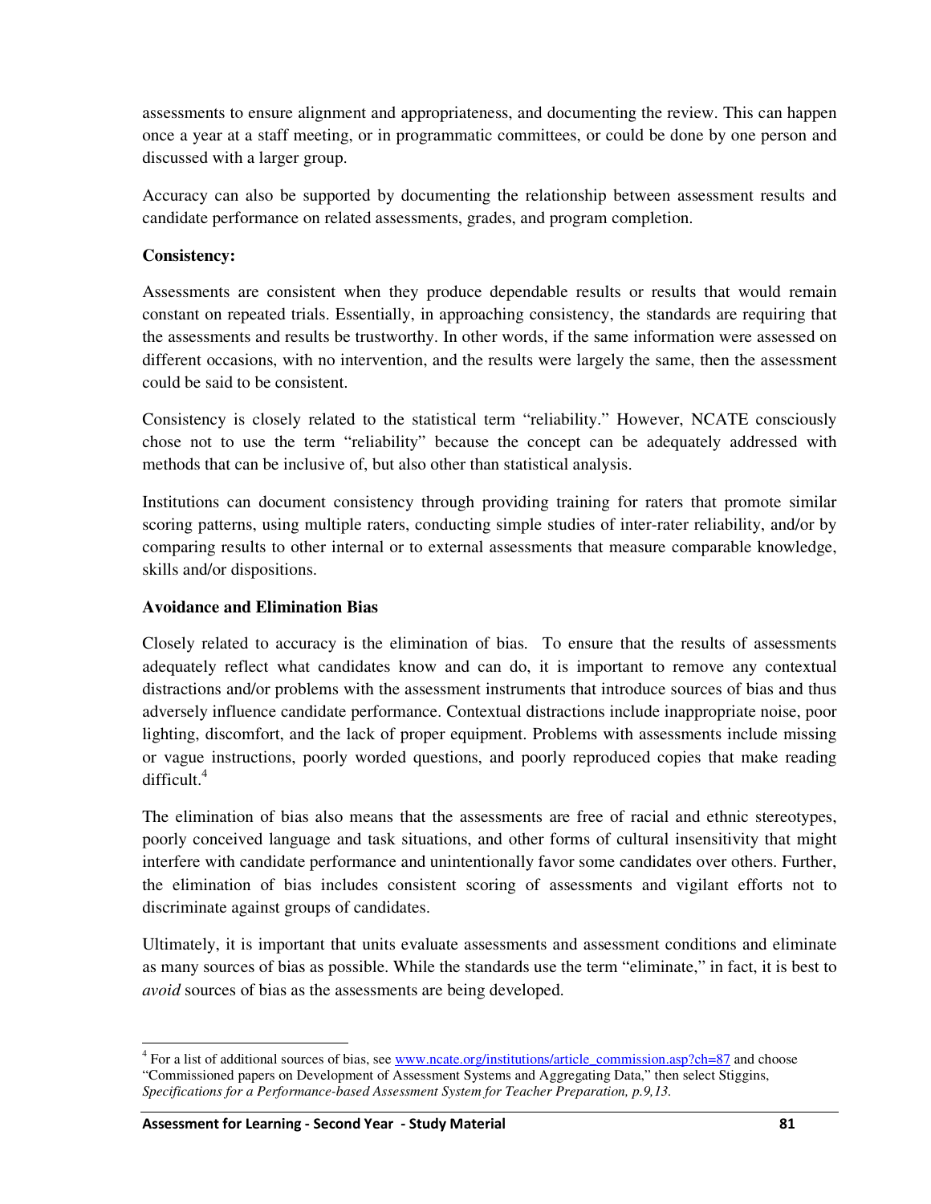assessments to ensure alignment and appropriateness, and documenting the review. This can happen once a year at a staff meeting, or in programmatic committees, or could be done by one person and discussed with a larger group.

Accuracy can also be supported by documenting the relationship between assessment results and candidate performance on related assessments, grades, and program completion.

**Consistency:**

Assessments are consistent when they produce dependable results or results that would remain constant on repeated trials. Essentially, in approaching consistency, the standards are requiring that the assessments and results be trustworthy. In other words, if the same information were assessed on different occasions, with no intervention, and the results were largely the same, then the assessment could be said to be consistent.

Consistency is closely related to the statistical term "reliability." However, NCATE consciously chose not to use the term "reliability" because the concept can be adequately addressed with methods that can be inclusive of, but also other than statistical analysis.

Institutions can document consistency through providing training for raters that promote similar scoring patterns, using multiple raters, conducting simple studies of inter-rater reliability, and/or by comparing results to other internal or to external assessments that measure comparable knowledge, skills and/or dispositions.

**Avoidance and Elimination Bias**

Closely related to accuracy is the elimination of bias. To ensure that the results of assessments adequately reflect what candidates know and can do, it is important to remove any contextual distractions and/or problems with the assessment instruments that introduce sources of bias and thus adversely influence candidate performance. Contextual distractions include inappropriate noise, poor lighting, discomfort, and the lack of proper equipment. Problems with assessments include missing or vague instructions, poorly worded questions, and poorly reproduced copies that make reading difficult.[4]

The elimination of bias also means that the assessments are free of racial and ethnic stereotypes, poorly conceived language and task situations, and other forms of cultural insensitivity that might interfere with candidate performance and unintentionally favor some candidates over others. Further, the elimination of bias includes consistent scoring of assessments and vigilant efforts not to discriminate against groups of candidates.

Ultimately, it is important that units evaluate assessments and assessment conditions and eliminate as many sources of bias as possible. While the standards use the term "eliminate," in fact, it is best to *avoid* sources of bias as the assessments are being developed.

---

[4] For a list of additional sources of bias, see www.ncate.org/institutions/article_commission.asp?ch=87 and choose "Commissioned papers on Development of Assessment Systems and Aggregating Data," then select Stiggins, *Specifications for a Performance-based Assessment System for Teacher Preparation, p.9,13.*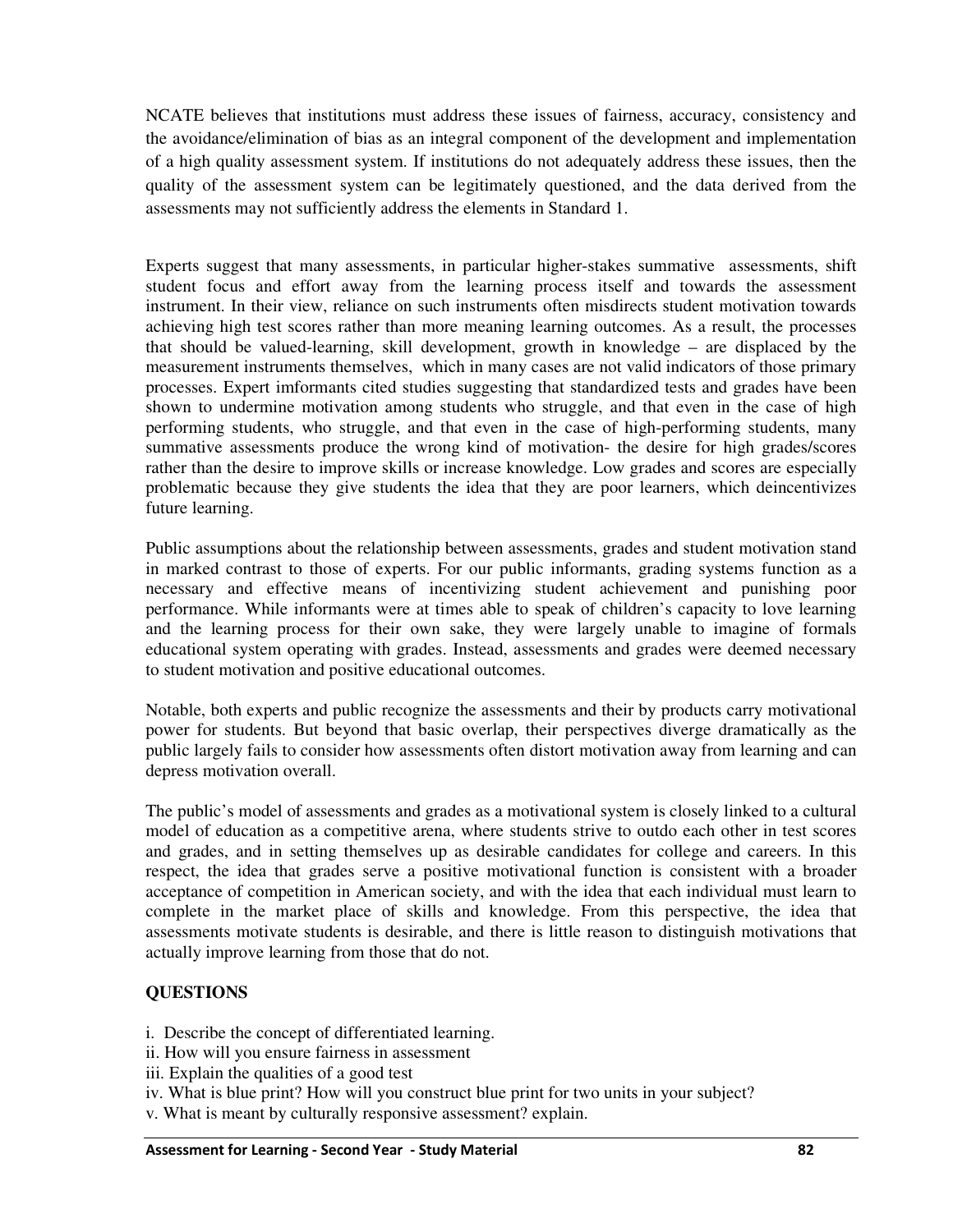NCATE believes that institutions must address these issues of fairness, accuracy, consistency and the avoidance/elimination of bias as an integral component of the development and implementation of a high quality assessment system. If institutions do not adequately address these issues, then the quality of the assessment system can be legitimately questioned, and the data derived from the assessments may not sufficiently address the elements in Standard 1.

Experts suggest that many assessments, in particular higher-stakes summative assessments, shift student focus and effort away from the learning process itself and towards the assessment instrument. In their view, reliance on such instruments often misdirects student motivation towards achieving high test scores rather than more meaning learning outcomes. As a result, the processes that should be valued-learning, skill development, growth in knowledge – are displaced by the measurement instruments themselves, which in many cases are not valid indicators of those primary processes. Expert imformants cited studies suggesting that standardized tests and grades have been shown to undermine motivation among students who struggle, and that even in the case of high performing students, who struggle, and that even in the case of high-performing students, many summative assessments produce the wrong kind of motivation- the desire for high grades/scores rather than the desire to improve skills or increase knowledge. Low grades and scores are especially problematic because they give students the idea that they are poor learners, which deincentivizes future learning.

Public assumptions about the relationship between assessments, grades and student motivation stand in marked contrast to those of experts. For our public informants, grading systems function as a necessary and effective means of incentivizing student achievement and punishing poor performance. While informants were at times able to speak of children's capacity to love learning and the learning process for their own sake, they were largely unable to imagine of formals educational system operating with grades. Instead, assessments and grades were deemed necessary to student motivation and positive educational outcomes.

Notable, both experts and public recognize the assessments and their by products carry motivational power for students. But beyond that basic overlap, their perspectives diverge dramatically as the public largely fails to consider how assessments often distort motivation away from learning and can depress motivation overall.

The public's model of assessments and grades as a motivational system is closely linked to a cultural model of education as a competitive arena, where students strive to outdo each other in test scores and grades, and in setting themselves up as desirable candidates for college and careers. In this respect, the idea that grades serve a positive motivational function is consistent with a broader acceptance of competition in American society, and with the idea that each individual must learn to complete in the market place of skills and knowledge. From this perspective, the idea that assessments motivate students is desirable, and there is little reason to distinguish motivations that actually improve learning from those that do not.

**QUESTIONS**

i. Describe the concept of differentiated learning.
ii. How will you ensure fairness in assessment
iii. Explain the qualities of a good test
iv. What is blue print? How will you construct blue print for two units in your subject?
v. What is meant by culturally responsive assessment? explain.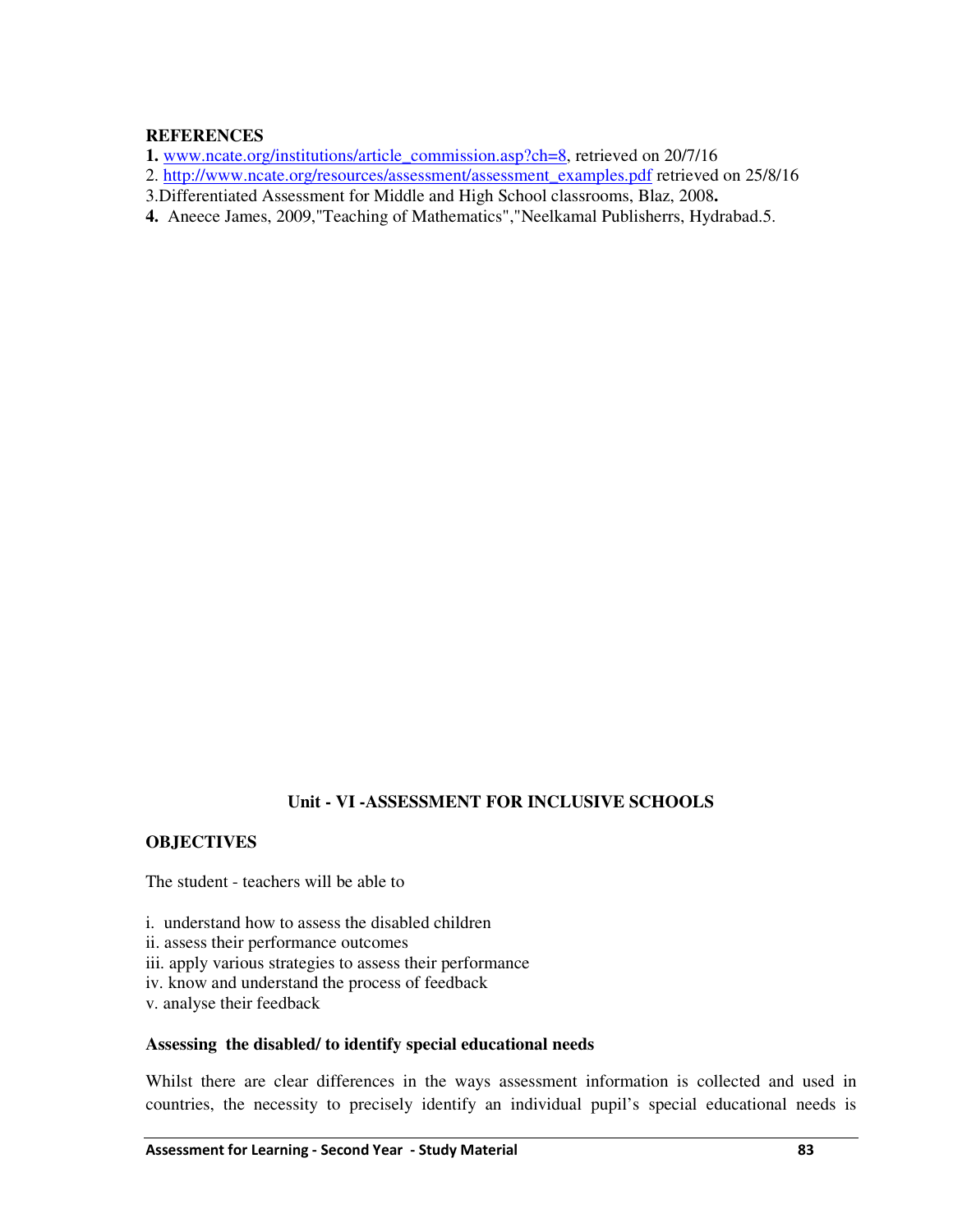## REFERENCES

**1.** www.ncate.org/institutions/article_commission.asp?ch=8, retrieved on 20/7/16

2. http://www.ncate.org/resources/assessment/assessment_examples.pdf retrieved on 25/8/16

3.Differentiated Assessment for Middle and High School classrooms, Blaz, 2008**.**

**4.** Aneece James, 2009,"Teaching of Mathematics","Neelkamal Publisherrs, Hydrabad.5.

# Unit - VI -ASSESSMENT FOR INCLUSIVE SCHOOLS

## OBJECTIVES

The student - teachers will be able to

i. understand how to assess the disabled children
ii. assess their performance outcomes
iii. apply various strategies to assess their performance
iv. know and understand the process of feedback
v. analyse their feedback

### Assessing the disabled/ to identify special educational needs

Whilst there are clear differences in the ways assessment information is collected and used in countries, the necessity to precisely identify an individual pupil's special educational needs is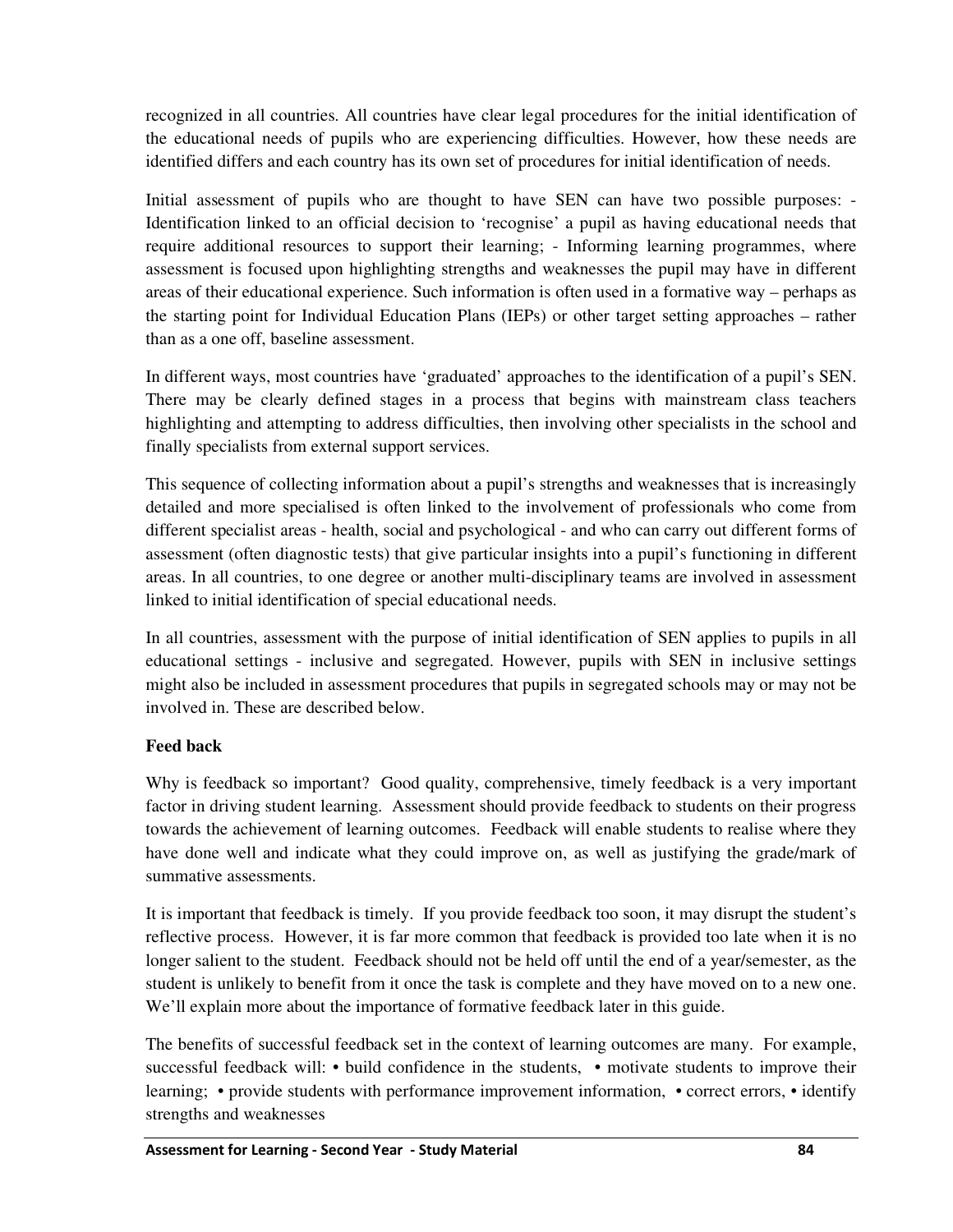recognized in all countries. All countries have clear legal procedures for the initial identification of the educational needs of pupils who are experiencing difficulties. However, how these needs are identified differs and each country has its own set of procedures for initial identification of needs.

Initial assessment of pupils who are thought to have SEN can have two possible purposes: - Identification linked to an official decision to 'recognise' a pupil as having educational needs that require additional resources to support their learning; - Informing learning programmes, where assessment is focused upon highlighting strengths and weaknesses the pupil may have in different areas of their educational experience. Such information is often used in a formative way – perhaps as the starting point for Individual Education Plans (IEPs) or other target setting approaches – rather than as a one off, baseline assessment.

In different ways, most countries have 'graduated' approaches to the identification of a pupil's SEN. There may be clearly defined stages in a process that begins with mainstream class teachers highlighting and attempting to address difficulties, then involving other specialists in the school and finally specialists from external support services.

This sequence of collecting information about a pupil's strengths and weaknesses that is increasingly detailed and more specialised is often linked to the involvement of professionals who come from different specialist areas - health, social and psychological - and who can carry out different forms of assessment (often diagnostic tests) that give particular insights into a pupil's functioning in different areas. In all countries, to one degree or another multi-disciplinary teams are involved in assessment linked to initial identification of special educational needs.

In all countries, assessment with the purpose of initial identification of SEN applies to pupils in all educational settings - inclusive and segregated. However, pupils with SEN in inclusive settings might also be included in assessment procedures that pupils in segregated schools may or may not be involved in. These are described below.

**Feed back**

Why is feedback so important? Good quality, comprehensive, timely feedback is a very important factor in driving student learning. Assessment should provide feedback to students on their progress towards the achievement of learning outcomes. Feedback will enable students to realise where they have done well and indicate what they could improve on, as well as justifying the grade/mark of summative assessments.

It is important that feedback is timely. If you provide feedback too soon, it may disrupt the student's reflective process. However, it is far more common that feedback is provided too late when it is no longer salient to the student. Feedback should not be held off until the end of a year/semester, as the student is unlikely to benefit from it once the task is complete and they have moved on to a new one. We'll explain more about the importance of formative feedback later in this guide.

The benefits of successful feedback set in the context of learning outcomes are many. For example, successful feedback will: • build confidence in the students, • motivate students to improve their learning; • provide students with performance improvement information, • correct errors, • identify strengths and weaknesses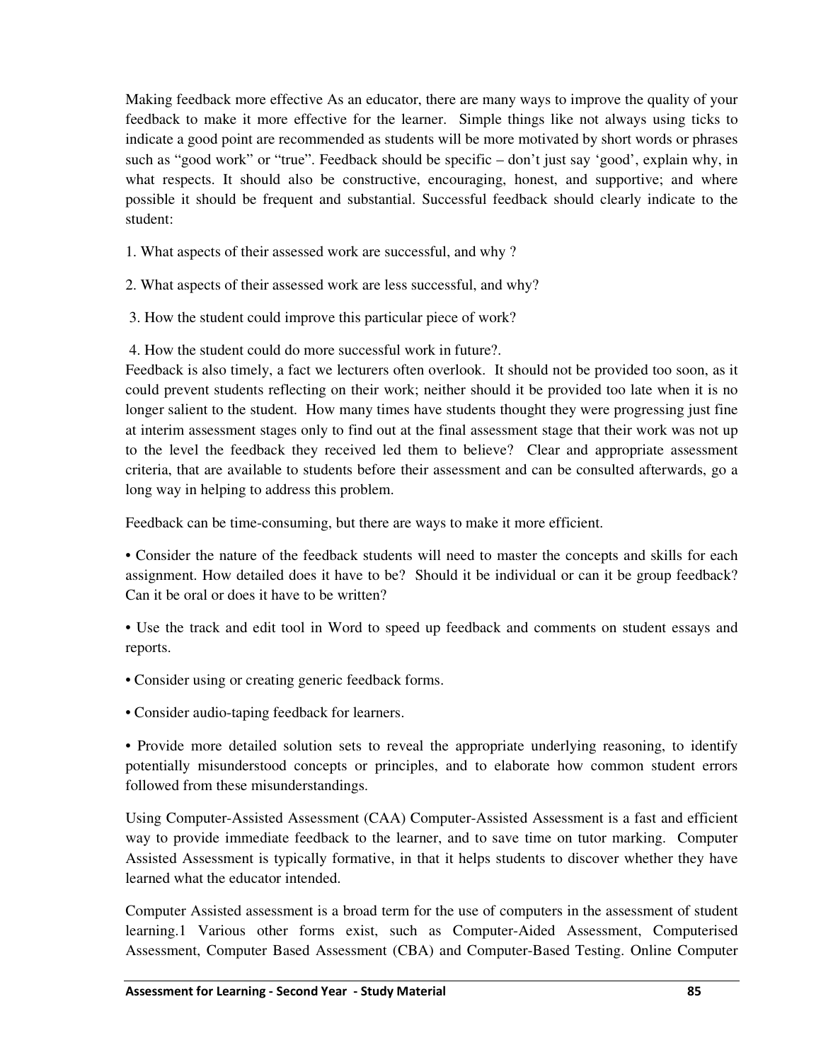Making feedback more effective As an educator, there are many ways to improve the quality of your feedback to make it more effective for the learner. Simple things like not always using ticks to indicate a good point are recommended as students will be more motivated by short words or phrases such as "good work" or "true". Feedback should be specific – don't just say 'good', explain why, in what respects. It should also be constructive, encouraging, honest, and supportive; and where possible it should be frequent and substantial. Successful feedback should clearly indicate to the student:

1. What aspects of their assessed work are successful, and why ?

2. What aspects of their assessed work are less successful, and why?

3. How the student could improve this particular piece of work?

4. How the student could do more successful work in future?.

Feedback is also timely, a fact we lecturers often overlook. It should not be provided too soon, as it could prevent students reflecting on their work; neither should it be provided too late when it is no longer salient to the student. How many times have students thought they were progressing just fine at interim assessment stages only to find out at the final assessment stage that their work was not up to the level the feedback they received led them to believe? Clear and appropriate assessment criteria, that are available to students before their assessment and can be consulted afterwards, go a long way in helping to address this problem.

Feedback can be time-consuming, but there are ways to make it more efficient.

- Consider the nature of the feedback students will need to master the concepts and skills for each assignment. How detailed does it have to be? Should it be individual or can it be group feedback? Can it be oral or does it have to be written?

- Use the track and edit tool in Word to speed up feedback and comments on student essays and reports.

- Consider using or creating generic feedback forms.

- Consider audio-taping feedback for learners.

- Provide more detailed solution sets to reveal the appropriate underlying reasoning, to identify potentially misunderstood concepts or principles, and to elaborate how common student errors followed from these misunderstandings.

Using Computer-Assisted Assessment (CAA) Computer-Assisted Assessment is a fast and efficient way to provide immediate feedback to the learner, and to save time on tutor marking. Computer Assisted Assessment is typically formative, in that it helps students to discover whether they have learned what the educator intended.

Computer Assisted assessment is a broad term for the use of computers in the assessment of student learning.[1] Various other forms exist, such as Computer-Aided Assessment, Computerised Assessment, Computer Based Assessment (CBA) and Computer-Based Testing. Online Computer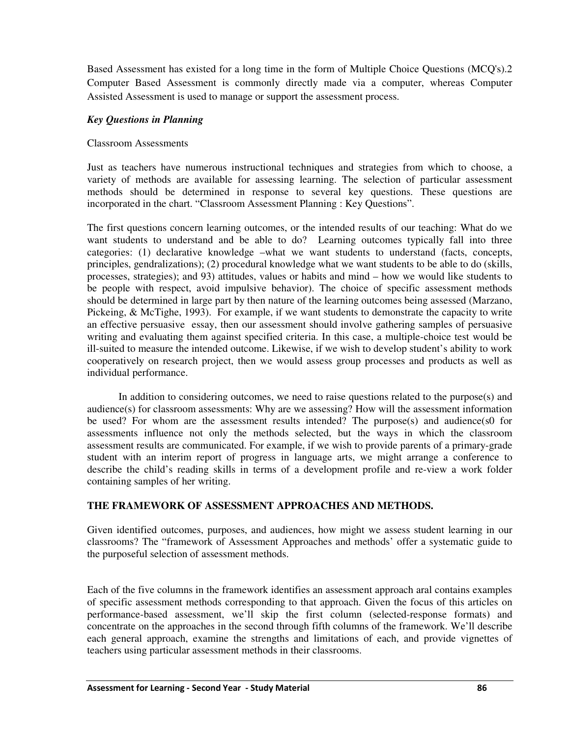Based Assessment has existed for a long time in the form of Multiple Choice Questions (MCQ's).2 Computer Based Assessment is commonly directly made via a computer, whereas Computer Assisted Assessment is used to manage or support the assessment process.

***Key Questions in Planning***

Classroom Assessments

Just as teachers have numerous instructional techniques and strategies from which to choose, a variety of methods are available for assessing learning. The selection of particular assessment methods should be determined in response to several key questions. These questions are incorporated in the chart. "Classroom Assessment Planning : Key Questions".

The first questions concern learning outcomes, or the intended results of our teaching: What do we want students to understand and be able to do? Learning outcomes typically fall into three categories: (1) declarative knowledge –what we want students to understand (facts, concepts, principles, gendralizations); (2) procedural knowledge what we want students to be able to do (skills, processes, strategies); and 93) attitudes, values or habits and mind – how we would like students to be people with respect, avoid impulsive behavior). The choice of specific assessment methods should be determined in large part by then nature of the learning outcomes being assessed (Marzano, Pickeing, & McTighe, 1993). For example, if we want students to demonstrate the capacity to write an effective persuasive essay, then our assessment should involve gathering samples of persuasive writing and evaluating them against specified criteria. In this case, a multiple-choice test would be ill-suited to measure the intended outcome. Likewise, if we wish to develop student's ability to work cooperatively on research project, then we would assess group processes and products as well as individual performance.

In addition to considering outcomes, we need to raise questions related to the purpose(s) and audience(s) for classroom assessments: Why are we assessing? How will the assessment information be used? For whom are the assessment results intended? The purpose(s) and audience(s0 for assessments influence not only the methods selected, but the ways in which the classroom assessment results are communicated. For example, if we wish to provide parents of a primary-grade student with an interim report of progress in language arts, we might arrange a conference to describe the child's reading skills in terms of a development profile and re-view a work folder containing samples of her writing.

**THE FRAMEWORK OF ASSESSMENT APPROACHES AND METHODS.**

Given identified outcomes, purposes, and audiences, how might we assess student learning in our classrooms? The "framework of Assessment Approaches and methods' offer a systematic guide to the purposeful selection of assessment methods.

Each of the five columns in the framework identifies an assessment approach aral contains examples of specific assessment methods corresponding to that approach. Given the focus of this articles on performance-based assessment, we'll skip the first column (selected-response formats) and concentrate on the approaches in the second through fifth columns of the framework. We'll describe each general approach, examine the strengths and limitations of each, and provide vignettes of teachers using particular assessment methods in their classrooms.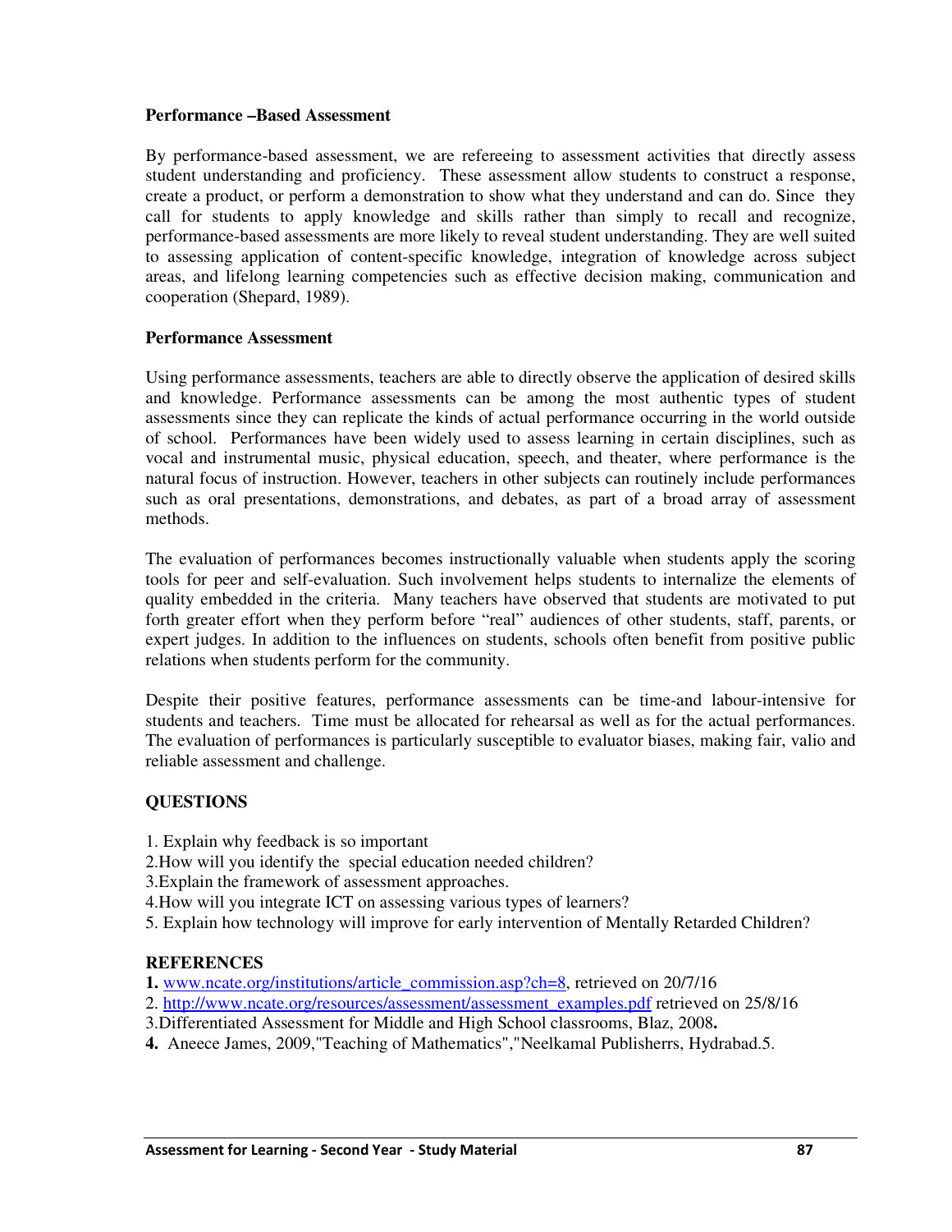**Performance –Based Assessment**

By performance-based assessment, we are refereeing to assessment activities that directly assess student understanding and proficiency. These assessment allow students to construct a response, create a product, or perform a demonstration to show what they understand and can do. Since they call for students to apply knowledge and skills rather than simply to recall and recognize, performance-based assessments are more likely to reveal student understanding. They are well suited to assessing application of content-specific knowledge, integration of knowledge across subject areas, and lifelong learning competencies such as effective decision making, communication and cooperation (Shepard, 1989).

**Performance Assessment**

Using performance assessments, teachers are able to directly observe the application of desired skills and knowledge. Performance assessments can be among the most authentic types of student assessments since they can replicate the kinds of actual performance occurring in the world outside of school. Performances have been widely used to assess learning in certain disciplines, such as vocal and instrumental music, physical education, speech, and theater, where performance is the natural focus of instruction. However, teachers in other subjects can routinely include performances such as oral presentations, demonstrations, and debates, as part of a broad array of assessment methods.

The evaluation of performances becomes instructionally valuable when students apply the scoring tools for peer and self-evaluation. Such involvement helps students to internalize the elements of quality embedded in the criteria. Many teachers have observed that students are motivated to put forth greater effort when they perform before "real" audiences of other students, staff, parents, or expert judges. In addition to the influences on students, schools often benefit from positive public relations when students perform for the community.

Despite their positive features, performance assessments can be time-and labour-intensive for students and teachers. Time must be allocated for rehearsal as well as for the actual performances. The evaluation of performances is particularly susceptible to evaluator biases, making fair, valio and reliable assessment and challenge.

**QUESTIONS**

1. Explain why feedback is so important
2. How will you identify the special education needed children?
3. Explain the framework of assessment approaches.
4. How will you integrate ICT on assessing various types of learners?
5. Explain how technology will improve for early intervention of Mentally Retarded Children?

**REFERENCES**

1. www.ncate.org/institutions/article_commission.asp?ch=8, retrieved on 20/7/16
2. http://www.ncate.org/resources/assessment/assessment_examples.pdf retrieved on 25/8/16
3. Differentiated Assessment for Middle and High School classrooms, Blaz, 2008.
4. Aneece James, 2009,"Teaching of Mathematics","Neelkamal Publisherrs, Hydrabad.5.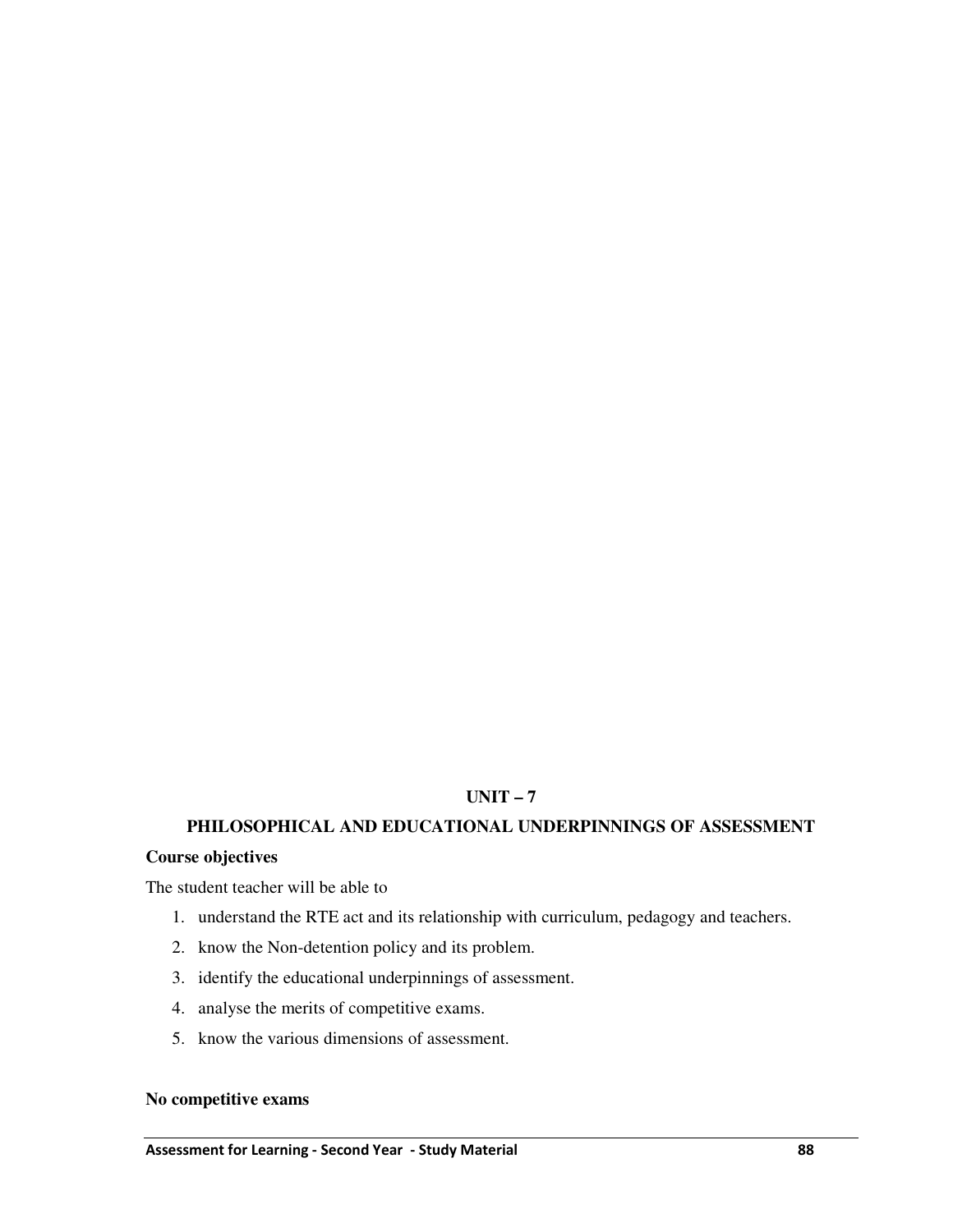# UNIT – 7

## PHILOSOPHICAL AND EDUCATIONAL UNDERPINNINGS OF ASSESSMENT

**Course objectives**

The student teacher will be able to

1. understand the RTE act and its relationship with curriculum, pedagogy and teachers.
2. know the Non-detention policy and its problem.
3. identify the educational underpinnings of assessment.
4. analyse the merits of competitive exams.
5. know the various dimensions of assessment.

**No competitive exams**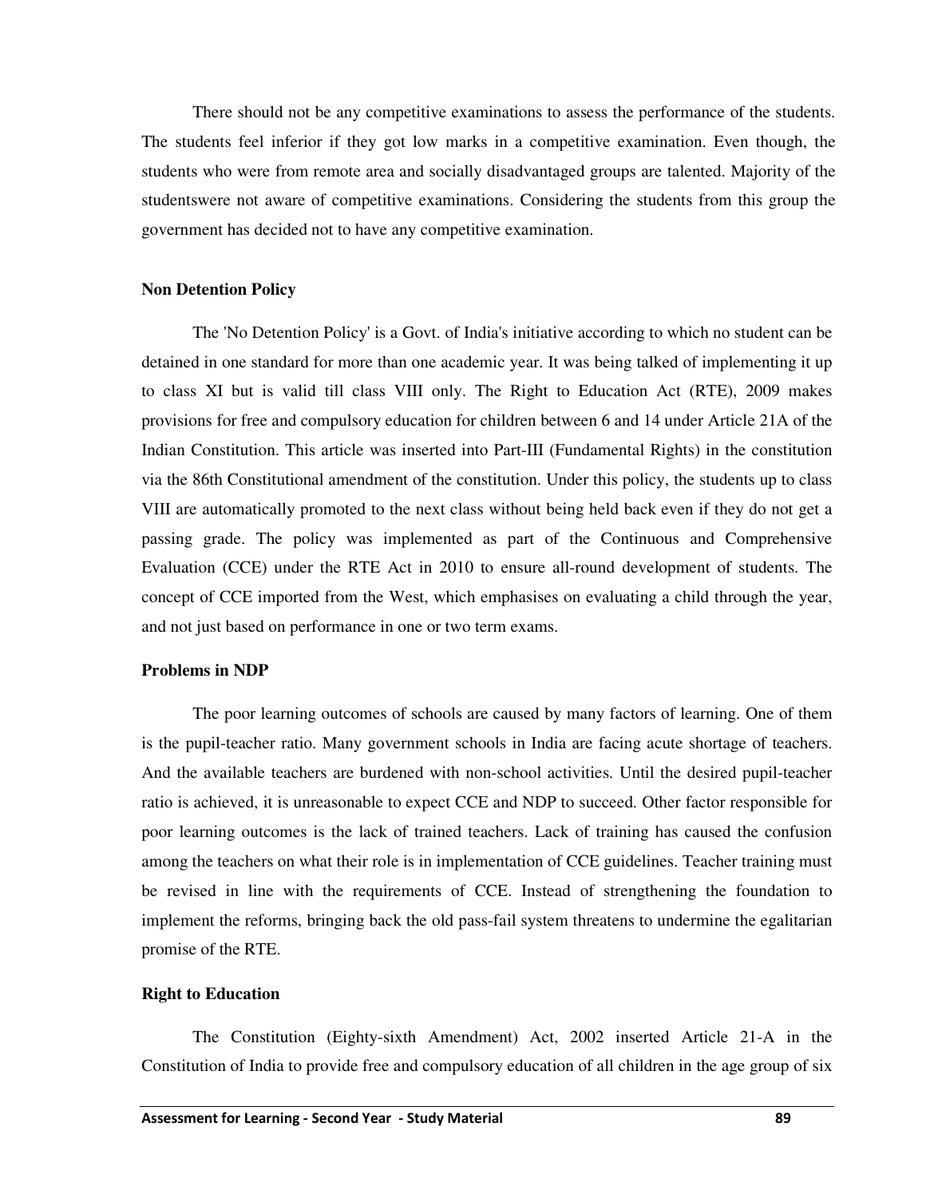There should not be any competitive examinations to assess the performance of the students. The students feel inferior if they got low marks in a competitive examination. Even though, the students who were from remote area and socially disadvantaged groups are talented. Majority of the studentswere not aware of competitive examinations. Considering the students from this group the government has decided not to have any competitive examination.

**Non Detention Policy**

The 'No Detention Policy' is a Govt. of India's initiative according to which no student can be detained in one standard for more than one academic year. It was being talked of implementing it up to class XI but is valid till class VIII only. The Right to Education Act (RTE), 2009 makes provisions for free and compulsory education for children between 6 and 14 under Article 21A of the Indian Constitution. This article was inserted into Part-III (Fundamental Rights) in the constitution via the 86th Constitutional amendment of the constitution. Under this policy, the students up to class VIII are automatically promoted to the next class without being held back even if they do not get a passing grade. The policy was implemented as part of the Continuous and Comprehensive Evaluation (CCE) under the RTE Act in 2010 to ensure all-round development of students. The concept of CCE imported from the West, which emphasises on evaluating a child through the year, and not just based on performance in one or two term exams.

**Problems in NDP**

The poor learning outcomes of schools are caused by many factors of learning. One of them is the pupil-teacher ratio. Many government schools in India are facing acute shortage of teachers. And the available teachers are burdened with non-school activities. Until the desired pupil-teacher ratio is achieved, it is unreasonable to expect CCE and NDP to succeed. Other factor responsible for poor learning outcomes is the lack of trained teachers. Lack of training has caused the confusion among the teachers on what their role is in implementation of CCE guidelines. Teacher training must be revised in line with the requirements of CCE. Instead of strengthening the foundation to implement the reforms, bringing back the old pass-fail system threatens to undermine the egalitarian promise of the RTE.

**Right to Education**

The Constitution (Eighty-sixth Amendment) Act, 2002 inserted Article 21-A in the Constitution of India to provide free and compulsory education of all children in the age group of six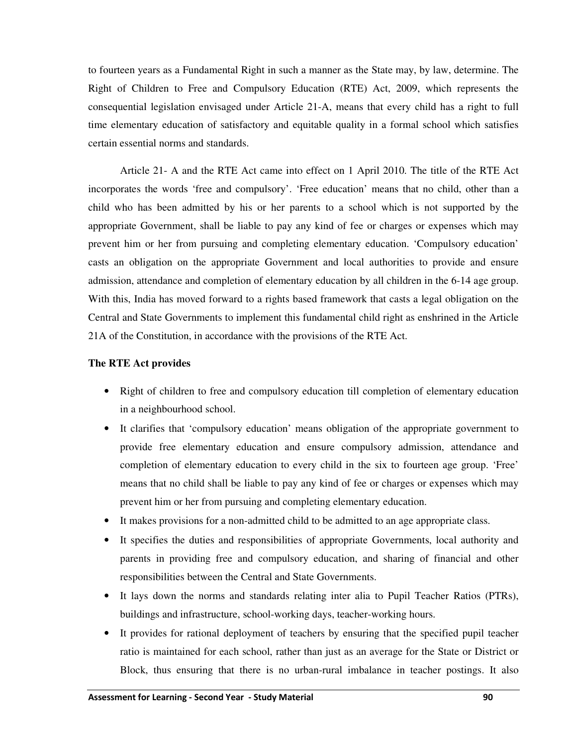to fourteen years as a Fundamental Right in such a manner as the State may, by law, determine. The Right of Children to Free and Compulsory Education (RTE) Act, 2009, which represents the consequential legislation envisaged under Article 21-A, means that every child has a right to full time elementary education of satisfactory and equitable quality in a formal school which satisfies certain essential norms and standards.

Article 21- A and the RTE Act came into effect on 1 April 2010. The title of the RTE Act incorporates the words 'free and compulsory'. 'Free education' means that no child, other than a child who has been admitted by his or her parents to a school which is not supported by the appropriate Government, shall be liable to pay any kind of fee or charges or expenses which may prevent him or her from pursuing and completing elementary education. 'Compulsory education' casts an obligation on the appropriate Government and local authorities to provide and ensure admission, attendance and completion of elementary education by all children in the 6-14 age group. With this, India has moved forward to a rights based framework that casts a legal obligation on the Central and State Governments to implement this fundamental child right as enshrined in the Article 21A of the Constitution, in accordance with the provisions of the RTE Act.

**The RTE Act provides**

- Right of children to free and compulsory education till completion of elementary education in a neighbourhood school.
- It clarifies that 'compulsory education' means obligation of the appropriate government to provide free elementary education and ensure compulsory admission, attendance and completion of elementary education to every child in the six to fourteen age group. 'Free' means that no child shall be liable to pay any kind of fee or charges or expenses which may prevent him or her from pursuing and completing elementary education.
- It makes provisions for a non-admitted child to be admitted to an age appropriate class.
- It specifies the duties and responsibilities of appropriate Governments, local authority and parents in providing free and compulsory education, and sharing of financial and other responsibilities between the Central and State Governments.
- It lays down the norms and standards relating inter alia to Pupil Teacher Ratios (PTRs), buildings and infrastructure, school-working days, teacher-working hours.
- It provides for rational deployment of teachers by ensuring that the specified pupil teacher ratio is maintained for each school, rather than just as an average for the State or District or Block, thus ensuring that there is no urban-rural imbalance in teacher postings. It also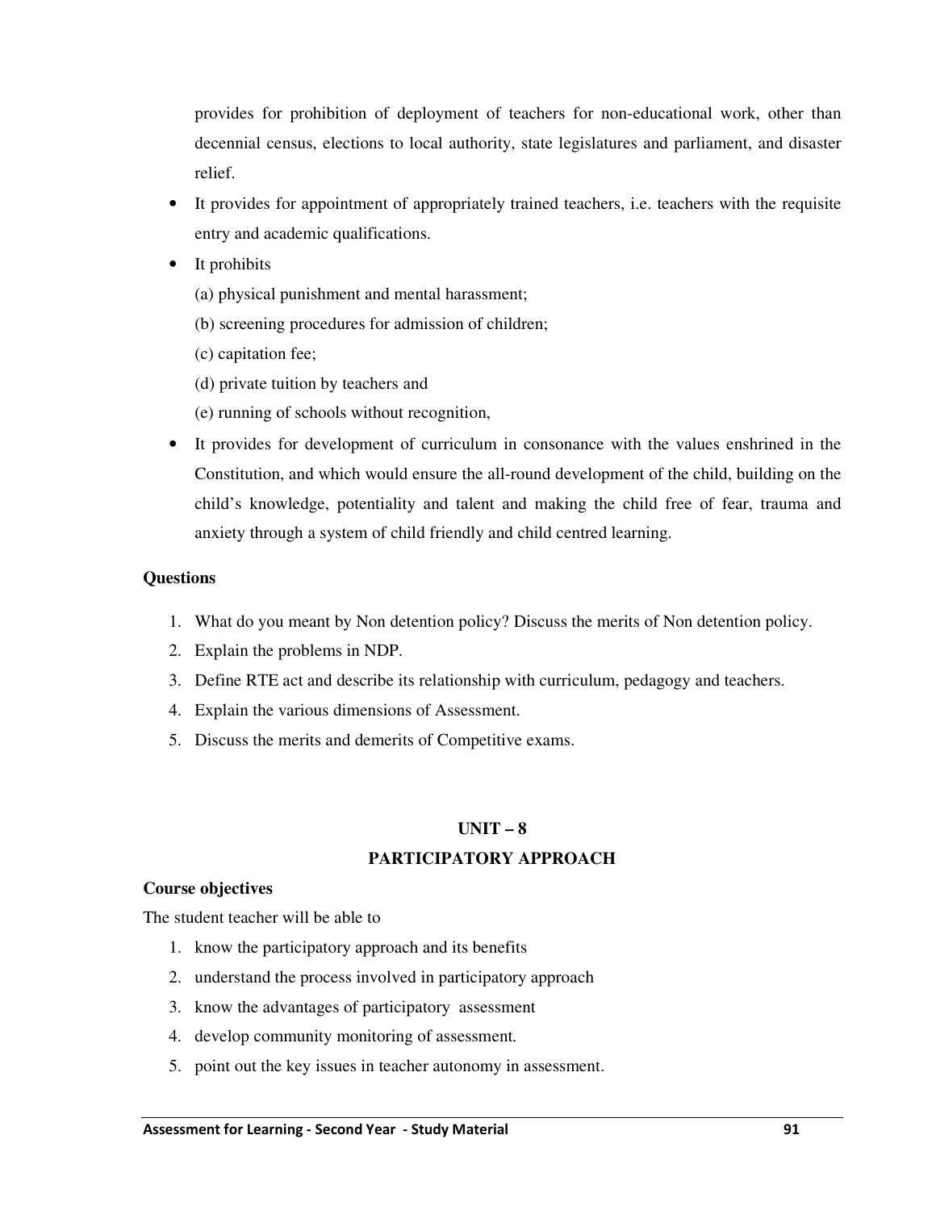provides for prohibition of deployment of teachers for non-educational work, other than decennial census, elections to local authority, state legislatures and parliament, and disaster relief.

- It provides for appointment of appropriately trained teachers, i.e. teachers with the requisite entry and academic qualifications.
- It prohibits
  - (a) physical punishment and mental harassment;
  - (b) screening procedures for admission of children;
  - (c) capitation fee;
  - (d) private tuition by teachers and
  - (e) running of schools without recognition,
- It provides for development of curriculum in consonance with the values enshrined in the Constitution, and which would ensure the all-round development of the child, building on the child's knowledge, potentiality and talent and making the child free of fear, trauma and anxiety through a system of child friendly and child centred learning.

**Questions**

1. What do you meant by Non detention policy? Discuss the merits of Non detention policy.
2. Explain the problems in NDP.
3. Define RTE act and describe its relationship with curriculum, pedagogy and teachers.
4. Explain the various dimensions of Assessment.
5. Discuss the merits and demerits of Competitive exams.

## UNIT – 8

## PARTICIPATORY APPROACH

**Course objectives**

The student teacher will be able to

1. know the participatory approach and its benefits
2. understand the process involved in participatory approach
3. know the advantages of participatory assessment
4. develop community monitoring of assessment.
5. point out the key issues in teacher autonomy in assessment.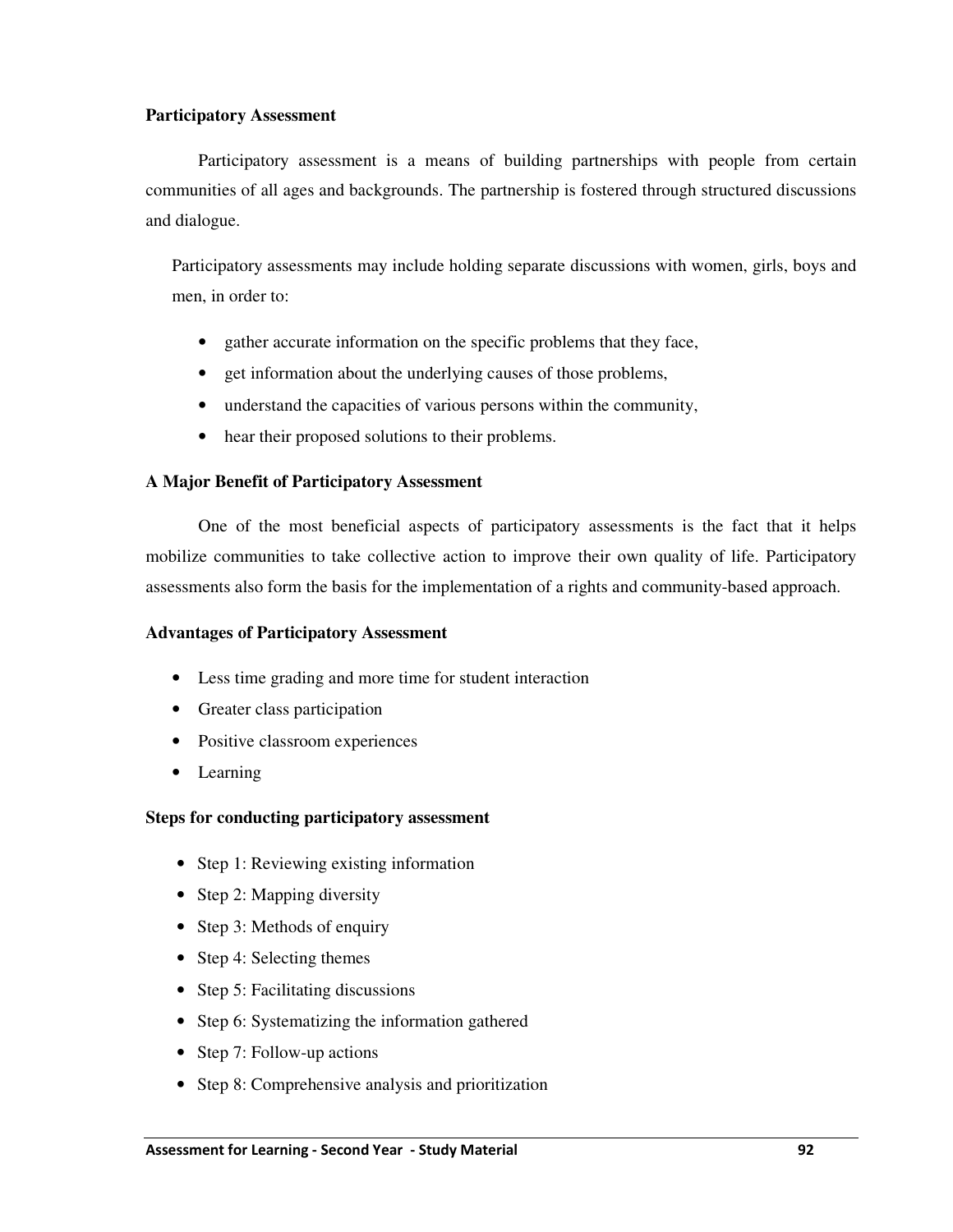**Participatory Assessment**

Participatory assessment is a means of building partnerships with people from certain communities of all ages and backgrounds. The partnership is fostered through structured discussions and dialogue.

Participatory assessments may include holding separate discussions with women, girls, boys and men, in order to:

- gather accurate information on the specific problems that they face,
- get information about the underlying causes of those problems,
- understand the capacities of various persons within the community,
- hear their proposed solutions to their problems.

**A Major Benefit of Participatory Assessment**

One of the most beneficial aspects of participatory assessments is the fact that it helps mobilize communities to take collective action to improve their own quality of life. Participatory assessments also form the basis for the implementation of a rights and community-based approach.

**Advantages of Participatory Assessment**

- Less time grading and more time for student interaction
- Greater class participation
- Positive classroom experiences
- Learning

**Steps for conducting participatory assessment**

- Step 1: Reviewing existing information
- Step 2: Mapping diversity
- Step 3: Methods of enquiry
- Step 4: Selecting themes
- Step 5: Facilitating discussions
- Step 6: Systematizing the information gathered
- Step 7: Follow-up actions
- Step 8: Comprehensive analysis and prioritization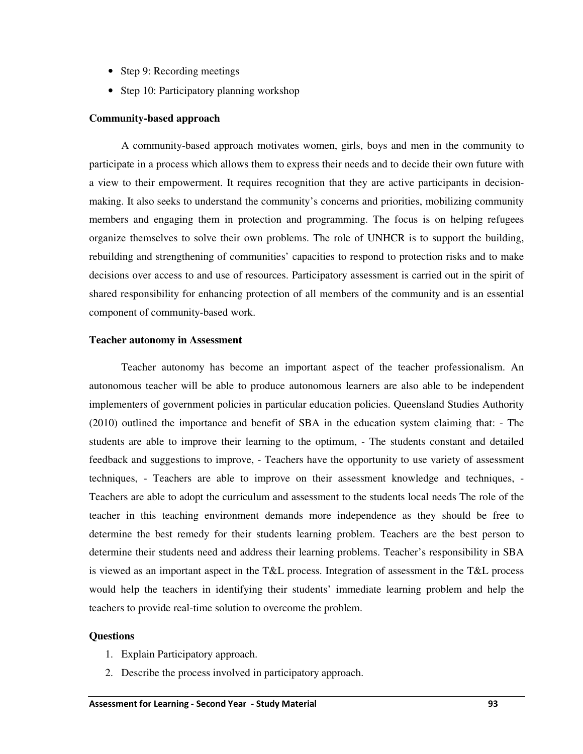- Step 9: Recording meetings
- Step 10: Participatory planning workshop

**Community-based approach**

A community-based approach motivates women, girls, boys and men in the community to participate in a process which allows them to express their needs and to decide their own future with a view to their empowerment. It requires recognition that they are active participants in decision-making. It also seeks to understand the community's concerns and priorities, mobilizing community members and engaging them in protection and programming. The focus is on helping refugees organize themselves to solve their own problems. The role of UNHCR is to support the building, rebuilding and strengthening of communities' capacities to respond to protection risks and to make decisions over access to and use of resources. Participatory assessment is carried out in the spirit of shared responsibility for enhancing protection of all members of the community and is an essential component of community-based work.

**Teacher autonomy in Assessment**

Teacher autonomy has become an important aspect of the teacher professionalism. An autonomous teacher will be able to produce autonomous learners are also able to be independent implementers of government policies in particular education policies. Queensland Studies Authority (2010) outlined the importance and benefit of SBA in the education system claiming that: - The students are able to improve their learning to the optimum, - The students constant and detailed feedback and suggestions to improve, - Teachers have the opportunity to use variety of assessment techniques, - Teachers are able to improve on their assessment knowledge and techniques, - Teachers are able to adopt the curriculum and assessment to the students local needs The role of the teacher in this teaching environment demands more independence as they should be free to determine the best remedy for their students learning problem. Teachers are the best person to determine their students need and address their learning problems. Teacher's responsibility in SBA is viewed as an important aspect in the T&L process. Integration of assessment in the T&L process would help the teachers in identifying their students' immediate learning problem and help the teachers to provide real-time solution to overcome the problem.

**Questions**

1. Explain Participatory approach.
2. Describe the process involved in participatory approach.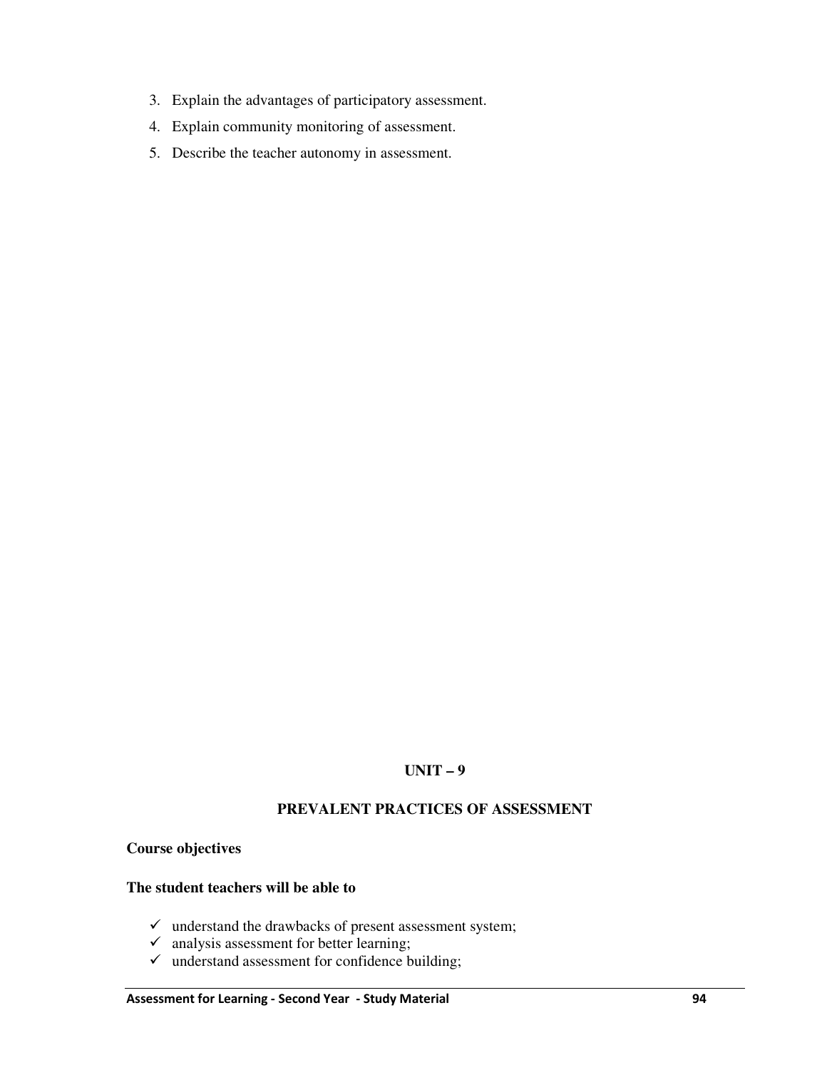3. Explain the advantages of participatory assessment.
4. Explain community monitoring of assessment.
5. Describe the teacher autonomy in assessment.

## UNIT – 9

## PREVALENT PRACTICES OF ASSESSMENT

**Course objectives**

**The student teachers will be able to**

- ✓ understand the drawbacks of present assessment system;
- ✓ analysis assessment for better learning;
- ✓ understand assessment for confidence building;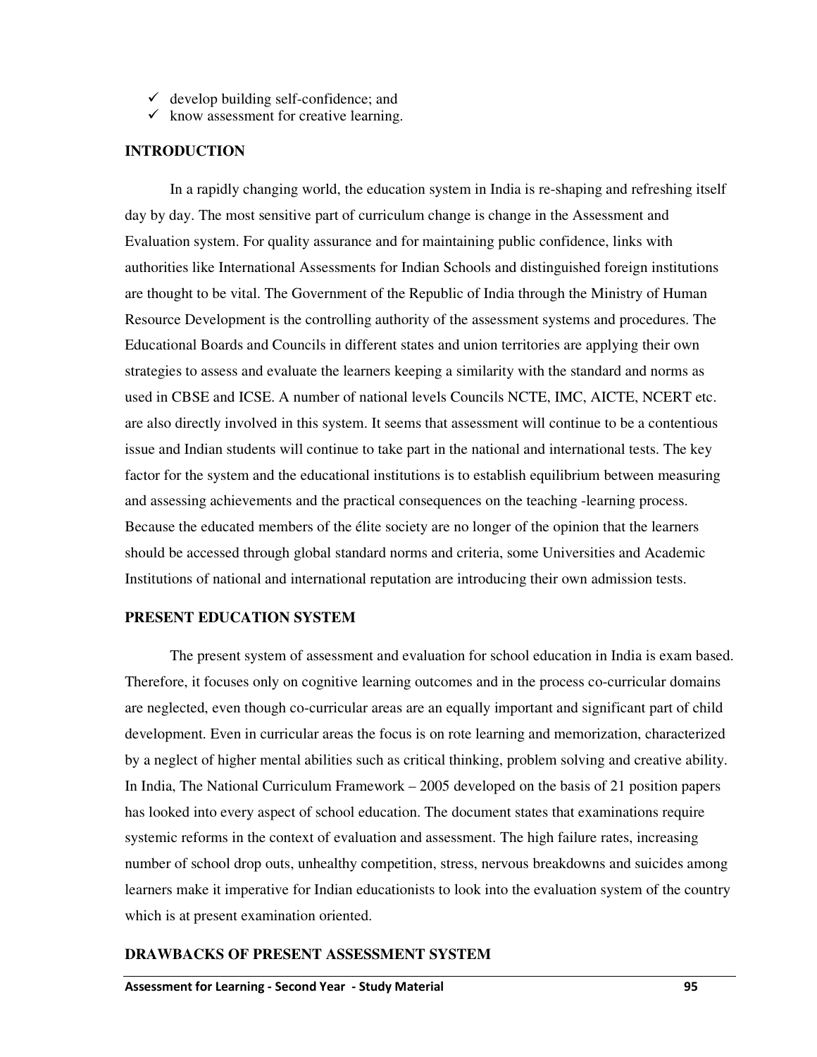- ✓ develop building self-confidence; and
- ✓ know assessment for creative learning.

## INTRODUCTION

In a rapidly changing world, the education system in India is re-shaping and refreshing itself day by day. The most sensitive part of curriculum change is change in the Assessment and Evaluation system. For quality assurance and for maintaining public confidence, links with authorities like International Assessments for Indian Schools and distinguished foreign institutions are thought to be vital. The Government of the Republic of India through the Ministry of Human Resource Development is the controlling authority of the assessment systems and procedures. The Educational Boards and Councils in different states and union territories are applying their own strategies to assess and evaluate the learners keeping a similarity with the standard and norms as used in CBSE and ICSE. A number of national levels Councils NCTE, IMC, AICTE, NCERT etc. are also directly involved in this system. It seems that assessment will continue to be a contentious issue and Indian students will continue to take part in the national and international tests. The key factor for the system and the educational institutions is to establish equilibrium between measuring and assessing achievements and the practical consequences on the teaching -learning process. Because the educated members of the élite society are no longer of the opinion that the learners should be accessed through global standard norms and criteria, some Universities and Academic Institutions of national and international reputation are introducing their own admission tests.

## PRESENT EDUCATION SYSTEM

The present system of assessment and evaluation for school education in India is exam based. Therefore, it focuses only on cognitive learning outcomes and in the process co-curricular domains are neglected, even though co-curricular areas are an equally important and significant part of child development. Even in curricular areas the focus is on rote learning and memorization, characterized by a neglect of higher mental abilities such as critical thinking, problem solving and creative ability. In India, The National Curriculum Framework – 2005 developed on the basis of 21 position papers has looked into every aspect of school education. The document states that examinations require systemic reforms in the context of evaluation and assessment. The high failure rates, increasing number of school drop outs, unhealthy competition, stress, nervous breakdowns and suicides among learners make it imperative for Indian educationists to look into the evaluation system of the country which is at present examination oriented.

## DRAWBACKS OF PRESENT ASSESSMENT SYSTEM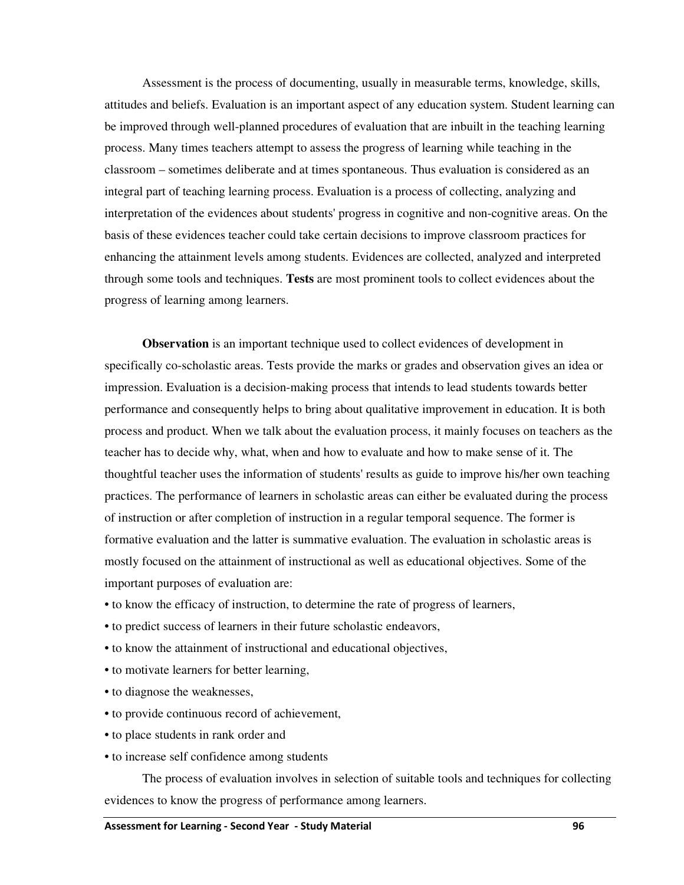Assessment is the process of documenting, usually in measurable terms, knowledge, skills, attitudes and beliefs. Evaluation is an important aspect of any education system. Student learning can be improved through well-planned procedures of evaluation that are inbuilt in the teaching learning process. Many times teachers attempt to assess the progress of learning while teaching in the classroom – sometimes deliberate and at times spontaneous. Thus evaluation is considered as an integral part of teaching learning process. Evaluation is a process of collecting, analyzing and interpretation of the evidences about students' progress in cognitive and non-cognitive areas. On the basis of these evidences teacher could take certain decisions to improve classroom practices for enhancing the attainment levels among students. Evidences are collected, analyzed and interpreted through some tools and techniques. **Tests** are most prominent tools to collect evidences about the progress of learning among learners.

**Observation** is an important technique used to collect evidences of development in specifically co-scholastic areas. Tests provide the marks or grades and observation gives an idea or impression. Evaluation is a decision-making process that intends to lead students towards better performance and consequently helps to bring about qualitative improvement in education. It is both process and product. When we talk about the evaluation process, it mainly focuses on teachers as the teacher has to decide why, what, when and how to evaluate and how to make sense of it. The thoughtful teacher uses the information of students' results as guide to improve his/her own teaching practices. The performance of learners in scholastic areas can either be evaluated during the process of instruction or after completion of instruction in a regular temporal sequence. The former is formative evaluation and the latter is summative evaluation. The evaluation in scholastic areas is mostly focused on the attainment of instructional as well as educational objectives. Some of the important purposes of evaluation are:

- to know the efficacy of instruction, to determine the rate of progress of learners,
- to predict success of learners in their future scholastic endeavors,
- to know the attainment of instructional and educational objectives,
- to motivate learners for better learning,
- to diagnose the weaknesses,
- to provide continuous record of achievement,
- to place students in rank order and
- to increase self confidence among students

The process of evaluation involves in selection of suitable tools and techniques for collecting evidences to know the progress of performance among learners.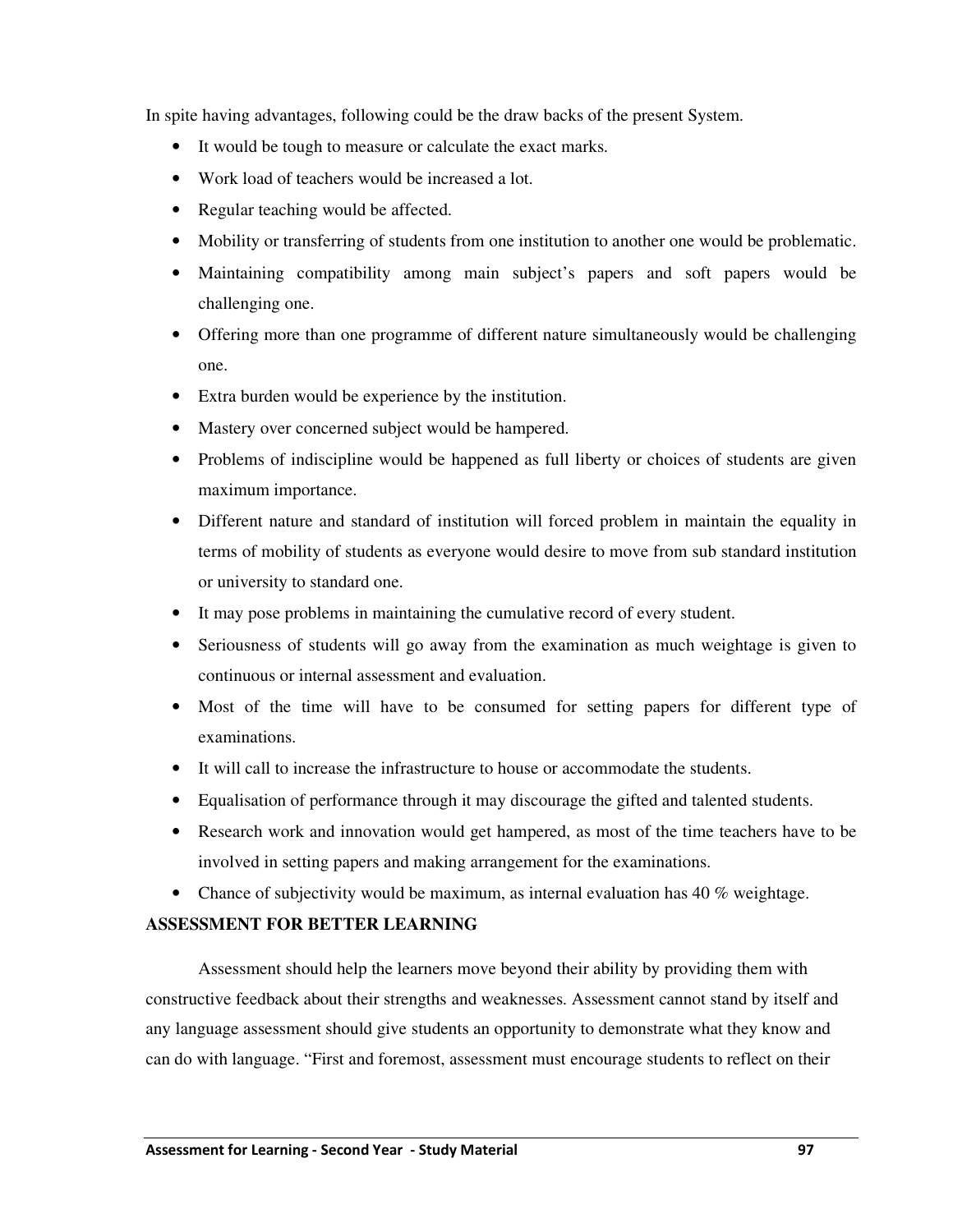In spite having advantages, following could be the draw backs of the present System.

- It would be tough to measure or calculate the exact marks.
- Work load of teachers would be increased a lot.
- Regular teaching would be affected.
- Mobility or transferring of students from one institution to another one would be problematic.
- Maintaining compatibility among main subject's papers and soft papers would be challenging one.
- Offering more than one programme of different nature simultaneously would be challenging one.
- Extra burden would be experience by the institution.
- Mastery over concerned subject would be hampered.
- Problems of indiscipline would be happened as full liberty or choices of students are given maximum importance.
- Different nature and standard of institution will forced problem in maintain the equality in terms of mobility of students as everyone would desire to move from sub standard institution or university to standard one.
- It may pose problems in maintaining the cumulative record of every student.
- Seriousness of students will go away from the examination as much weightage is given to continuous or internal assessment and evaluation.
- Most of the time will have to be consumed for setting papers for different type of examinations.
- It will call to increase the infrastructure to house or accommodate the students.
- Equalisation of performance through it may discourage the gifted and talented students.
- Research work and innovation would get hampered, as most of the time teachers have to be involved in setting papers and making arrangement for the examinations.
- Chance of subjectivity would be maximum, as internal evaluation has 40 % weightage.

**ASSESSMENT FOR BETTER LEARNING**

Assessment should help the learners move beyond their ability by providing them with constructive feedback about their strengths and weaknesses. Assessment cannot stand by itself and any language assessment should give students an opportunity to demonstrate what they know and can do with language. "First and foremost, assessment must encourage students to reflect on their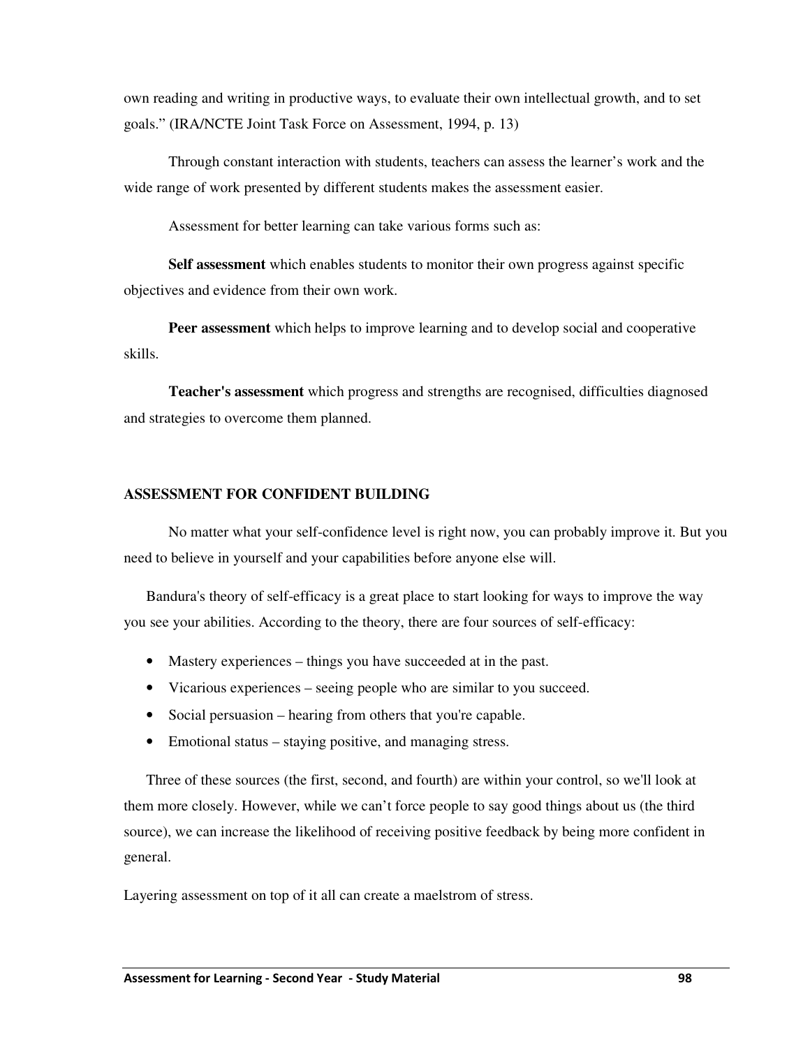own reading and writing in productive ways, to evaluate their own intellectual growth, and to set goals." (IRA/NCTE Joint Task Force on Assessment, 1994, p. 13)

Through constant interaction with students, teachers can assess the learner's work and the wide range of work presented by different students makes the assessment easier.

Assessment for better learning can take various forms such as:

**Self assessment** which enables students to monitor their own progress against specific objectives and evidence from their own work.

**Peer assessment** which helps to improve learning and to develop social and cooperative skills.

**Teacher's assessment** which progress and strengths are recognised, difficulties diagnosed and strategies to overcome them planned.

## ASSESSMENT FOR CONFIDENT BUILDING

No matter what your self-confidence level is right now, you can probably improve it. But you need to believe in yourself and your capabilities before anyone else will.

Bandura's theory of self-efficacy is a great place to start looking for ways to improve the way you see your abilities. According to the theory, there are four sources of self-efficacy:

- Mastery experiences – things you have succeeded at in the past.
- Vicarious experiences – seeing people who are similar to you succeed.
- Social persuasion – hearing from others that you're capable.
- Emotional status – staying positive, and managing stress.

Three of these sources (the first, second, and fourth) are within your control, so we'll look at them more closely. However, while we can't force people to say good things about us (the third source), we can increase the likelihood of receiving positive feedback by being more confident in general.

Layering assessment on top of it all can create a maelstrom of stress.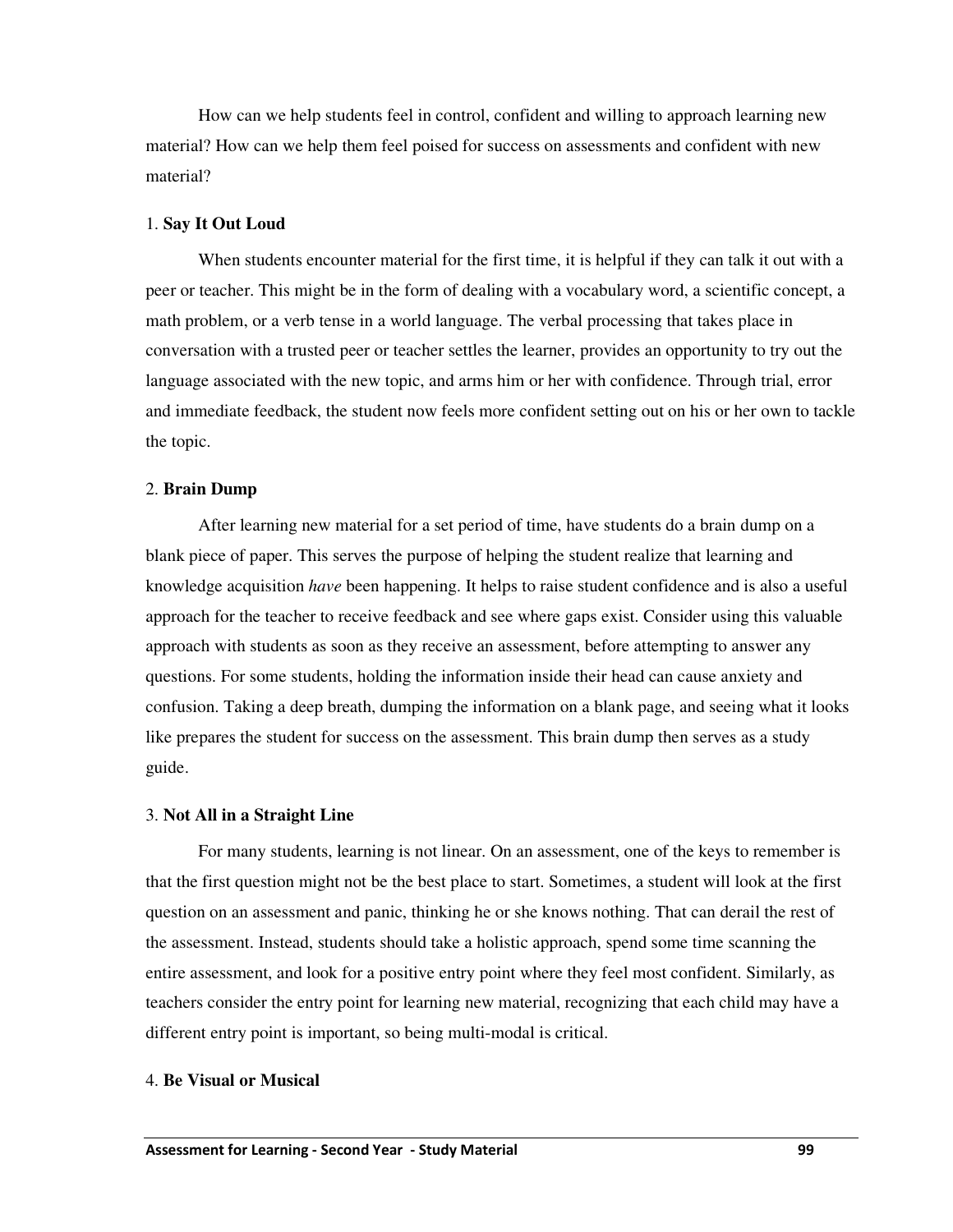How can we help students feel in control, confident and willing to approach learning new material? How can we help them feel poised for success on assessments and confident with new material?

1. **Say It Out Loud**

When students encounter material for the first time, it is helpful if they can talk it out with a peer or teacher. This might be in the form of dealing with a vocabulary word, a scientific concept, a math problem, or a verb tense in a world language. The verbal processing that takes place in conversation with a trusted peer or teacher settles the learner, provides an opportunity to try out the language associated with the new topic, and arms him or her with confidence. Through trial, error and immediate feedback, the student now feels more confident setting out on his or her own to tackle the topic.

2. **Brain Dump**

After learning new material for a set period of time, have students do a brain dump on a blank piece of paper. This serves the purpose of helping the student realize that learning and knowledge acquisition *have* been happening. It helps to raise student confidence and is also a useful approach for the teacher to receive feedback and see where gaps exist. Consider using this valuable approach with students as soon as they receive an assessment, before attempting to answer any questions. For some students, holding the information inside their head can cause anxiety and confusion. Taking a deep breath, dumping the information on a blank page, and seeing what it looks like prepares the student for success on the assessment. This brain dump then serves as a study guide.

3. **Not All in a Straight Line**

For many students, learning is not linear. On an assessment, one of the keys to remember is that the first question might not be the best place to start. Sometimes, a student will look at the first question on an assessment and panic, thinking he or she knows nothing. That can derail the rest of the assessment. Instead, students should take a holistic approach, spend some time scanning the entire assessment, and look for a positive entry point where they feel most confident. Similarly, as teachers consider the entry point for learning new material, recognizing that each child may have a different entry point is important, so being multi-modal is critical.

4. **Be Visual or Musical**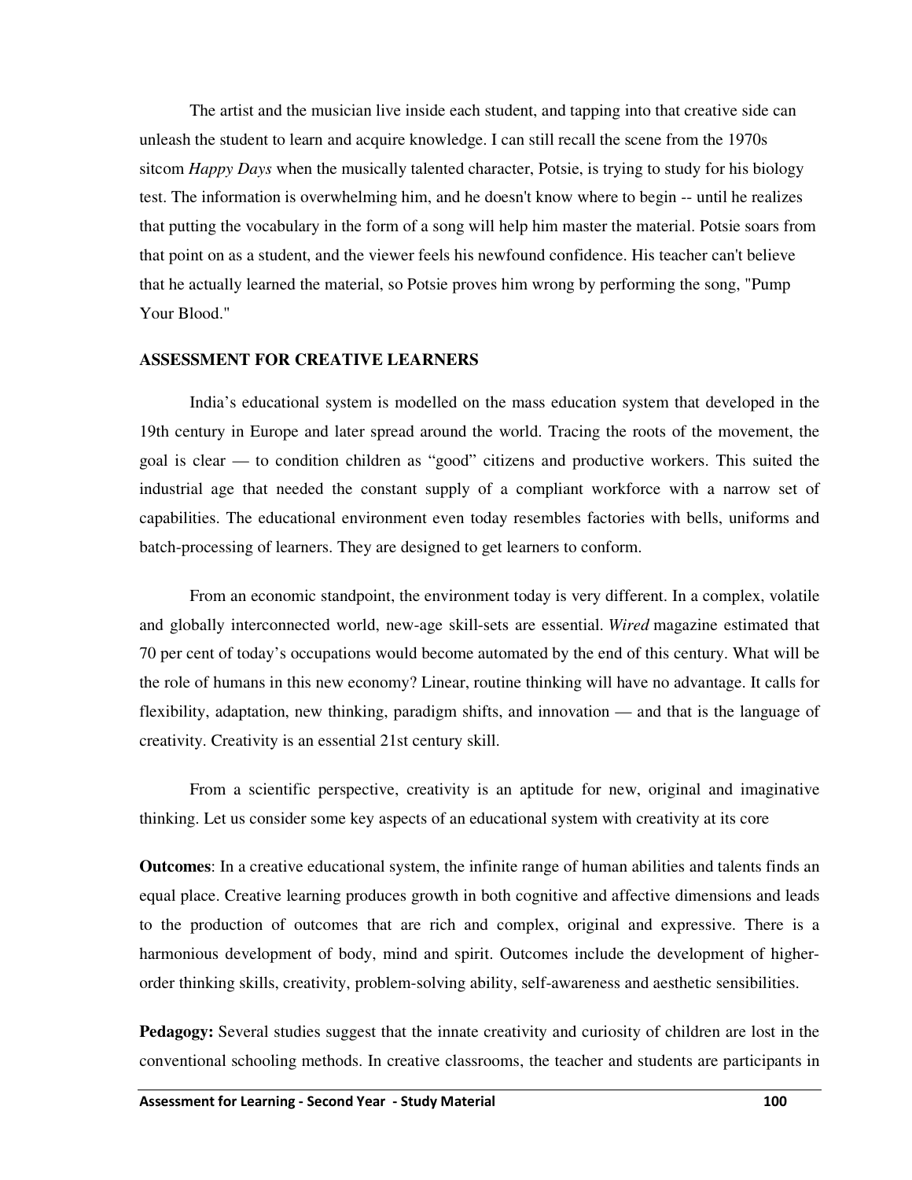The artist and the musician live inside each student, and tapping into that creative side can unleash the student to learn and acquire knowledge. I can still recall the scene from the 1970s sitcom *Happy Days* when the musically talented character, Potsie, is trying to study for his biology test. The information is overwhelming him, and he doesn't know where to begin -- until he realizes that putting the vocabulary in the form of a song will help him master the material. Potsie soars from that point on as a student, and the viewer feels his newfound confidence. His teacher can't believe that he actually learned the material, so Potsie proves him wrong by performing the song, "Pump Your Blood."

## ASSESSMENT FOR CREATIVE LEARNERS

India's educational system is modelled on the mass education system that developed in the 19th century in Europe and later spread around the world. Tracing the roots of the movement, the goal is clear — to condition children as "good" citizens and productive workers. This suited the industrial age that needed the constant supply of a compliant workforce with a narrow set of capabilities. The educational environment even today resembles factories with bells, uniforms and batch-processing of learners. They are designed to get learners to conform.

From an economic standpoint, the environment today is very different. In a complex, volatile and globally interconnected world, new-age skill-sets are essential. *Wired* magazine estimated that 70 per cent of today's occupations would become automated by the end of this century. What will be the role of humans in this new economy? Linear, routine thinking will have no advantage. It calls for flexibility, adaptation, new thinking, paradigm shifts, and innovation — and that is the language of creativity. Creativity is an essential 21st century skill.

From a scientific perspective, creativity is an aptitude for new, original and imaginative thinking. Let us consider some key aspects of an educational system with creativity at its core

**Outcomes**: In a creative educational system, the infinite range of human abilities and talents finds an equal place. Creative learning produces growth in both cognitive and affective dimensions and leads to the production of outcomes that are rich and complex, original and expressive. There is a harmonious development of body, mind and spirit. Outcomes include the development of higher-order thinking skills, creativity, problem-solving ability, self-awareness and aesthetic sensibilities.

**Pedagogy:** Several studies suggest that the innate creativity and curiosity of children are lost in the conventional schooling methods. In creative classrooms, the teacher and students are participants in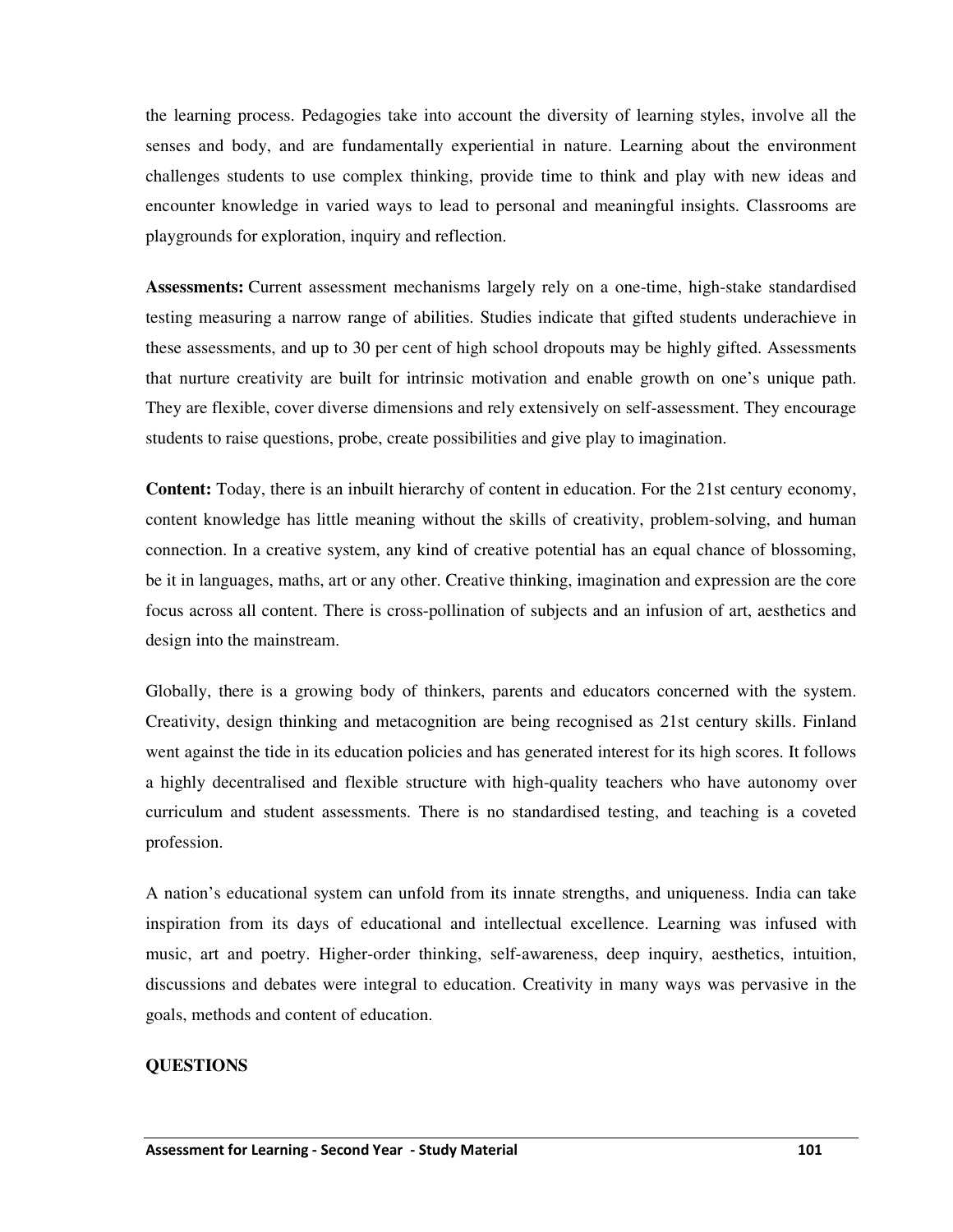the learning process. Pedagogies take into account the diversity of learning styles, involve all the senses and body, and are fundamentally experiential in nature. Learning about the environment challenges students to use complex thinking, provide time to think and play with new ideas and encounter knowledge in varied ways to lead to personal and meaningful insights. Classrooms are playgrounds for exploration, inquiry and reflection.

**Assessments:** Current assessment mechanisms largely rely on a one-time, high-stake standardised testing measuring a narrow range of abilities. Studies indicate that gifted students underachieve in these assessments, and up to 30 per cent of high school dropouts may be highly gifted. Assessments that nurture creativity are built for intrinsic motivation and enable growth on one's unique path. They are flexible, cover diverse dimensions and rely extensively on self-assessment. They encourage students to raise questions, probe, create possibilities and give play to imagination.

**Content:** Today, there is an inbuilt hierarchy of content in education. For the 21st century economy, content knowledge has little meaning without the skills of creativity, problem-solving, and human connection. In a creative system, any kind of creative potential has an equal chance of blossoming, be it in languages, maths, art or any other. Creative thinking, imagination and expression are the core focus across all content. There is cross-pollination of subjects and an infusion of art, aesthetics and design into the mainstream.

Globally, there is a growing body of thinkers, parents and educators concerned with the system. Creativity, design thinking and metacognition are being recognised as 21st century skills. Finland went against the tide in its education policies and has generated interest for its high scores. It follows a highly decentralised and flexible structure with high-quality teachers who have autonomy over curriculum and student assessments. There is no standardised testing, and teaching is a coveted profession.

A nation's educational system can unfold from its innate strengths, and uniqueness. India can take inspiration from its days of educational and intellectual excellence. Learning was infused with music, art and poetry. Higher-order thinking, self-awareness, deep inquiry, aesthetics, intuition, discussions and debates were integral to education. Creativity in many ways was pervasive in the goals, methods and content of education.

**QUESTIONS**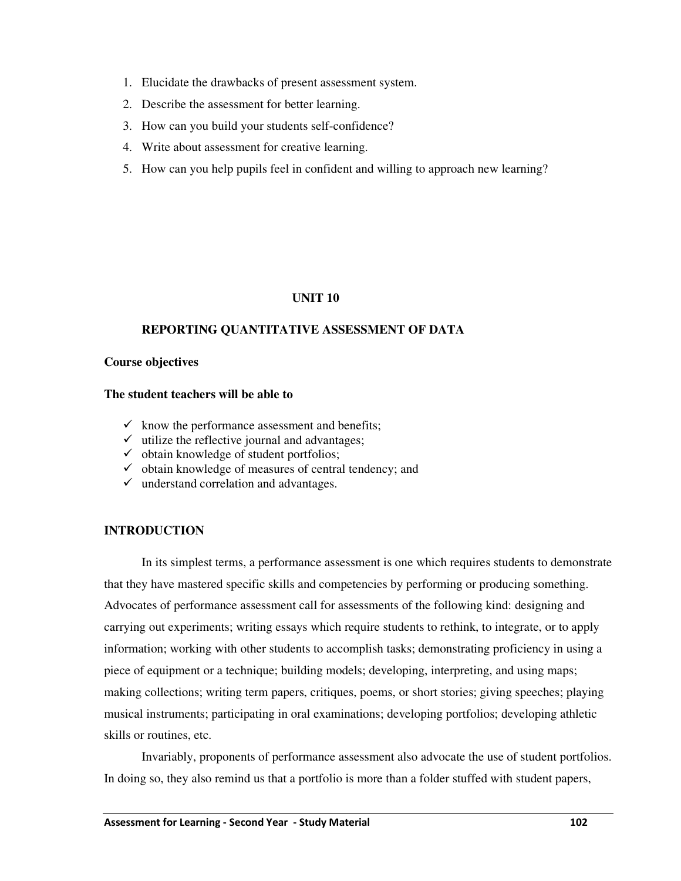1. Elucidate the drawbacks of present assessment system.
2. Describe the assessment for better learning.
3. How can you build your students self-confidence?
4. Write about assessment for creative learning.
5. How can you help pupils feel in confident and willing to approach new learning?

# UNIT 10

## REPORTING QUANTITATIVE ASSESSMENT OF DATA

**Course objectives**

**The student teachers will be able to**

- ✓ know the performance assessment and benefits;
- ✓ utilize the reflective journal and advantages;
- ✓ obtain knowledge of student portfolios;
- ✓ obtain knowledge of measures of central tendency; and
- ✓ understand correlation and advantages.

## INTRODUCTION

In its simplest terms, a performance assessment is one which requires students to demonstrate that they have mastered specific skills and competencies by performing or producing something. Advocates of performance assessment call for assessments of the following kind: designing and carrying out experiments; writing essays which require students to rethink, to integrate, or to apply information; working with other students to accomplish tasks; demonstrating proficiency in using a piece of equipment or a technique; building models; developing, interpreting, and using maps; making collections; writing term papers, critiques, poems, or short stories; giving speeches; playing musical instruments; participating in oral examinations; developing portfolios; developing athletic skills or routines, etc.

Invariably, proponents of performance assessment also advocate the use of student portfolios. In doing so, they also remind us that a portfolio is more than a folder stuffed with student papers,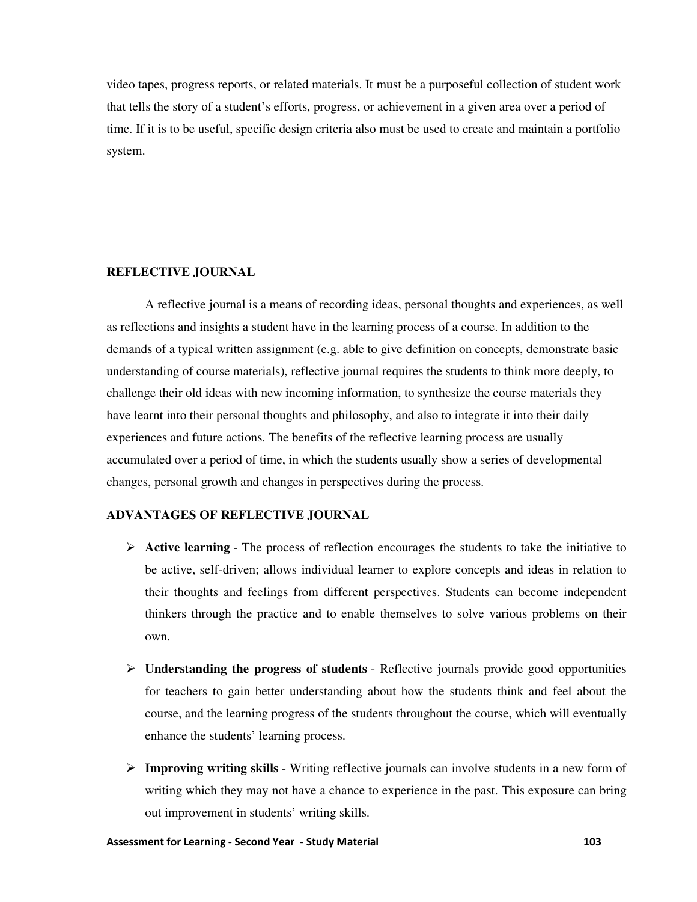video tapes, progress reports, or related materials. It must be a purposeful collection of student work that tells the story of a student's efforts, progress, or achievement in a given area over a period of time. If it is to be useful, specific design criteria also must be used to create and maintain a portfolio system.

## REFLECTIVE JOURNAL

A reflective journal is a means of recording ideas, personal thoughts and experiences, as well as reflections and insights a student have in the learning process of a course. In addition to the demands of a typical written assignment (e.g. able to give definition on concepts, demonstrate basic understanding of course materials), reflective journal requires the students to think more deeply, to challenge their old ideas with new incoming information, to synthesize the course materials they have learnt into their personal thoughts and philosophy, and also to integrate it into their daily experiences and future actions. The benefits of the reflective learning process are usually accumulated over a period of time, in which the students usually show a series of developmental changes, personal growth and changes in perspectives during the process.

## ADVANTAGES OF REFLECTIVE JOURNAL

- **Active learning** - The process of reflection encourages the students to take the initiative to be active, self-driven; allows individual learner to explore concepts and ideas in relation to their thoughts and feelings from different perspectives. Students can become independent thinkers through the practice and to enable themselves to solve various problems on their own.
- **Understanding the progress of students** - Reflective journals provide good opportunities for teachers to gain better understanding about how the students think and feel about the course, and the learning progress of the students throughout the course, which will eventually enhance the students' learning process.
- **Improving writing skills** - Writing reflective journals can involve students in a new form of writing which they may not have a chance to experience in the past. This exposure can bring out improvement in students' writing skills.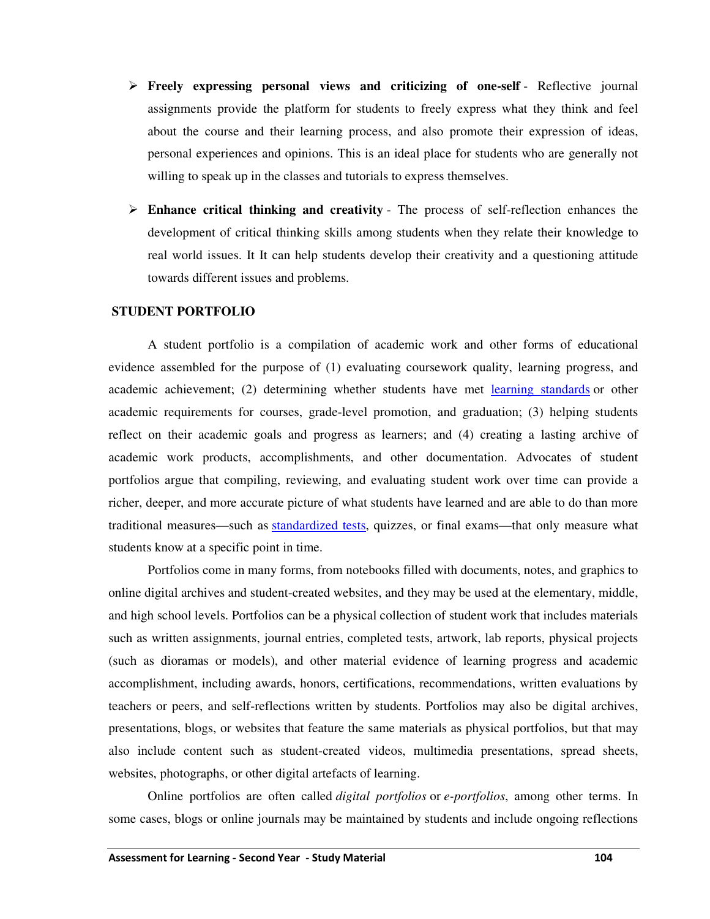- **Freely expressing personal views and criticizing of one-self** - Reflective journal assignments provide the platform for students to freely express what they think and feel about the course and their learning process, and also promote their expression of ideas, personal experiences and opinions. This is an ideal place for students who are generally not willing to speak up in the classes and tutorials to express themselves.

- **Enhance critical thinking and creativity** - The process of self-reflection enhances the development of critical thinking skills among students when they relate their knowledge to real world issues. It It can help students develop their creativity and a questioning attitude towards different issues and problems.

## STUDENT PORTFOLIO

A student portfolio is a compilation of academic work and other forms of educational evidence assembled for the purpose of (1) evaluating coursework quality, learning progress, and academic achievement; (2) determining whether students have met learning standards or other academic requirements for courses, grade-level promotion, and graduation; (3) helping students reflect on their academic goals and progress as learners; and (4) creating a lasting archive of academic work products, accomplishments, and other documentation. Advocates of student portfolios argue that compiling, reviewing, and evaluating student work over time can provide a richer, deeper, and more accurate picture of what students have learned and are able to do than more traditional measures—such as standardized tests, quizzes, or final exams—that only measure what students know at a specific point in time.

Portfolios come in many forms, from notebooks filled with documents, notes, and graphics to online digital archives and student-created websites, and they may be used at the elementary, middle, and high school levels. Portfolios can be a physical collection of student work that includes materials such as written assignments, journal entries, completed tests, artwork, lab reports, physical projects (such as dioramas or models), and other material evidence of learning progress and academic accomplishment, including awards, honors, certifications, recommendations, written evaluations by teachers or peers, and self-reflections written by students. Portfolios may also be digital archives, presentations, blogs, or websites that feature the same materials as physical portfolios, but that may also include content such as student-created videos, multimedia presentations, spread sheets, websites, photographs, or other digital artefacts of learning.

Online portfolios are often called *digital portfolios* or *e-portfolios*, among other terms. In some cases, blogs or online journals may be maintained by students and include ongoing reflections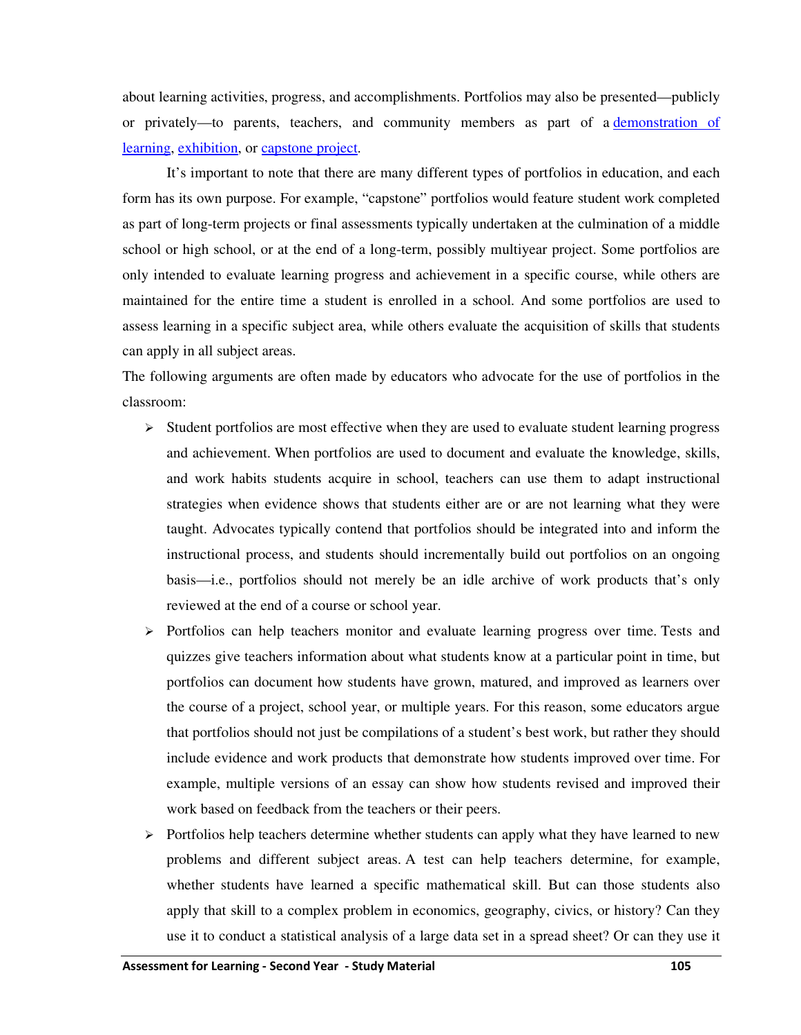about learning activities, progress, and accomplishments. Portfolios may also be presented—publicly or privately—to parents, teachers, and community members as part of a demonstration of learning, exhibition, or capstone project.

It's important to note that there are many different types of portfolios in education, and each form has its own purpose. For example, "capstone" portfolios would feature student work completed as part of long-term projects or final assessments typically undertaken at the culmination of a middle school or high school, or at the end of a long-term, possibly multiyear project. Some portfolios are only intended to evaluate learning progress and achievement in a specific course, while others are maintained for the entire time a student is enrolled in a school. And some portfolios are used to assess learning in a specific subject area, while others evaluate the acquisition of skills that students can apply in all subject areas.

The following arguments are often made by educators who advocate for the use of portfolios in the classroom:

- Student portfolios are most effective when they are used to evaluate student learning progress and achievement. When portfolios are used to document and evaluate the knowledge, skills, and work habits students acquire in school, teachers can use them to adapt instructional strategies when evidence shows that students either are or are not learning what they were taught. Advocates typically contend that portfolios should be integrated into and inform the instructional process, and students should incrementally build out portfolios on an ongoing basis—i.e., portfolios should not merely be an idle archive of work products that's only reviewed at the end of a course or school year.
- Portfolios can help teachers monitor and evaluate learning progress over time. Tests and quizzes give teachers information about what students know at a particular point in time, but portfolios can document how students have grown, matured, and improved as learners over the course of a project, school year, or multiple years. For this reason, some educators argue that portfolios should not just be compilations of a student's best work, but rather they should include evidence and work products that demonstrate how students improved over time. For example, multiple versions of an essay can show how students revised and improved their work based on feedback from the teachers or their peers.
- Portfolios help teachers determine whether students can apply what they have learned to new problems and different subject areas. A test can help teachers determine, for example, whether students have learned a specific mathematical skill. But can those students also apply that skill to a complex problem in economics, geography, civics, or history? Can they use it to conduct a statistical analysis of a large data set in a spread sheet? Or can they use it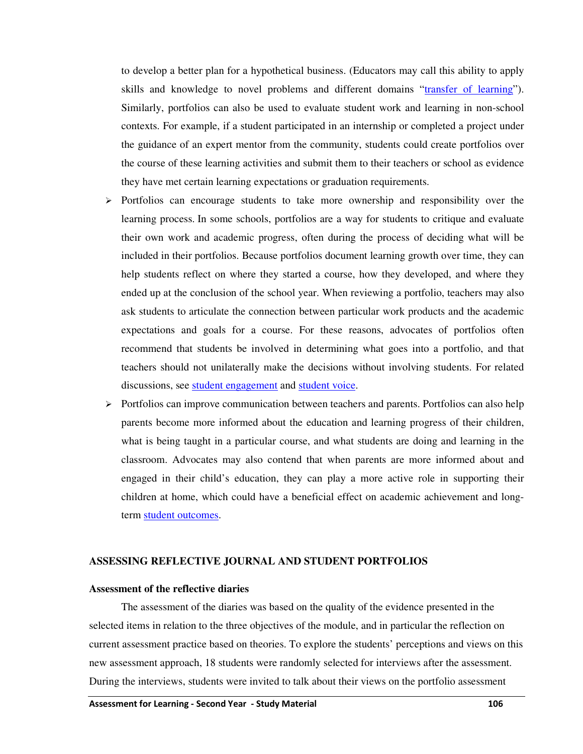to develop a better plan for a hypothetical business. (Educators may call this ability to apply skills and knowledge to novel problems and different domains "transfer of learning"). Similarly, portfolios can also be used to evaluate student work and learning in non-school contexts. For example, if a student participated in an internship or completed a project under the guidance of an expert mentor from the community, students could create portfolios over the course of these learning activities and submit them to their teachers or school as evidence they have met certain learning expectations or graduation requirements.

- Portfolios can encourage students to take more ownership and responsibility over the learning process. In some schools, portfolios are a way for students to critique and evaluate their own work and academic progress, often during the process of deciding what will be included in their portfolios. Because portfolios document learning growth over time, they can help students reflect on where they started a course, how they developed, and where they ended up at the conclusion of the school year. When reviewing a portfolio, teachers may also ask students to articulate the connection between particular work products and the academic expectations and goals for a course. For these reasons, advocates of portfolios often recommend that students be involved in determining what goes into a portfolio, and that teachers should not unilaterally make the decisions without involving students. For related discussions, see student engagement and student voice.
- Portfolios can improve communication between teachers and parents. Portfolios can also help parents become more informed about the education and learning progress of their children, what is being taught in a particular course, and what students are doing and learning in the classroom. Advocates may also contend that when parents are more informed about and engaged in their child's education, they can play a more active role in supporting their children at home, which could have a beneficial effect on academic achievement and long-term student outcomes.

## ASSESSING REFLECTIVE JOURNAL AND STUDENT PORTFOLIOS

### Assessment of the reflective diaries

The assessment of the diaries was based on the quality of the evidence presented in the selected items in relation to the three objectives of the module, and in particular the reflection on current assessment practice based on theories. To explore the students' perceptions and views on this new assessment approach, 18 students were randomly selected for interviews after the assessment. During the interviews, students were invited to talk about their views on the portfolio assessment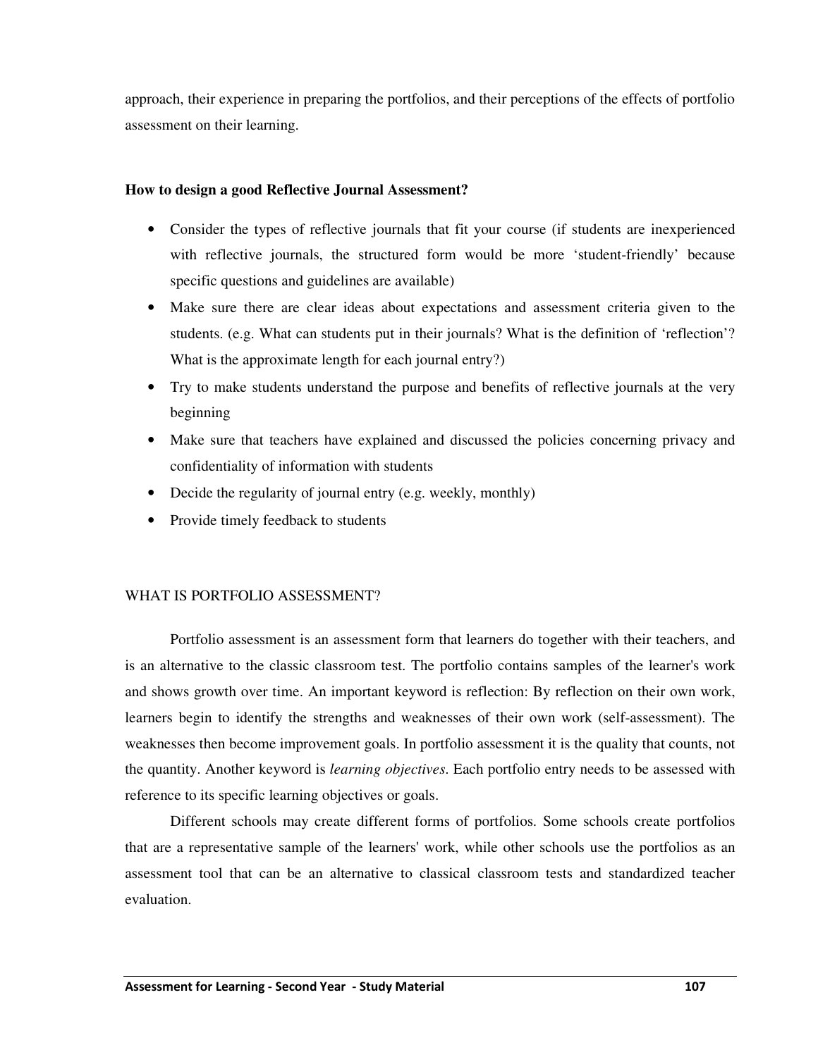approach, their experience in preparing the portfolios, and their perceptions of the effects of portfolio assessment on their learning.

**How to design a good Reflective Journal Assessment?**

- Consider the types of reflective journals that fit your course (if students are inexperienced with reflective journals, the structured form would be more 'student-friendly' because specific questions and guidelines are available)
- Make sure there are clear ideas about expectations and assessment criteria given to the students. (e.g. What can students put in their journals? What is the definition of 'reflection'? What is the approximate length for each journal entry?)
- Try to make students understand the purpose and benefits of reflective journals at the very beginning
- Make sure that teachers have explained and discussed the policies concerning privacy and confidentiality of information with students
- Decide the regularity of journal entry (e.g. weekly, monthly)
- Provide timely feedback to students

## WHAT IS PORTFOLIO ASSESSMENT?

Portfolio assessment is an assessment form that learners do together with their teachers, and is an alternative to the classic classroom test. The portfolio contains samples of the learner's work and shows growth over time. An important keyword is reflection: By reflection on their own work, learners begin to identify the strengths and weaknesses of their own work (self-assessment). The weaknesses then become improvement goals. In portfolio assessment it is the quality that counts, not the quantity. Another keyword is *learning objectives*. Each portfolio entry needs to be assessed with reference to its specific learning objectives or goals.

Different schools may create different forms of portfolios. Some schools create portfolios that are a representative sample of the learners' work, while other schools use the portfolios as an assessment tool that can be an alternative to classical classroom tests and standardized teacher evaluation.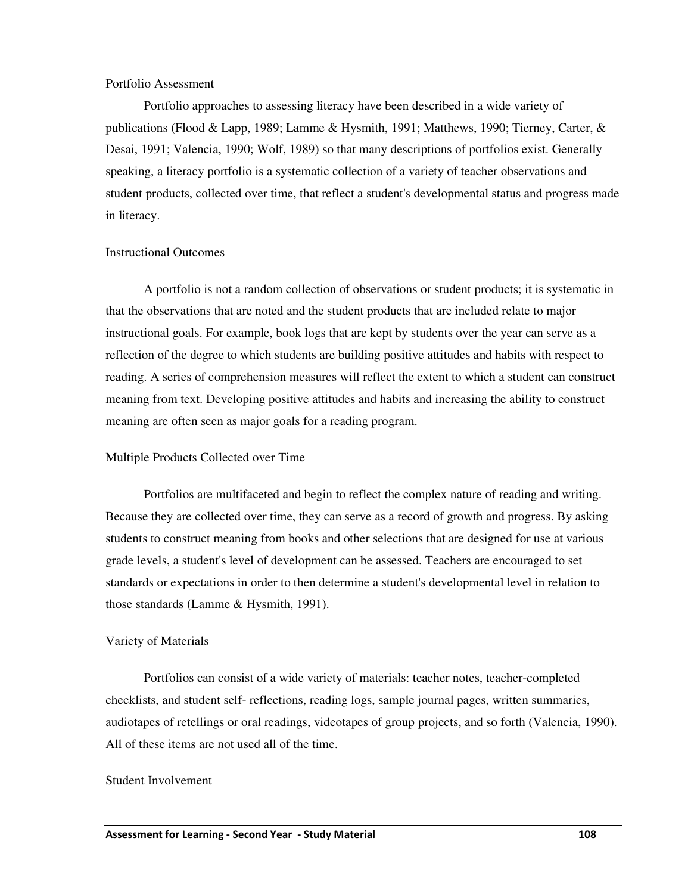## Portfolio Assessment

Portfolio approaches to assessing literacy have been described in a wide variety of publications (Flood & Lapp, 1989; Lamme & Hysmith, 1991; Matthews, 1990; Tierney, Carter, & Desai, 1991; Valencia, 1990; Wolf, 1989) so that many descriptions of portfolios exist. Generally speaking, a literacy portfolio is a systematic collection of a variety of teacher observations and student products, collected over time, that reflect a student's developmental status and progress made in literacy.

### Instructional Outcomes

A portfolio is not a random collection of observations or student products; it is systematic in that the observations that are noted and the student products that are included relate to major instructional goals. For example, book logs that are kept by students over the year can serve as a reflection of the degree to which students are building positive attitudes and habits with respect to reading. A series of comprehension measures will reflect the extent to which a student can construct meaning from text. Developing positive attitudes and habits and increasing the ability to construct meaning are often seen as major goals for a reading program.

### Multiple Products Collected over Time

Portfolios are multifaceted and begin to reflect the complex nature of reading and writing. Because they are collected over time, they can serve as a record of growth and progress. By asking students to construct meaning from books and other selections that are designed for use at various grade levels, a student's level of development can be assessed. Teachers are encouraged to set standards or expectations in order to then determine a student's developmental level in relation to those standards (Lamme & Hysmith, 1991).

### Variety of Materials

Portfolios can consist of a wide variety of materials: teacher notes, teacher-completed checklists, and student self- reflections, reading logs, sample journal pages, written summaries, audiotapes of retellings or oral readings, videotapes of group projects, and so forth (Valencia, 1990). All of these items are not used all of the time.

### Student Involvement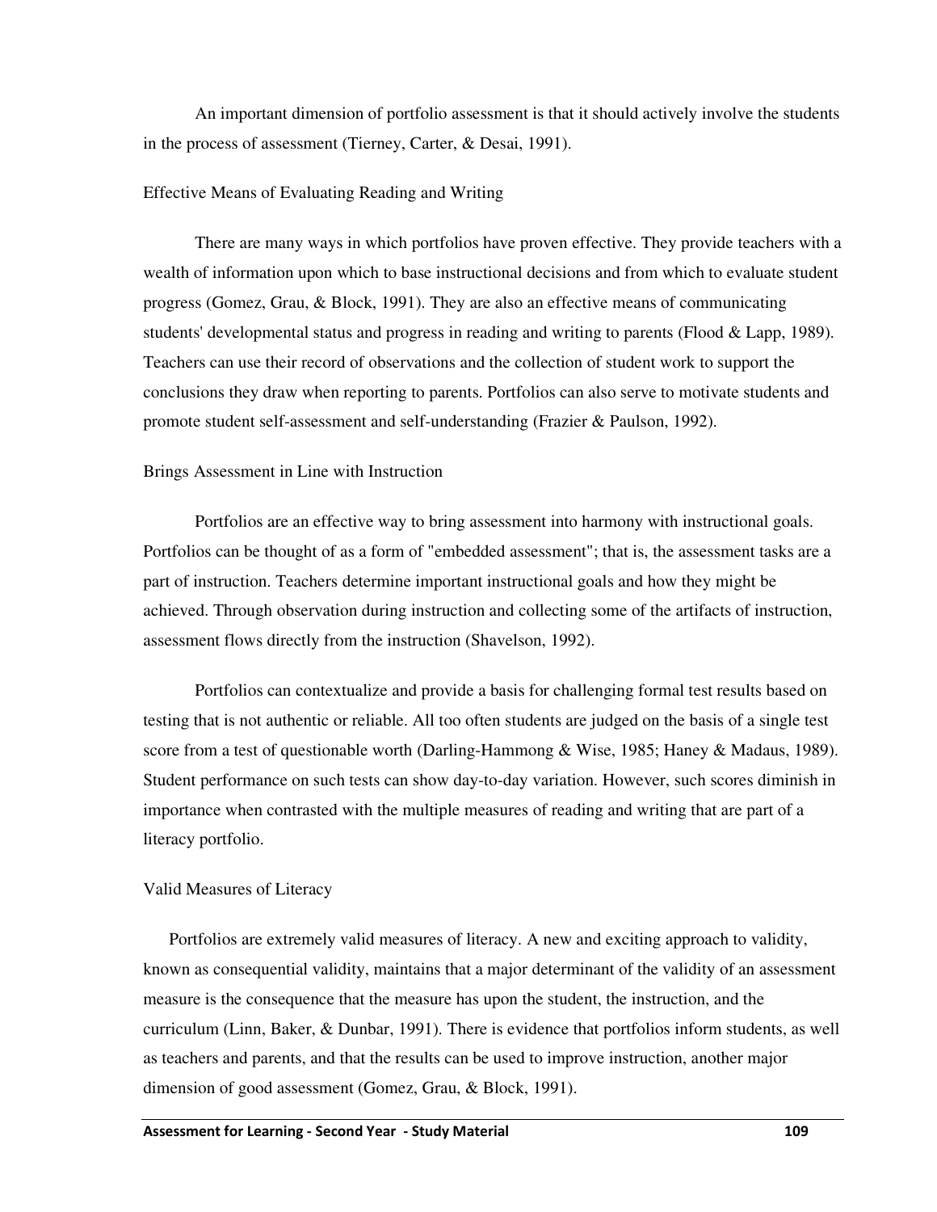An important dimension of portfolio assessment is that it should actively involve the students in the process of assessment (Tierney, Carter, & Desai, 1991).

### Effective Means of Evaluating Reading and Writing

There are many ways in which portfolios have proven effective. They provide teachers with a wealth of information upon which to base instructional decisions and from which to evaluate student progress (Gomez, Grau, & Block, 1991). They are also an effective means of communicating students' developmental status and progress in reading and writing to parents (Flood & Lapp, 1989). Teachers can use their record of observations and the collection of student work to support the conclusions they draw when reporting to parents. Portfolios can also serve to motivate students and promote student self-assessment and self-understanding (Frazier & Paulson, 1992).

### Brings Assessment in Line with Instruction

Portfolios are an effective way to bring assessment into harmony with instructional goals. Portfolios can be thought of as a form of "embedded assessment"; that is, the assessment tasks are a part of instruction. Teachers determine important instructional goals and how they might be achieved. Through observation during instruction and collecting some of the artifacts of instruction, assessment flows directly from the instruction (Shavelson, 1992).

Portfolios can contextualize and provide a basis for challenging formal test results based on testing that is not authentic or reliable. All too often students are judged on the basis of a single test score from a test of questionable worth (Darling-Hammong & Wise, 1985; Haney & Madaus, 1989). Student performance on such tests can show day-to-day variation. However, such scores diminish in importance when contrasted with the multiple measures of reading and writing that are part of a literacy portfolio.

### Valid Measures of Literacy

Portfolios are extremely valid measures of literacy. A new and exciting approach to validity, known as consequential validity, maintains that a major determinant of the validity of an assessment measure is the consequence that the measure has upon the student, the instruction, and the curriculum (Linn, Baker, & Dunbar, 1991). There is evidence that portfolios inform students, as well as teachers and parents, and that the results can be used to improve instruction, another major dimension of good assessment (Gomez, Grau, & Block, 1991).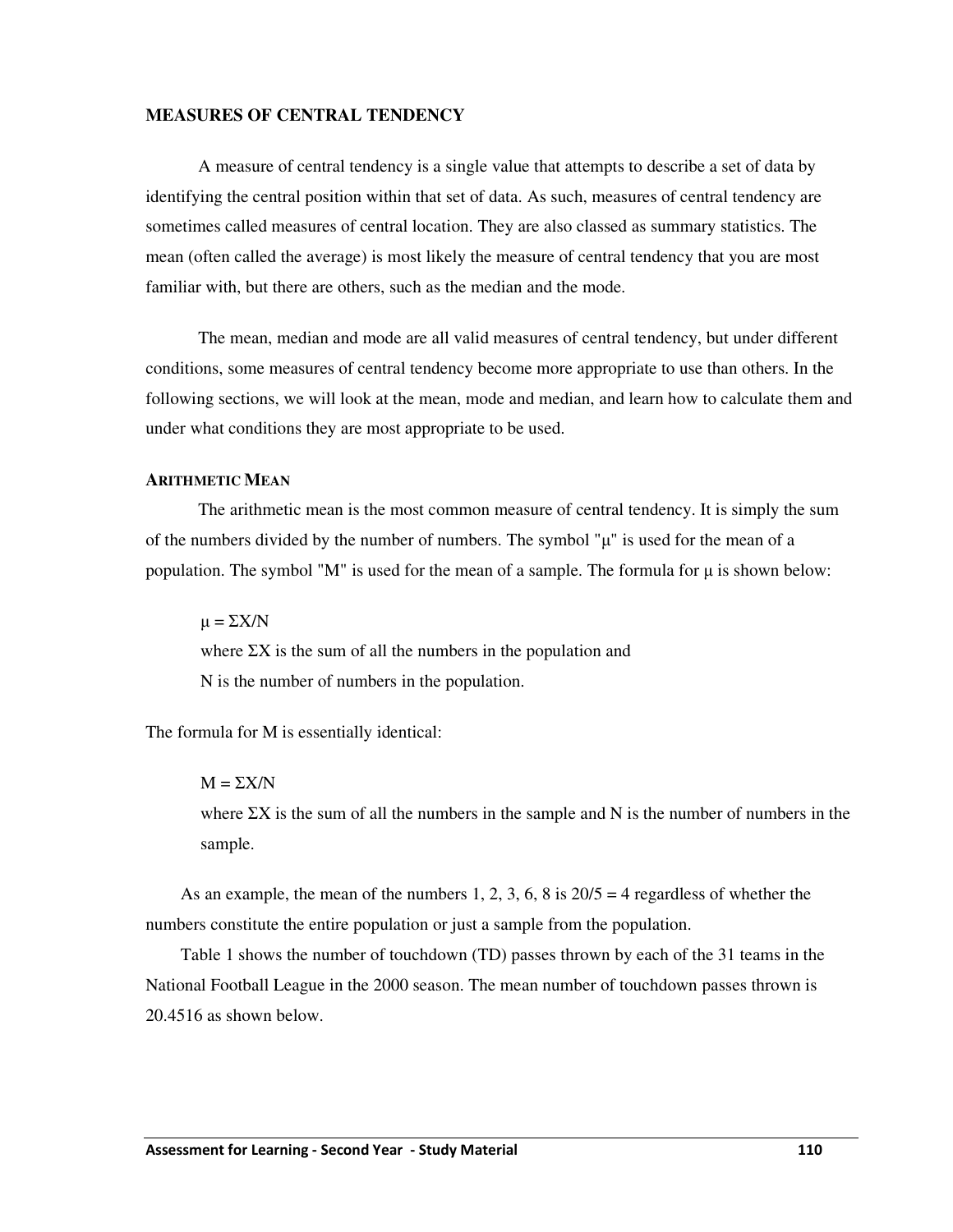# MEASURES OF CENTRAL TENDENCY

A measure of central tendency is a single value that attempts to describe a set of data by identifying the central position within that set of data. As such, measures of central tendency are sometimes called measures of central location. They are also classed as summary statistics. The mean (often called the average) is most likely the measure of central tendency that you are most familiar with, but there are others, such as the median and the mode.

The mean, median and mode are all valid measures of central tendency, but under different conditions, some measures of central tendency become more appropriate to use than others. In the following sections, we will look at the mean, mode and median, and learn how to calculate them and under what conditions they are most appropriate to be used.

## ARITHMETIC MEAN

The arithmetic mean is the most common measure of central tendency. It is simply the sum of the numbers divided by the number of numbers. The symbol "μ" is used for the mean of a population. The symbol "M" is used for the mean of a sample. The formula for μ is shown below:

$\mu = \Sigma X/N$

where $\Sigma X$ is the sum of all the numbers in the population and

N is the number of numbers in the population.

The formula for M is essentially identical:

$M = \Sigma X/N$

where $\Sigma X$ is the sum of all the numbers in the sample and N is the number of numbers in the sample.

As an example, the mean of the numbers 1, 2, 3, 6, 8 is 20/5 = 4 regardless of whether the numbers constitute the entire population or just a sample from the population.

Table 1 shows the number of touchdown (TD) passes thrown by each of the 31 teams in the National Football League in the 2000 season. The mean number of touchdown passes thrown is 20.4516 as shown below.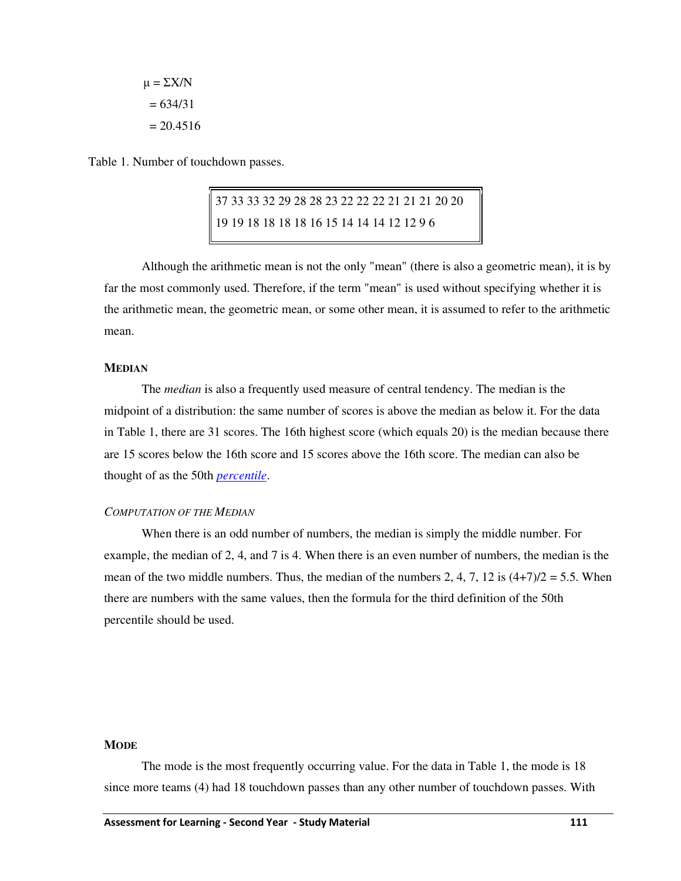$$\mu = \Sigma X/N$$
$$= 634/31$$
$$= 20.4516$$

Table 1. Number of touchdown passes.

| |
|---|
| 37 33 33 32 29 28 28 23 22 22 22 21 21 21 20 20 |
| 19 19 18 18 18 18 16 15 14 14 14 12 12 9 6 |

Although the arithmetic mean is not the only "mean" (there is also a geometric mean), it is by far the most commonly used. Therefore, if the term "mean" is used without specifying whether it is the arithmetic mean, the geometric mean, or some other mean, it is assumed to refer to the arithmetic mean.

## MEDIAN

The *median* is also a frequently used measure of central tendency. The median is the midpoint of a distribution: the same number of scores is above the median as below it. For the data in Table 1, there are 31 scores. The 16th highest score (which equals 20) is the median because there are 15 scores below the 16th score and 15 scores above the 16th score. The median can also be thought of as the 50th *percentile*.

### *COMPUTATION OF THE MEDIAN*

When there is an odd number of numbers, the median is simply the middle number. For example, the median of 2, 4, and 7 is 4. When there is an even number of numbers, the median is the mean of the two middle numbers. Thus, the median of the numbers 2, 4, 7, 12 is (4+7)/2 = 5.5. When there are numbers with the same values, then the formula for the third definition of the 50th percentile should be used.

## MODE

The mode is the most frequently occurring value. For the data in Table 1, the mode is 18 since more teams (4) had 18 touchdown passes than any other number of touchdown passes. With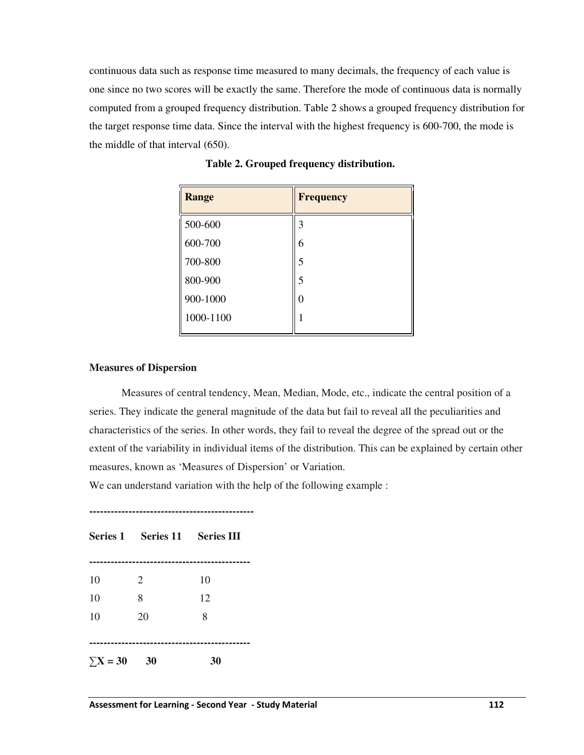continuous data such as response time measured to many decimals, the frequency of each value is one since no two scores will be exactly the same. Therefore the mode of continuous data is normally computed from a grouped frequency distribution. Table 2 shows a grouped frequency distribution for the target response time data. Since the interval with the highest frequency is 600-700, the mode is the middle of that interval (650).

**Table 2. Grouped frequency distribution.**

| Range | Frequency |
|---|---|
| 500-600 | 3 |
| 600-700 | 6 |
| 700-800 | 5 |
| 800-900 | 5 |
| 900-1000 | 0 |
| 1000-1100 | 1 |

**Measures of Dispersion**

Measures of central tendency, Mean, Median, Mode, etc., indicate the central position of a series. They indicate the general magnitude of the data but fail to reveal all the peculiarities and characteristics of the series. In other words, they fail to reveal the degree of the spread out or the extent of the variability in individual items of the distribution. This can be explained by certain other measures, known as 'Measures of Dispersion' or Variation.

We can understand variation with the help of the following example :

| **Series 1** | **Series 11** | **Series III** |
|---|---|---|
| 10 | 2 | 10 |
| 10 | 8 | 12 |
| 10 | 20 | 8 |
| **$\sum X = 30$** | **30** | **30** |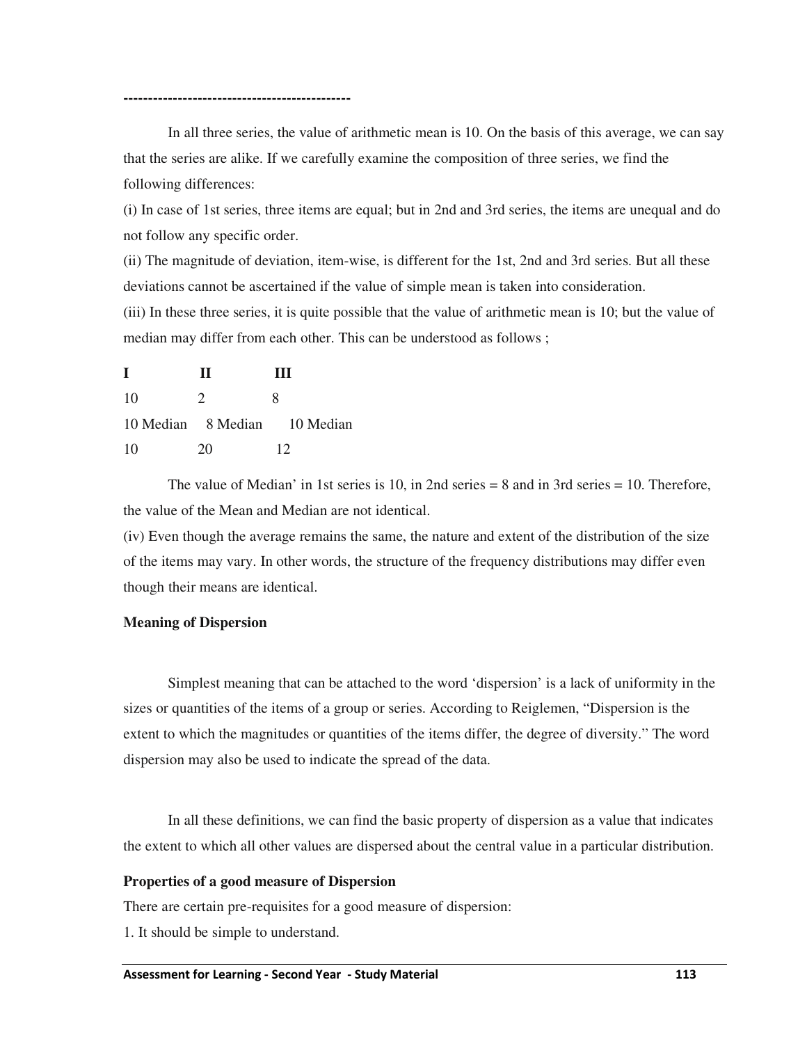----------------------------------------------

In all three series, the value of arithmetic mean is 10. On the basis of this average, we can say that the series are alike. If we carefully examine the composition of three series, we find the following differences:

(i) In case of 1st series, three items are equal; but in 2nd and 3rd series, the items are unequal and do not follow any specific order.

(ii) The magnitude of deviation, item-wise, is different for the 1st, 2nd and 3rd series. But all these deviations cannot be ascertained if the value of simple mean is taken into consideration.

(iii) In these three series, it is quite possible that the value of arithmetic mean is 10; but the value of median may differ from each other. This can be understood as follows ;

| I | II | III |
|---|---|---|
| 10 | 2 | 8 |
| 10 Median | 8 Median | 10 Median |
| 10 | 20 | 12 |

The value of Median' in 1st series is 10, in 2nd series = 8 and in 3rd series = 10. Therefore, the value of the Mean and Median are not identical.

(iv) Even though the average remains the same, the nature and extent of the distribution of the size of the items may vary. In other words, the structure of the frequency distributions may differ even though their means are identical.

**Meaning of Dispersion**

Simplest meaning that can be attached to the word 'dispersion' is a lack of uniformity in the sizes or quantities of the items of a group or series. According to Reiglemen, "Dispersion is the extent to which the magnitudes or quantities of the items differ, the degree of diversity." The word dispersion may also be used to indicate the spread of the data.

In all these definitions, we can find the basic property of dispersion as a value that indicates the extent to which all other values are dispersed about the central value in a particular distribution.

**Properties of a good measure of Dispersion**

There are certain pre-requisites for a good measure of dispersion:

1. It should be simple to understand.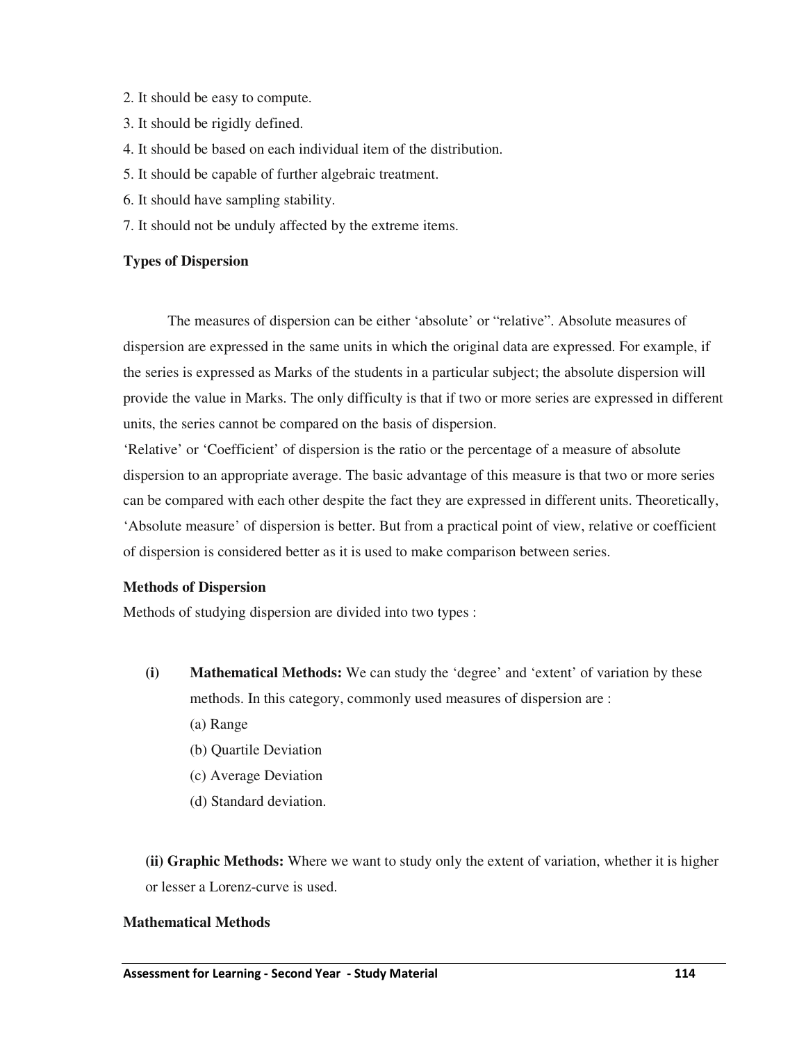2. It should be easy to compute.
3. It should be rigidly defined.
4. It should be based on each individual item of the distribution.
5. It should be capable of further algebraic treatment.
6. It should have sampling stability.
7. It should not be unduly affected by the extreme items.

**Types of Dispersion**

The measures of dispersion can be either 'absolute' or "relative". Absolute measures of dispersion are expressed in the same units in which the original data are expressed. For example, if the series is expressed as Marks of the students in a particular subject; the absolute dispersion will provide the value in Marks. The only difficulty is that if two or more series are expressed in different units, the series cannot be compared on the basis of dispersion.

'Relative' or 'Coefficient' of dispersion is the ratio or the percentage of a measure of absolute dispersion to an appropriate average. The basic advantage of this measure is that two or more series can be compared with each other despite the fact they are expressed in different units. Theoretically, 'Absolute measure' of dispersion is better. But from a practical point of view, relative or coefficient of dispersion is considered better as it is used to make comparison between series.

**Methods of Dispersion**

Methods of studying dispersion are divided into two types :

**(i) Mathematical Methods:** We can study the 'degree' and 'extent' of variation by these methods. In this category, commonly used measures of dispersion are :

(a) Range
(b) Quartile Deviation
(c) Average Deviation
(d) Standard deviation.

**(ii) Graphic Methods:** Where we want to study only the extent of variation, whether it is higher or lesser a Lorenz-curve is used.

**Mathematical Methods**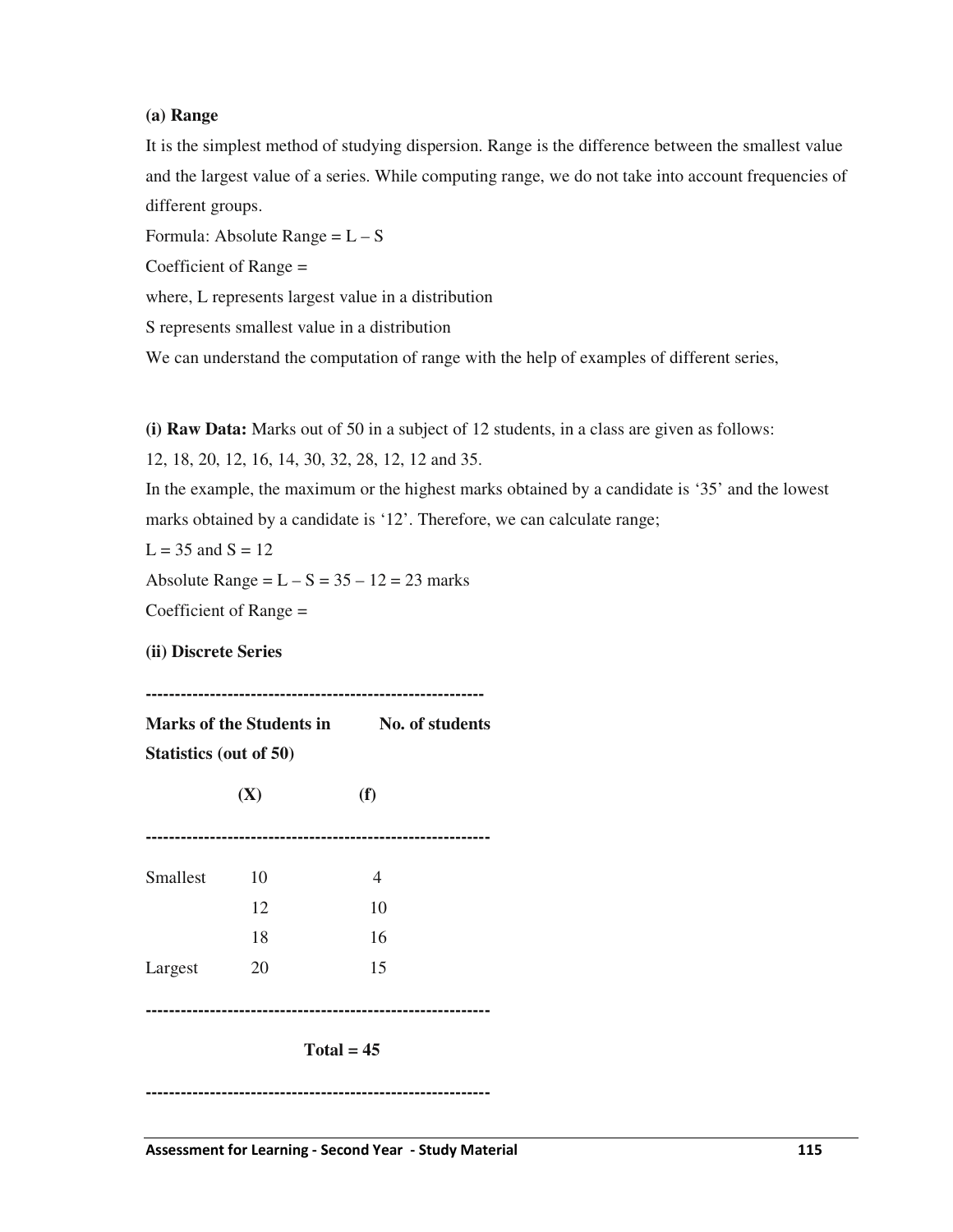**(a) Range**

It is the simplest method of studying dispersion. Range is the difference between the smallest value and the largest value of a series. While computing range, we do not take into account frequencies of different groups.

Formula: Absolute Range = L – S

Coefficient of Range =

where, L represents largest value in a distribution

S represents smallest value in a distribution

We can understand the computation of range with the help of examples of different series,

**(i) Raw Data:** Marks out of 50 in a subject of 12 students, in a class are given as follows:

12, 18, 20, 12, 16, 14, 30, 32, 28, 12, 12 and 35.

In the example, the maximum or the highest marks obtained by a candidate is '35' and the lowest marks obtained by a candidate is '12'. Therefore, we can calculate range;

L = 35 and S = 12

Absolute Range = L – S = 35 – 12 = 23 marks

Coefficient of Range =

**(ii) Discrete Series**

| | **Marks of the Students in Statistics (out of 50) (X)** | **No. of students (f)** |
|---|---|---|
| Smallest | 10 | 4 |
| | 12 | 10 |
| | 18 | 16 |
| Largest | 20 | 15 |
| | | **Total = 45** |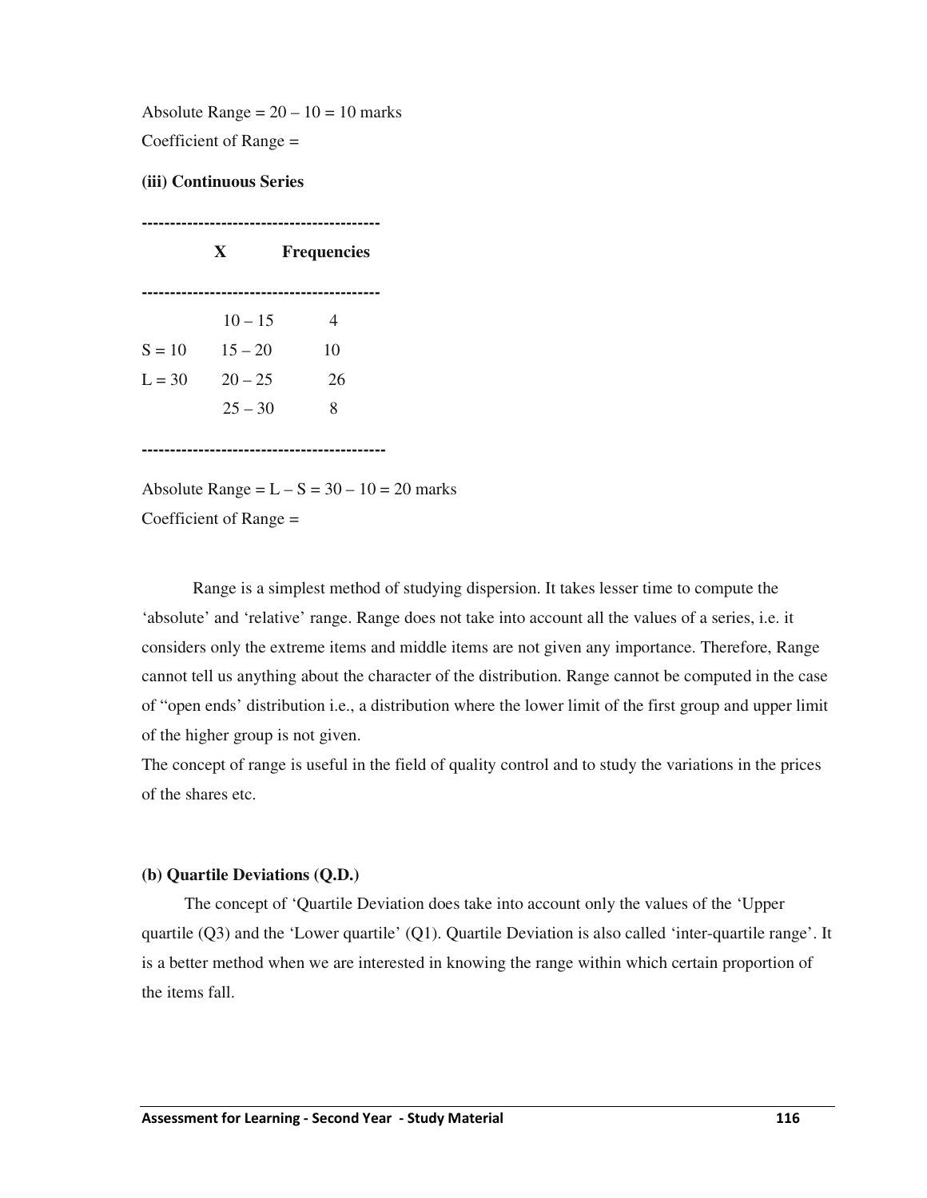Absolute Range = 20 – 10 = 10 marks

Coefficient of Range =

**(iii) Continuous Series**

| | X | Frequencies |
|---|---|---|
| | 10 – 15 | 4 |
| S = 10 | 15 – 20 | 10 |
| L = 30 | 20 – 25 | 26 |
| | 25 – 30 | 8 |

Absolute Range = L – S = 30 – 10 = 20 marks

Coefficient of Range =

Range is a simplest method of studying dispersion. It takes lesser time to compute the 'absolute' and 'relative' range. Range does not take into account all the values of a series, i.e. it considers only the extreme items and middle items are not given any importance. Therefore, Range cannot tell us anything about the character of the distribution. Range cannot be computed in the case of "open ends' distribution i.e., a distribution where the lower limit of the first group and upper limit of the higher group is not given.

The concept of range is useful in the field of quality control and to study the variations in the prices of the shares etc.

**(b) Quartile Deviations (Q.D.)**

The concept of 'Quartile Deviation does take into account only the values of the 'Upper quartile (Q3) and the 'Lower quartile' (Q1). Quartile Deviation is also called 'inter-quartile range'. It is a better method when we are interested in knowing the range within which certain proportion of the items fall.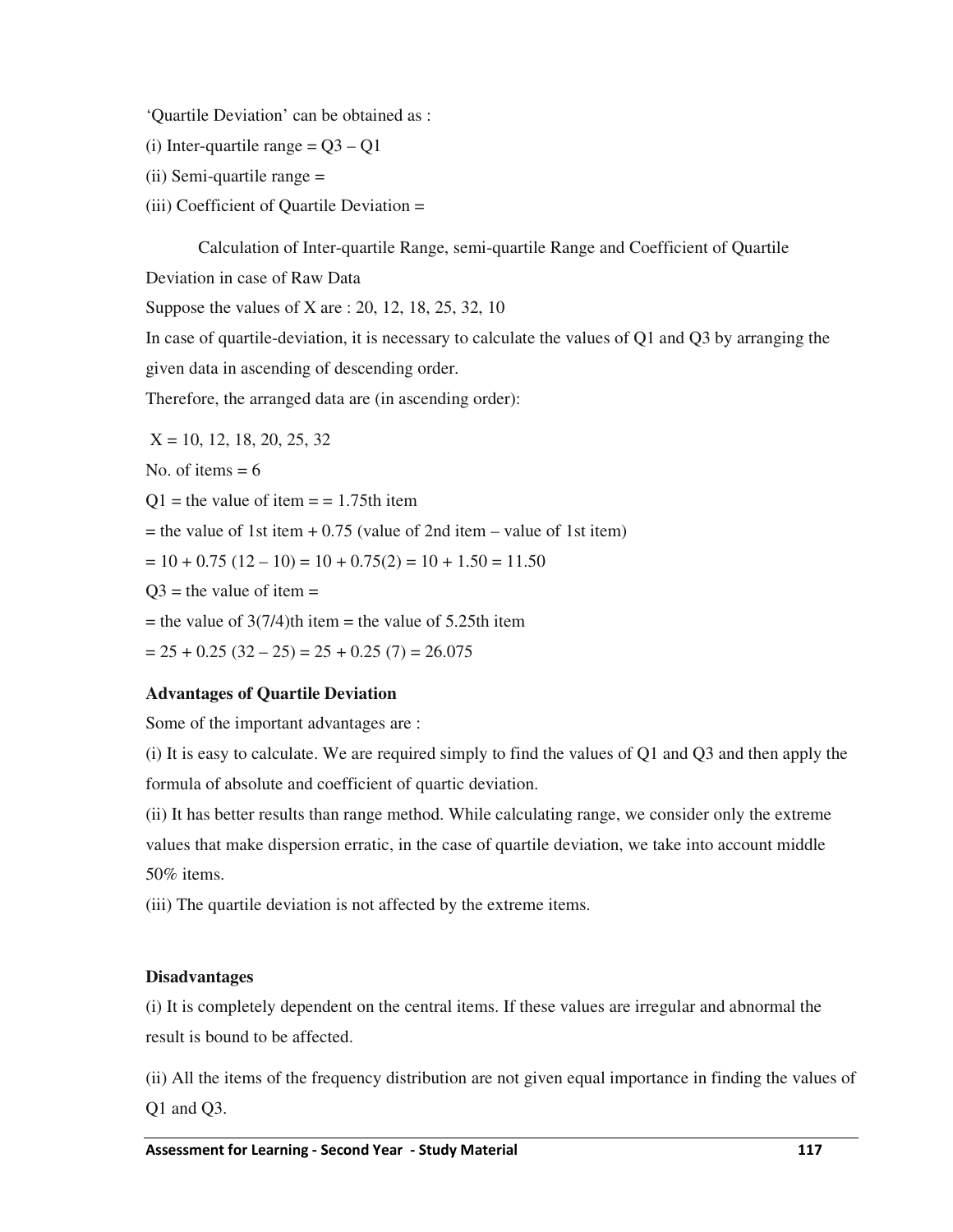'Quartile Deviation' can be obtained as :

(i) Inter-quartile range = $Q3 – Q1$

(ii) Semi-quartile range =

(iii) Coefficient of Quartile Deviation =

Calculation of Inter-quartile Range, semi-quartile Range and Coefficient of Quartile Deviation in case of Raw Data

Suppose the values of X are : 20, 12, 18, 25, 32, 10

In case of quartile-deviation, it is necessary to calculate the values of Q1 and Q3 by arranging the given data in ascending of descending order.

Therefore, the arranged data are (in ascending order):

X = 10, 12, 18, 20, 25, 32

No. of items = 6

Q1 = the value of item = = 1.75th item

= the value of 1st item + 0.75 (value of 2nd item – value of 1st item)

$= 10 + 0.75 (12 – 10) = 10 + 0.75(2) = 10 + 1.50 = 11.50$

Q3 = the value of item =

= the value of 3(7/4)th item = the value of 5.25th item

$= 25 + 0.25 (32 – 25) = 25 + 0.25 (7) = 26.075$

**Advantages of Quartile Deviation**

Some of the important advantages are :

(i) It is easy to calculate. We are required simply to find the values of Q1 and Q3 and then apply the formula of absolute and coefficient of quartic deviation.

(ii) It has better results than range method. While calculating range, we consider only the extreme values that make dispersion erratic, in the case of quartile deviation, we take into account middle 50% items.

(iii) The quartile deviation is not affected by the extreme items.

**Disadvantages**

(i) It is completely dependent on the central items. If these values are irregular and abnormal the result is bound to be affected.

(ii) All the items of the frequency distribution are not given equal importance in finding the values of Q1 and Q3.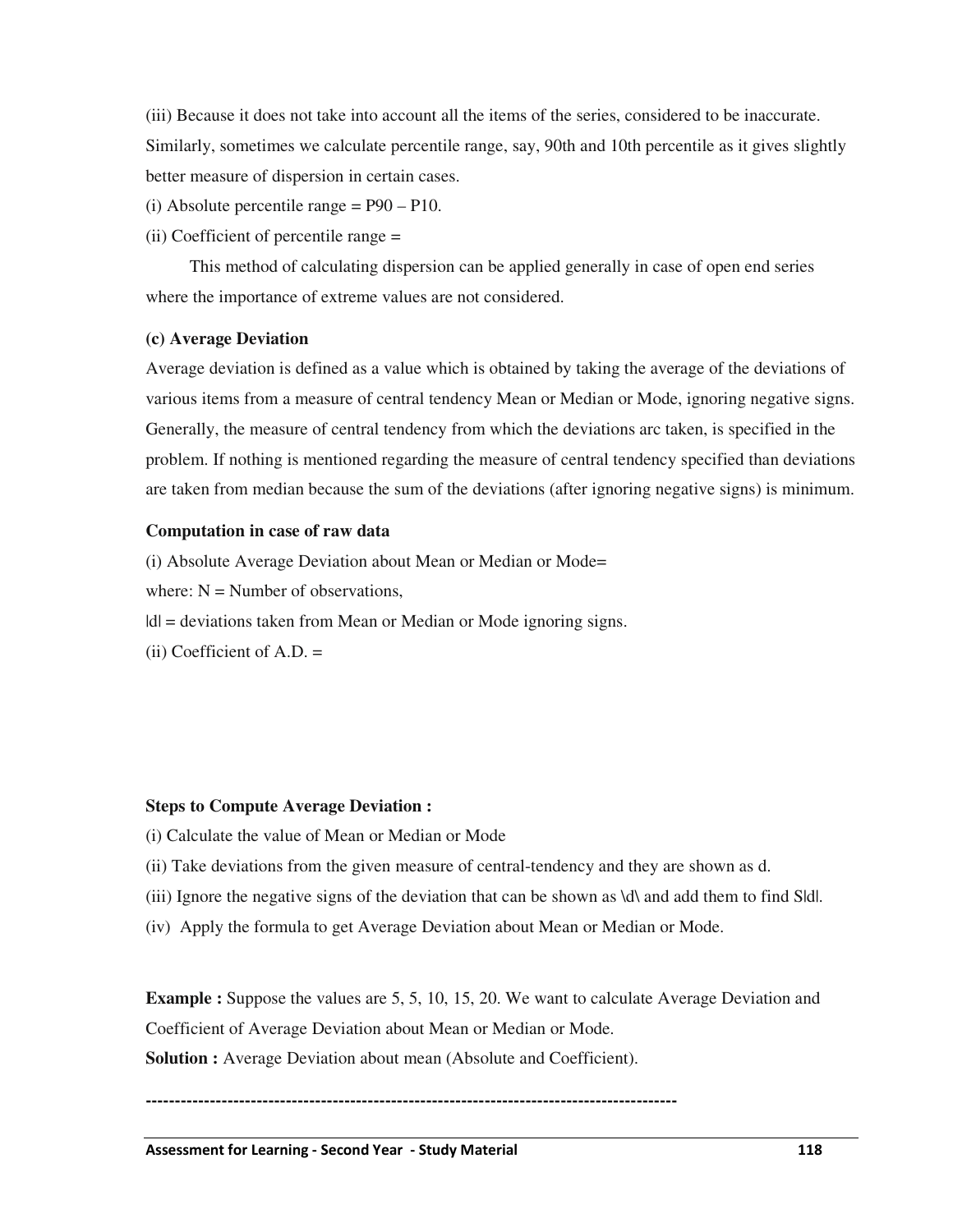(iii) Because it does not take into account all the items of the series, considered to be inaccurate. Similarly, sometimes we calculate percentile range, say, 90th and 10th percentile as it gives slightly better measure of dispersion in certain cases.

(i) Absolute percentile range = P90 – P10.

(ii) Coefficient of percentile range =

This method of calculating dispersion can be applied generally in case of open end series where the importance of extreme values are not considered.

**(c) Average Deviation**

Average deviation is defined as a value which is obtained by taking the average of the deviations of various items from a measure of central tendency Mean or Median or Mode, ignoring negative signs. Generally, the measure of central tendency from which the deviations arc taken, is specified in the problem. If nothing is mentioned regarding the measure of central tendency specified than deviations are taken from median because the sum of the deviations (after ignoring negative signs) is minimum.

**Computation in case of raw data**

(i) Absolute Average Deviation about Mean or Median or Mode=

where: N = Number of observations,

|d| = deviations taken from Mean or Median or Mode ignoring signs.

(ii) Coefficient of A.D. =

**Steps to Compute Average Deviation :**

(i) Calculate the value of Mean or Median or Mode

(ii) Take deviations from the given measure of central-tendency and they are shown as d.

(iii) Ignore the negative signs of the deviation that can be shown as \d\ and add them to find S|d|.

(iv) Apply the formula to get Average Deviation about Mean or Median or Mode.

**Example :** Suppose the values are 5, 5, 10, 15, 20. We want to calculate Average Deviation and Coefficient of Average Deviation about Mean or Median or Mode.

**Solution :** Average Deviation about mean (Absolute and Coefficient).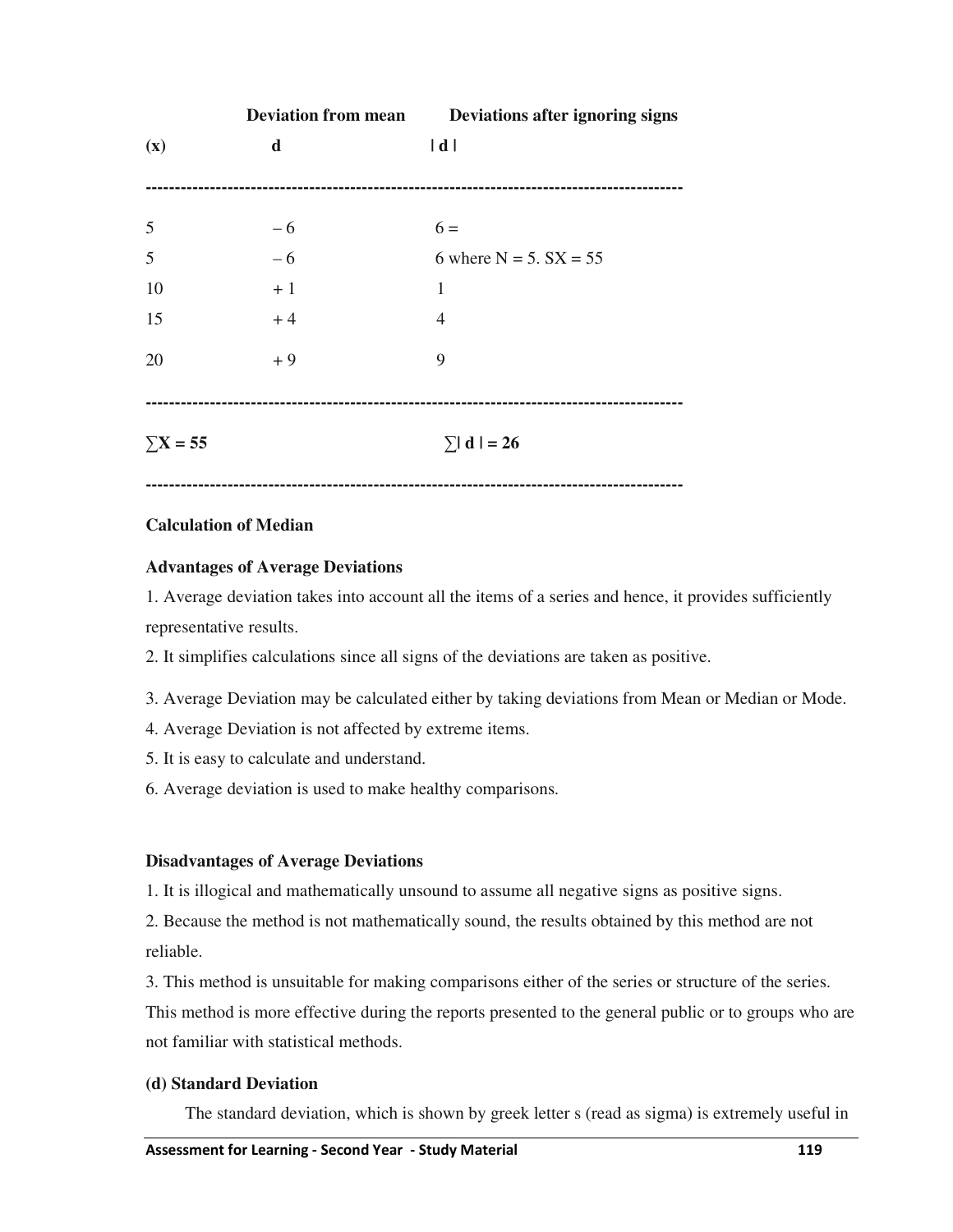| (x) | Deviation from mean<br>d | Deviations after ignoring signs<br>\| d \| |
|---|---|---|
| 5 | – 6 | 6 = |
| 5 | – 6 | 6 where N = 5. SX = 55 |
| 10 | + 1 | 1 |
| 15 | + 4 | 4 |
| 20 | + 9 | 9 |
| **∑X = 55** | | **∑\| d \| = 26** |

**Calculation of Median**

**Advantages of Average Deviations**

1. Average deviation takes into account all the items of a series and hence, it provides sufficiently representative results.
2. It simplifies calculations since all signs of the deviations are taken as positive.
3. Average Deviation may be calculated either by taking deviations from Mean or Median or Mode.
4. Average Deviation is not affected by extreme items.
5. It is easy to calculate and understand.
6. Average deviation is used to make healthy comparisons.

**Disadvantages of Average Deviations**

1. It is illogical and mathematically unsound to assume all negative signs as positive signs.
2. Because the method is not mathematically sound, the results obtained by this method are not reliable.
3. This method is unsuitable for making comparisons either of the series or structure of the series.

This method is more effective during the reports presented to the general public or to groups who are not familiar with statistical methods.

**(d) Standard Deviation**

The standard deviation, which is shown by greek letter s (read as sigma) is extremely useful in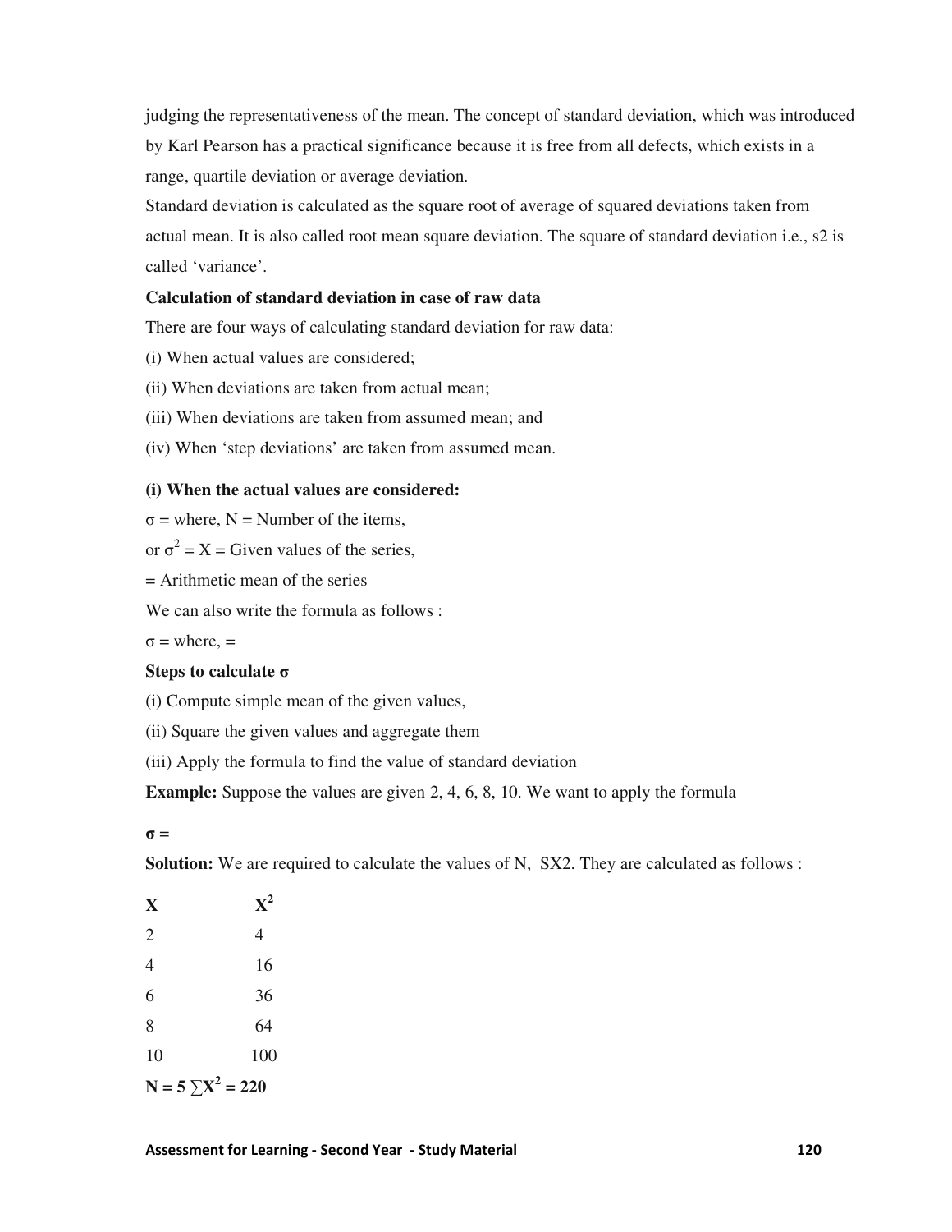judging the representativeness of the mean. The concept of standard deviation, which was introduced by Karl Pearson has a practical significance because it is free from all defects, which exists in a range, quartile deviation or average deviation.

Standard deviation is calculated as the square root of average of squared deviations taken from actual mean. It is also called root mean square deviation. The square of standard deviation i.e., s2 is called 'variance'.

**Calculation of standard deviation in case of raw data**

There are four ways of calculating standard deviation for raw data:

(i) When actual values are considered;

(ii) When deviations are taken from actual mean;

(iii) When deviations are taken from assumed mean; and

(iv) When 'step deviations' are taken from assumed mean.

**(i) When the actual values are considered:**

σ = where, N = Number of the items,

or $\sigma^2$ = X = Given values of the series,

= Arithmetic mean of the series

We can also write the formula as follows :

σ = where, =

**Steps to calculate σ**

(i) Compute simple mean of the given values,

(ii) Square the given values and aggregate them

(iii) Apply the formula to find the value of standard deviation

**Example:** Suppose the values are given 2, 4, 6, 8, 10. We want to apply the formula

**σ =**

**Solution:** We are required to calculate the values of N, SX2. They are calculated as follows :

| X | $X^2$ |
|---|---|
| 2 | 4 |
| 4 | 16 |
| 6 | 36 |
| 8 | 64 |
| 10 | 100 |

**N = 5 $\sum X^2$ = 220**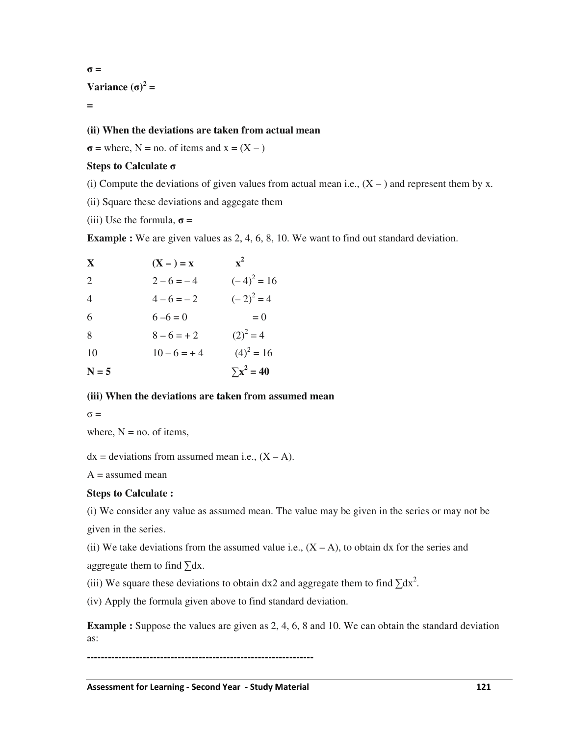**σ =**

**Variance $(\sigma)^2$ =**

**=**

**(ii) When the deviations are taken from actual mean**

**σ** = where, N = no. of items and x = (X – )

**Steps to Calculate σ**

(i) Compute the deviations of given values from actual mean i.e., (X – ) and represent them by x.

(ii) Square these deviations and aggegate them

(iii) Use the formula, **σ** =

**Example :** We are given values as 2, 4, 6, 8, 10. We want to find out standard deviation.

| X | (X – ) = x | $x^2$ |
|---|---|---|
| 2 | 2 – 6 = – 4 | $(-4)^2 = 16$ |
| 4 | 4 – 6 = – 2 | $(-2)^2 = 4$ |
| 6 | 6 –6 = 0 | = 0 |
| 8 | 8 – 6 = + 2 | $(2)^2 = 4$ |
| 10 | 10 – 6 = + 4 | $(4)^2 = 16$ |
| **N = 5** | | **$\sum x^2 = 40$** |

**(iii) When the deviations are taken from assumed mean**

σ =

where, N = no. of items,

dx = deviations from assumed mean i.e., (X – A).

A = assumed mean

**Steps to Calculate :**

(i) We consider any value as assumed mean. The value may be given in the series or may not be given in the series.

(ii) We take deviations from the assumed value i.e., (X – A), to obtain dx for the series and aggregate them to find ∑dx.

(iii) We square these deviations to obtain dx2 and aggregate them to find $\sum dx^2$.

(iv) Apply the formula given above to find standard deviation.

**Example :** Suppose the values are given as 2, 4, 6, 8 and 10. We can obtain the standard deviation as:

**-----------------------------------------------------------------**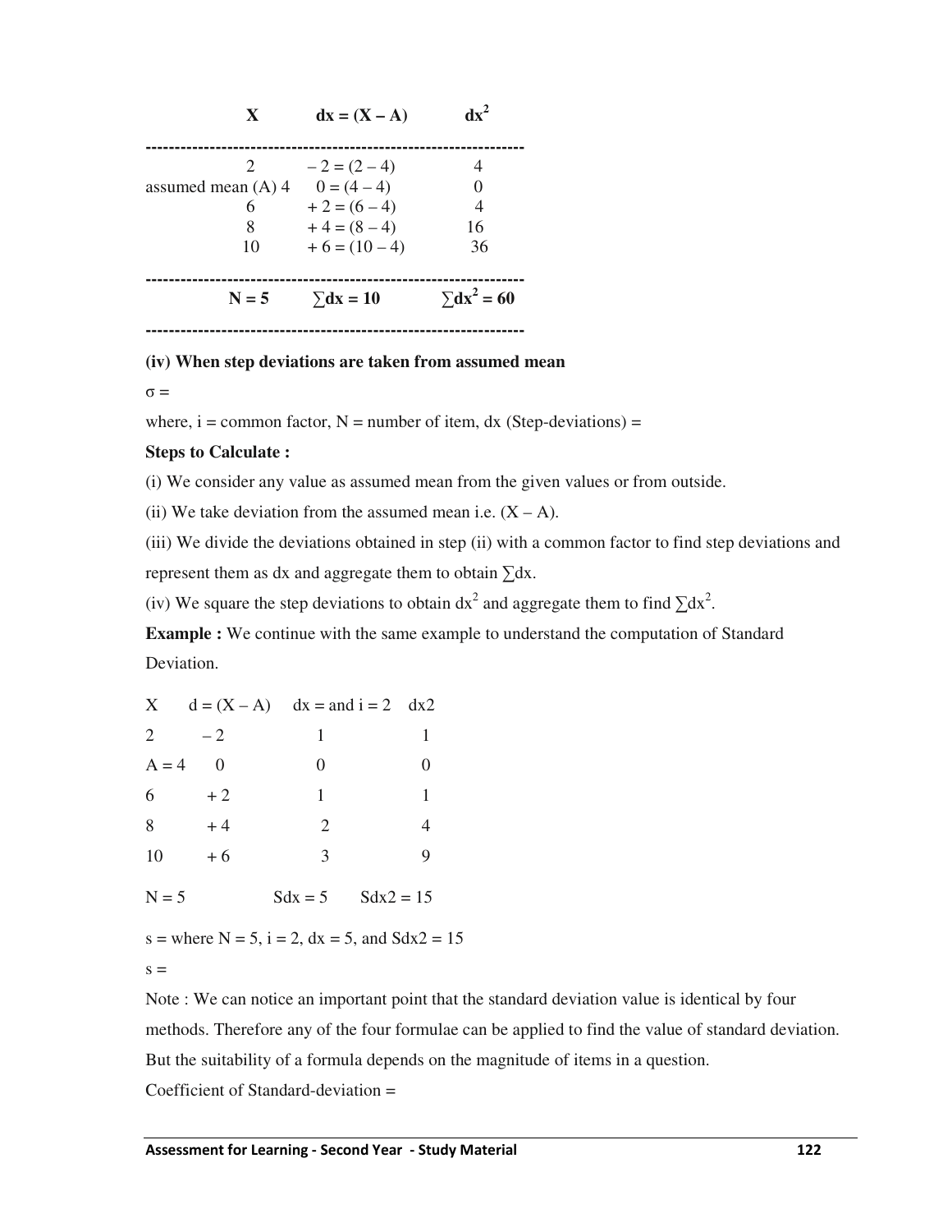| X | dx = (X – A) | $dx^2$ |
|---|---|---|
| 2 | – 2 = (2 – 4) | 4 |
| assumed mean (A) 4 | 0 = (4 – 4) | 0 |
| 6 | + 2 = (6 – 4) | 4 |
| 8 | + 4 = (8 – 4) | 16 |
| 10 | + 6 = (10 – 4) | 36 |
| N = 5 | $\sum dx = 10$ | $\sum dx^2 = 60$ |

**(iv) When step deviations are taken from assumed mean**

σ =

where, i = common factor, N = number of item, dx (Step-deviations) =

**Steps to Calculate :**

(i) We consider any value as assumed mean from the given values or from outside.

(ii) We take deviation from the assumed mean i.e. (X – A).

(iii) We divide the deviations obtained in step (ii) with a common factor to find step deviations and represent them as dx and aggregate them to obtain $\sum dx$.

(iv) We square the step deviations to obtain $dx^2$ and aggregate them to find $\sum dx^2$.

**Example :** We continue with the same example to understand the computation of Standard Deviation.

| X | d = (X – A) | dx = and i = 2 | dx2 |
|---|---|---|---|
| 2 | – 2 | 1 | 1 |
| A = 4 | 0 | 0 | 0 |
| 6 | + 2 | 1 | 1 |
| 8 | + 4 | 2 | 4 |
| 10 | + 6 | 3 | 9 |
| N = 5 | | Sdx = 5 | Sdx2 = 15 |

s = where N = 5, i = 2, dx = 5, and Sdx2 = 15

s =

Note : We can notice an important point that the standard deviation value is identical by four methods. Therefore any of the four formulae can be applied to find the value of standard deviation. But the suitability of a formula depends on the magnitude of items in a question.

Coefficient of Standard-deviation =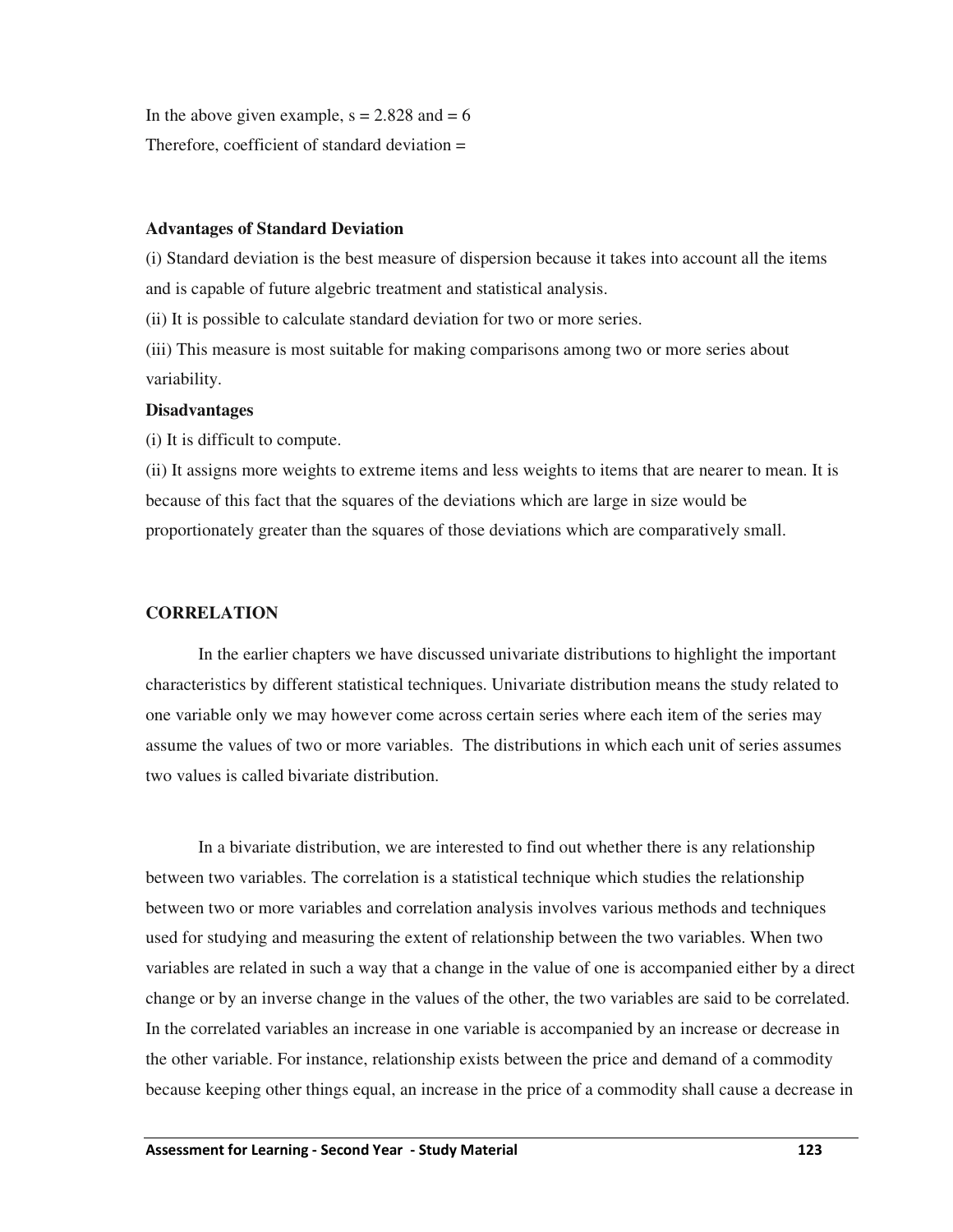In the above given example, s = 2.828 and = 6

Therefore, coefficient of standard deviation =

**Advantages of Standard Deviation**

(i) Standard deviation is the best measure of dispersion because it takes into account all the items and is capable of future algebric treatment and statistical analysis.

(ii) It is possible to calculate standard deviation for two or more series.

(iii) This measure is most suitable for making comparisons among two or more series about variability.

**Disadvantages**

(i) It is difficult to compute.

(ii) It assigns more weights to extreme items and less weights to items that are nearer to mean. It is because of this fact that the squares of the deviations which are large in size would be proportionately greater than the squares of those deviations which are comparatively small.

## CORRELATION

In the earlier chapters we have discussed univariate distributions to highlight the important characteristics by different statistical techniques. Univariate distribution means the study related to one variable only we may however come across certain series where each item of the series may assume the values of two or more variables. The distributions in which each unit of series assumes two values is called bivariate distribution.

In a bivariate distribution, we are interested to find out whether there is any relationship between two variables. The correlation is a statistical technique which studies the relationship between two or more variables and correlation analysis involves various methods and techniques used for studying and measuring the extent of relationship between the two variables. When two variables are related in such a way that a change in the value of one is accompanied either by a direct change or by an inverse change in the values of the other, the two variables are said to be correlated. In the correlated variables an increase in one variable is accompanied by an increase or decrease in the other variable. For instance, relationship exists between the price and demand of a commodity because keeping other things equal, an increase in the price of a commodity shall cause a decrease in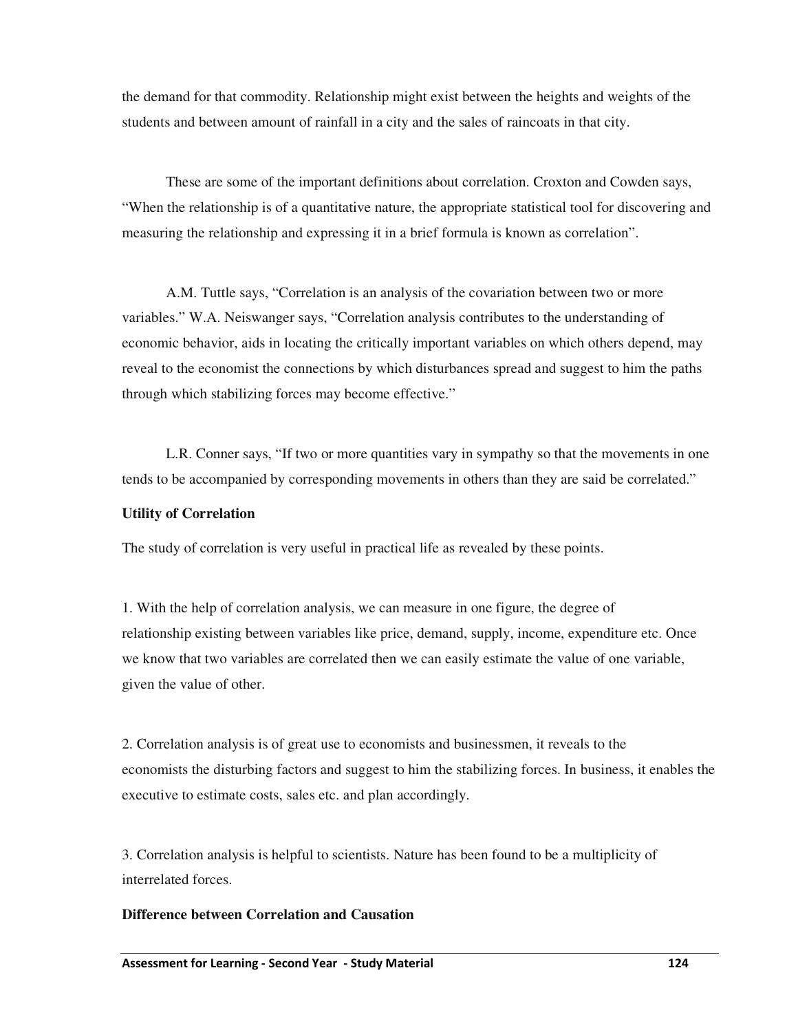the demand for that commodity. Relationship might exist between the heights and weights of the students and between amount of rainfall in a city and the sales of raincoats in that city.

These are some of the important definitions about correlation. Croxton and Cowden says, "When the relationship is of a quantitative nature, the appropriate statistical tool for discovering and measuring the relationship and expressing it in a brief formula is known as correlation".

A.M. Tuttle says, "Correlation is an analysis of the covariation between two or more variables." W.A. Neiswanger says, "Correlation analysis contributes to the understanding of economic behavior, aids in locating the critically important variables on which others depend, may reveal to the economist the connections by which disturbances spread and suggest to him the paths through which stabilizing forces may become effective."

L.R. Conner says, "If two or more quantities vary in sympathy so that the movements in one tends to be accompanied by corresponding movements in others than they are said be correlated."

**Utility of Correlation**

The study of correlation is very useful in practical life as revealed by these points.

1. With the help of correlation analysis, we can measure in one figure, the degree of relationship existing between variables like price, demand, supply, income, expenditure etc. Once we know that two variables are correlated then we can easily estimate the value of one variable, given the value of other.

2. Correlation analysis is of great use to economists and businessmen, it reveals to the economists the disturbing factors and suggest to him the stabilizing forces. In business, it enables the executive to estimate costs, sales etc. and plan accordingly.

3. Correlation analysis is helpful to scientists. Nature has been found to be a multiplicity of interrelated forces.

**Difference between Correlation and Causation**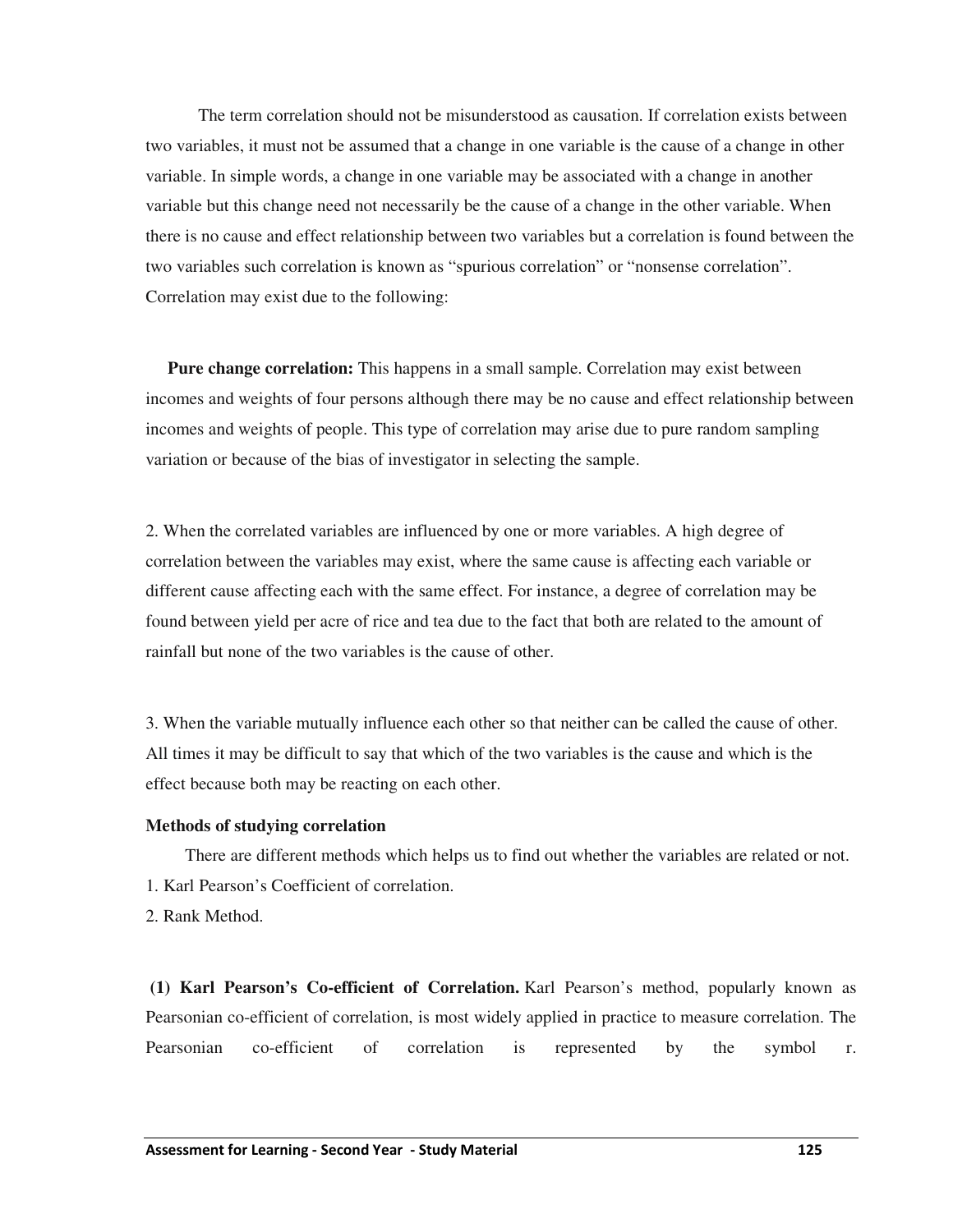The term correlation should not be misunderstood as causation. If correlation exists between two variables, it must not be assumed that a change in one variable is the cause of a change in other variable. In simple words, a change in one variable may be associated with a change in another variable but this change need not necessarily be the cause of a change in the other variable. When there is no cause and effect relationship between two variables but a correlation is found between the two variables such correlation is known as "spurious correlation" or "nonsense correlation". Correlation may exist due to the following:

**Pure change correlation:** This happens in a small sample. Correlation may exist between incomes and weights of four persons although there may be no cause and effect relationship between incomes and weights of people. This type of correlation may arise due to pure random sampling variation or because of the bias of investigator in selecting the sample.

2. When the correlated variables are influenced by one or more variables. A high degree of correlation between the variables may exist, where the same cause is affecting each variable or different cause affecting each with the same effect. For instance, a degree of correlation may be found between yield per acre of rice and tea due to the fact that both are related to the amount of rainfall but none of the two variables is the cause of other.

3. When the variable mutually influence each other so that neither can be called the cause of other. All times it may be difficult to say that which of the two variables is the cause and which is the effect because both may be reacting on each other.

**Methods of studying correlation**

There are different methods which helps us to find out whether the variables are related or not.

1. Karl Pearson's Coefficient of correlation.
2. Rank Method.

**(1) Karl Pearson's Co-efficient of Correlation.** Karl Pearson's method, popularly known as Pearsonian co-efficient of correlation, is most widely applied in practice to measure correlation. The Pearsonian co-efficient of correlation is represented by the symbol r.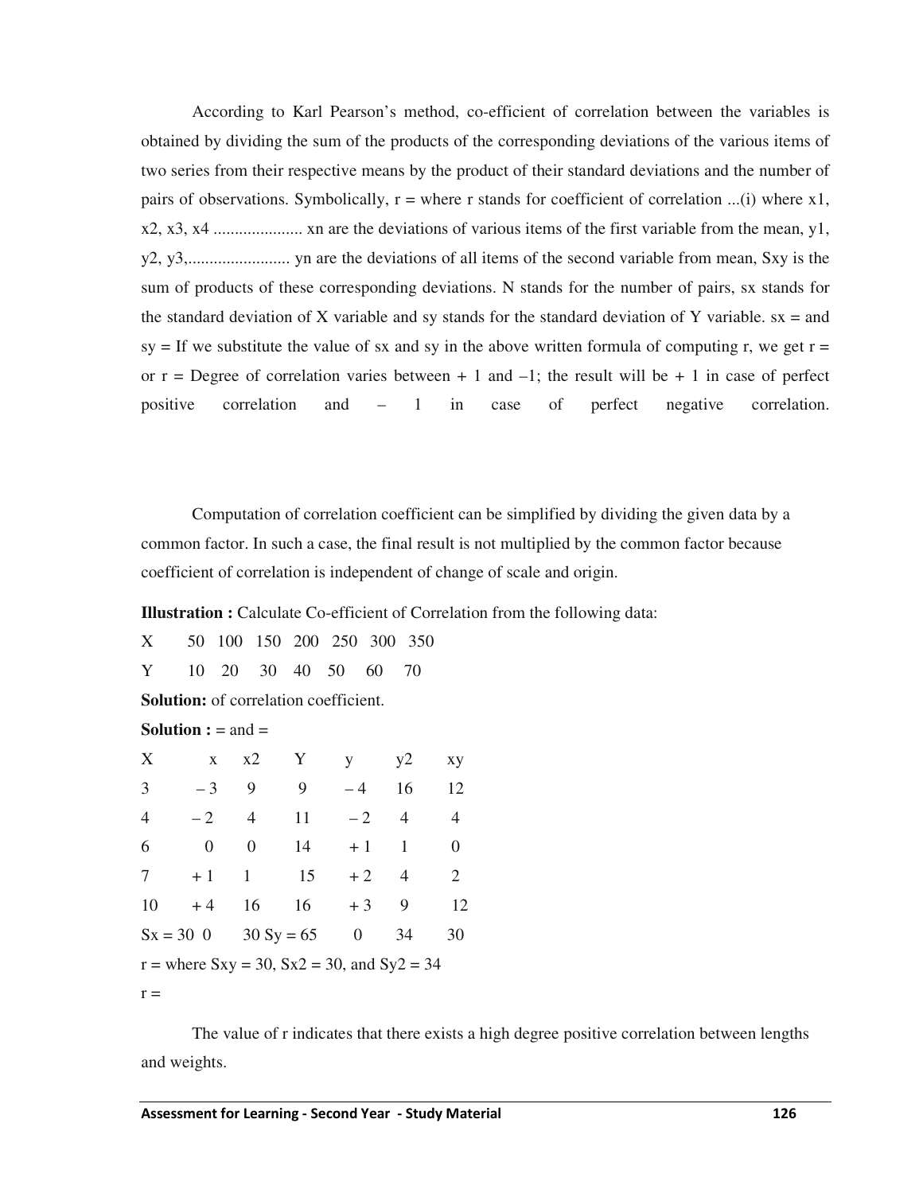According to Karl Pearson's method, co-efficient of correlation between the variables is obtained by dividing the sum of the products of the corresponding deviations of the various items of two series from their respective means by the product of their standard deviations and the number of pairs of observations. Symbolically, r = where r stands for coefficient of correlation ...(i) where x1, x2, x3, x4 .................... xn are the deviations of various items of the first variable from the mean, y1, y2, y3,........................ yn are the deviations of all items of the second variable from mean, Sxy is the sum of products of these corresponding deviations. N stands for the number of pairs, sx stands for the standard deviation of X variable and sy stands for the standard deviation of Y variable. sx = and sy = If we substitute the value of sx and sy in the above written formula of computing r, we get r = or r = Degree of correlation varies between + 1 and –1; the result will be + 1 in case of perfect positive correlation and – 1 in case of perfect negative correlation.

Computation of correlation coefficient can be simplified by dividing the given data by a common factor. In such a case, the final result is not multiplied by the common factor because coefficient of correlation is independent of change of scale and origin.

**Illustration :** Calculate Co-efficient of Correlation from the following data:

| X | 50 | 100 | 150 | 200 | 250 | 300 | 350 |
|---|---|---|---|---|---|---|---|
| Y | 10 | 20 | 30 | 40 | 50 | 60 | 70 |

**Solution:** of correlation coefficient.

**Solution :** = and =

| X | x | x2 | Y | y | y2 | xy |
|---|---|---|---|---|---|---|
| 3 | – 3 | 9 | 9 | – 4 | 16 | 12 |
| 4 | – 2 | 4 | 11 | – 2 | 4 | 4 |
| 6 | 0 | 0 | 14 | + 1 | 1 | 0 |
| 7 | + 1 | 1 | 15 | + 2 | 4 | 2 |
| 10 | + 4 | 16 | 16 | + 3 | 9 | 12 |
| Sx = 30 | 0 | 30 | Sy = 65 | 0 | 34 | 30 |

r = where Sxy = 30, Sx2 = 30, and Sy2 = 34

r =

The value of r indicates that there exists a high degree positive correlation between lengths and weights.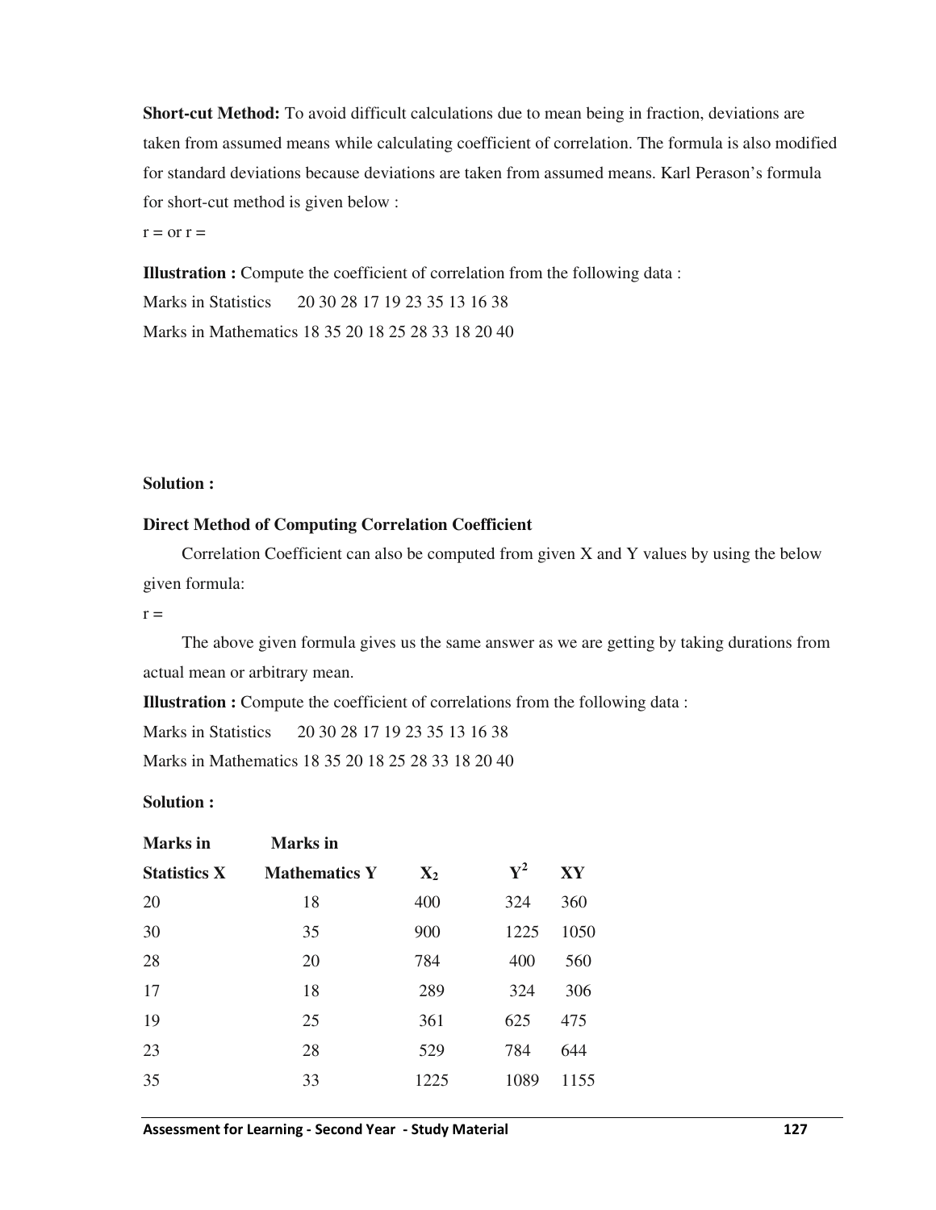**Short-cut Method:** To avoid difficult calculations due to mean being in fraction, deviations are taken from assumed means while calculating coefficient of correlation. The formula is also modified for standard deviations because deviations are taken from assumed means. Karl Perason's formula for short-cut method is given below :

r = or r =

**Illustration :** Compute the coefficient of correlation from the following data :

Marks in Statistics 20 30 28 17 19 23 35 13 16 38

Marks in Mathematics 18 35 20 18 25 28 33 18 20 40

**Solution :**

**Direct Method of Computing Correlation Coefficient**

Correlation Coefficient can also be computed from given X and Y values by using the below given formula:

r =

The above given formula gives us the same answer as we are getting by taking durations from actual mean or arbitrary mean.

**Illustration :** Compute the coefficient of correlations from the following data :

Marks in Statistics 20 30 28 17 19 23 35 13 16 38

Marks in Mathematics 18 35 20 18 25 28 33 18 20 40

**Solution :**

| Marks in Statistics X | Marks in Mathematics Y | $X_2$ | $Y^2$ | XY |
|---|---|---|---|---|
| 20 | 18 | 400 | 324 | 360 |
| 30 | 35 | 900 | 1225 | 1050 |
| 28 | 20 | 784 | 400 | 560 |
| 17 | 18 | 289 | 324 | 306 |
| 19 | 25 | 361 | 625 | 475 |
| 23 | 28 | 529 | 784 | 644 |
| 35 | 33 | 1225 | 1089 | 1155 |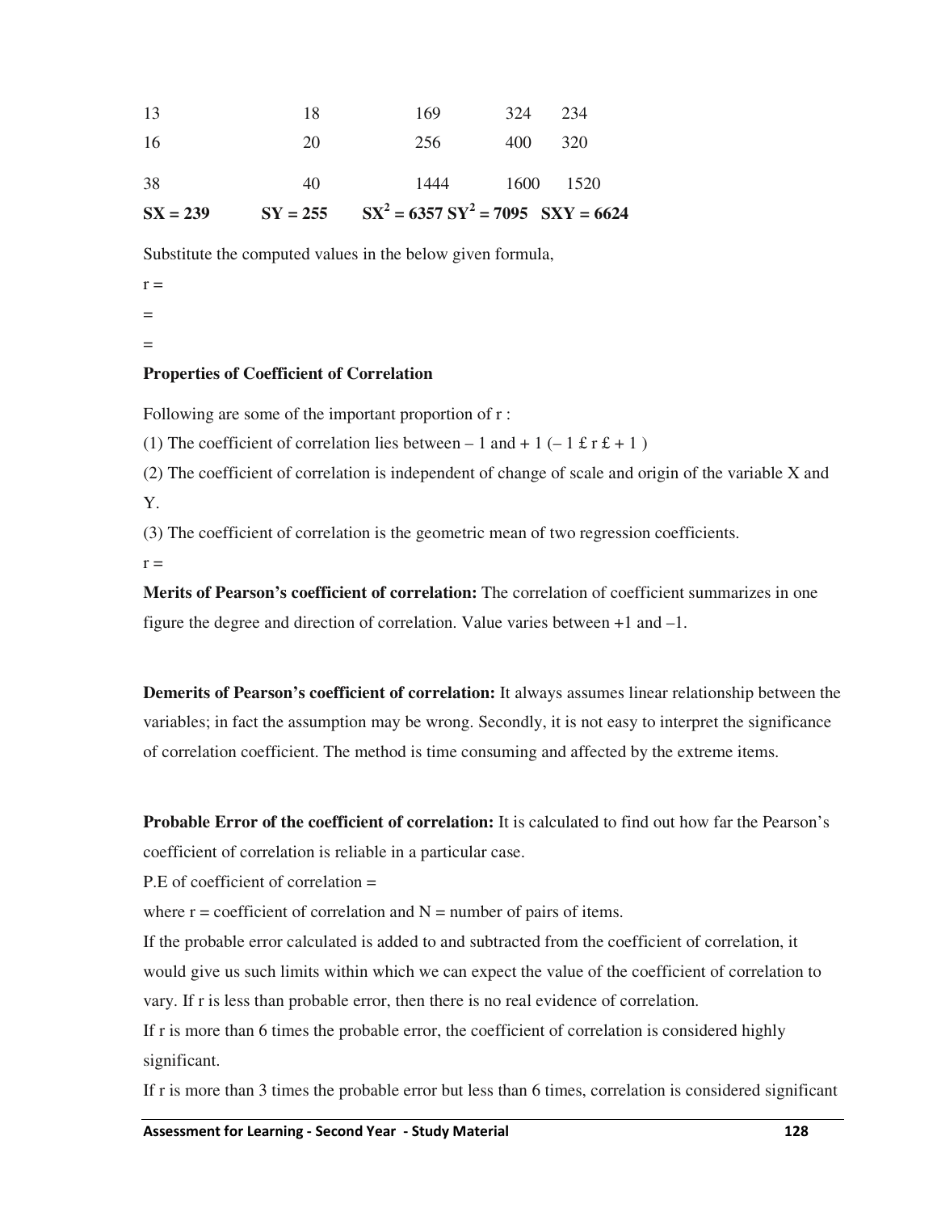| | | | | |
|---|---|---|---|---|
| 13 | 18 | 169 | 324 | 234 |
| 16 | 20 | 256 | 400 | 320 |
| 38 | 40 | 1444 | 1600 | 1520 |
| **SX = 239** | **SY = 255** | **$SX^2$ = 6357** | **$SY^2$ = 7095** | **SXY = 6624** |

Substitute the computed values in the below given formula,

r =

=

=

**Properties of Coefficient of Correlation**

Following are some of the important proportion of r :

(1) The coefficient of correlation lies between – 1 and + 1 (– 1 £ r £ + 1 )

(2) The coefficient of correlation is independent of change of scale and origin of the variable X and Y.

(3) The coefficient of correlation is the geometric mean of two regression coefficients.

r =

**Merits of Pearson's coefficient of correlation:** The correlation of coefficient summarizes in one figure the degree and direction of correlation. Value varies between +1 and –1.

**Demerits of Pearson's coefficient of correlation:** It always assumes linear relationship between the variables; in fact the assumption may be wrong. Secondly, it is not easy to interpret the significance of correlation coefficient. The method is time consuming and affected by the extreme items.

**Probable Error of the coefficient of correlation:** It is calculated to find out how far the Pearson's coefficient of correlation is reliable in a particular case.

P.E of coefficient of correlation =

where r = coefficient of correlation and N = number of pairs of items.

If the probable error calculated is added to and subtracted from the coefficient of correlation, it would give us such limits within which we can expect the value of the coefficient of correlation to vary. If r is less than probable error, then there is no real evidence of correlation.

If r is more than 6 times the probable error, the coefficient of correlation is considered highly significant.

If r is more than 3 times the probable error but less than 6 times, correlation is considered significant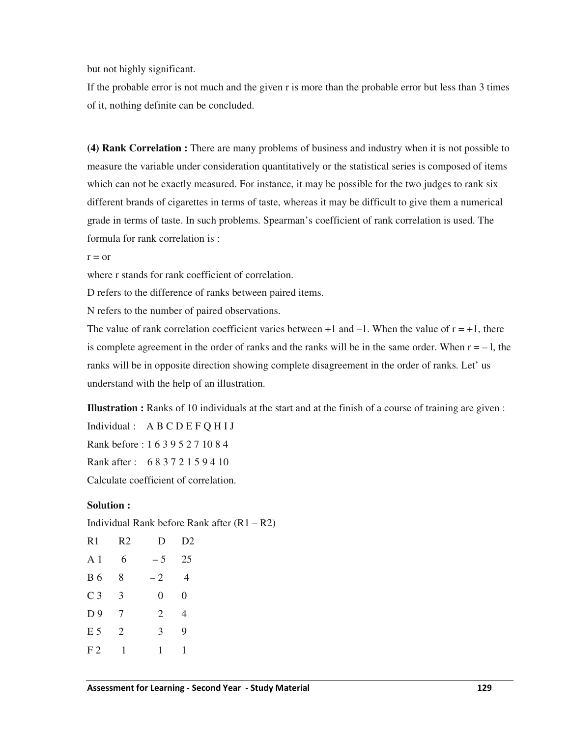but not highly significant.

If the probable error is not much and the given r is more than the probable error but less than 3 times of it, nothing definite can be concluded.

**(4) Rank Correlation :** There are many problems of business and industry when it is not possible to measure the variable under consideration quantitatively or the statistical series is composed of items which can not be exactly measured. For instance, it may be possible for the two judges to rank six different brands of cigarettes in terms of taste, whereas it may be difficult to give them a numerical grade in terms of taste. In such problems. Spearman's coefficient of rank correlation is used. The formula for rank correlation is :

r = or

where r stands for rank coefficient of correlation.

D refers to the difference of ranks between paired items.

N refers to the number of paired observations.

The value of rank correlation coefficient varies between +1 and –1. When the value of r = +1, there is complete agreement in the order of ranks and the ranks will be in the same order. When r = – l, the ranks will be in opposite direction showing complete disagreement in the order of ranks. Let' us understand with the help of an illustration.

**Illustration :** Ranks of 10 individuals at the start and at the finish of a course of training are given :

Individual : A B C D E F Q H I J

Rank before : 1 6 3 9 5 2 7 10 8 4

Rank after : 6 8 3 7 2 1 5 9 4 10

Calculate coefficient of correlation.

**Solution :**

Individual Rank before Rank after (R1 – R2)

| Individual | R1 | R2 | D | D2 |
|---|---|---|---|---|
| A | 1 | 6 | – 5 | 25 |
| B | 6 | 8 | – 2 | 4 |
| C | 3 | 3 | 0 | 0 |
| D | 9 | 7 | 2 | 4 |
| E | 5 | 2 | 3 | 9 |
| F | 2 | 1 | 1 | 1 |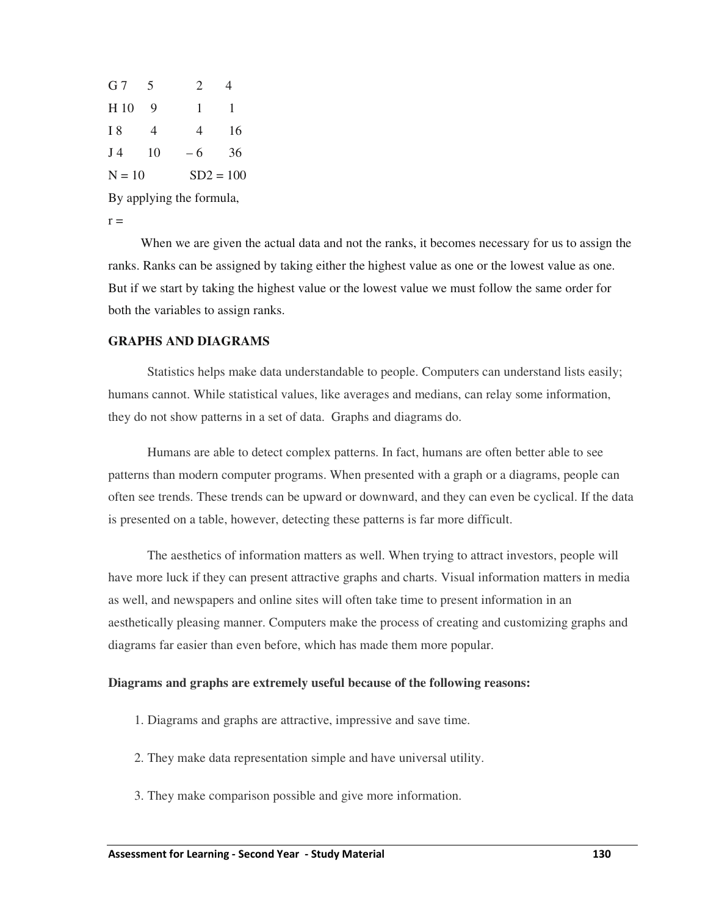| | | | |
|---|---|---|---|
| G 7 | 5 | 2 | 4 |
| H 10 | 9 | 1 | 1 |
| I 8 | 4 | 4 | 16 |
| J 4 | 10 | – 6 | 36 |
| N = 10 | | SD2 = 100 | |

By applying the formula,

r =

When we are given the actual data and not the ranks, it becomes necessary for us to assign the ranks. Ranks can be assigned by taking either the highest value as one or the lowest value as one. But if we start by taking the highest value or the lowest value we must follow the same order for both the variables to assign ranks.

**GRAPHS AND DIAGRAMS**

Statistics helps make data understandable to people. Computers can understand lists easily; humans cannot. While statistical values, like averages and medians, can relay some information, they do not show patterns in a set of data. Graphs and diagrams do.

Humans are able to detect complex patterns. In fact, humans are often better able to see patterns than modern computer programs. When presented with a graph or a diagrams, people can often see trends. These trends can be upward or downward, and they can even be cyclical. If the data is presented on a table, however, detecting these patterns is far more difficult.

The aesthetics of information matters as well. When trying to attract investors, people will have more luck if they can present attractive graphs and charts. Visual information matters in media as well, and newspapers and online sites will often take time to present information in an aesthetically pleasing manner. Computers make the process of creating and customizing graphs and diagrams far easier than even before, which has made them more popular.

**Diagrams and graphs are extremely useful because of the following reasons:**

1. Diagrams and graphs are attractive, impressive and save time.
2. They make data representation simple and have universal utility.
3. They make comparison possible and give more information.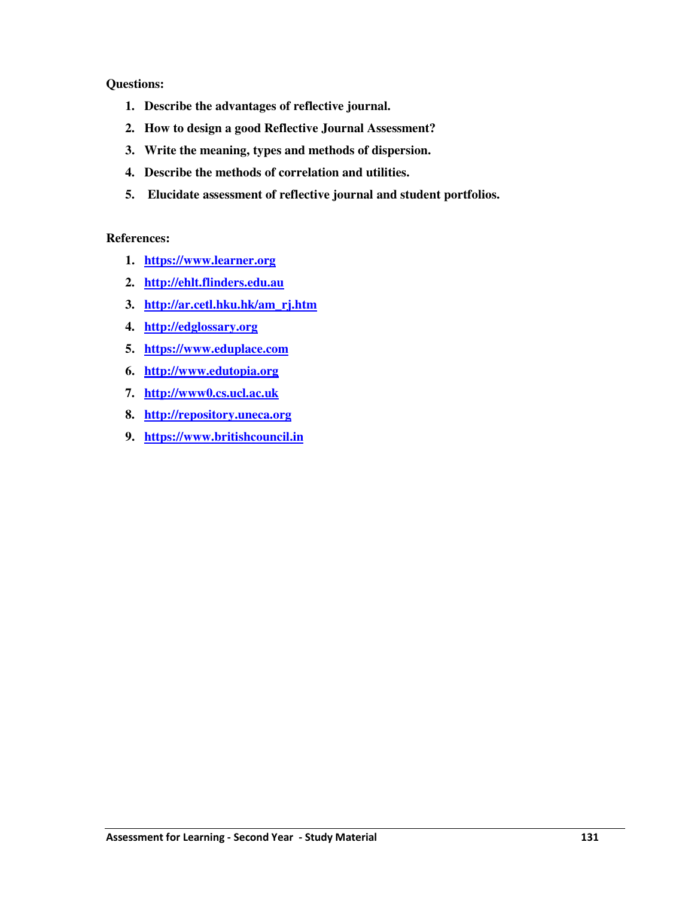**Questions:**

1. **Describe the advantages of reflective journal.**
2. **How to design a good Reflective Journal Assessment?**
3. **Write the meaning, types and methods of dispersion.**
4. **Describe the methods of correlation and utilities.**
5. **Elucidate assessment of reflective journal and student portfolios.**

**References:**

1. https://www.learner.org
2. http://ehlt.flinders.edu.au
3. http://ar.cetl.hku.hk/am_rj.htm
4. http://edglossary.org
5. https://www.eduplace.com
6. http://www.edutopia.org
7. http://www0.cs.ucl.ac.uk
8. http://repository.uneca.org
9. https://www.britishcouncil.in